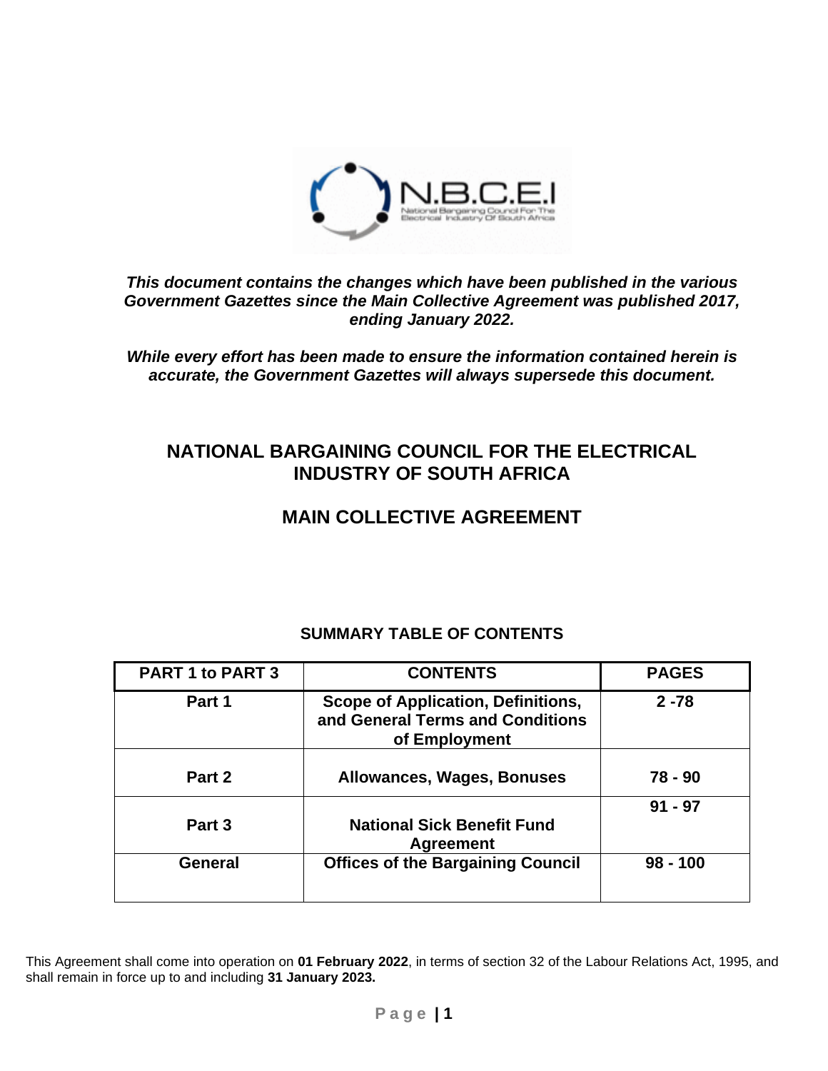*This document contains the changes which have been published in the various Government Gazettes since the Main Collective Agreement was published 2017, ending January 2022.*

*While every effort has been made to ensure the information contained herein is accurate, the Government Gazettes will always supersede this document.*

# NATIONAL BARGAINING COUNCIL FOR THE ELECTRICAL INDUSTRY OF SOUTH AFRICA

# MAIN COLLECTIVE AGREEMENT

## SUMMARY TABLE OF CONTENTS

| PART 1 to PART 3 | CONTENTS | PAGES |
|---|---|---|
| Part 1 | Scope of Application, Definitions, and General Terms and Conditions of Employment | 2 -78 |
| Part 2 | Allowances, Wages, Bonuses | 78 - 90 |
| Part 3 | National Sick Benefit Fund Agreement | 91 - 97 |
| General | Offices of the Bargaining Council | 98 - 100 |

This Agreement shall come into operation on **01 February 2022**, in terms of section 32 of the Labour Relations Act, 1995, and shall remain in force up to and including **31 January 2023.**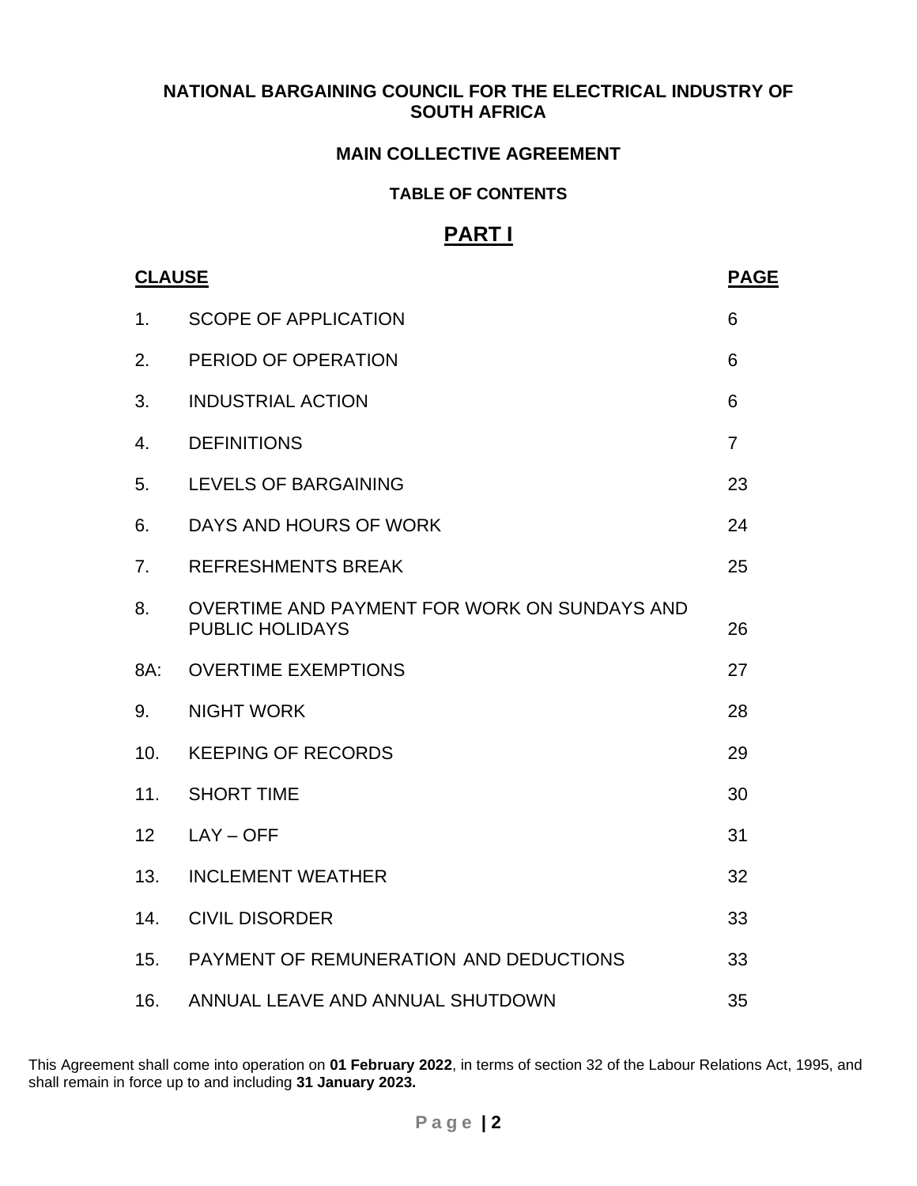**NATIONAL BARGAINING COUNCIL FOR THE ELECTRICAL INDUSTRY OF SOUTH AFRICA**

**MAIN COLLECTIVE AGREEMENT**

**TABLE OF CONTENTS**

## PART I

| CLAUSE | | PAGE |
|---|---|---|
| 1. | SCOPE OF APPLICATION | 6 |
| 2. | PERIOD OF OPERATION | 6 |
| 3. | INDUSTRIAL ACTION | 6 |
| 4. | DEFINITIONS | 7 |
| 5. | LEVELS OF BARGAINING | 23 |
| 6. | DAYS AND HOURS OF WORK | 24 |
| 7. | REFRESHMENTS BREAK | 25 |
| 8. | OVERTIME AND PAYMENT FOR WORK ON SUNDAYS AND PUBLIC HOLIDAYS | 26 |
| 8A: | OVERTIME EXEMPTIONS | 27 |
| 9. | NIGHT WORK | 28 |
| 10. | KEEPING OF RECORDS | 29 |
| 11. | SHORT TIME | 30 |
| 12 | LAY – OFF | 31 |
| 13. | INCLEMENT WEATHER | 32 |
| 14. | CIVIL DISORDER | 33 |
| 15. | PAYMENT OF REMUNERATION AND DEDUCTIONS | 33 |
| 16. | ANNUAL LEAVE AND ANNUAL SHUTDOWN | 35 |

This Agreement shall come into operation on **01 February 2022**, in terms of section 32 of the Labour Relations Act, 1995, and shall remain in force up to and including **31 January 2023.**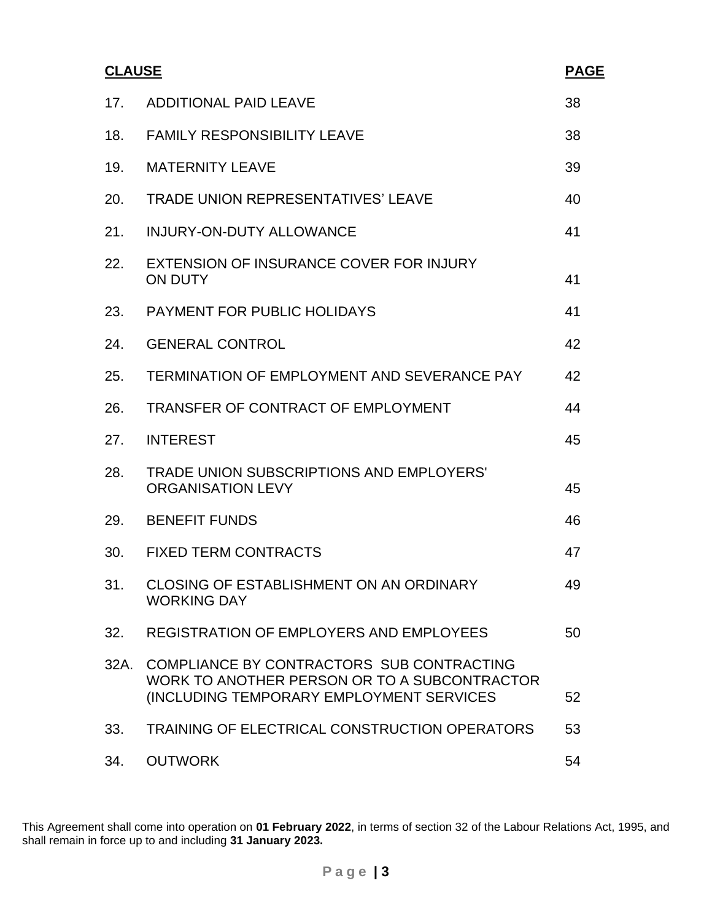| **CLAUSE** | | **PAGE** |
|---|---|---|
| 17. | ADDITIONAL PAID LEAVE | 38 |
| 18. | FAMILY RESPONSIBILITY LEAVE | 38 |
| 19. | MATERNITY LEAVE | 39 |
| 20. | TRADE UNION REPRESENTATIVES' LEAVE | 40 |
| 21. | INJURY-ON-DUTY ALLOWANCE | 41 |
| 22. | EXTENSION OF INSURANCE COVER FOR INJURY ON DUTY | 41 |
| 23. | PAYMENT FOR PUBLIC HOLIDAYS | 41 |
| 24. | GENERAL CONTROL | 42 |
| 25. | TERMINATION OF EMPLOYMENT AND SEVERANCE PAY | 42 |
| 26. | TRANSFER OF CONTRACT OF EMPLOYMENT | 44 |
| 27. | INTEREST | 45 |
| 28. | TRADE UNION SUBSCRIPTIONS AND EMPLOYERS' ORGANISATION LEVY | 45 |
| 29. | BENEFIT FUNDS | 46 |
| 30. | FIXED TERM CONTRACTS | 47 |
| 31. | CLOSING OF ESTABLISHMENT ON AN ORDINARY WORKING DAY | 49 |
| 32. | REGISTRATION OF EMPLOYERS AND EMPLOYEES | 50 |
| 32A. | COMPLIANCE BY CONTRACTORS SUB CONTRACTING WORK TO ANOTHER PERSON OR TO A SUBCONTRACTOR (INCLUDING TEMPORARY EMPLOYMENT SERVICES | 52 |
| 33. | TRAINING OF ELECTRICAL CONSTRUCTION OPERATORS | 53 |
| 34. | OUTWORK | 54 |

This Agreement shall come into operation on **01 February 2022**, in terms of section 32 of the Labour Relations Act, 1995, and shall remain in force up to and including **31 January 2023.**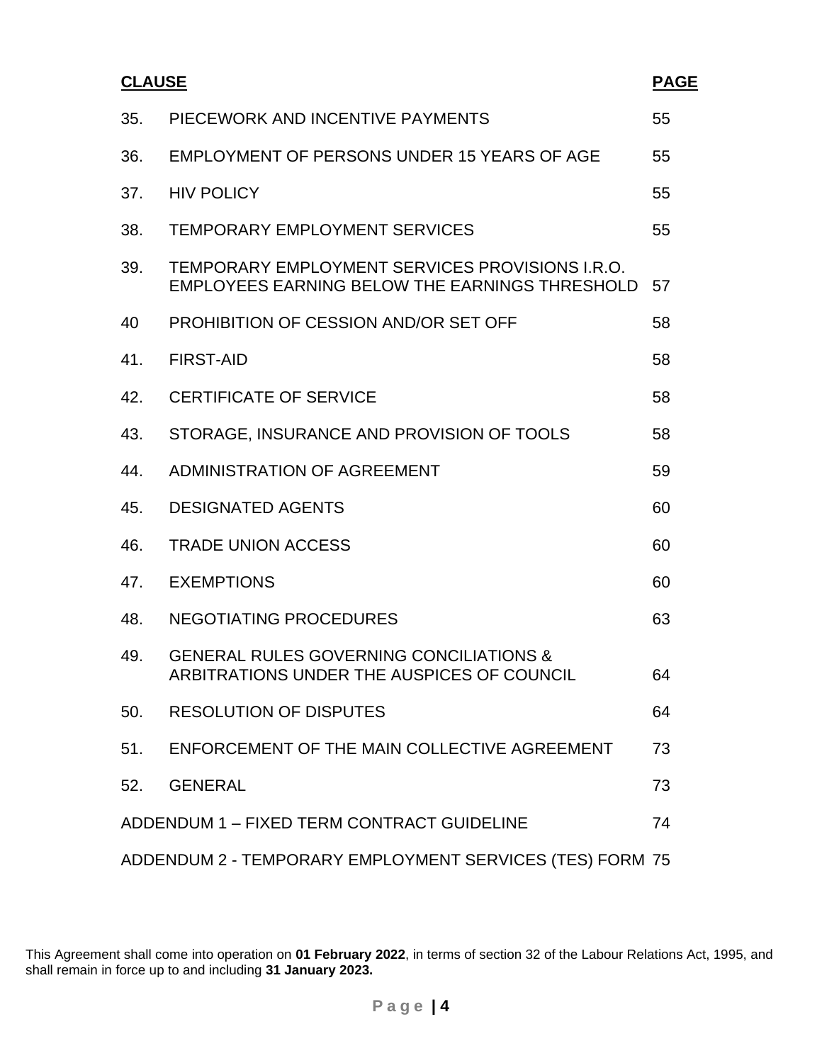| **CLAUSE** | | **PAGE** |
|---|---|---|
| 35. | PIECEWORK AND INCENTIVE PAYMENTS | 55 |
| 36. | EMPLOYMENT OF PERSONS UNDER 15 YEARS OF AGE | 55 |
| 37. | HIV POLICY | 55 |
| 38. | TEMPORARY EMPLOYMENT SERVICES | 55 |
| 39. | TEMPORARY EMPLOYMENT SERVICES PROVISIONS I.R.O. EMPLOYEES EARNING BELOW THE EARNINGS THRESHOLD | 57 |
| 40 | PROHIBITION OF CESSION AND/OR SET OFF | 58 |
| 41. | FIRST-AID | 58 |
| 42. | CERTIFICATE OF SERVICE | 58 |
| 43. | STORAGE, INSURANCE AND PROVISION OF TOOLS | 58 |
| 44. | ADMINISTRATION OF AGREEMENT | 59 |
| 45. | DESIGNATED AGENTS | 60 |
| 46. | TRADE UNION ACCESS | 60 |
| 47. | EXEMPTIONS | 60 |
| 48. | NEGOTIATING PROCEDURES | 63 |
| 49. | GENERAL RULES GOVERNING CONCILIATIONS & ARBITRATIONS UNDER THE AUSPICES OF COUNCIL | 64 |
| 50. | RESOLUTION OF DISPUTES | 64 |
| 51. | ENFORCEMENT OF THE MAIN COLLECTIVE AGREEMENT | 73 |
| 52. | GENERAL | 73 |
| ADDENDUM 1 – FIXED TERM CONTRACT GUIDELINE | | 74 |
| ADDENDUM 2 - TEMPORARY EMPLOYMENT SERVICES (TES) FORM | | 75 |

This Agreement shall come into operation on **01 February 2022**, in terms of section 32 of the Labour Relations Act, 1995, and shall remain in force up to and including **31 January 2023.**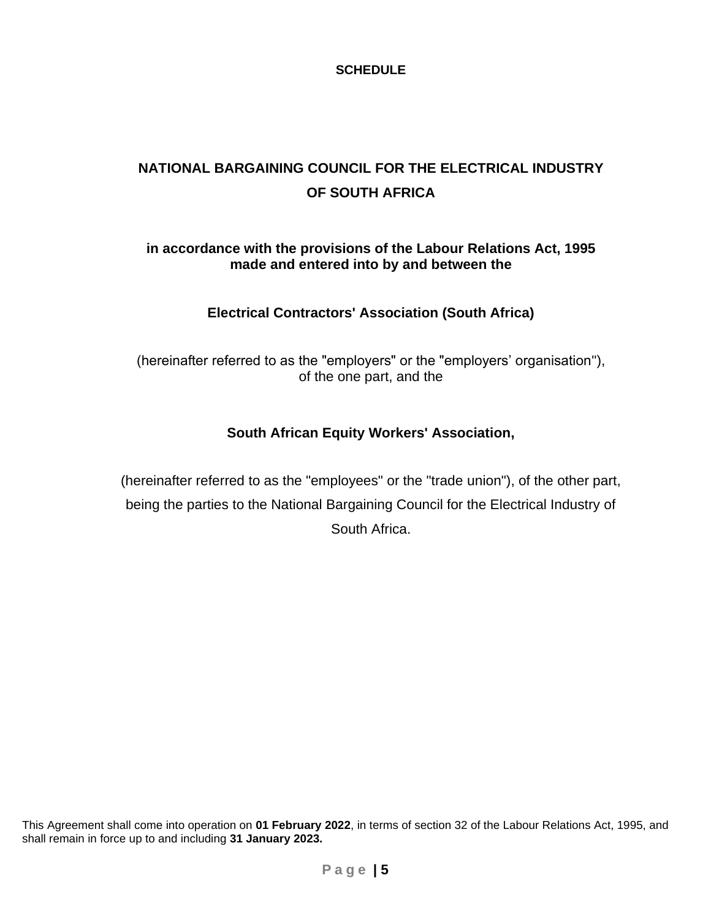**SCHEDULE**

# NATIONAL BARGAINING COUNCIL FOR THE ELECTRICAL INDUSTRY OF SOUTH AFRICA

**in accordance with the provisions of the Labour Relations Act, 1995 made and entered into by and between the**

**Electrical Contractors' Association (South Africa)**

(hereinafter referred to as the "employers" or the "employers' organisation"), of the one part, and the

**South African Equity Workers' Association,**

(hereinafter referred to as the "employees" or the "trade union"), of the other part, being the parties to the National Bargaining Council for the Electrical Industry of South Africa.

This Agreement shall come into operation on **01 February 2022**, in terms of section 32 of the Labour Relations Act, 1995, and shall remain in force up to and including **31 January 2023.**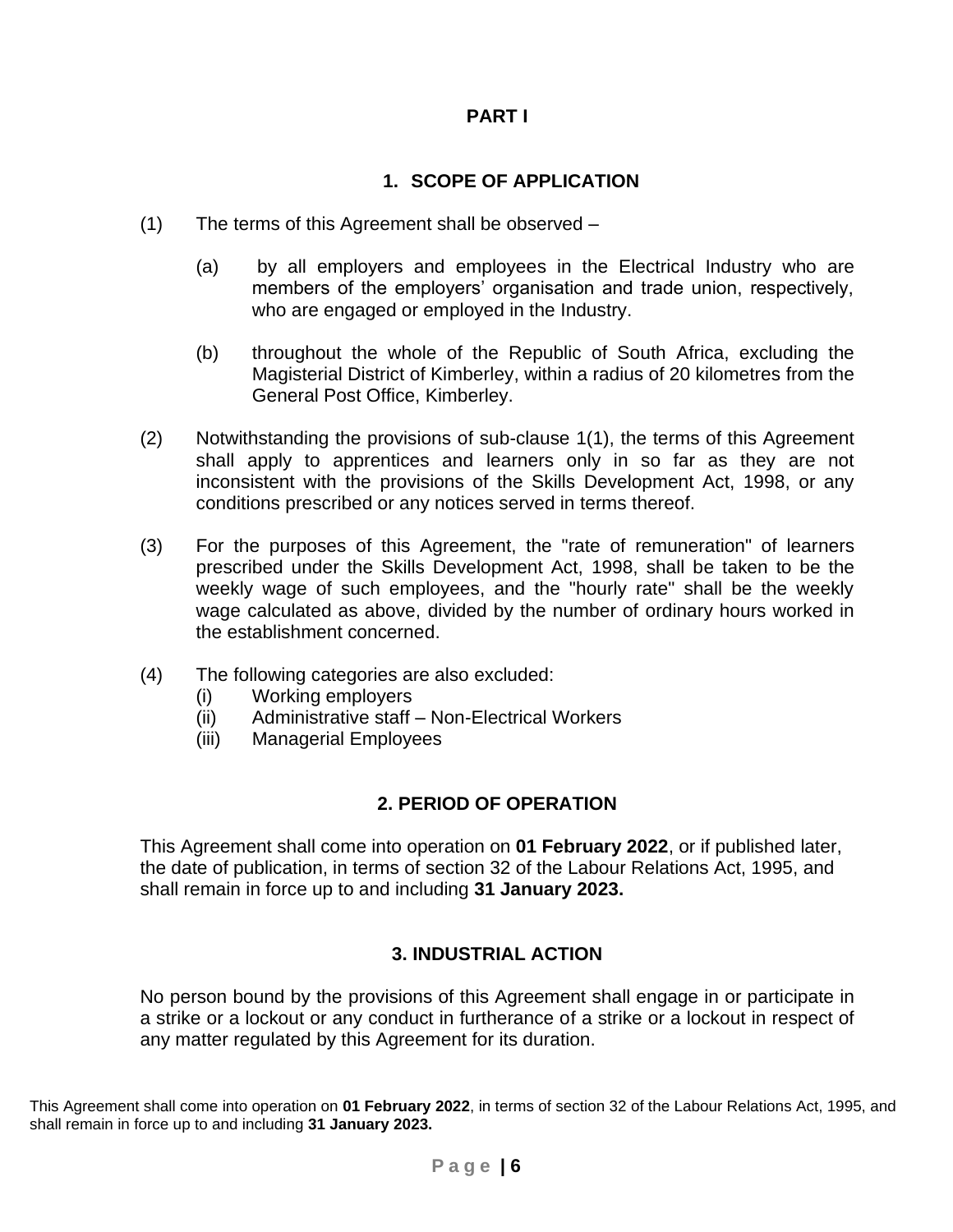## PART I

### 1. SCOPE OF APPLICATION

(1) The terms of this Agreement shall be observed –

(a) by all employers and employees in the Electrical Industry who are members of the employers' organisation and trade union, respectively, who are engaged or employed in the Industry.

(b) throughout the whole of the Republic of South Africa, excluding the Magisterial District of Kimberley, within a radius of 20 kilometres from the General Post Office, Kimberley.

(2) Notwithstanding the provisions of sub-clause 1(1), the terms of this Agreement shall apply to apprentices and learners only in so far as they are not inconsistent with the provisions of the Skills Development Act, 1998, or any conditions prescribed or any notices served in terms thereof.

(3) For the purposes of this Agreement, the "rate of remuneration" of learners prescribed under the Skills Development Act, 1998, shall be taken to be the weekly wage of such employees, and the "hourly rate" shall be the weekly wage calculated as above, divided by the number of ordinary hours worked in the establishment concerned.

(4) The following categories are also excluded:
  (i) Working employers
  (ii) Administrative staff – Non-Electrical Workers
  (iii) Managerial Employees

### 2. PERIOD OF OPERATION

This Agreement shall come into operation on **01 February 2022**, or if published later, the date of publication, in terms of section 32 of the Labour Relations Act, 1995, and shall remain in force up to and including **31 January 2023.**

### 3. INDUSTRIAL ACTION

No person bound by the provisions of this Agreement shall engage in or participate in a strike or a lockout or any conduct in furtherance of a strike or a lockout in respect of any matter regulated by this Agreement for its duration.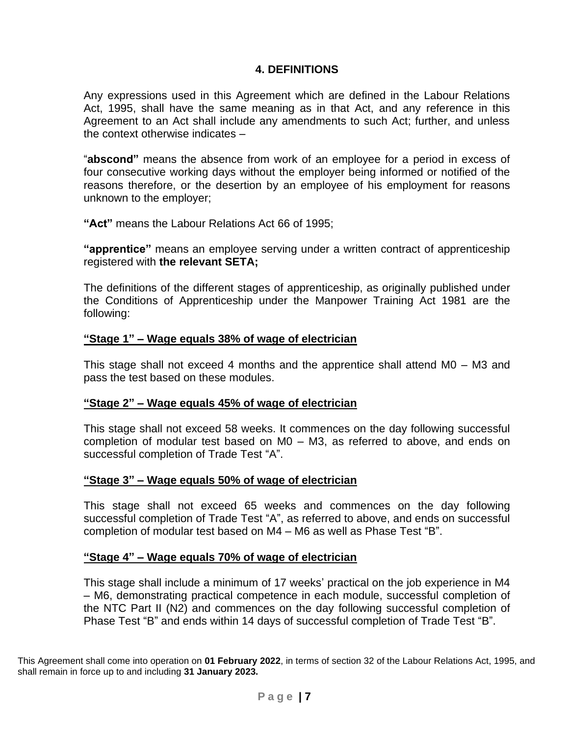## 4. DEFINITIONS

Any expressions used in this Agreement which are defined in the Labour Relations Act, 1995, shall have the same meaning as in that Act, and any reference in this Agreement to an Act shall include any amendments to such Act; further, and unless the context otherwise indicates –

"**abscond"** means the absence from work of an employee for a period in excess of four consecutive working days without the employer being informed or notified of the reasons therefore, or the desertion by an employee of his employment for reasons unknown to the employer;

**"Act"** means the Labour Relations Act 66 of 1995;

**"apprentice"** means an employee serving under a written contract of apprenticeship registered with **the relevant SETA;**

The definitions of the different stages of apprenticeship, as originally published under the Conditions of Apprenticeship under the Manpower Training Act 1981 are the following:

**"Stage 1" – Wage equals 38% of wage of electrician**

This stage shall not exceed 4 months and the apprentice shall attend M0 – M3 and pass the test based on these modules.

**"Stage 2" – Wage equals 45% of wage of electrician**

This stage shall not exceed 58 weeks. It commences on the day following successful completion of modular test based on M0 – M3, as referred to above, and ends on successful completion of Trade Test "A".

**"Stage 3" – Wage equals 50% of wage of electrician**

This stage shall not exceed 65 weeks and commences on the day following successful completion of Trade Test "A", as referred to above, and ends on successful completion of modular test based on M4 – M6 as well as Phase Test "B".

**"Stage 4" – Wage equals 70% of wage of electrician**

This stage shall include a minimum of 17 weeks' practical on the job experience in M4 – M6, demonstrating practical competence in each module, successful completion of the NTC Part II (N2) and commences on the day following successful completion of Phase Test "B" and ends within 14 days of successful completion of Trade Test "B".

This Agreement shall come into operation on **01 February 2022**, in terms of section 32 of the Labour Relations Act, 1995, and shall remain in force up to and including **31 January 2023.**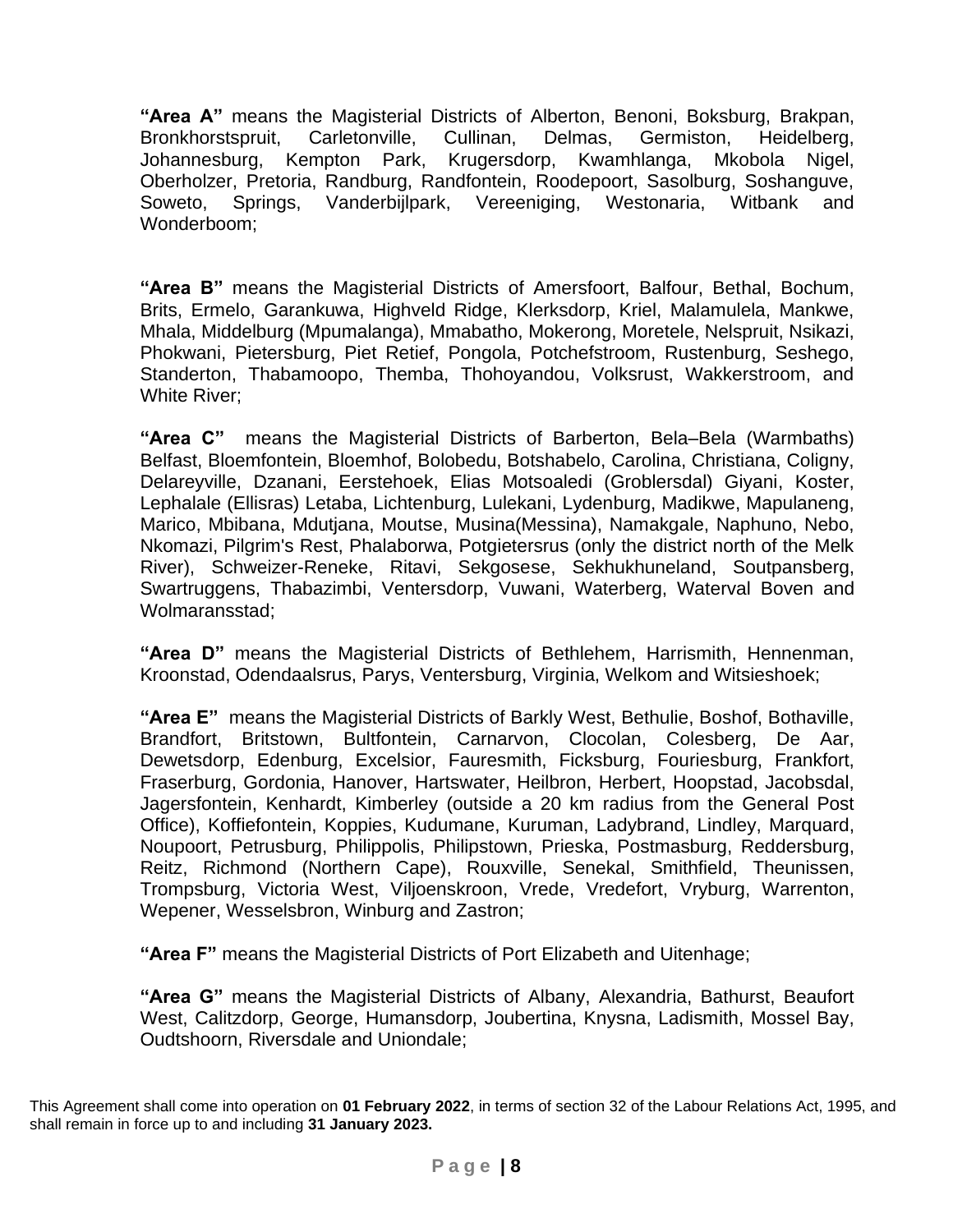**"Area A"** means the Magisterial Districts of Alberton, Benoni, Boksburg, Brakpan, Bronkhorstspruit, Carletonville, Cullinan, Delmas, Germiston, Heidelberg, Johannesburg, Kempton Park, Krugersdorp, Kwamhlanga, Mkobola Nigel, Oberholzer, Pretoria, Randburg, Randfontein, Roodepoort, Sasolburg, Soshanguve, Soweto, Springs, Vanderbijlpark, Vereeniging, Westonaria, Witbank and Wonderboom;

**"Area B"** means the Magisterial Districts of Amersfoort, Balfour, Bethal, Bochum, Brits, Ermelo, Garankuwa, Highveld Ridge, Klerksdorp, Kriel, Malamulela, Mankwe, Mhala, Middelburg (Mpumalanga), Mmabatho, Mokerong, Moretele, Nelspruit, Nsikazi, Phokwani, Pietersburg, Piet Retief, Pongola, Potchefstroom, Rustenburg, Seshego, Standerton, Thabamoopo, Themba, Thohoyandou, Volksrust, Wakkerstroom, and White River;

**"Area C"** means the Magisterial Districts of Barberton, Bela–Bela (Warmbaths) Belfast, Bloemfontein, Bloemhof, Bolobedu, Botshabelo, Carolina, Christiana, Coligny, Delareyville, Dzanani, Eerstehoek, Elias Motsoaledi (Groblersdal) Giyani, Koster, Lephalale (Ellisras) Letaba, Lichtenburg, Lulekani, Lydenburg, Madikwe, Mapulaneng, Marico, Mbibana, Mdutjana, Moutse, Musina(Messina), Namakgale, Naphuno, Nebo, Nkomazi, Pilgrim's Rest, Phalaborwa, Potgietersrus (only the district north of the Melk River), Schweizer-Reneke, Ritavi, Sekgosese, Sekhukhuneland, Soutpansberg, Swartruggens, Thabazimbi, Ventersdorp, Vuwani, Waterberg, Waterval Boven and Wolmaransstad;

**"Area D"** means the Magisterial Districts of Bethlehem, Harrismith, Hennenman, Kroonstad, Odendaalsrus, Parys, Ventersburg, Virginia, Welkom and Witsieshoek;

**"Area E"** means the Magisterial Districts of Barkly West, Bethulie, Boshof, Bothaville, Brandfort, Britstown, Bultfontein, Carnarvon, Clocolan, Colesberg, De Aar, Dewetsdorp, Edenburg, Excelsior, Fauresmith, Ficksburg, Fouriesburg, Frankfort, Fraserburg, Gordonia, Hanover, Hartswater, Heilbron, Herbert, Hoopstad, Jacobsdal, Jagersfontein, Kenhardt, Kimberley (outside a 20 km radius from the General Post Office), Koffiefontein, Koppies, Kudumane, Kuruman, Ladybrand, Lindley, Marquard, Noupoort, Petrusburg, Philippolis, Philipstown, Prieska, Postmasburg, Reddersburg, Reitz, Richmond (Northern Cape), Rouxville, Senekal, Smithfield, Theunissen, Trompsburg, Victoria West, Viljoenskroon, Vrede, Vredefort, Vryburg, Warrenton, Wepener, Wesselsbron, Winburg and Zastron;

**"Area F"** means the Magisterial Districts of Port Elizabeth and Uitenhage;

**"Area G"** means the Magisterial Districts of Albany, Alexandria, Bathurst, Beaufort West, Calitzdorp, George, Humansdorp, Joubertina, Knysna, Ladismith, Mossel Bay, Oudtshoorn, Riversdale and Uniondale;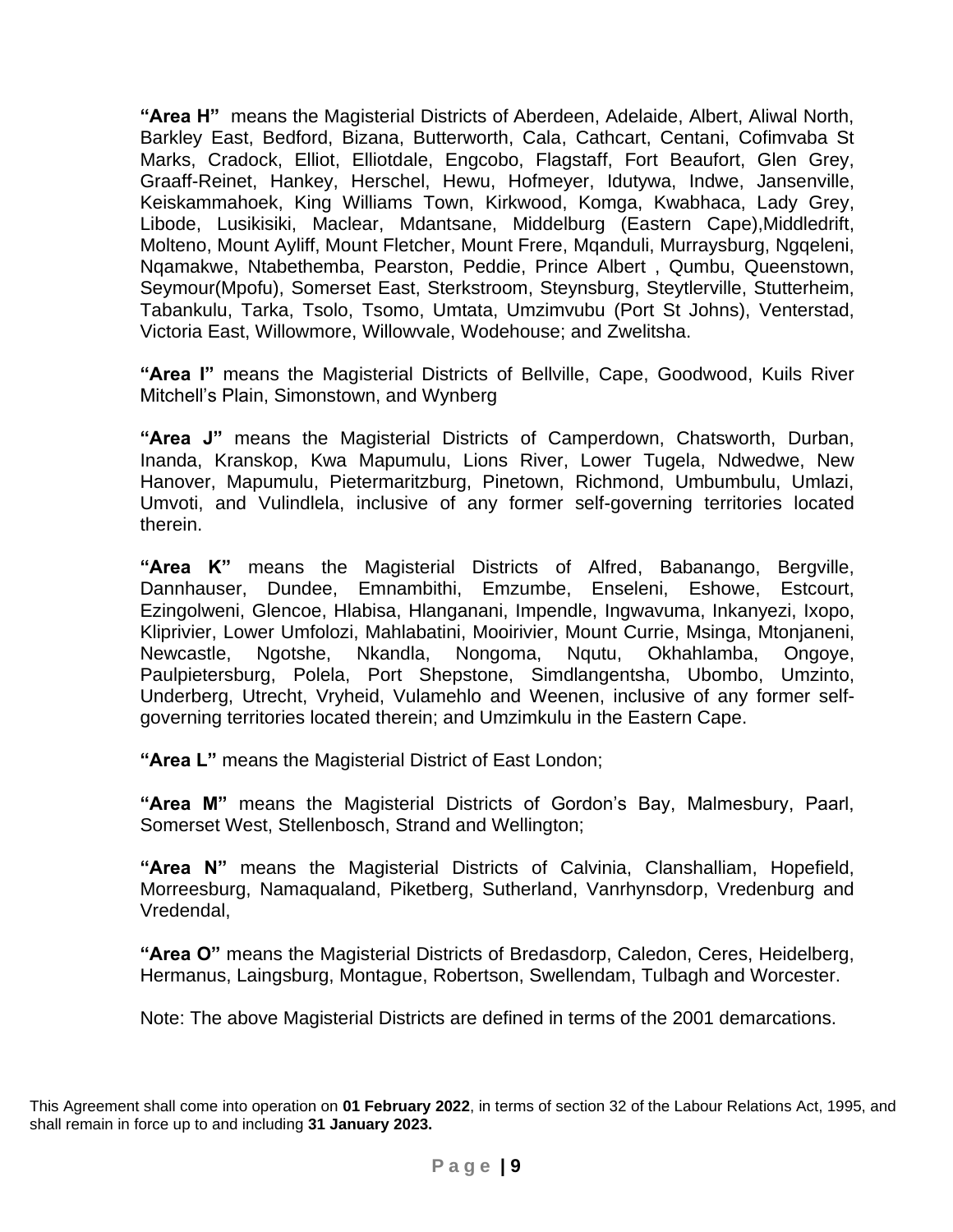**"Area H"** means the Magisterial Districts of Aberdeen, Adelaide, Albert, Aliwal North, Barkley East, Bedford, Bizana, Butterworth, Cala, Cathcart, Centani, Cofimvaba St Marks, Cradock, Elliot, Elliotdale, Engcobo, Flagstaff, Fort Beaufort, Glen Grey, Graaff-Reinet, Hankey, Herschel, Hewu, Hofmeyer, Idutywa, Indwe, Jansenville, Keiskammahoek, King Williams Town, Kirkwood, Komga, Kwabhaca, Lady Grey, Libode, Lusikisiki, Maclear, Mdantsane, Middelburg (Eastern Cape),Middledrift, Molteno, Mount Ayliff, Mount Fletcher, Mount Frere, Mqanduli, Murraysburg, Ngqeleni, Nqamakwe, Ntabethemba, Pearston, Peddie, Prince Albert , Qumbu, Queenstown, Seymour(Mpofu), Somerset East, Sterkstroom, Steynsburg, Steytlerville, Stutterheim, Tabankulu, Tarka, Tsolo, Tsomo, Umtata, Umzimvubu (Port St Johns), Venterstad, Victoria East, Willowmore, Willowvale, Wodehouse; and Zwelitsha.

**"Area I"** means the Magisterial Districts of Bellville, Cape, Goodwood, Kuils River Mitchell's Plain, Simonstown, and Wynberg

**"Area J"** means the Magisterial Districts of Camperdown, Chatsworth, Durban, Inanda, Kranskop, Kwa Mapumulu, Lions River, Lower Tugela, Ndwedwe, New Hanover, Mapumulu, Pietermaritzburg, Pinetown, Richmond, Umbumbulu, Umlazi, Umvoti, and Vulindlela, inclusive of any former self-governing territories located therein.

**"Area K"** means the Magisterial Districts of Alfred, Babanango, Bergville, Dannhauser, Dundee, Emnambithi, Emzumbe, Enseleni, Eshowe, Estcourt, Ezingolweni, Glencoe, Hlabisa, Hlanganani, Impendle, Ingwavuma, Inkanyezi, Ixopo, Kliprivier, Lower Umfolozi, Mahlabatini, Mooirivier, Mount Currie, Msinga, Mtonjaneni, Newcastle, Ngotshe, Nkandla, Nongoma, Nqutu, Okhahlamba, Ongoye, Paulpietersburg, Polela, Port Shepstone, Simdlangentsha, Ubombo, Umzinto, Underberg, Utrecht, Vryheid, Vulamehlo and Weenen, inclusive of any former self-governing territories located therein; and Umzimkulu in the Eastern Cape.

**"Area L"** means the Magisterial District of East London;

**"Area M"** means the Magisterial Districts of Gordon's Bay, Malmesbury, Paarl, Somerset West, Stellenbosch, Strand and Wellington;

**"Area N"** means the Magisterial Districts of Calvinia, Clanshalliam, Hopefield, Morreesburg, Namaqualand, Piketberg, Sutherland, Vanrhynsdorp, Vredenburg and Vredendal,

**"Area O"** means the Magisterial Districts of Bredasdorp, Caledon, Ceres, Heidelberg, Hermanus, Laingsburg, Montague, Robertson, Swellendam, Tulbagh and Worcester.

Note: The above Magisterial Districts are defined in terms of the 2001 demarcations.

This Agreement shall come into operation on **01 February 2022**, in terms of section 32 of the Labour Relations Act, 1995, and shall remain in force up to and including **31 January 2023.**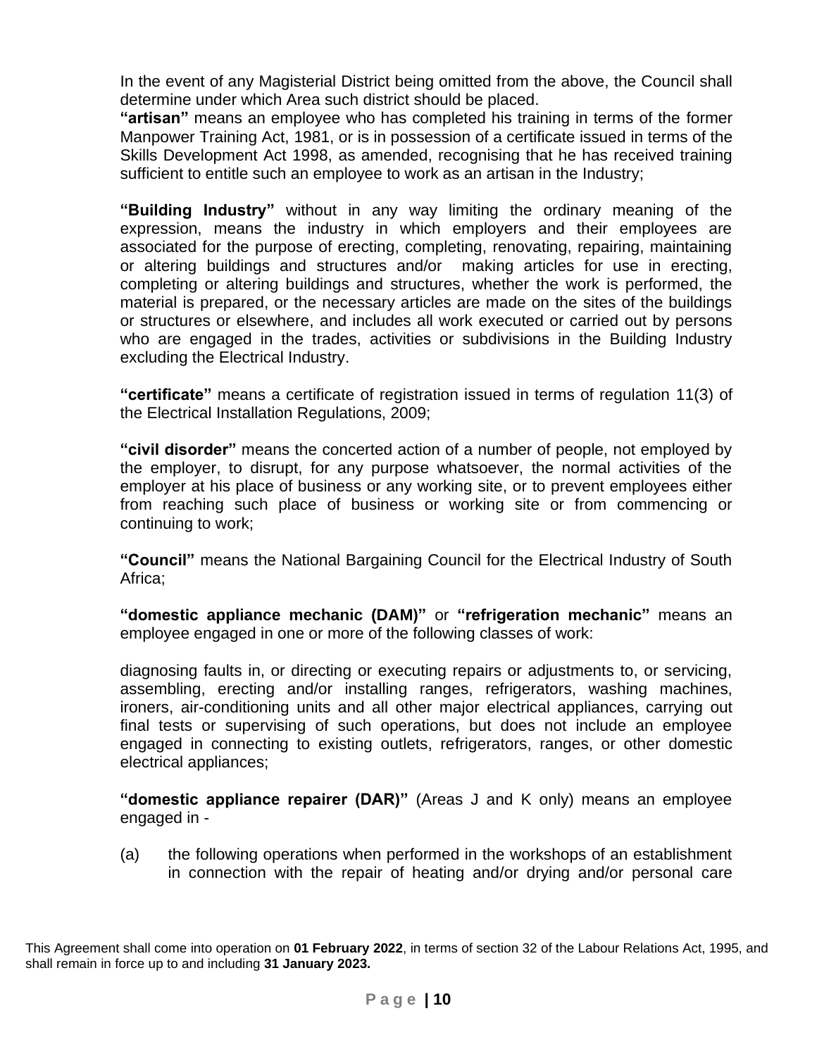In the event of any Magisterial District being omitted from the above, the Council shall determine under which Area such district should be placed.

**"artisan"** means an employee who has completed his training in terms of the former Manpower Training Act, 1981, or is in possession of a certificate issued in terms of the Skills Development Act 1998, as amended, recognising that he has received training sufficient to entitle such an employee to work as an artisan in the Industry;

**"Building Industry"** without in any way limiting the ordinary meaning of the expression, means the industry in which employers and their employees are associated for the purpose of erecting, completing, renovating, repairing, maintaining or altering buildings and structures and/or making articles for use in erecting, completing or altering buildings and structures, whether the work is performed, the material is prepared, or the necessary articles are made on the sites of the buildings or structures or elsewhere, and includes all work executed or carried out by persons who are engaged in the trades, activities or subdivisions in the Building Industry excluding the Electrical Industry.

**"certificate"** means a certificate of registration issued in terms of regulation 11(3) of the Electrical Installation Regulations, 2009;

**"civil disorder"** means the concerted action of a number of people, not employed by the employer, to disrupt, for any purpose whatsoever, the normal activities of the employer at his place of business or any working site, or to prevent employees either from reaching such place of business or working site or from commencing or continuing to work;

**"Council"** means the National Bargaining Council for the Electrical Industry of South Africa;

**"domestic appliance mechanic (DAM)"** or **"refrigeration mechanic"** means an employee engaged in one or more of the following classes of work:

diagnosing faults in, or directing or executing repairs or adjustments to, or servicing, assembling, erecting and/or installing ranges, refrigerators, washing machines, ironers, air-conditioning units and all other major electrical appliances, carrying out final tests or supervising of such operations, but does not include an employee engaged in connecting to existing outlets, refrigerators, ranges, or other domestic electrical appliances;

**"domestic appliance repairer (DAR)"** (Areas J and K only) means an employee engaged in -

(a) the following operations when performed in the workshops of an establishment in connection with the repair of heating and/or drying and/or personal care

This Agreement shall come into operation on **01 February 2022**, in terms of section 32 of the Labour Relations Act, 1995, and shall remain in force up to and including **31 January 2023.**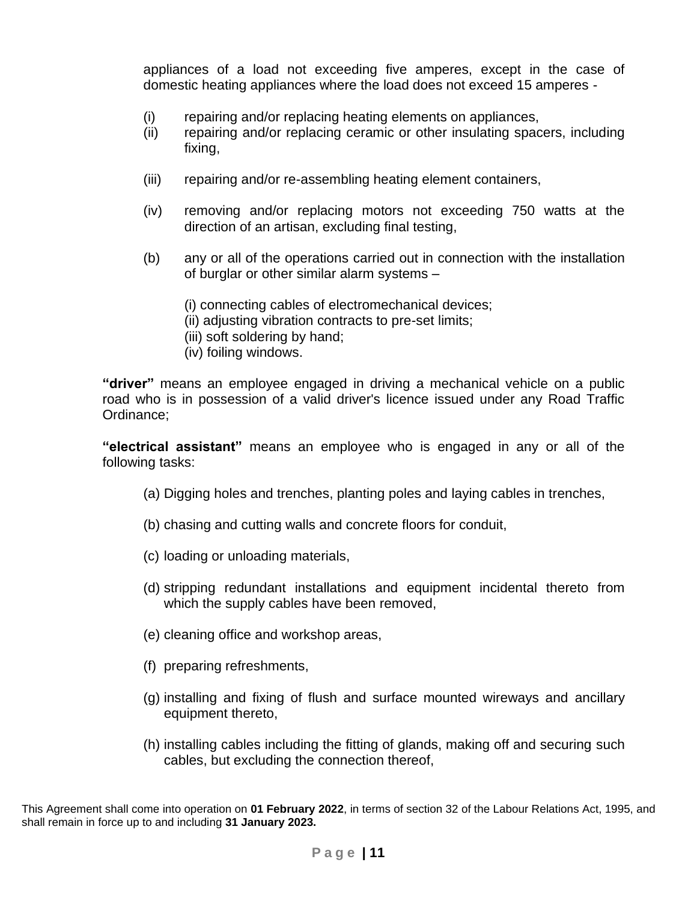appliances of a load not exceeding five amperes, except in the case of domestic heating appliances where the load does not exceed 15 amperes -

(i) repairing and/or replacing heating elements on appliances,

(ii) repairing and/or replacing ceramic or other insulating spacers, including fixing,

(iii) repairing and/or re-assembling heating element containers,

(iv) removing and/or replacing motors not exceeding 750 watts at the direction of an artisan, excluding final testing,

(b) any or all of the operations carried out in connection with the installation of burglar or other similar alarm systems –

(i) connecting cables of electromechanical devices;
(ii) adjusting vibration contracts to pre-set limits;
(iii) soft soldering by hand;
(iv) foiling windows.

**"driver"** means an employee engaged in driving a mechanical vehicle on a public road who is in possession of a valid driver's licence issued under any Road Traffic Ordinance;

**"electrical assistant"** means an employee who is engaged in any or all of the following tasks:

(a) Digging holes and trenches, planting poles and laying cables in trenches,

(b) chasing and cutting walls and concrete floors for conduit,

(c) loading or unloading materials,

(d) stripping redundant installations and equipment incidental thereto from which the supply cables have been removed,

(e) cleaning office and workshop areas,

(f) preparing refreshments,

(g) installing and fixing of flush and surface mounted wireways and ancillary equipment thereto,

(h) installing cables including the fitting of glands, making off and securing such cables, but excluding the connection thereof,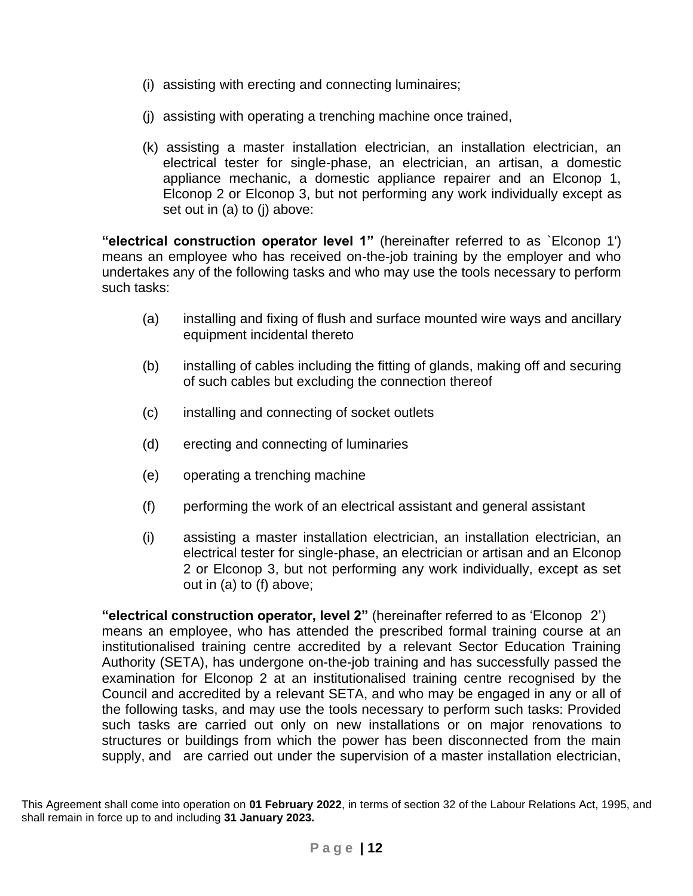(i) assisting with erecting and connecting luminaires;

(j) assisting with operating a trenching machine once trained,

(k) assisting a master installation electrician, an installation electrician, an electrical tester for single-phase, an electrician, an artisan, a domestic appliance mechanic, a domestic appliance repairer and an Elconop 1, Elconop 2 or Elconop 3, but not performing any work individually except as set out in (a) to (j) above:

**"electrical construction operator level 1"** (hereinafter referred to as `Elconop 1') means an employee who has received on-the-job training by the employer and who undertakes any of the following tasks and who may use the tools necessary to perform such tasks:

(a) installing and fixing of flush and surface mounted wire ways and ancillary equipment incidental thereto

(b) installing of cables including the fitting of glands, making off and securing of such cables but excluding the connection thereof

(c) installing and connecting of socket outlets

(d) erecting and connecting of luminaries

(e) operating a trenching machine

(f) performing the work of an electrical assistant and general assistant

(i) assisting a master installation electrician, an installation electrician, an electrical tester for single-phase, an electrician or artisan and an Elconop 2 or Elconop 3, but not performing any work individually, except as set out in (a) to (f) above;

**"electrical construction operator, level 2"** (hereinafter referred to as 'Elconop 2') means an employee, who has attended the prescribed formal training course at an institutionalised training centre accredited by a relevant Sector Education Training Authority (SETA), has undergone on-the-job training and has successfully passed the examination for Elconop 2 at an institutionalised training centre recognised by the Council and accredited by a relevant SETA, and who may be engaged in any or all of the following tasks, and may use the tools necessary to perform such tasks: Provided such tasks are carried out only on new installations or on major renovations to structures or buildings from which the power has been disconnected from the main supply, and are carried out under the supervision of a master installation electrician,

This Agreement shall come into operation on **01 February 2022**, in terms of section 32 of the Labour Relations Act, 1995, and shall remain in force up to and including **31 January 2023.**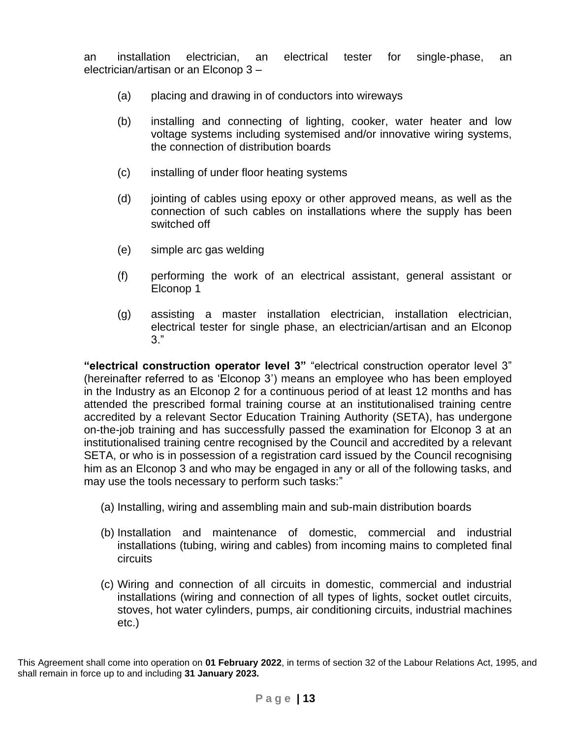an installation electrician, an electrical tester for single-phase, an electrician/artisan or an Elconop 3 –

(a) placing and drawing in of conductors into wireways

(b) installing and connecting of lighting, cooker, water heater and low voltage systems including systemised and/or innovative wiring systems, the connection of distribution boards

(c) installing of under floor heating systems

(d) jointing of cables using epoxy or other approved means, as well as the connection of such cables on installations where the supply has been switched off

(e) simple arc gas welding

(f) performing the work of an electrical assistant, general assistant or Elconop 1

(g) assisting a master installation electrician, installation electrician, electrical tester for single phase, an electrician/artisan and an Elconop 3."

**"electrical construction operator level 3"** "electrical construction operator level 3" (hereinafter referred to as 'Elconop 3') means an employee who has been employed in the Industry as an Elconop 2 for a continuous period of at least 12 months and has attended the prescribed formal training course at an institutionalised training centre accredited by a relevant Sector Education Training Authority (SETA), has undergone on-the-job training and has successfully passed the examination for Elconop 3 at an institutionalised training centre recognised by the Council and accredited by a relevant SETA, or who is in possession of a registration card issued by the Council recognising him as an Elconop 3 and who may be engaged in any or all of the following tasks, and may use the tools necessary to perform such tasks:"

(a) Installing, wiring and assembling main and sub-main distribution boards

(b) Installation and maintenance of domestic, commercial and industrial installations (tubing, wiring and cables) from incoming mains to completed final circuits

(c) Wiring and connection of all circuits in domestic, commercial and industrial installations (wiring and connection of all types of lights, socket outlet circuits, stoves, hot water cylinders, pumps, air conditioning circuits, industrial machines etc.)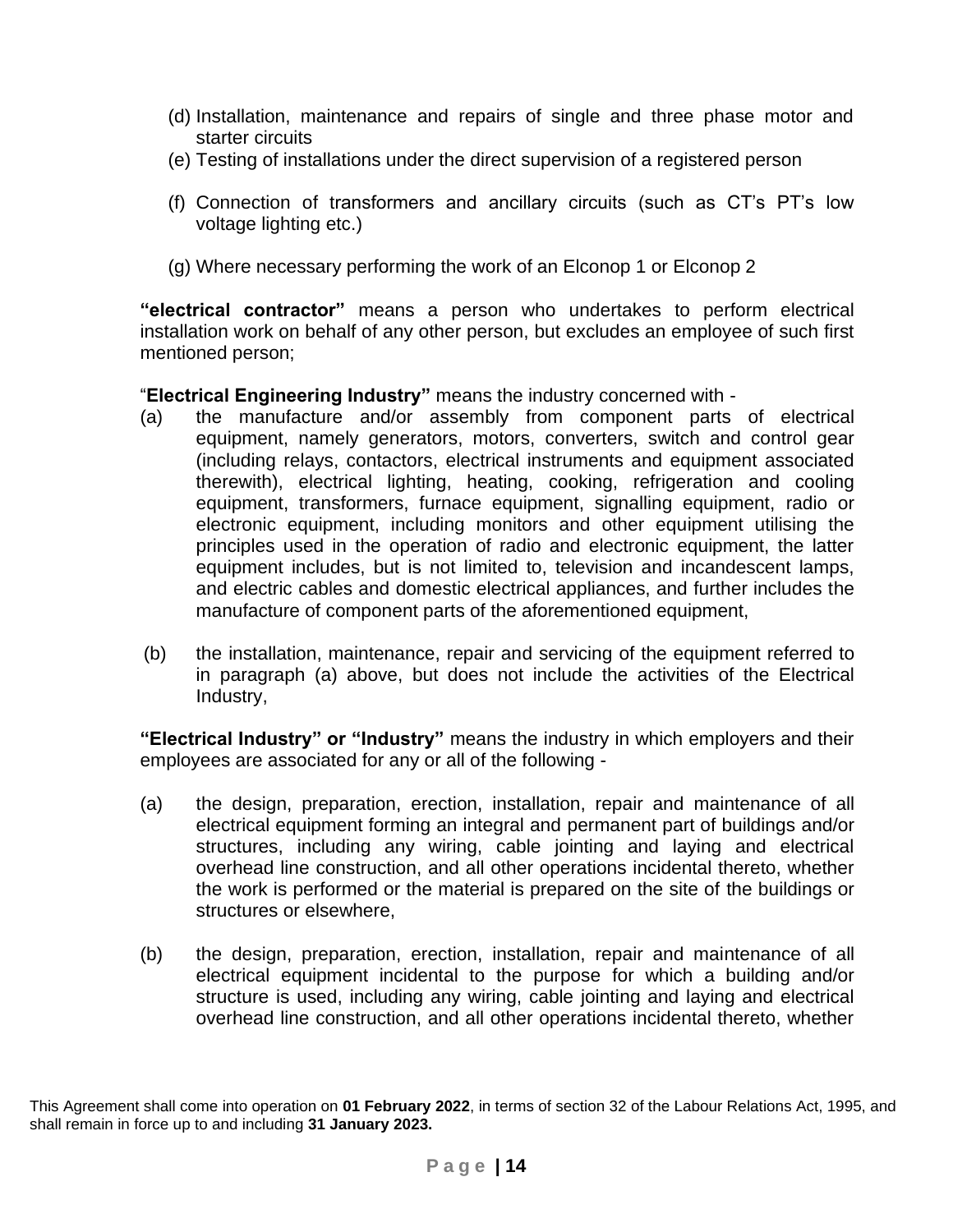(d) Installation, maintenance and repairs of single and three phase motor and starter circuits

(e) Testing of installations under the direct supervision of a registered person

(f) Connection of transformers and ancillary circuits (such as CT's PT's low voltage lighting etc.)

(g) Where necessary performing the work of an Elconop 1 or Elconop 2

**"electrical contractor"** means a person who undertakes to perform electrical installation work on behalf of any other person, but excludes an employee of such first mentioned person;

"**Electrical Engineering Industry"** means the industry concerned with -

(a) the manufacture and/or assembly from component parts of electrical equipment, namely generators, motors, converters, switch and control gear (including relays, contactors, electrical instruments and equipment associated therewith), electrical lighting, heating, cooking, refrigeration and cooling equipment, transformers, furnace equipment, signalling equipment, radio or electronic equipment, including monitors and other equipment utilising the principles used in the operation of radio and electronic equipment, the latter equipment includes, but is not limited to, television and incandescent lamps, and electric cables and domestic electrical appliances, and further includes the manufacture of component parts of the aforementioned equipment,

(b) the installation, maintenance, repair and servicing of the equipment referred to in paragraph (a) above, but does not include the activities of the Electrical Industry,

**"Electrical Industry" or "Industry"** means the industry in which employers and their employees are associated for any or all of the following -

(a) the design, preparation, erection, installation, repair and maintenance of all electrical equipment forming an integral and permanent part of buildings and/or structures, including any wiring, cable jointing and laying and electrical overhead line construction, and all other operations incidental thereto, whether the work is performed or the material is prepared on the site of the buildings or structures or elsewhere,

(b) the design, preparation, erection, installation, repair and maintenance of all electrical equipment incidental to the purpose for which a building and/or structure is used, including any wiring, cable jointing and laying and electrical overhead line construction, and all other operations incidental thereto, whether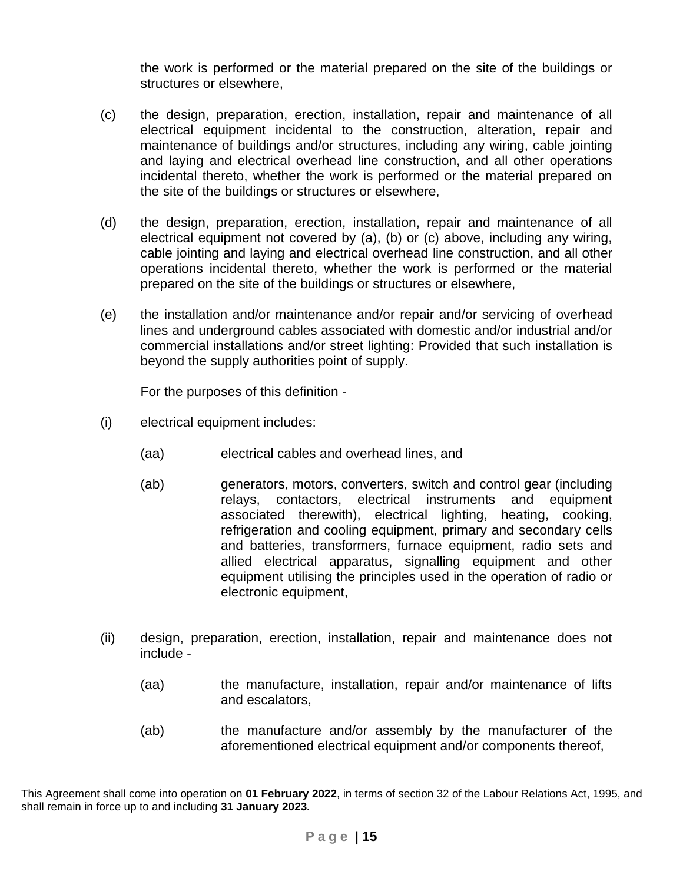the work is performed or the material prepared on the site of the buildings or structures or elsewhere,

(c) the design, preparation, erection, installation, repair and maintenance of all electrical equipment incidental to the construction, alteration, repair and maintenance of buildings and/or structures, including any wiring, cable jointing and laying and electrical overhead line construction, and all other operations incidental thereto, whether the work is performed or the material prepared on the site of the buildings or structures or elsewhere,

(d) the design, preparation, erection, installation, repair and maintenance of all electrical equipment not covered by (a), (b) or (c) above, including any wiring, cable jointing and laying and electrical overhead line construction, and all other operations incidental thereto, whether the work is performed or the material prepared on the site of the buildings or structures or elsewhere,

(e) the installation and/or maintenance and/or repair and/or servicing of overhead lines and underground cables associated with domestic and/or industrial and/or commercial installations and/or street lighting: Provided that such installation is beyond the supply authorities point of supply.

For the purposes of this definition -

(i) electrical equipment includes:

(aa) electrical cables and overhead lines, and

(ab) generators, motors, converters, switch and control gear (including relays, contactors, electrical instruments and equipment associated therewith), electrical lighting, heating, cooking, refrigeration and cooling equipment, primary and secondary cells and batteries, transformers, furnace equipment, radio sets and allied electrical apparatus, signalling equipment and other equipment utilising the principles used in the operation of radio or electronic equipment,

(ii) design, preparation, erection, installation, repair and maintenance does not include -

(aa) the manufacture, installation, repair and/or maintenance of lifts and escalators,

(ab) the manufacture and/or assembly by the manufacturer of the aforementioned electrical equipment and/or components thereof,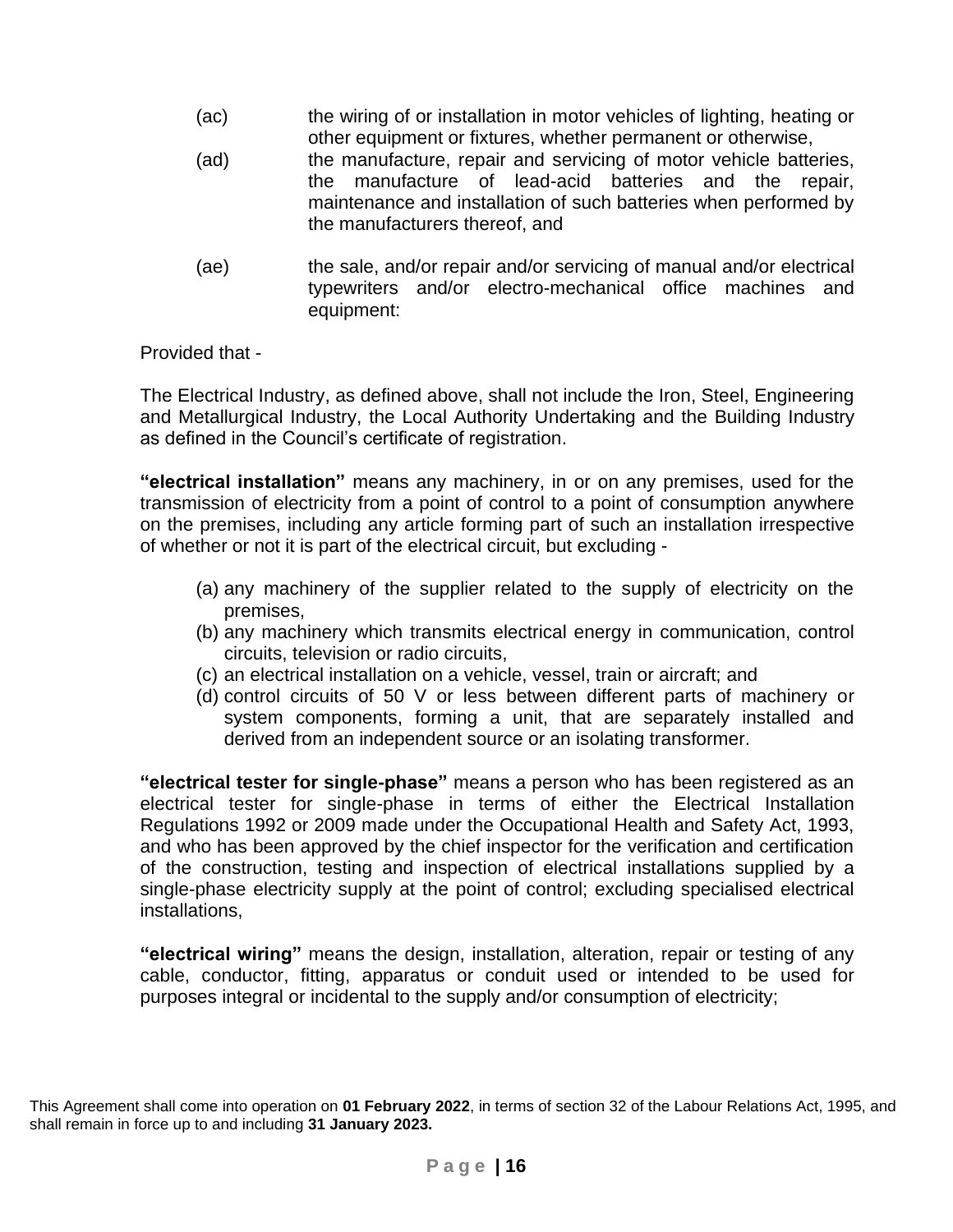(ac) the wiring of or installation in motor vehicles of lighting, heating or other equipment or fixtures, whether permanent or otherwise,

(ad) the manufacture, repair and servicing of motor vehicle batteries, the manufacture of lead-acid batteries and the repair, maintenance and installation of such batteries when performed by the manufacturers thereof, and

(ae) the sale, and/or repair and/or servicing of manual and/or electrical typewriters and/or electro-mechanical office machines and equipment:

Provided that -

The Electrical Industry, as defined above, shall not include the Iron, Steel, Engineering and Metallurgical Industry, the Local Authority Undertaking and the Building Industry as defined in the Council's certificate of registration.

**"electrical installation"** means any machinery, in or on any premises, used for the transmission of electricity from a point of control to a point of consumption anywhere on the premises, including any article forming part of such an installation irrespective of whether or not it is part of the electrical circuit, but excluding -

(a) any machinery of the supplier related to the supply of electricity on the premises,
(b) any machinery which transmits electrical energy in communication, control circuits, television or radio circuits,
(c) an electrical installation on a vehicle, vessel, train or aircraft; and
(d) control circuits of 50 V or less between different parts of machinery or system components, forming a unit, that are separately installed and derived from an independent source or an isolating transformer.

**"electrical tester for single-phase"** means a person who has been registered as an electrical tester for single-phase in terms of either the Electrical Installation Regulations 1992 or 2009 made under the Occupational Health and Safety Act, 1993, and who has been approved by the chief inspector for the verification and certification of the construction, testing and inspection of electrical installations supplied by a single-phase electricity supply at the point of control; excluding specialised electrical installations,

**"electrical wiring"** means the design, installation, alteration, repair or testing of any cable, conductor, fitting, apparatus or conduit used or intended to be used for purposes integral or incidental to the supply and/or consumption of electricity;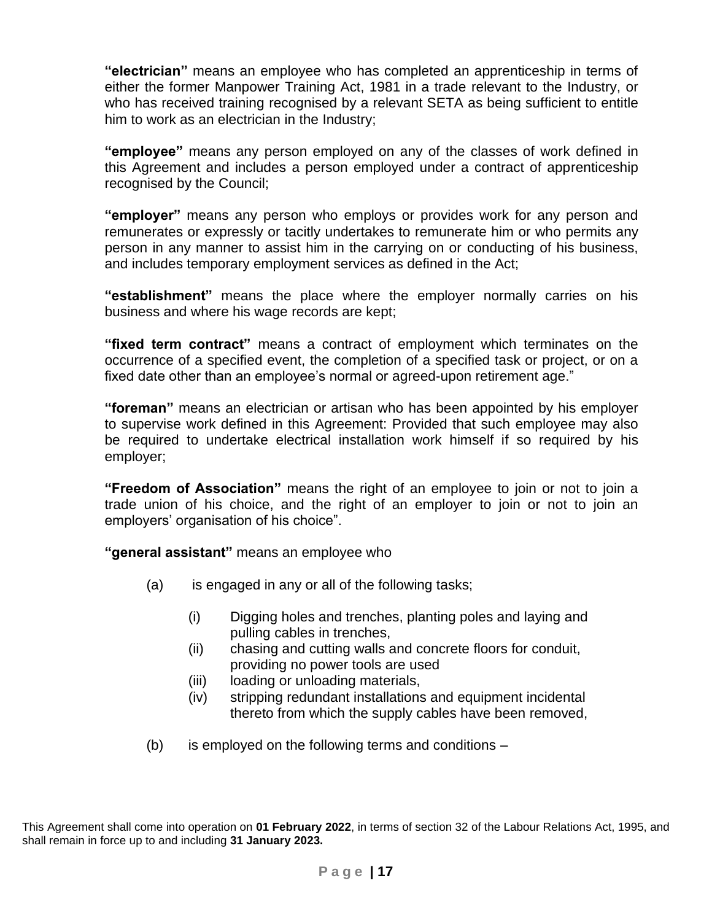**"electrician"** means an employee who has completed an apprenticeship in terms of either the former Manpower Training Act, 1981 in a trade relevant to the Industry, or who has received training recognised by a relevant SETA as being sufficient to entitle him to work as an electrician in the Industry;

**"employee"** means any person employed on any of the classes of work defined in this Agreement and includes a person employed under a contract of apprenticeship recognised by the Council;

**"employer"** means any person who employs or provides work for any person and remunerates or expressly or tacitly undertakes to remunerate him or who permits any person in any manner to assist him in the carrying on or conducting of his business, and includes temporary employment services as defined in the Act;

**"establishment"** means the place where the employer normally carries on his business and where his wage records are kept;

**"fixed term contract"** means a contract of employment which terminates on the occurrence of a specified event, the completion of a specified task or project, or on a fixed date other than an employee's normal or agreed-upon retirement age."

**"foreman"** means an electrician or artisan who has been appointed by his employer to supervise work defined in this Agreement: Provided that such employee may also be required to undertake electrical installation work himself if so required by his employer;

**"Freedom of Association"** means the right of an employee to join or not to join a trade union of his choice, and the right of an employer to join or not to join an employers' organisation of his choice".

**"general assistant"** means an employee who

(a) is engaged in any or all of the following tasks;

- (i) Digging holes and trenches, planting poles and laying and pulling cables in trenches,
- (ii) chasing and cutting walls and concrete floors for conduit, providing no power tools are used
- (iii) loading or unloading materials,
- (iv) stripping redundant installations and equipment incidental thereto from which the supply cables have been removed,

(b) is employed on the following terms and conditions –

This Agreement shall come into operation on **01 February 2022**, in terms of section 32 of the Labour Relations Act, 1995, and shall remain in force up to and including **31 January 2023.**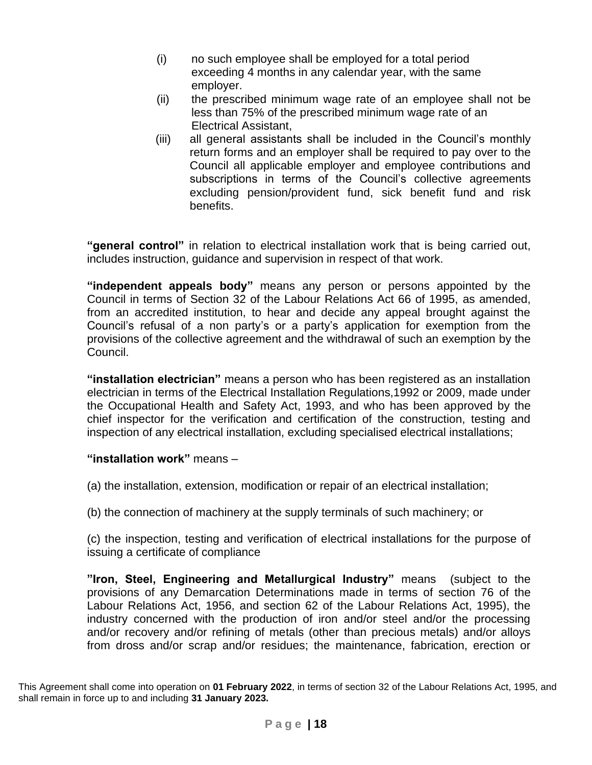(i) no such employee shall be employed for a total period exceeding 4 months in any calendar year, with the same employer.

(ii) the prescribed minimum wage rate of an employee shall not be less than 75% of the prescribed minimum wage rate of an Electrical Assistant,

(iii) all general assistants shall be included in the Council's monthly return forms and an employer shall be required to pay over to the Council all applicable employer and employee contributions and subscriptions in terms of the Council's collective agreements excluding pension/provident fund, sick benefit fund and risk benefits.

**"general control"** in relation to electrical installation work that is being carried out, includes instruction, guidance and supervision in respect of that work.

**"independent appeals body"** means any person or persons appointed by the Council in terms of Section 32 of the Labour Relations Act 66 of 1995, as amended, from an accredited institution, to hear and decide any appeal brought against the Council's refusal of a non party's or a party's application for exemption from the provisions of the collective agreement and the withdrawal of such an exemption by the Council.

**"installation electrician"** means a person who has been registered as an installation electrician in terms of the Electrical Installation Regulations,1992 or 2009, made under the Occupational Health and Safety Act, 1993, and who has been approved by the chief inspector for the verification and certification of the construction, testing and inspection of any electrical installation, excluding specialised electrical installations;

**"installation work"** means –

(a) the installation, extension, modification or repair of an electrical installation;

(b) the connection of machinery at the supply terminals of such machinery; or

(c) the inspection, testing and verification of electrical installations for the purpose of issuing a certificate of compliance

**"Iron, Steel, Engineering and Metallurgical Industry"** means (subject to the provisions of any Demarcation Determinations made in terms of section 76 of the Labour Relations Act, 1956, and section 62 of the Labour Relations Act, 1995), the industry concerned with the production of iron and/or steel and/or the processing and/or recovery and/or refining of metals (other than precious metals) and/or alloys from dross and/or scrap and/or residues; the maintenance, fabrication, erection or

This Agreement shall come into operation on **01 February 2022**, in terms of section 32 of the Labour Relations Act, 1995, and shall remain in force up to and including **31 January 2023.**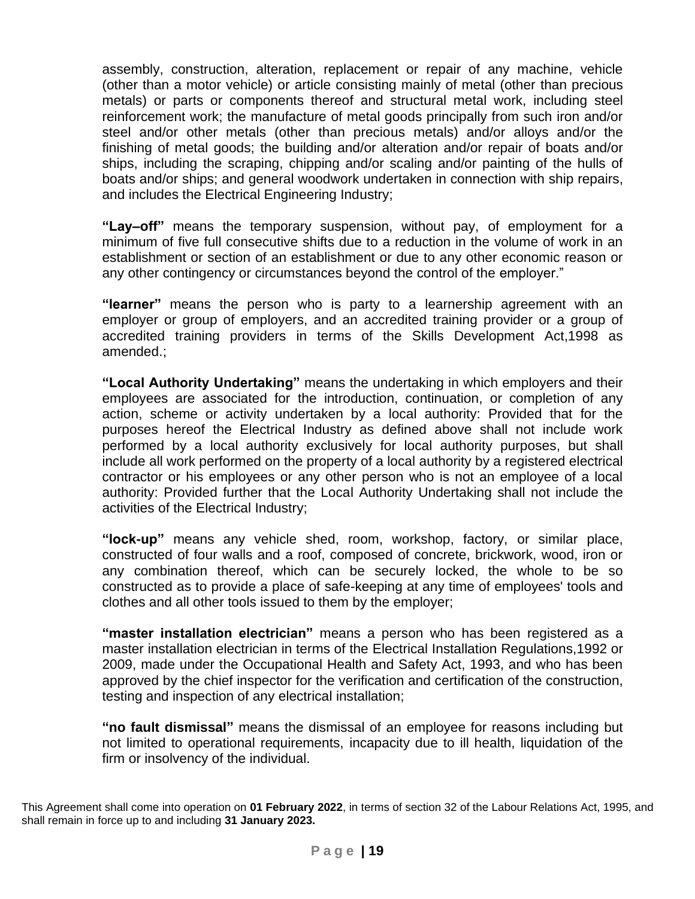assembly, construction, alteration, replacement or repair of any machine, vehicle (other than a motor vehicle) or article consisting mainly of metal (other than precious metals) or parts or components thereof and structural metal work, including steel reinforcement work; the manufacture of metal goods principally from such iron and/or steel and/or other metals (other than precious metals) and/or alloys and/or the finishing of metal goods; the building and/or alteration and/or repair of boats and/or ships, including the scraping, chipping and/or scaling and/or painting of the hulls of boats and/or ships; and general woodwork undertaken in connection with ship repairs, and includes the Electrical Engineering Industry;

**"Lay–off"** means the temporary suspension, without pay, of employment for a minimum of five full consecutive shifts due to a reduction in the volume of work in an establishment or section of an establishment or due to any other economic reason or any other contingency or circumstances beyond the control of the employer."

**"learner"** means the person who is party to a learnership agreement with an employer or group of employers, and an accredited training provider or a group of accredited training providers in terms of the Skills Development Act,1998 as amended.;

**"Local Authority Undertaking"** means the undertaking in which employers and their employees are associated for the introduction, continuation, or completion of any action, scheme or activity undertaken by a local authority: Provided that for the purposes hereof the Electrical Industry as defined above shall not include work performed by a local authority exclusively for local authority purposes, but shall include all work performed on the property of a local authority by a registered electrical contractor or his employees or any other person who is not an employee of a local authority: Provided further that the Local Authority Undertaking shall not include the activities of the Electrical Industry;

**"lock-up"** means any vehicle shed, room, workshop, factory, or similar place, constructed of four walls and a roof, composed of concrete, brickwork, wood, iron or any combination thereof, which can be securely locked, the whole to be so constructed as to provide a place of safe-keeping at any time of employees' tools and clothes and all other tools issued to them by the employer;

**"master installation electrician"** means a person who has been registered as a master installation electrician in terms of the Electrical Installation Regulations,1992 or 2009, made under the Occupational Health and Safety Act, 1993, and who has been approved by the chief inspector for the verification and certification of the construction, testing and inspection of any electrical installation;

**"no fault dismissal"** means the dismissal of an employee for reasons including but not limited to operational requirements, incapacity due to ill health, liquidation of the firm or insolvency of the individual.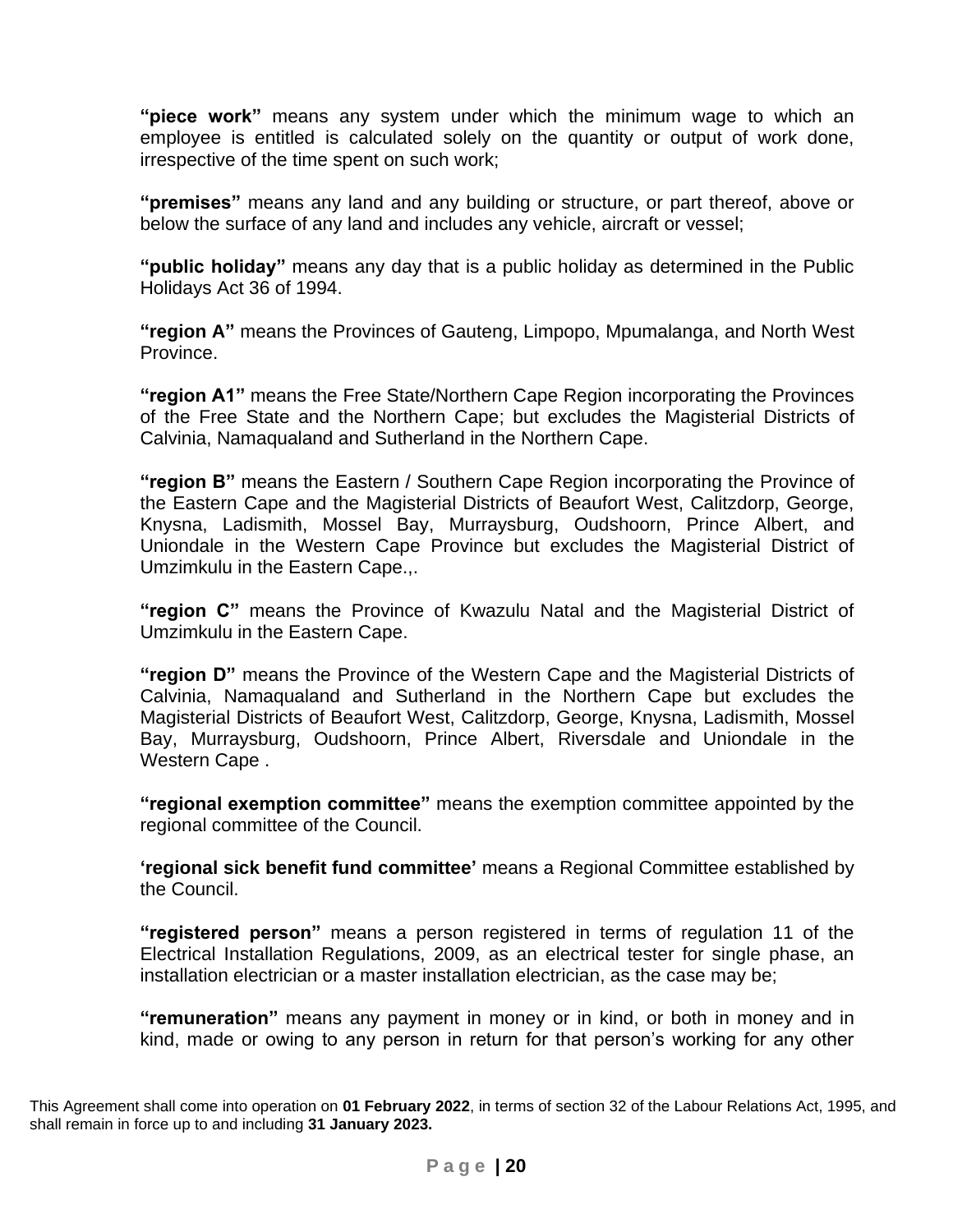**“piece work”** means any system under which the minimum wage to which an employee is entitled is calculated solely on the quantity or output of work done, irrespective of the time spent on such work;

**“premises”** means any land and any building or structure, or part thereof, above or below the surface of any land and includes any vehicle, aircraft or vessel;

**“public holiday”** means any day that is a public holiday as determined in the Public Holidays Act 36 of 1994.

**“region A”** means the Provinces of Gauteng, Limpopo, Mpumalanga, and North West Province.

**“region A1”** means the Free State/Northern Cape Region incorporating the Provinces of the Free State and the Northern Cape; but excludes the Magisterial Districts of Calvinia, Namaqualand and Sutherland in the Northern Cape.

**“region B”** means the Eastern / Southern Cape Region incorporating the Province of the Eastern Cape and the Magisterial Districts of Beaufort West, Calitzdorp, George, Knysna, Ladismith, Mossel Bay, Murraysburg, Oudshoorn, Prince Albert, and Uniondale in the Western Cape Province but excludes the Magisterial District of Umzimkulu in the Eastern Cape.,.

**“region C”** means the Province of Kwazulu Natal and the Magisterial District of Umzimkulu in the Eastern Cape.

**“region D”** means the Province of the Western Cape and the Magisterial Districts of Calvinia, Namaqualand and Sutherland in the Northern Cape but excludes the Magisterial Districts of Beaufort West, Calitzdorp, George, Knysna, Ladismith, Mossel Bay, Murraysburg, Oudshoorn, Prince Albert, Riversdale and Uniondale in the Western Cape .

**“regional exemption committee”** means the exemption committee appointed by the regional committee of the Council.

**‘regional sick benefit fund committee’** means a Regional Committee established by the Council.

**“registered person”** means a person registered in terms of regulation 11 of the Electrical Installation Regulations, 2009, as an electrical tester for single phase, an installation electrician or a master installation electrician, as the case may be;

**“remuneration”** means any payment in money or in kind, or both in money and in kind, made or owing to any person in return for that person’s working for any other

This Agreement shall come into operation on **01 February 2022**, in terms of section 32 of the Labour Relations Act, 1995, and shall remain in force up to and including **31 January 2023.**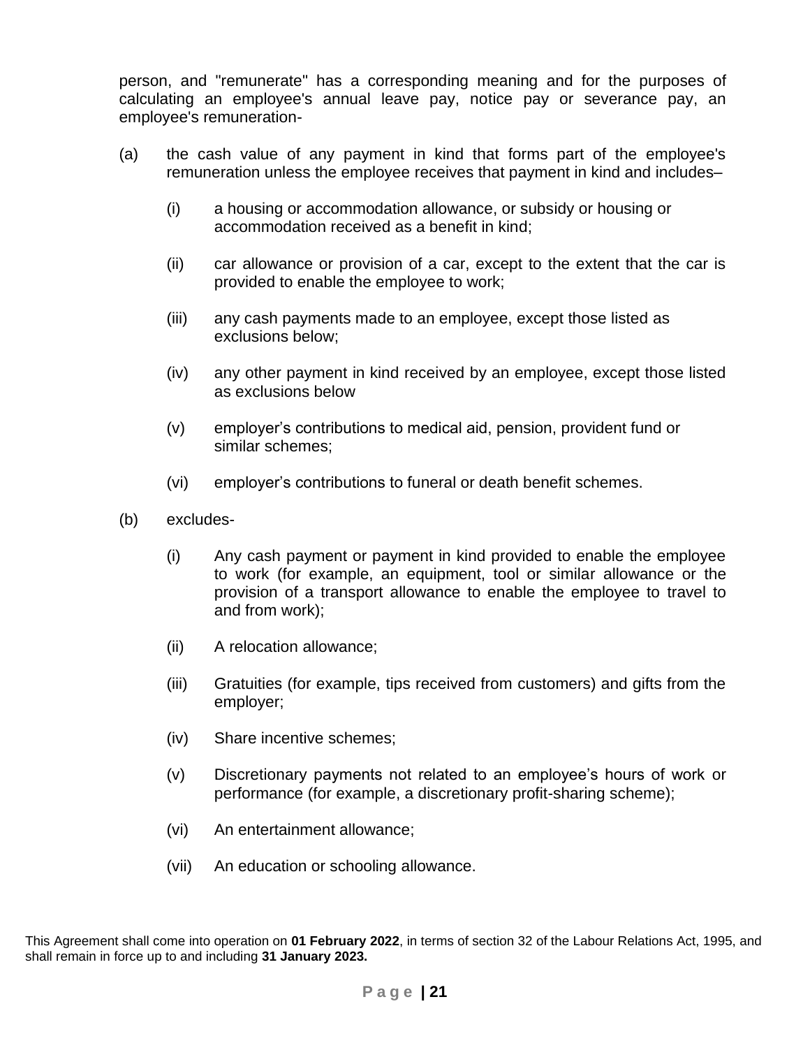person, and "remunerate" has a corresponding meaning and for the purposes of calculating an employee's annual leave pay, notice pay or severance pay, an employee's remuneration-

(a) the cash value of any payment in kind that forms part of the employee's remuneration unless the employee receives that payment in kind and includes–

   (i) a housing or accommodation allowance, or subsidy or housing or accommodation received as a benefit in kind;

   (ii) car allowance or provision of a car, except to the extent that the car is provided to enable the employee to work;

   (iii) any cash payments made to an employee, except those listed as exclusions below;

   (iv) any other payment in kind received by an employee, except those listed as exclusions below

   (v) employer's contributions to medical aid, pension, provident fund or similar schemes;

   (vi) employer's contributions to funeral or death benefit schemes.

(b) excludes-

   (i) Any cash payment or payment in kind provided to enable the employee to work (for example, an equipment, tool or similar allowance or the provision of a transport allowance to enable the employee to travel to and from work);

   (ii) A relocation allowance;

   (iii) Gratuities (for example, tips received from customers) and gifts from the employer;

   (iv) Share incentive schemes;

   (v) Discretionary payments not related to an employee's hours of work or performance (for example, a discretionary profit-sharing scheme);

   (vi) An entertainment allowance;

   (vii) An education or schooling allowance.

This Agreement shall come into operation on **01 February 2022**, in terms of section 32 of the Labour Relations Act, 1995, and shall remain in force up to and including **31 January 2023.**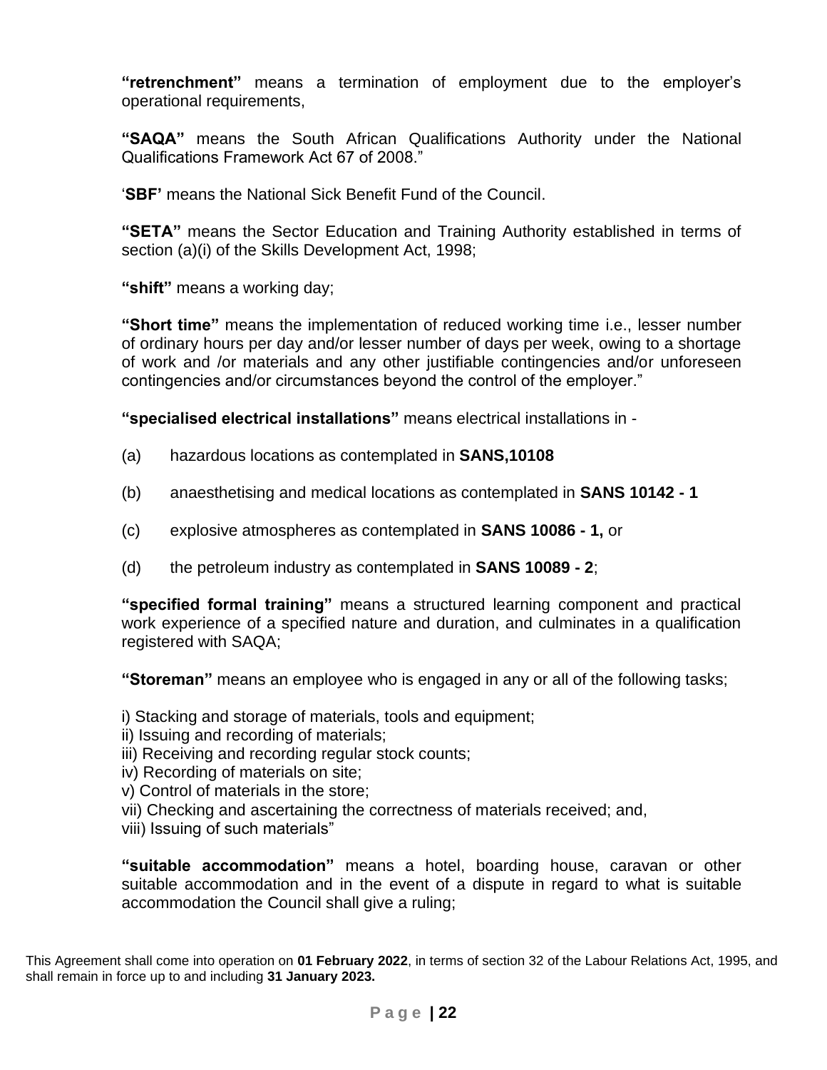**"retrenchment"** means a termination of employment due to the employer's operational requirements,

**"SAQA"** means the South African Qualifications Authority under the National Qualifications Framework Act 67 of 2008."

'**SBF'** means the National Sick Benefit Fund of the Council.

**"SETA"** means the Sector Education and Training Authority established in terms of section (a)(i) of the Skills Development Act, 1998;

**"shift"** means a working day;

**"Short time"** means the implementation of reduced working time i.e., lesser number of ordinary hours per day and/or lesser number of days per week, owing to a shortage of work and /or materials and any other justifiable contingencies and/or unforeseen contingencies and/or circumstances beyond the control of the employer."

**"specialised electrical installations"** means electrical installations in -

(a) hazardous locations as contemplated in **SANS,10108**

(b) anaesthetising and medical locations as contemplated in **SANS 10142 - 1**

(c) explosive atmospheres as contemplated in **SANS 10086 - 1,** or

(d) the petroleum industry as contemplated in **SANS 10089 - 2**;

**"specified formal training"** means a structured learning component and practical work experience of a specified nature and duration, and culminates in a qualification registered with SAQA;

**"Storeman"** means an employee who is engaged in any or all of the following tasks;

i) Stacking and storage of materials, tools and equipment;
ii) Issuing and recording of materials;
iii) Receiving and recording regular stock counts;
iv) Recording of materials on site;
v) Control of materials in the store;
vii) Checking and ascertaining the correctness of materials received; and,
viii) Issuing of such materials"

**"suitable accommodation"** means a hotel, boarding house, caravan or other suitable accommodation and in the event of a dispute in regard to what is suitable accommodation the Council shall give a ruling;

This Agreement shall come into operation on **01 February 2022**, in terms of section 32 of the Labour Relations Act, 1995, and shall remain in force up to and including **31 January 2023.**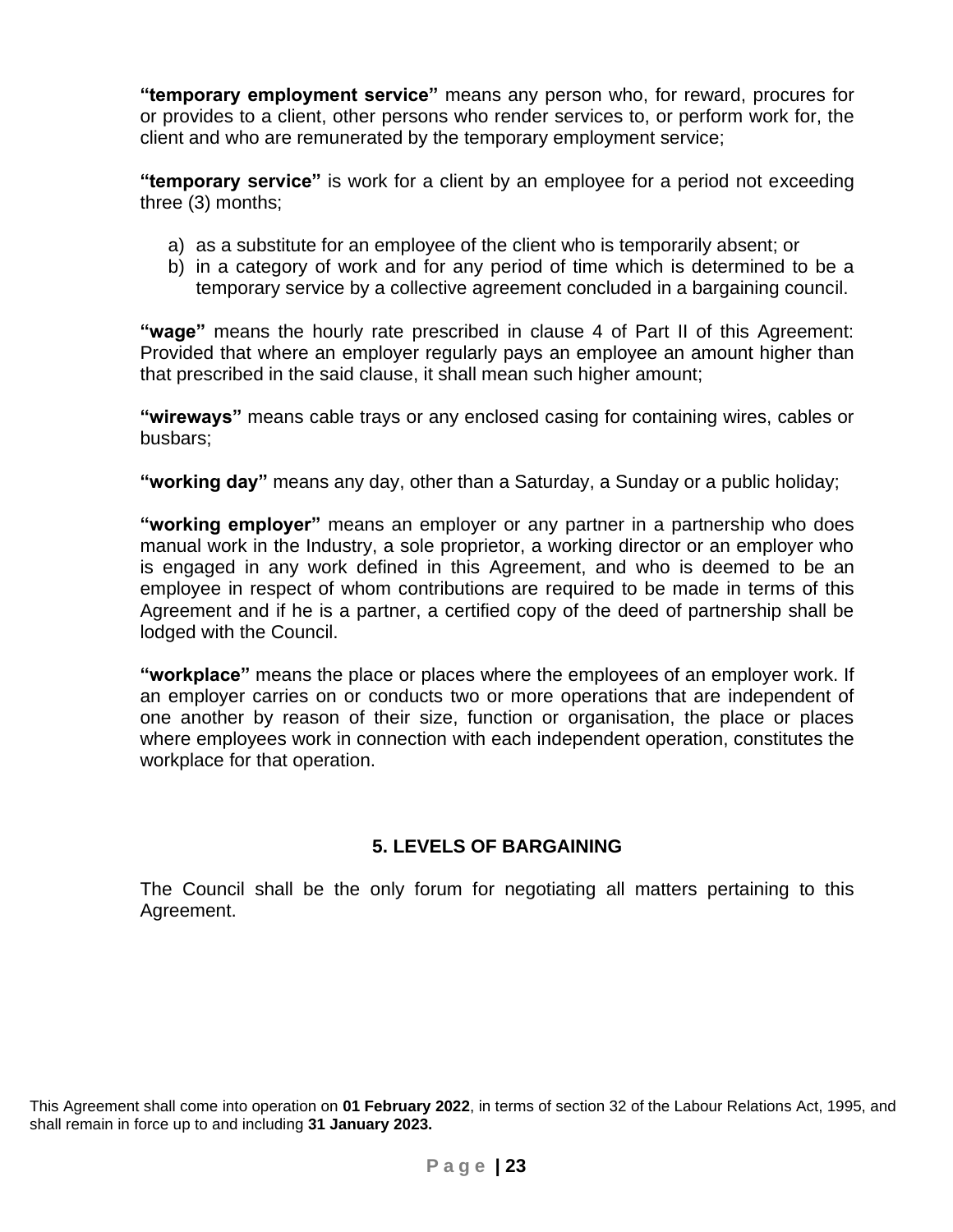**“temporary employment service”** means any person who, for reward, procures for or provides to a client, other persons who render services to, or perform work for, the client and who are remunerated by the temporary employment service;

**“temporary service”** is work for a client by an employee for a period not exceeding three (3) months;

a) as a substitute for an employee of the client who is temporarily absent; or
b) in a category of work and for any period of time which is determined to be a temporary service by a collective agreement concluded in a bargaining council.

**“wage”** means the hourly rate prescribed in clause 4 of Part II of this Agreement: Provided that where an employer regularly pays an employee an amount higher than that prescribed in the said clause, it shall mean such higher amount;

**“wireways”** means cable trays or any enclosed casing for containing wires, cables or busbars;

**“working day”** means any day, other than a Saturday, a Sunday or a public holiday;

**“working employer”** means an employer or any partner in a partnership who does manual work in the Industry, a sole proprietor, a working director or an employer who is engaged in any work defined in this Agreement, and who is deemed to be an employee in respect of whom contributions are required to be made in terms of this Agreement and if he is a partner, a certified copy of the deed of partnership shall be lodged with the Council.

**“workplace”** means the place or places where the employees of an employer work. If an employer carries on or conducts two or more operations that are independent of one another by reason of their size, function or organisation, the place or places where employees work in connection with each independent operation, constitutes the workplace for that operation.

## 5. LEVELS OF BARGAINING

The Council shall be the only forum for negotiating all matters pertaining to this Agreement.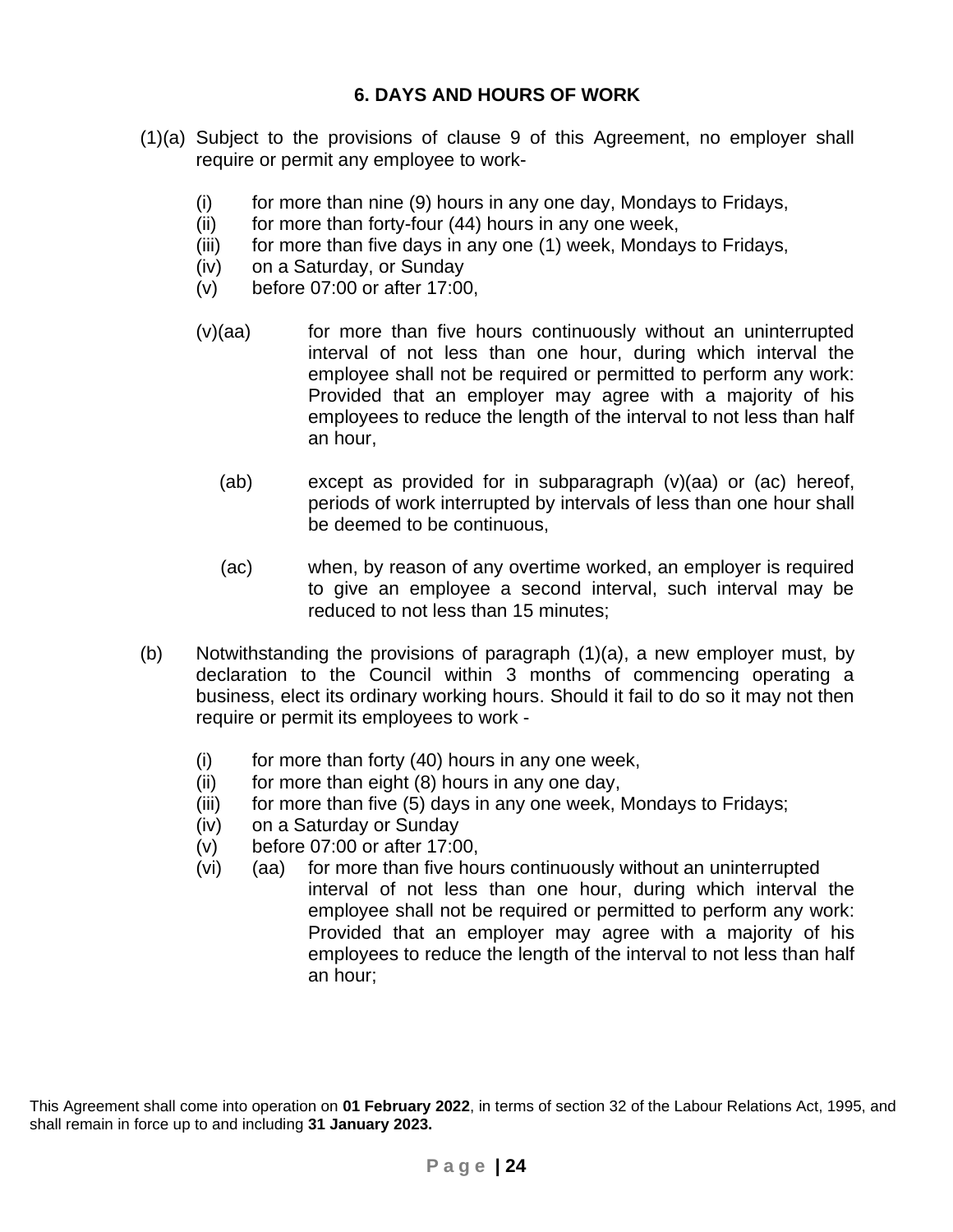## 6. DAYS AND HOURS OF WORK

(1)(a) Subject to the provisions of clause 9 of this Agreement, no employer shall require or permit any employee to work-

- (i) for more than nine (9) hours in any one day, Mondays to Fridays,
- (ii) for more than forty-four (44) hours in any one week,
- (iii) for more than five days in any one (1) week, Mondays to Fridays,
- (iv) on a Saturday, or Sunday
- (v) before 07:00 or after 17:00,

(v)(aa) for more than five hours continuously without an uninterrupted interval of not less than one hour, during which interval the employee shall not be required or permitted to perform any work: Provided that an employer may agree with a majority of his employees to reduce the length of the interval to not less than half an hour,

(ab) except as provided for in subparagraph (v)(aa) or (ac) hereof, periods of work interrupted by intervals of less than one hour shall be deemed to be continuous,

(ac) when, by reason of any overtime worked, an employer is required to give an employee a second interval, such interval may be reduced to not less than 15 minutes;

(b) Notwithstanding the provisions of paragraph (1)(a), a new employer must, by declaration to the Council within 3 months of commencing operating a business, elect its ordinary working hours. Should it fail to do so it may not then require or permit its employees to work -

- (i) for more than forty (40) hours in any one week,
- (ii) for more than eight (8) hours in any one day,
- (iii) for more than five (5) days in any one week, Mondays to Fridays;
- (iv) on a Saturday or Sunday
- (v) before 07:00 or after 17:00,
- (vi) (aa) for more than five hours continuously without an uninterrupted interval of not less than one hour, during which interval the employee shall not be required or permitted to perform any work: Provided that an employer may agree with a majority of his employees to reduce the length of the interval to not less than half an hour;

This Agreement shall come into operation on **01 February 2022**, in terms of section 32 of the Labour Relations Act, 1995, and shall remain in force up to and including **31 January 2023.**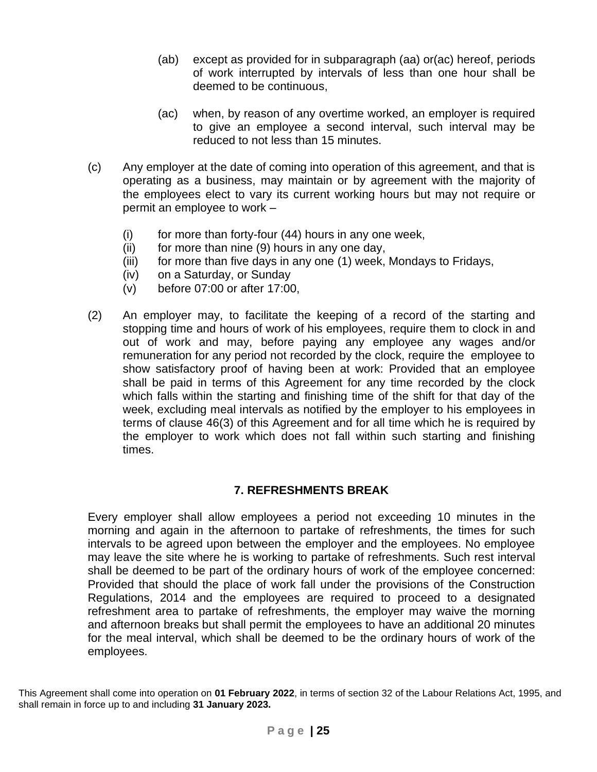(ab) except as provided for in subparagraph (aa) or(ac) hereof, periods of work interrupted by intervals of less than one hour shall be deemed to be continuous,

(ac) when, by reason of any overtime worked, an employer is required to give an employee a second interval, such interval may be reduced to not less than 15 minutes.

(c) Any employer at the date of coming into operation of this agreement, and that is operating as a business, may maintain or by agreement with the majority of the employees elect to vary its current working hours but may not require or permit an employee to work –

(i) for more than forty-four (44) hours in any one week,
(ii) for more than nine (9) hours in any one day,
(iii) for more than five days in any one (1) week, Mondays to Fridays,
(iv) on a Saturday, or Sunday
(v) before 07:00 or after 17:00,

(2) An employer may, to facilitate the keeping of a record of the starting and stopping time and hours of work of his employees, require them to clock in and out of work and may, before paying any employee any wages and/or remuneration for any period not recorded by the clock, require the employee to show satisfactory proof of having been at work: Provided that an employee shall be paid in terms of this Agreement for any time recorded by the clock which falls within the starting and finishing time of the shift for that day of the week, excluding meal intervals as notified by the employer to his employees in terms of clause 46(3) of this Agreement and for all time which he is required by the employer to work which does not fall within such starting and finishing times.

## 7. REFRESHMENTS BREAK

Every employer shall allow employees a period not exceeding 10 minutes in the morning and again in the afternoon to partake of refreshments, the times for such intervals to be agreed upon between the employer and the employees. No employee may leave the site where he is working to partake of refreshments. Such rest interval shall be deemed to be part of the ordinary hours of work of the employee concerned: Provided that should the place of work fall under the provisions of the Construction Regulations, 2014 and the employees are required to proceed to a designated refreshment area to partake of refreshments, the employer may waive the morning and afternoon breaks but shall permit the employees to have an additional 20 minutes for the meal interval, which shall be deemed to be the ordinary hours of work of the employees.

This Agreement shall come into operation on **01 February 2022**, in terms of section 32 of the Labour Relations Act, 1995, and shall remain in force up to and including **31 January 2023.**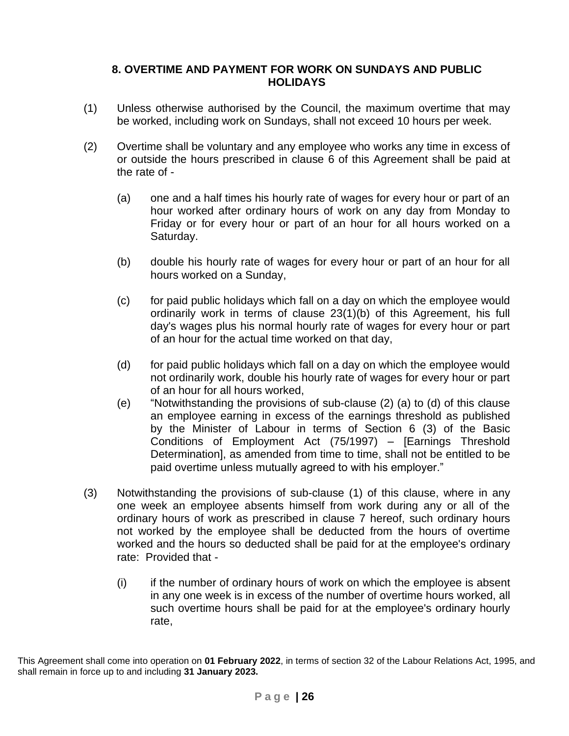## 8. OVERTIME AND PAYMENT FOR WORK ON SUNDAYS AND PUBLIC HOLIDAYS

(1) Unless otherwise authorised by the Council, the maximum overtime that may be worked, including work on Sundays, shall not exceed 10 hours per week.

(2) Overtime shall be voluntary and any employee who works any time in excess of or outside the hours prescribed in clause 6 of this Agreement shall be paid at the rate of -

(a) one and a half times his hourly rate of wages for every hour or part of an hour worked after ordinary hours of work on any day from Monday to Friday or for every hour or part of an hour for all hours worked on a Saturday.

(b) double his hourly rate of wages for every hour or part of an hour for all hours worked on a Sunday,

(c) for paid public holidays which fall on a day on which the employee would ordinarily work in terms of clause 23(1)(b) of this Agreement, his full day's wages plus his normal hourly rate of wages for every hour or part of an hour for the actual time worked on that day,

(d) for paid public holidays which fall on a day on which the employee would not ordinarily work, double his hourly rate of wages for every hour or part of an hour for all hours worked,

(e) "Notwithstanding the provisions of sub-clause (2) (a) to (d) of this clause an employee earning in excess of the earnings threshold as published by the Minister of Labour in terms of Section 6 (3) of the Basic Conditions of Employment Act (75/1997) – [Earnings Threshold Determination], as amended from time to time, shall not be entitled to be paid overtime unless mutually agreed to with his employer."

(3) Notwithstanding the provisions of sub-clause (1) of this clause, where in any one week an employee absents himself from work during any or all of the ordinary hours of work as prescribed in clause 7 hereof, such ordinary hours not worked by the employee shall be deducted from the hours of overtime worked and the hours so deducted shall be paid for at the employee's ordinary rate: Provided that -

(i) if the number of ordinary hours of work on which the employee is absent in any one week is in excess of the number of overtime hours worked, all such overtime hours shall be paid for at the employee's ordinary hourly rate,

This Agreement shall come into operation on **01 February 2022**, in terms of section 32 of the Labour Relations Act, 1995, and shall remain in force up to and including **31 January 2023.**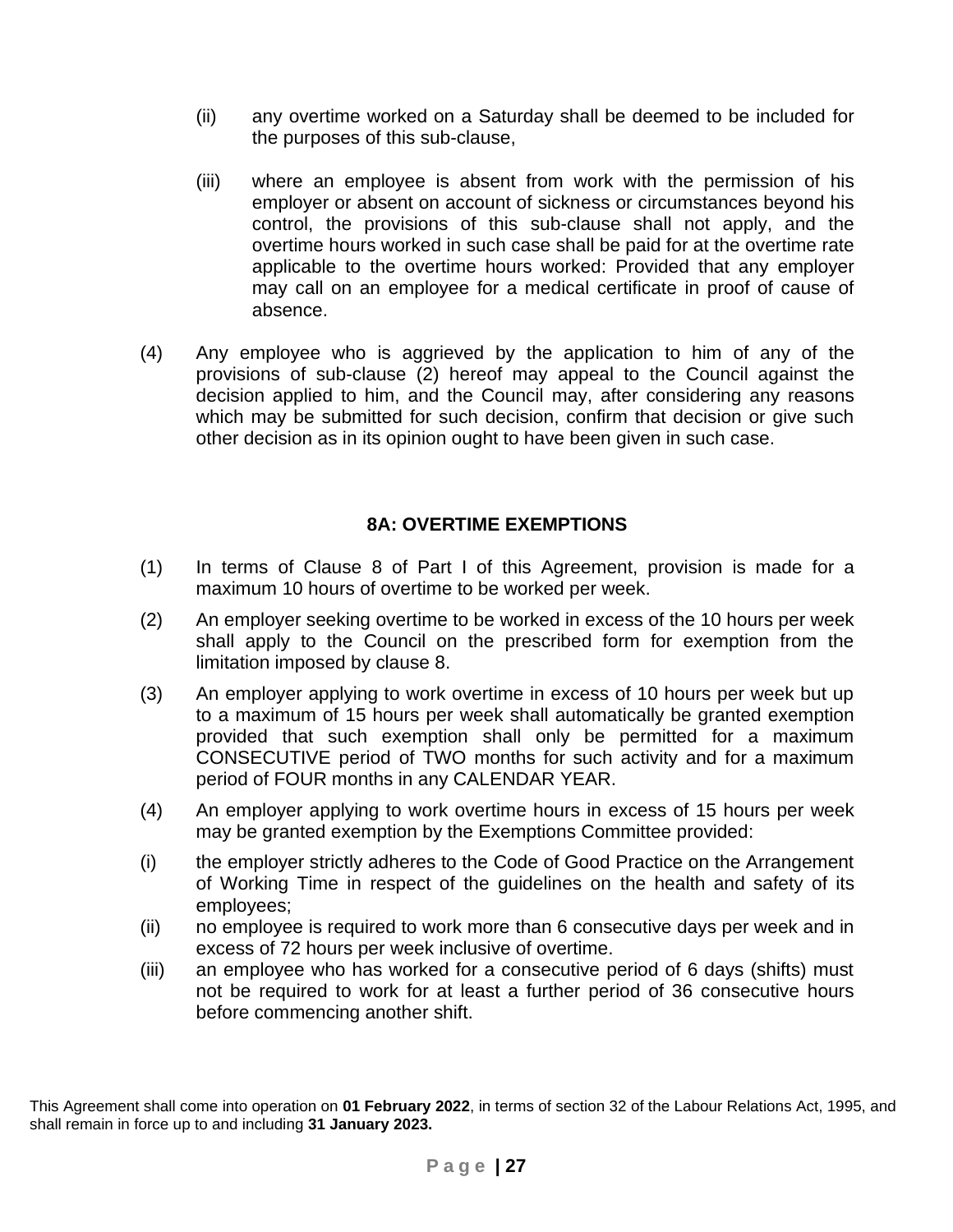(ii) any overtime worked on a Saturday shall be deemed to be included for the purposes of this sub-clause,

(iii) where an employee is absent from work with the permission of his employer or absent on account of sickness or circumstances beyond his control, the provisions of this sub-clause shall not apply, and the overtime hours worked in such case shall be paid for at the overtime rate applicable to the overtime hours worked: Provided that any employer may call on an employee for a medical certificate in proof of cause of absence.

(4) Any employee who is aggrieved by the application to him of any of the provisions of sub-clause (2) hereof may appeal to the Council against the decision applied to him, and the Council may, after considering any reasons which may be submitted for such decision, confirm that decision or give such other decision as in its opinion ought to have been given in such case.

## 8A: OVERTIME EXEMPTIONS

(1) In terms of Clause 8 of Part I of this Agreement, provision is made for a maximum 10 hours of overtime to be worked per week.

(2) An employer seeking overtime to be worked in excess of the 10 hours per week shall apply to the Council on the prescribed form for exemption from the limitation imposed by clause 8.

(3) An employer applying to work overtime in excess of 10 hours per week but up to a maximum of 15 hours per week shall automatically be granted exemption provided that such exemption shall only be permitted for a maximum CONSECUTIVE period of TWO months for such activity and for a maximum period of FOUR months in any CALENDAR YEAR.

(4) An employer applying to work overtime hours in excess of 15 hours per week may be granted exemption by the Exemptions Committee provided:

(i) the employer strictly adheres to the Code of Good Practice on the Arrangement of Working Time in respect of the guidelines on the health and safety of its employees;

(ii) no employee is required to work more than 6 consecutive days per week and in excess of 72 hours per week inclusive of overtime.

(iii) an employee who has worked for a consecutive period of 6 days (shifts) must not be required to work for at least a further period of 36 consecutive hours before commencing another shift.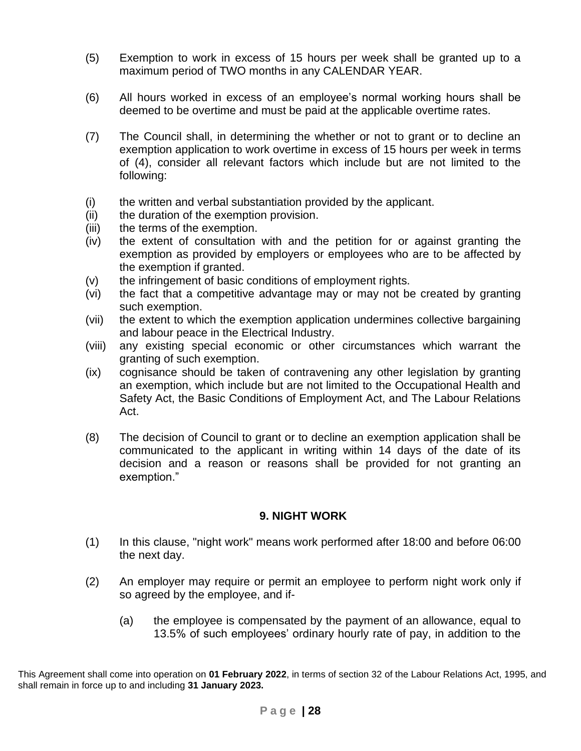(5) Exemption to work in excess of 15 hours per week shall be granted up to a maximum period of TWO months in any CALENDAR YEAR.

(6) All hours worked in excess of an employee's normal working hours shall be deemed to be overtime and must be paid at the applicable overtime rates.

(7) The Council shall, in determining the whether or not to grant or to decline an exemption application to work overtime in excess of 15 hours per week in terms of (4), consider all relevant factors which include but are not limited to the following:

(i) the written and verbal substantiation provided by the applicant.
(ii) the duration of the exemption provision.
(iii) the terms of the exemption.
(iv) the extent of consultation with and the petition for or against granting the exemption as provided by employers or employees who are to be affected by the exemption if granted.
(v) the infringement of basic conditions of employment rights.
(vi) the fact that a competitive advantage may or may not be created by granting such exemption.
(vii) the extent to which the exemption application undermines collective bargaining and labour peace in the Electrical Industry.
(viii) any existing special economic or other circumstances which warrant the granting of such exemption.
(ix) cognisance should be taken of contravening any other legislation by granting an exemption, which include but are not limited to the Occupational Health and Safety Act, the Basic Conditions of Employment Act, and The Labour Relations Act.

(8) The decision of Council to grant or to decline an exemption application shall be communicated to the applicant in writing within 14 days of the date of its decision and a reason or reasons shall be provided for not granting an exemption."

## 9. NIGHT WORK

(1) In this clause, "night work" means work performed after 18:00 and before 06:00 the next day.

(2) An employer may require or permit an employee to perform night work only if so agreed by the employee, and if-

(a) the employee is compensated by the payment of an allowance, equal to 13.5% of such employees' ordinary hourly rate of pay, in addition to the

This Agreement shall come into operation on **01 February 2022**, in terms of section 32 of the Labour Relations Act, 1995, and shall remain in force up to and including **31 January 2023.**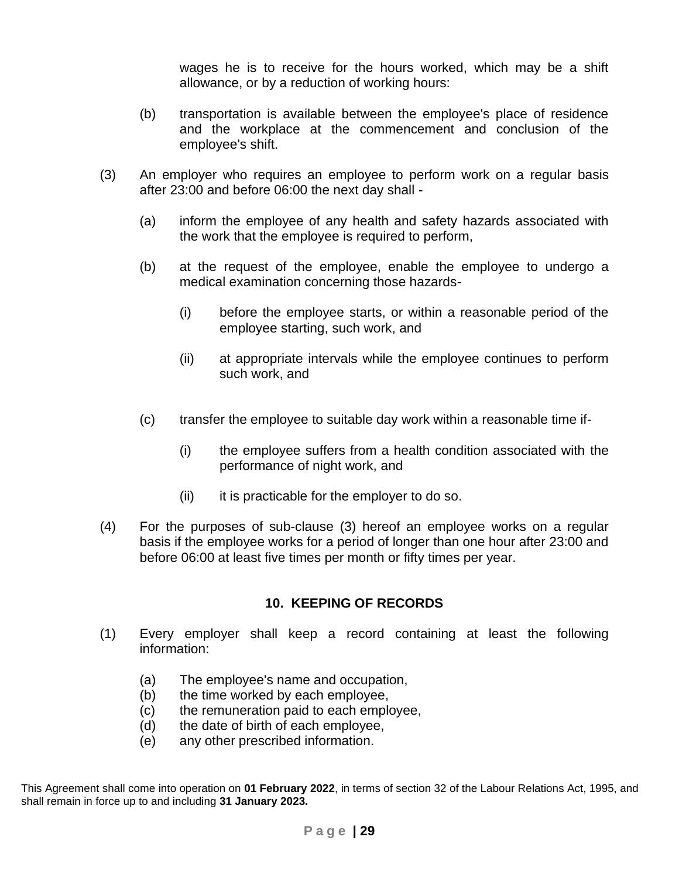wages he is to receive for the hours worked, which may be a shift allowance, or by a reduction of working hours:

(b) transportation is available between the employee's place of residence and the workplace at the commencement and conclusion of the employee's shift.

(3) An employer who requires an employee to perform work on a regular basis after 23:00 and before 06:00 the next day shall -

(a) inform the employee of any health and safety hazards associated with the work that the employee is required to perform,

(b) at the request of the employee, enable the employee to undergo a medical examination concerning those hazards-

(i) before the employee starts, or within a reasonable period of the employee starting, such work, and

(ii) at appropriate intervals while the employee continues to perform such work, and

(c) transfer the employee to suitable day work within a reasonable time if-

(i) the employee suffers from a health condition associated with the performance of night work, and

(ii) it is practicable for the employer to do so.

(4) For the purposes of sub-clause (3) hereof an employee works on a regular basis if the employee works for a period of longer than one hour after 23:00 and before 06:00 at least five times per month or fifty times per year.

## 10. KEEPING OF RECORDS

(1) Every employer shall keep a record containing at least the following information:

(a) The employee's name and occupation,
(b) the time worked by each employee,
(c) the remuneration paid to each employee,
(d) the date of birth of each employee,
(e) any other prescribed information.

This Agreement shall come into operation on **01 February 2022**, in terms of section 32 of the Labour Relations Act, 1995, and shall remain in force up to and including **31 January 2023.**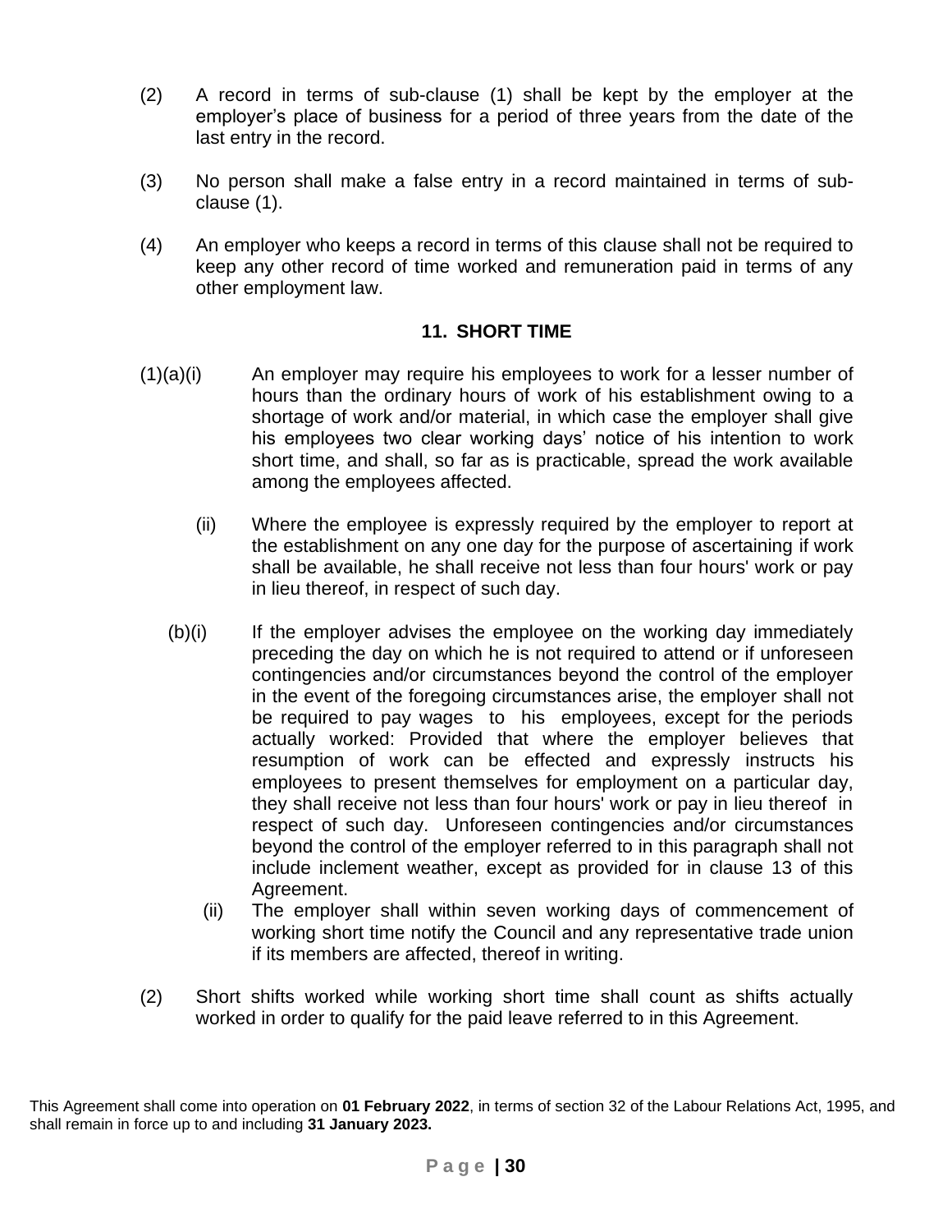(2) A record in terms of sub-clause (1) shall be kept by the employer at the employer's place of business for a period of three years from the date of the last entry in the record.

(3) No person shall make a false entry in a record maintained in terms of sub-clause (1).

(4) An employer who keeps a record in terms of this clause shall not be required to keep any other record of time worked and remuneration paid in terms of any other employment law.

## 11. SHORT TIME

(1)(a)(i) An employer may require his employees to work for a lesser number of hours than the ordinary hours of work of his establishment owing to a shortage of work and/or material, in which case the employer shall give his employees two clear working days' notice of his intention to work short time, and shall, so far as is practicable, spread the work available among the employees affected.

(ii) Where the employee is expressly required by the employer to report at the establishment on any one day for the purpose of ascertaining if work shall be available, he shall receive not less than four hours' work or pay in lieu thereof, in respect of such day.

(b)(i) If the employer advises the employee on the working day immediately preceding the day on which he is not required to attend or if unforeseen contingencies and/or circumstances beyond the control of the employer in the event of the foregoing circumstances arise, the employer shall not be required to pay wages to his employees, except for the periods actually worked: Provided that where the employer believes that resumption of work can be effected and expressly instructs his employees to present themselves for employment on a particular day, they shall receive not less than four hours' work or pay in lieu thereof in respect of such day. Unforeseen contingencies and/or circumstances beyond the control of the employer referred to in this paragraph shall not include inclement weather, except as provided for in clause 13 of this Agreement.

(ii) The employer shall within seven working days of commencement of working short time notify the Council and any representative trade union if its members are affected, thereof in writing.

(2) Short shifts worked while working short time shall count as shifts actually worked in order to qualify for the paid leave referred to in this Agreement.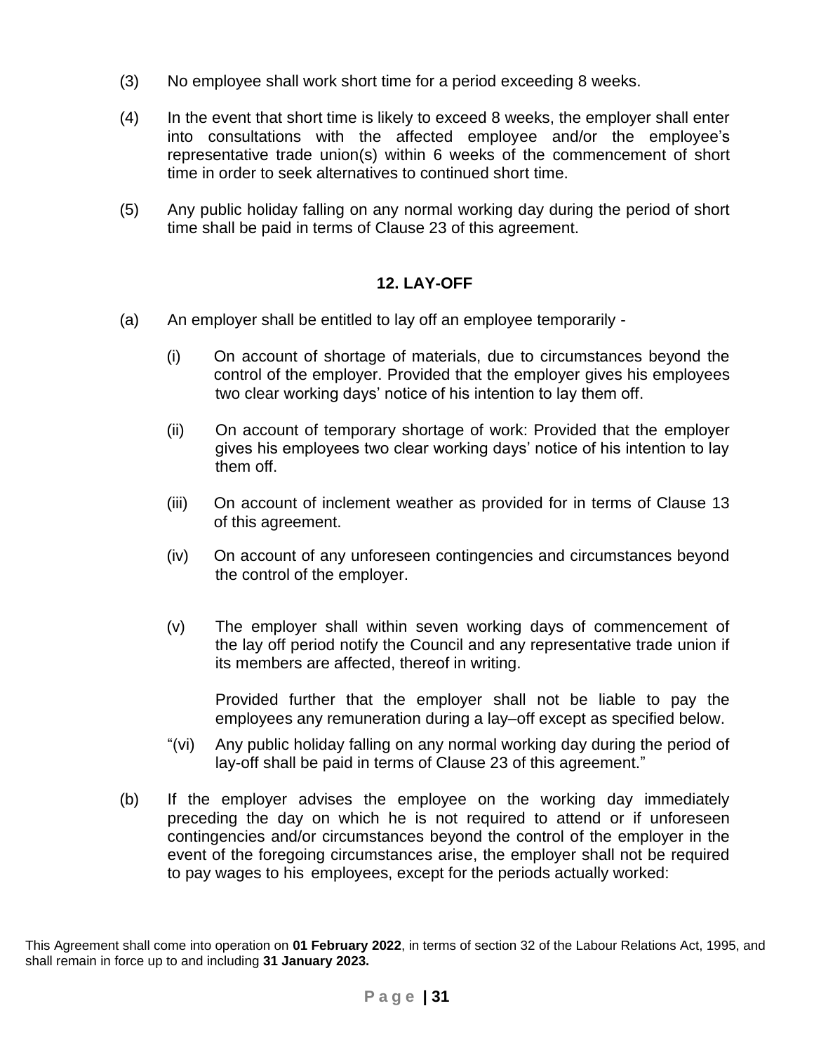(3) No employee shall work short time for a period exceeding 8 weeks.

(4) In the event that short time is likely to exceed 8 weeks, the employer shall enter into consultations with the affected employee and/or the employee's representative trade union(s) within 6 weeks of the commencement of short time in order to seek alternatives to continued short time.

(5) Any public holiday falling on any normal working day during the period of short time shall be paid in terms of Clause 23 of this agreement.

## 12. LAY-OFF

(a) An employer shall be entitled to lay off an employee temporarily -

(i) On account of shortage of materials, due to circumstances beyond the control of the employer. Provided that the employer gives his employees two clear working days' notice of his intention to lay them off.

(ii) On account of temporary shortage of work: Provided that the employer gives his employees two clear working days' notice of his intention to lay them off.

(iii) On account of inclement weather as provided for in terms of Clause 13 of this agreement.

(iv) On account of any unforeseen contingencies and circumstances beyond the control of the employer.

(v) The employer shall within seven working days of commencement of the lay off period notify the Council and any representative trade union if its members are affected, thereof in writing.

Provided further that the employer shall not be liable to pay the employees any remuneration during a lay–off except as specified below.

"(vi) Any public holiday falling on any normal working day during the period of lay-off shall be paid in terms of Clause 23 of this agreement."

(b) If the employer advises the employee on the working day immediately preceding the day on which he is not required to attend or if unforeseen contingencies and/or circumstances beyond the control of the employer in the event of the foregoing circumstances arise, the employer shall not be required to pay wages to his employees, except for the periods actually worked:

This Agreement shall come into operation on **01 February 2022**, in terms of section 32 of the Labour Relations Act, 1995, and shall remain in force up to and including **31 January 2023.**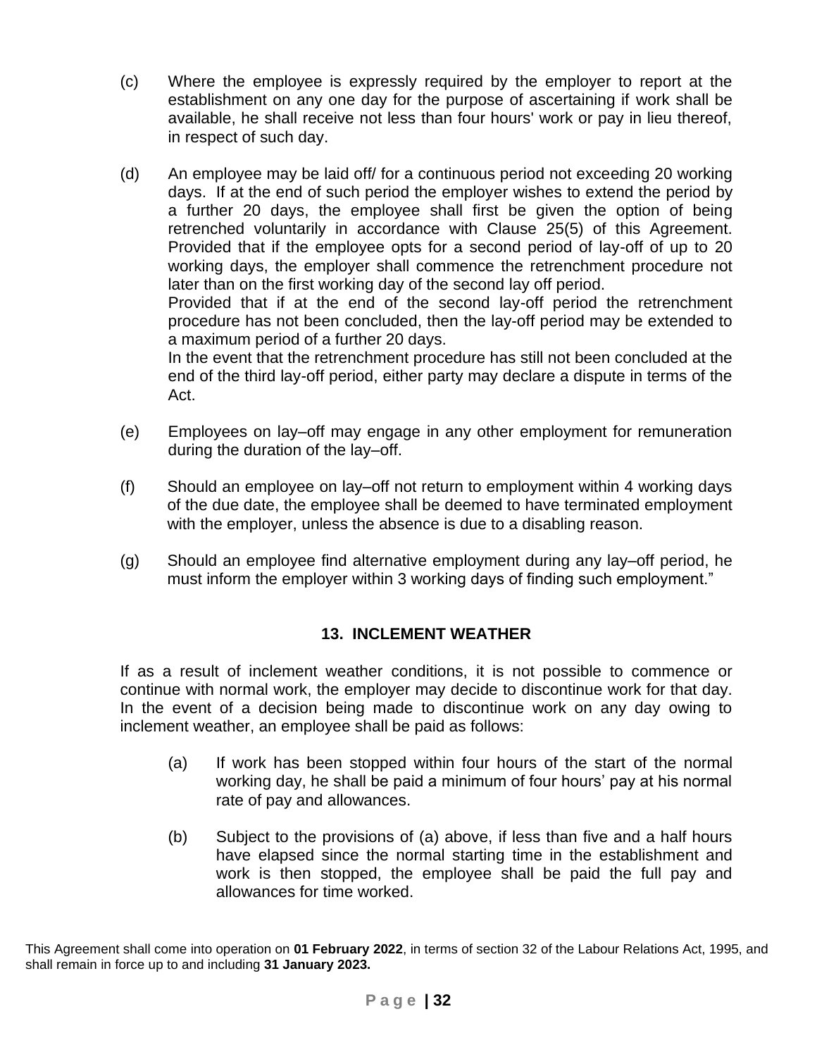(c) Where the employee is expressly required by the employer to report at the establishment on any one day for the purpose of ascertaining if work shall be available, he shall receive not less than four hours' work or pay in lieu thereof, in respect of such day.

(d) An employee may be laid off/ for a continuous period not exceeding 20 working days. If at the end of such period the employer wishes to extend the period by a further 20 days, the employee shall first be given the option of being retrenched voluntarily in accordance with Clause 25(5) of this Agreement. Provided that if the employee opts for a second period of lay-off of up to 20 working days, the employer shall commence the retrenchment procedure not later than on the first working day of the second lay off period.
Provided that if at the end of the second lay-off period the retrenchment procedure has not been concluded, then the lay-off period may be extended to a maximum period of a further 20 days.
In the event that the retrenchment procedure has still not been concluded at the end of the third lay-off period, either party may declare a dispute in terms of the Act.

(e) Employees on lay–off may engage in any other employment for remuneration during the duration of the lay–off.

(f) Should an employee on lay–off not return to employment within 4 working days of the due date, the employee shall be deemed to have terminated employment with the employer, unless the absence is due to a disabling reason.

(g) Should an employee find alternative employment during any lay–off period, he must inform the employer within 3 working days of finding such employment."

## 13. INCLEMENT WEATHER

If as a result of inclement weather conditions, it is not possible to commence or continue with normal work, the employer may decide to discontinue work for that day. In the event of a decision being made to discontinue work on any day owing to inclement weather, an employee shall be paid as follows:

(a) If work has been stopped within four hours of the start of the normal working day, he shall be paid a minimum of four hours' pay at his normal rate of pay and allowances.

(b) Subject to the provisions of (a) above, if less than five and a half hours have elapsed since the normal starting time in the establishment and work is then stopped, the employee shall be paid the full pay and allowances for time worked.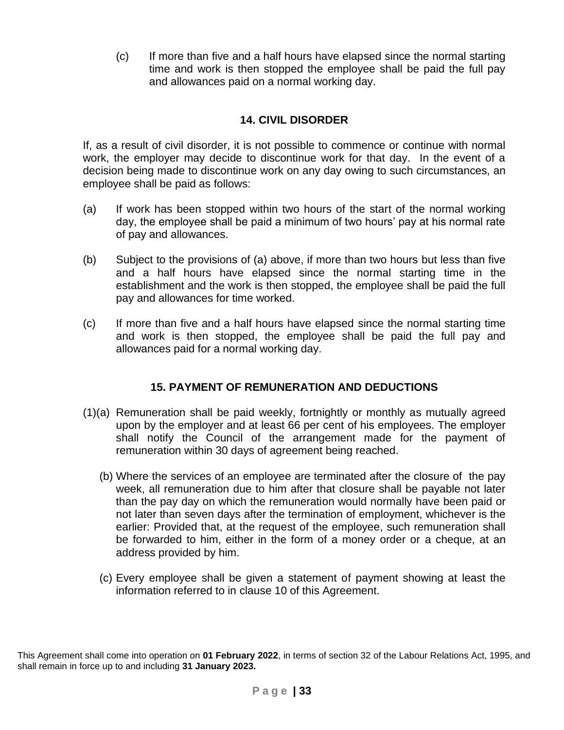(c) If more than five and a half hours have elapsed since the normal starting time and work is then stopped the employee shall be paid the full pay and allowances paid on a normal working day.

## 14. CIVIL DISORDER

If, as a result of civil disorder, it is not possible to commence or continue with normal work, the employer may decide to discontinue work for that day. In the event of a decision being made to discontinue work on any day owing to such circumstances, an employee shall be paid as follows:

(a) If work has been stopped within two hours of the start of the normal working day, the employee shall be paid a minimum of two hours' pay at his normal rate of pay and allowances.

(b) Subject to the provisions of (a) above, if more than two hours but less than five and a half hours have elapsed since the normal starting time in the establishment and the work is then stopped, the employee shall be paid the full pay and allowances for time worked.

(c) If more than five and a half hours have elapsed since the normal starting time and work is then stopped, the employee shall be paid the full pay and allowances paid for a normal working day.

## 15. PAYMENT OF REMUNERATION AND DEDUCTIONS

(1)(a) Remuneration shall be paid weekly, fortnightly or monthly as mutually agreed upon by the employer and at least 66 per cent of his employees. The employer shall notify the Council of the arrangement made for the payment of remuneration within 30 days of agreement being reached.

(b) Where the services of an employee are terminated after the closure of the pay week, all remuneration due to him after that closure shall be payable not later than the pay day on which the remuneration would normally have been paid or not later than seven days after the termination of employment, whichever is the earlier: Provided that, at the request of the employee, such remuneration shall be forwarded to him, either in the form of a money order or a cheque, at an address provided by him.

(c) Every employee shall be given a statement of payment showing at least the information referred to in clause 10 of this Agreement.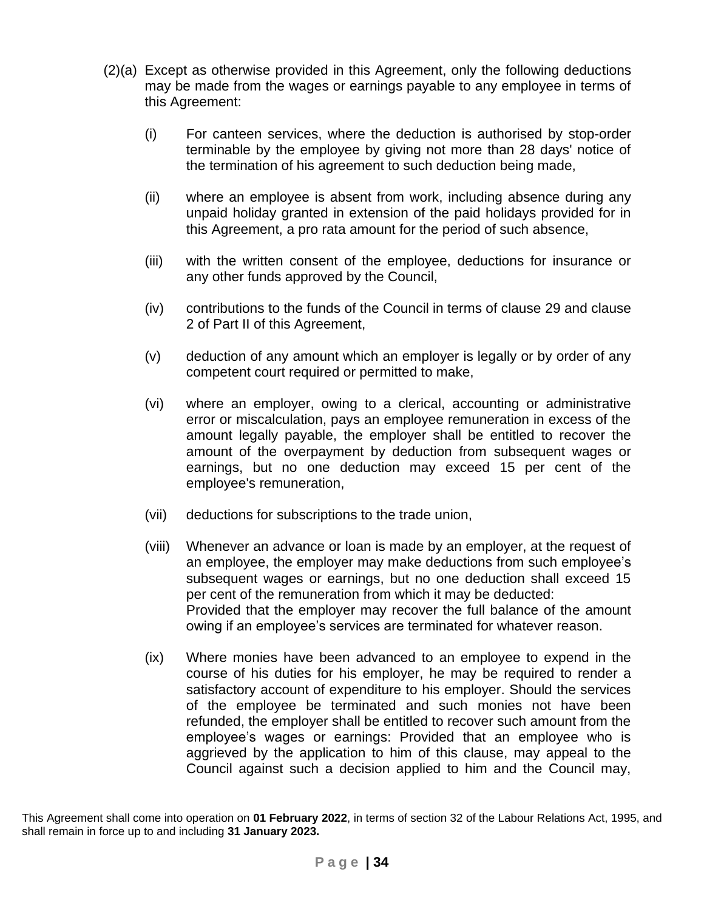(2)(a) Except as otherwise provided in this Agreement, only the following deductions may be made from the wages or earnings payable to any employee in terms of this Agreement:

(i) For canteen services, where the deduction is authorised by stop-order terminable by the employee by giving not more than 28 days' notice of the termination of his agreement to such deduction being made,

(ii) where an employee is absent from work, including absence during any unpaid holiday granted in extension of the paid holidays provided for in this Agreement, a pro rata amount for the period of such absence,

(iii) with the written consent of the employee, deductions for insurance or any other funds approved by the Council,

(iv) contributions to the funds of the Council in terms of clause 29 and clause 2 of Part II of this Agreement,

(v) deduction of any amount which an employer is legally or by order of any competent court required or permitted to make,

(vi) where an employer, owing to a clerical, accounting or administrative error or miscalculation, pays an employee remuneration in excess of the amount legally payable, the employer shall be entitled to recover the amount of the overpayment by deduction from subsequent wages or earnings, but no one deduction may exceed 15 per cent of the employee's remuneration,

(vii) deductions for subscriptions to the trade union,

(viii) Whenever an advance or loan is made by an employer, at the request of an employee, the employer may make deductions from such employee's subsequent wages or earnings, but no one deduction shall exceed 15 per cent of the remuneration from which it may be deducted:
Provided that the employer may recover the full balance of the amount owing if an employee's services are terminated for whatever reason.

(ix) Where monies have been advanced to an employee to expend in the course of his duties for his employer, he may be required to render a satisfactory account of expenditure to his employer. Should the services of the employee be terminated and such monies not have been refunded, the employer shall be entitled to recover such amount from the employee's wages or earnings: Provided that an employee who is aggrieved by the application to him of this clause, may appeal to the Council against such a decision applied to him and the Council may,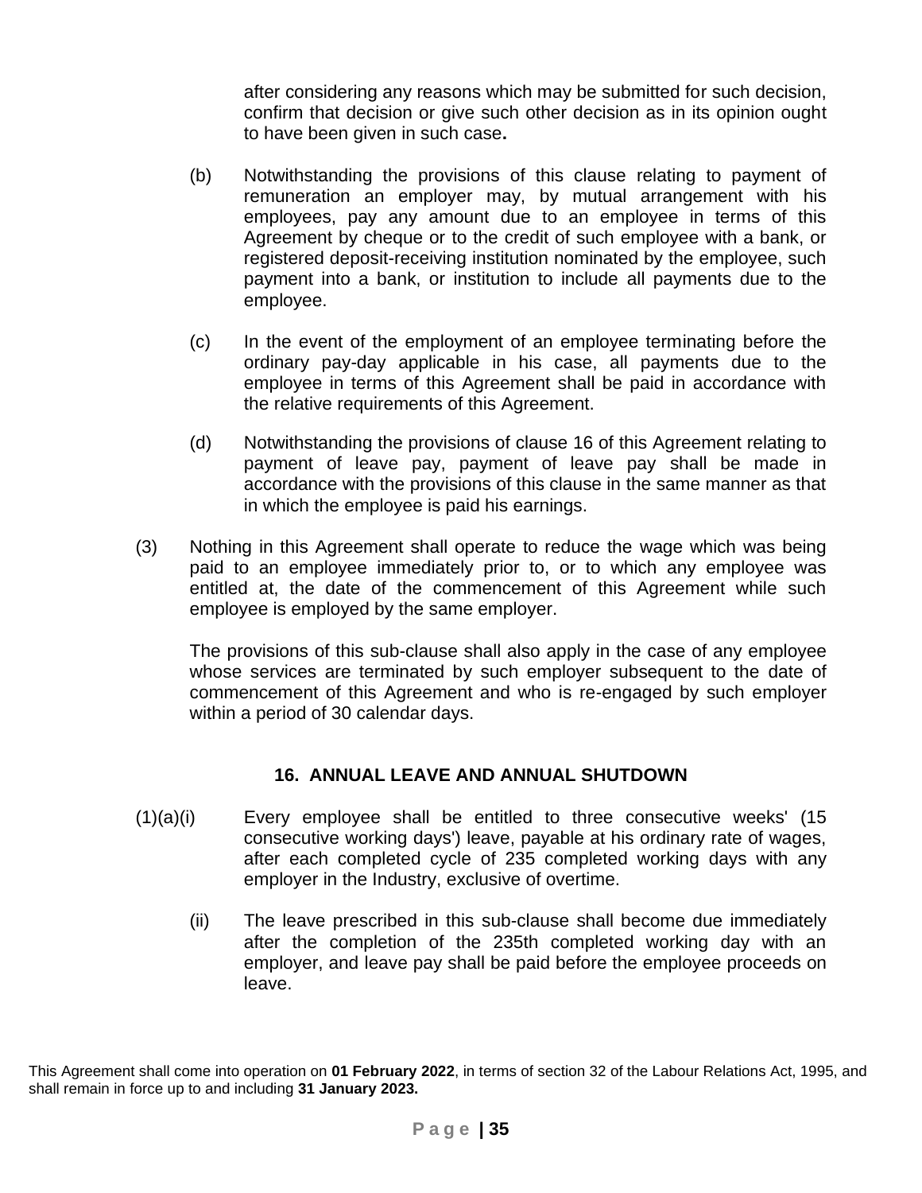after considering any reasons which may be submitted for such decision, confirm that decision or give such other decision as in its opinion ought to have been given in such case**.**

(b) Notwithstanding the provisions of this clause relating to payment of remuneration an employer may, by mutual arrangement with his employees, pay any amount due to an employee in terms of this Agreement by cheque or to the credit of such employee with a bank, or registered deposit-receiving institution nominated by the employee, such payment into a bank, or institution to include all payments due to the employee.

(c) In the event of the employment of an employee terminating before the ordinary pay-day applicable in his case, all payments due to the employee in terms of this Agreement shall be paid in accordance with the relative requirements of this Agreement.

(d) Notwithstanding the provisions of clause 16 of this Agreement relating to payment of leave pay, payment of leave pay shall be made in accordance with the provisions of this clause in the same manner as that in which the employee is paid his earnings.

(3) Nothing in this Agreement shall operate to reduce the wage which was being paid to an employee immediately prior to, or to which any employee was entitled at, the date of the commencement of this Agreement while such employee is employed by the same employer.

The provisions of this sub-clause shall also apply in the case of any employee whose services are terminated by such employer subsequent to the date of commencement of this Agreement and who is re-engaged by such employer within a period of 30 calendar days.

## 16. ANNUAL LEAVE AND ANNUAL SHUTDOWN

(1)(a)(i) Every employee shall be entitled to three consecutive weeks' (15 consecutive working days') leave, payable at his ordinary rate of wages, after each completed cycle of 235 completed working days with any employer in the Industry, exclusive of overtime.

(ii) The leave prescribed in this sub-clause shall become due immediately after the completion of the 235th completed working day with an employer, and leave pay shall be paid before the employee proceeds on leave.

This Agreement shall come into operation on **01 February 2022**, in terms of section 32 of the Labour Relations Act, 1995, and shall remain in force up to and including **31 January 2023.**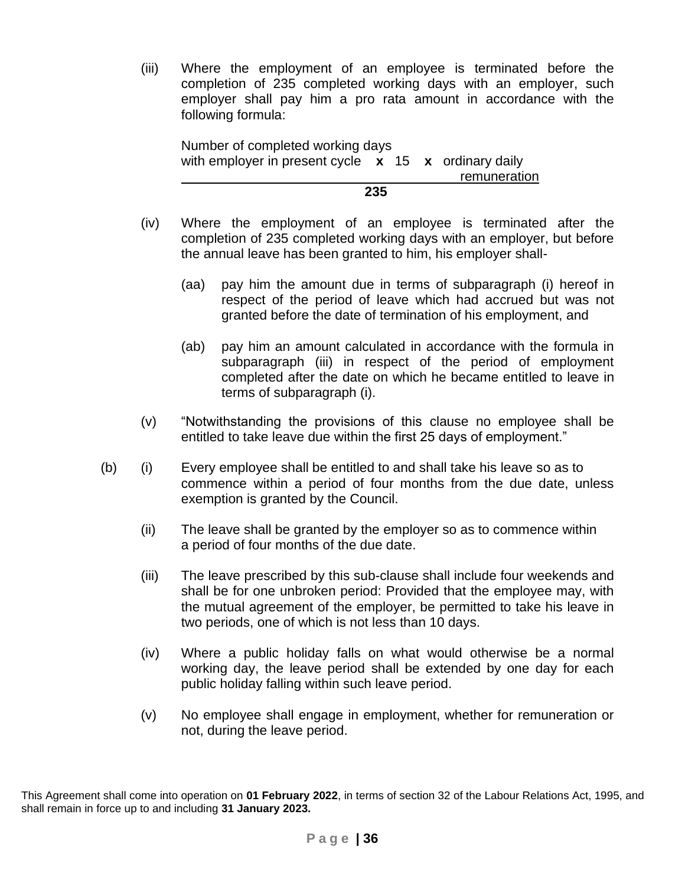(iii) Where the employment of an employee is terminated before the completion of 235 completed working days with an employer, such employer shall pay him a pro rata amount in accordance with the following formula:

$$\frac{\text{Number of completed working days with employer in present cycle} \times 15 \times \text{ordinary daily remuneration}}{235}$$

(iv) Where the employment of an employee is terminated after the completion of 235 completed working days with an employer, but before the annual leave has been granted to him, his employer shall-

(aa) pay him the amount due in terms of subparagraph (i) hereof in respect of the period of leave which had accrued but was not granted before the date of termination of his employment, and

(ab) pay him an amount calculated in accordance with the formula in subparagraph (iii) in respect of the period of employment completed after the date on which he became entitled to leave in terms of subparagraph (i).

(v) "Notwithstanding the provisions of this clause no employee shall be entitled to take leave due within the first 25 days of employment."

(b) (i) Every employee shall be entitled to and shall take his leave so as to commence within a period of four months from the due date, unless exemption is granted by the Council.

(ii) The leave shall be granted by the employer so as to commence within a period of four months of the due date.

(iii) The leave prescribed by this sub-clause shall include four weekends and shall be for one unbroken period: Provided that the employee may, with the mutual agreement of the employer, be permitted to take his leave in two periods, one of which is not less than 10 days.

(iv) Where a public holiday falls on what would otherwise be a normal working day, the leave period shall be extended by one day for each public holiday falling within such leave period.

(v) No employee shall engage in employment, whether for remuneration or not, during the leave period.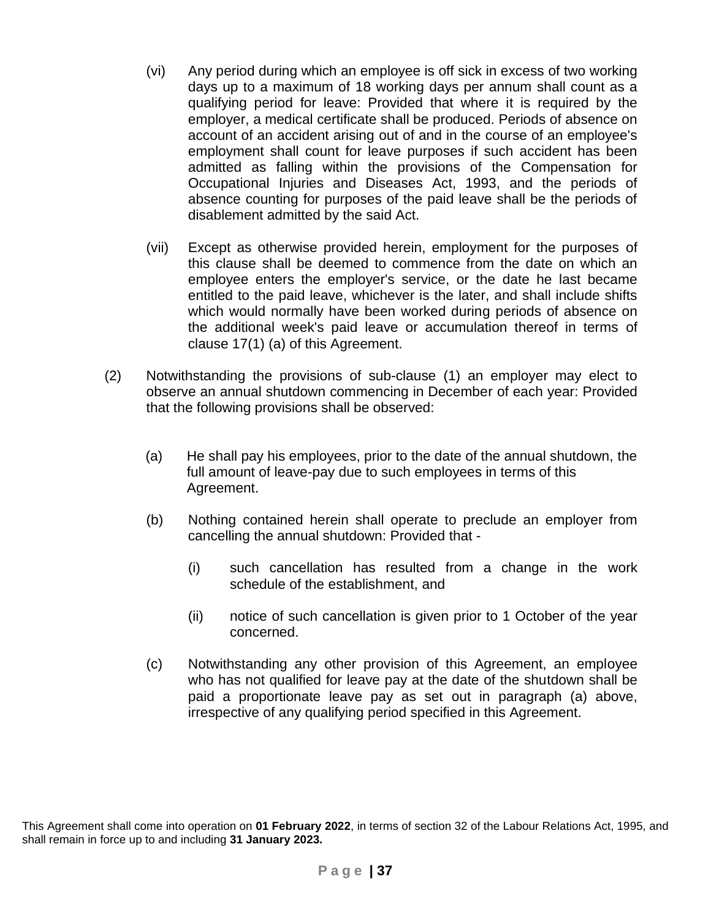(vi) Any period during which an employee is off sick in excess of two working days up to a maximum of 18 working days per annum shall count as a qualifying period for leave: Provided that where it is required by the employer, a medical certificate shall be produced. Periods of absence on account of an accident arising out of and in the course of an employee's employment shall count for leave purposes if such accident has been admitted as falling within the provisions of the Compensation for Occupational Injuries and Diseases Act, 1993, and the periods of absence counting for purposes of the paid leave shall be the periods of disablement admitted by the said Act.

(vii) Except as otherwise provided herein, employment for the purposes of this clause shall be deemed to commence from the date on which an employee enters the employer's service, or the date he last became entitled to the paid leave, whichever is the later, and shall include shifts which would normally have been worked during periods of absence on the additional week's paid leave or accumulation thereof in terms of clause 17(1) (a) of this Agreement.

(2) Notwithstanding the provisions of sub-clause (1) an employer may elect to observe an annual shutdown commencing in December of each year: Provided that the following provisions shall be observed:

(a) He shall pay his employees, prior to the date of the annual shutdown, the full amount of leave-pay due to such employees in terms of this Agreement.

(b) Nothing contained herein shall operate to preclude an employer from cancelling the annual shutdown: Provided that -

(i) such cancellation has resulted from a change in the work schedule of the establishment, and

(ii) notice of such cancellation is given prior to 1 October of the year concerned.

(c) Notwithstanding any other provision of this Agreement, an employee who has not qualified for leave pay at the date of the shutdown shall be paid a proportionate leave pay as set out in paragraph (a) above, irrespective of any qualifying period specified in this Agreement.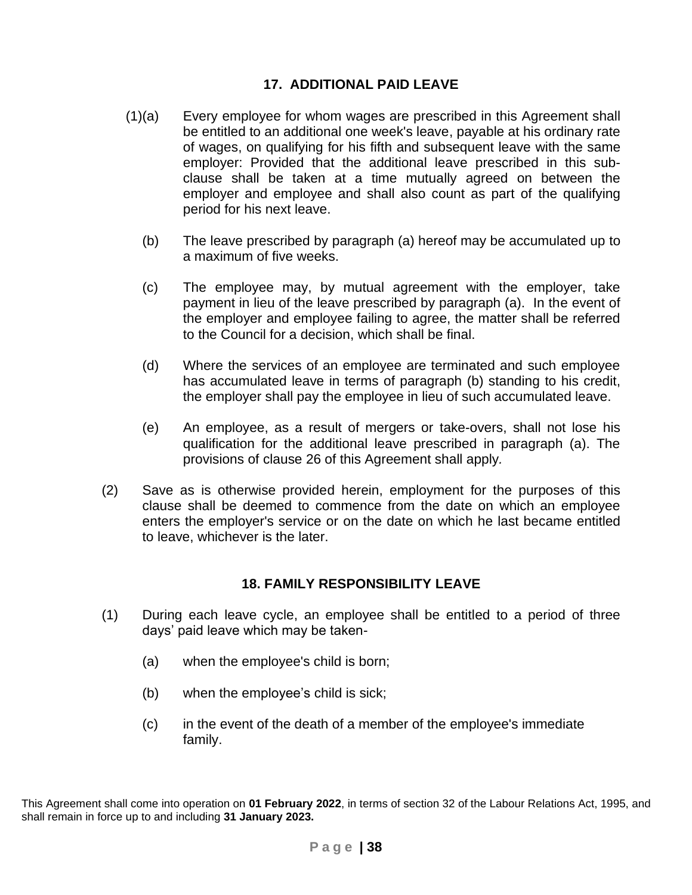## 17. ADDITIONAL PAID LEAVE

(1)(a) Every employee for whom wages are prescribed in this Agreement shall be entitled to an additional one week's leave, payable at his ordinary rate of wages, on qualifying for his fifth and subsequent leave with the same employer: Provided that the additional leave prescribed in this sub-clause shall be taken at a time mutually agreed on between the employer and employee and shall also count as part of the qualifying period for his next leave.

(b) The leave prescribed by paragraph (a) hereof may be accumulated up to a maximum of five weeks.

(c) The employee may, by mutual agreement with the employer, take payment in lieu of the leave prescribed by paragraph (a). In the event of the employer and employee failing to agree, the matter shall be referred to the Council for a decision, which shall be final.

(d) Where the services of an employee are terminated and such employee has accumulated leave in terms of paragraph (b) standing to his credit, the employer shall pay the employee in lieu of such accumulated leave.

(e) An employee, as a result of mergers or take-overs, shall not lose his qualification for the additional leave prescribed in paragraph (a). The provisions of clause 26 of this Agreement shall apply.

(2) Save as is otherwise provided herein, employment for the purposes of this clause shall be deemed to commence from the date on which an employee enters the employer's service or on the date on which he last became entitled to leave, whichever is the later.

## 18. FAMILY RESPONSIBILITY LEAVE

(1) During each leave cycle, an employee shall be entitled to a period of three days' paid leave which may be taken-

(a) when the employee's child is born;

(b) when the employee's child is sick;

(c) in the event of the death of a member of the employee's immediate family.

This Agreement shall come into operation on **01 February 2022**, in terms of section 32 of the Labour Relations Act, 1995, and shall remain in force up to and including **31 January 2023.**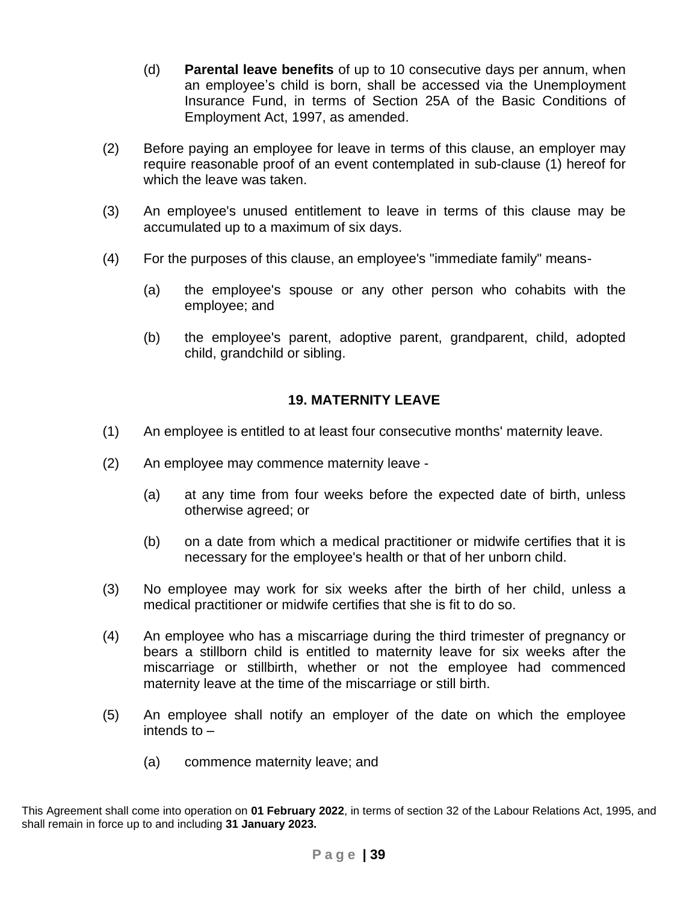(d) **Parental leave benefits** of up to 10 consecutive days per annum, when an employee's child is born, shall be accessed via the Unemployment Insurance Fund, in terms of Section 25A of the Basic Conditions of Employment Act, 1997, as amended.

(2) Before paying an employee for leave in terms of this clause, an employer may require reasonable proof of an event contemplated in sub-clause (1) hereof for which the leave was taken.

(3) An employee's unused entitlement to leave in terms of this clause may be accumulated up to a maximum of six days.

(4) For the purposes of this clause, an employee's "immediate family" means-

(a) the employee's spouse or any other person who cohabits with the employee; and

(b) the employee's parent, adoptive parent, grandparent, child, adopted child, grandchild or sibling.

## 19. MATERNITY LEAVE

(1) An employee is entitled to at least four consecutive months' maternity leave.

(2) An employee may commence maternity leave -

(a) at any time from four weeks before the expected date of birth, unless otherwise agreed; or

(b) on a date from which a medical practitioner or midwife certifies that it is necessary for the employee's health or that of her unborn child.

(3) No employee may work for six weeks after the birth of her child, unless a medical practitioner or midwife certifies that she is fit to do so.

(4) An employee who has a miscarriage during the third trimester of pregnancy or bears a stillborn child is entitled to maternity leave for six weeks after the miscarriage or stillbirth, whether or not the employee had commenced maternity leave at the time of the miscarriage or still birth.

(5) An employee shall notify an employer of the date on which the employee intends to –

(a) commence maternity leave; and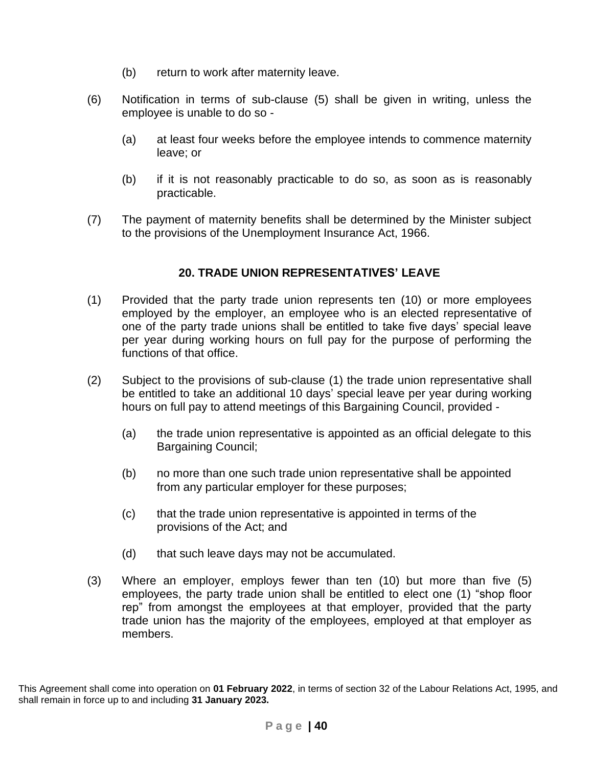(b) return to work after maternity leave.

(6) Notification in terms of sub-clause (5) shall be given in writing, unless the employee is unable to do so -

(a) at least four weeks before the employee intends to commence maternity leave; or

(b) if it is not reasonably practicable to do so, as soon as is reasonably practicable.

(7) The payment of maternity benefits shall be determined by the Minister subject to the provisions of the Unemployment Insurance Act, 1966.

### 20. TRADE UNION REPRESENTATIVES' LEAVE

(1) Provided that the party trade union represents ten (10) or more employees employed by the employer, an employee who is an elected representative of one of the party trade unions shall be entitled to take five days' special leave per year during working hours on full pay for the purpose of performing the functions of that office.

(2) Subject to the provisions of sub-clause (1) the trade union representative shall be entitled to take an additional 10 days' special leave per year during working hours on full pay to attend meetings of this Bargaining Council, provided -

(a) the trade union representative is appointed as an official delegate to this Bargaining Council;

(b) no more than one such trade union representative shall be appointed from any particular employer for these purposes;

(c) that the trade union representative is appointed in terms of the provisions of the Act; and

(d) that such leave days may not be accumulated.

(3) Where an employer, employs fewer than ten (10) but more than five (5) employees, the party trade union shall be entitled to elect one (1) "shop floor rep" from amongst the employees at that employer, provided that the party trade union has the majority of the employees, employed at that employer as members.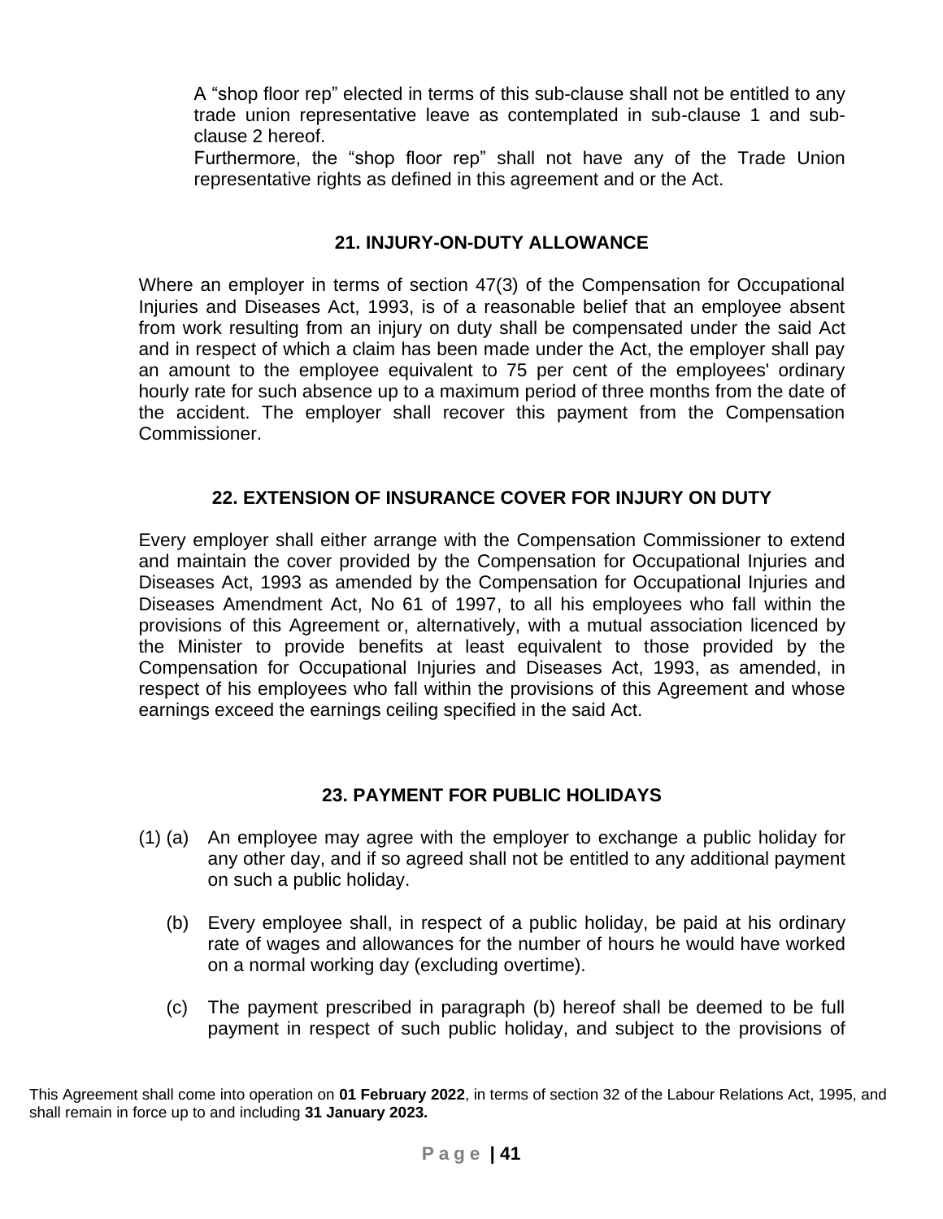A "shop floor rep" elected in terms of this sub-clause shall not be entitled to any trade union representative leave as contemplated in sub-clause 1 and sub-clause 2 hereof.

Furthermore, the "shop floor rep" shall not have any of the Trade Union representative rights as defined in this agreement and or the Act.

## 21. INJURY-ON-DUTY ALLOWANCE

Where an employer in terms of section 47(3) of the Compensation for Occupational Injuries and Diseases Act, 1993, is of a reasonable belief that an employee absent from work resulting from an injury on duty shall be compensated under the said Act and in respect of which a claim has been made under the Act, the employer shall pay an amount to the employee equivalent to 75 per cent of the employees' ordinary hourly rate for such absence up to a maximum period of three months from the date of the accident. The employer shall recover this payment from the Compensation Commissioner.

## 22. EXTENSION OF INSURANCE COVER FOR INJURY ON DUTY

Every employer shall either arrange with the Compensation Commissioner to extend and maintain the cover provided by the Compensation for Occupational Injuries and Diseases Act, 1993 as amended by the Compensation for Occupational Injuries and Diseases Amendment Act, No 61 of 1997, to all his employees who fall within the provisions of this Agreement or, alternatively, with a mutual association licenced by the Minister to provide benefits at least equivalent to those provided by the Compensation for Occupational Injuries and Diseases Act, 1993, as amended, in respect of his employees who fall within the provisions of this Agreement and whose earnings exceed the earnings ceiling specified in the said Act.

## 23. PAYMENT FOR PUBLIC HOLIDAYS

(1) (a) An employee may agree with the employer to exchange a public holiday for any other day, and if so agreed shall not be entitled to any additional payment on such a public holiday.

(b) Every employee shall, in respect of a public holiday, be paid at his ordinary rate of wages and allowances for the number of hours he would have worked on a normal working day (excluding overtime).

(c) The payment prescribed in paragraph (b) hereof shall be deemed to be full payment in respect of such public holiday, and subject to the provisions of

This Agreement shall come into operation on **01 February 2022**, in terms of section 32 of the Labour Relations Act, 1995, and shall remain in force up to and including **31 January 2023.**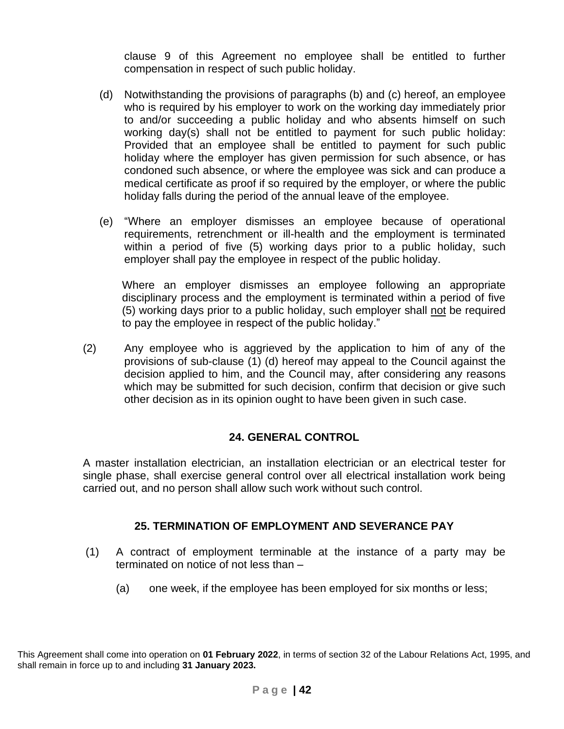clause 9 of this Agreement no employee shall be entitled to further compensation in respect of such public holiday.

(d) Notwithstanding the provisions of paragraphs (b) and (c) hereof, an employee who is required by his employer to work on the working day immediately prior to and/or succeeding a public holiday and who absents himself on such working day(s) shall not be entitled to payment for such public holiday: Provided that an employee shall be entitled to payment for such public holiday where the employer has given permission for such absence, or has condoned such absence, or where the employee was sick and can produce a medical certificate as proof if so required by the employer, or where the public holiday falls during the period of the annual leave of the employee.

(e) "Where an employer dismisses an employee because of operational requirements, retrenchment or ill-health and the employment is terminated within a period of five (5) working days prior to a public holiday, such employer shall pay the employee in respect of the public holiday.

Where an employer dismisses an employee following an appropriate disciplinary process and the employment is terminated within a period of five (5) working days prior to a public holiday, such employer shall not be required to pay the employee in respect of the public holiday."

(2) Any employee who is aggrieved by the application to him of any of the provisions of sub-clause (1) (d) hereof may appeal to the Council against the decision applied to him, and the Council may, after considering any reasons which may be submitted for such decision, confirm that decision or give such other decision as in its opinion ought to have been given in such case.

## 24. GENERAL CONTROL

A master installation electrician, an installation electrician or an electrical tester for single phase, shall exercise general control over all electrical installation work being carried out, and no person shall allow such work without such control.

## 25. TERMINATION OF EMPLOYMENT AND SEVERANCE PAY

(1) A contract of employment terminable at the instance of a party may be terminated on notice of not less than –

(a) one week, if the employee has been employed for six months or less;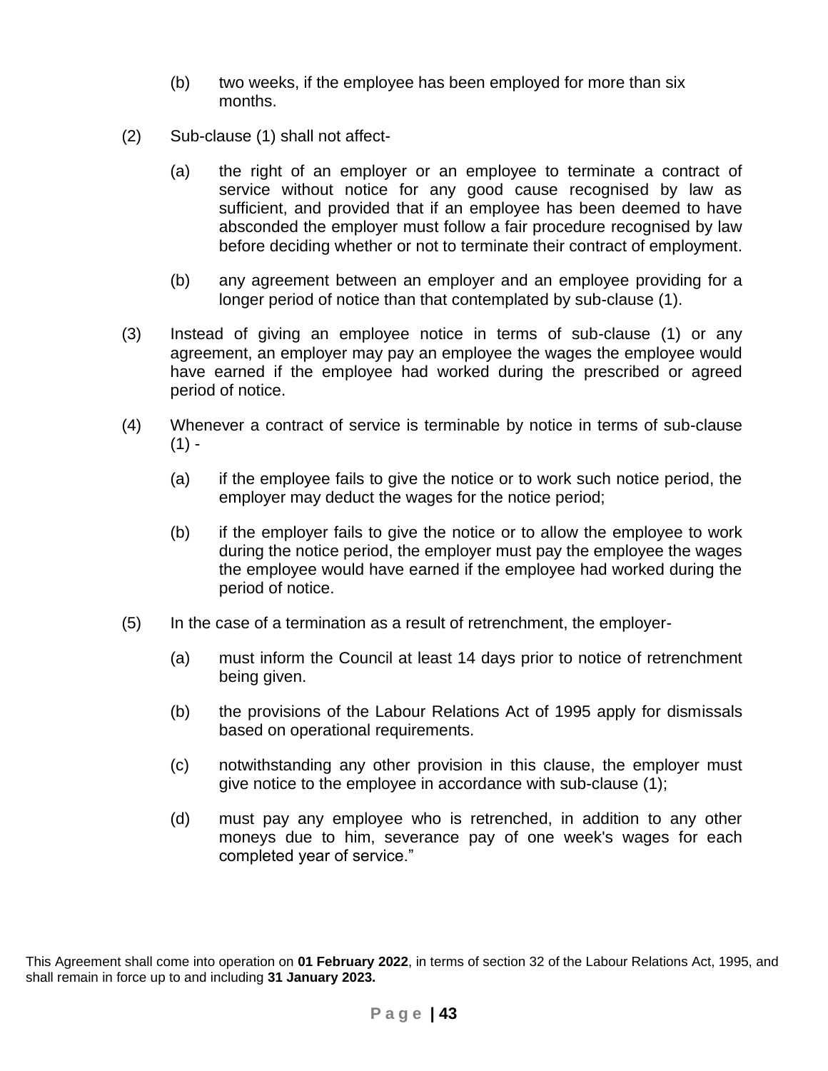(b) two weeks, if the employee has been employed for more than six months.

(2) Sub-clause (1) shall not affect-

(a) the right of an employer or an employee to terminate a contract of service without notice for any good cause recognised by law as sufficient, and provided that if an employee has been deemed to have absconded the employer must follow a fair procedure recognised by law before deciding whether or not to terminate their contract of employment.

(b) any agreement between an employer and an employee providing for a longer period of notice than that contemplated by sub-clause (1).

(3) Instead of giving an employee notice in terms of sub-clause (1) or any agreement, an employer may pay an employee the wages the employee would have earned if the employee had worked during the prescribed or agreed period of notice.

(4) Whenever a contract of service is terminable by notice in terms of sub-clause (1) -

(a) if the employee fails to give the notice or to work such notice period, the employer may deduct the wages for the notice period;

(b) if the employer fails to give the notice or to allow the employee to work during the notice period, the employer must pay the employee the wages the employee would have earned if the employee had worked during the period of notice.

(5) In the case of a termination as a result of retrenchment, the employer-

(a) must inform the Council at least 14 days prior to notice of retrenchment being given.

(b) the provisions of the Labour Relations Act of 1995 apply for dismissals based on operational requirements.

(c) notwithstanding any other provision in this clause, the employer must give notice to the employee in accordance with sub-clause (1);

(d) must pay any employee who is retrenched, in addition to any other moneys due to him, severance pay of one week's wages for each completed year of service."

This Agreement shall come into operation on **01 February 2022**, in terms of section 32 of the Labour Relations Act, 1995, and shall remain in force up to and including **31 January 2023.**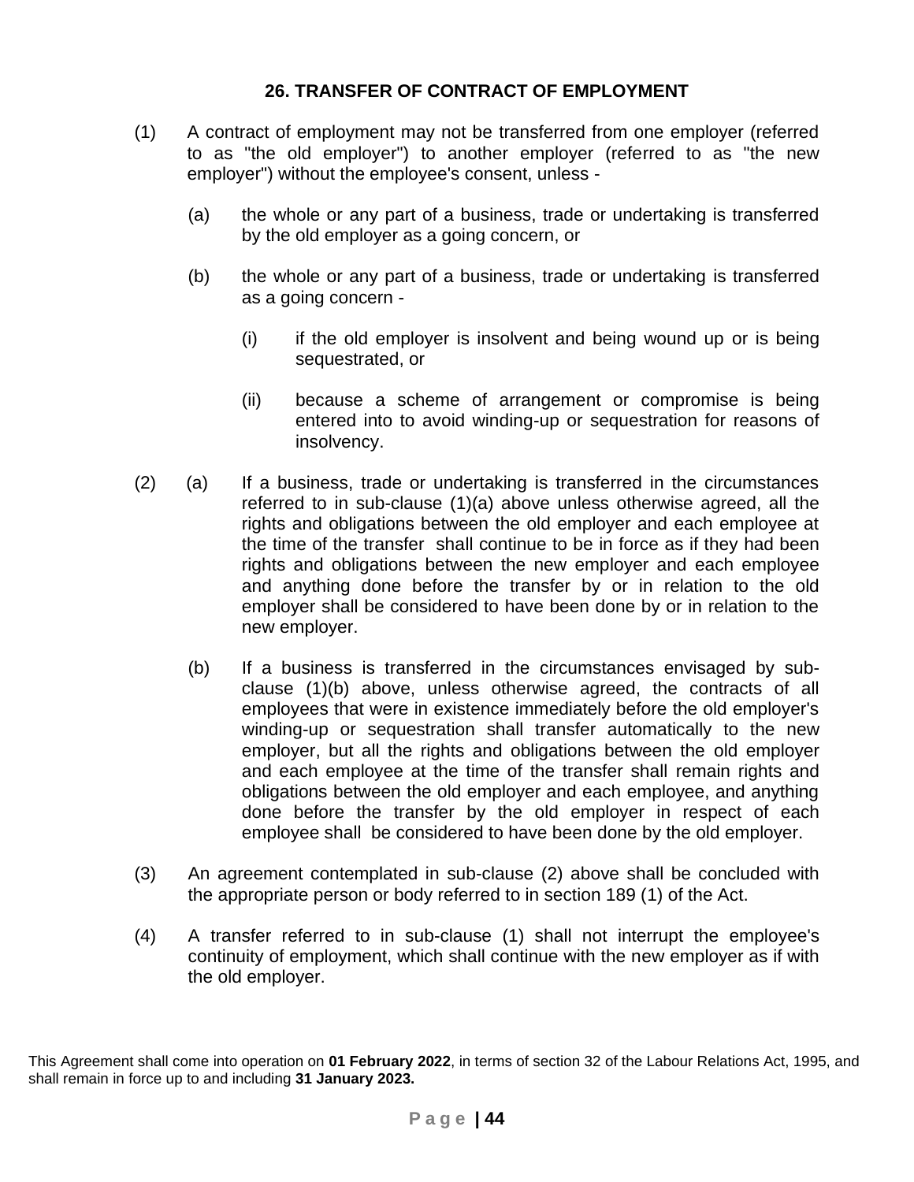## 26. TRANSFER OF CONTRACT OF EMPLOYMENT

(1) A contract of employment may not be transferred from one employer (referred to as "the old employer") to another employer (referred to as "the new employer") without the employee's consent, unless -

(a) the whole or any part of a business, trade or undertaking is transferred by the old employer as a going concern, or

(b) the whole or any part of a business, trade or undertaking is transferred as a going concern -

(i) if the old employer is insolvent and being wound up or is being sequestrated, or

(ii) because a scheme of arrangement or compromise is being entered into to avoid winding-up or sequestration for reasons of insolvency.

(2) (a) If a business, trade or undertaking is transferred in the circumstances referred to in sub-clause (1)(a) above unless otherwise agreed, all the rights and obligations between the old employer and each employee at the time of the transfer shall continue to be in force as if they had been rights and obligations between the new employer and each employee and anything done before the transfer by or in relation to the old employer shall be considered to have been done by or in relation to the new employer.

(b) If a business is transferred in the circumstances envisaged by sub-clause (1)(b) above, unless otherwise agreed, the contracts of all employees that were in existence immediately before the old employer's winding-up or sequestration shall transfer automatically to the new employer, but all the rights and obligations between the old employer and each employee at the time of the transfer shall remain rights and obligations between the old employer and each employee, and anything done before the transfer by the old employer in respect of each employee shall be considered to have been done by the old employer.

(3) An agreement contemplated in sub-clause (2) above shall be concluded with the appropriate person or body referred to in section 189 (1) of the Act.

(4) A transfer referred to in sub-clause (1) shall not interrupt the employee's continuity of employment, which shall continue with the new employer as if with the old employer.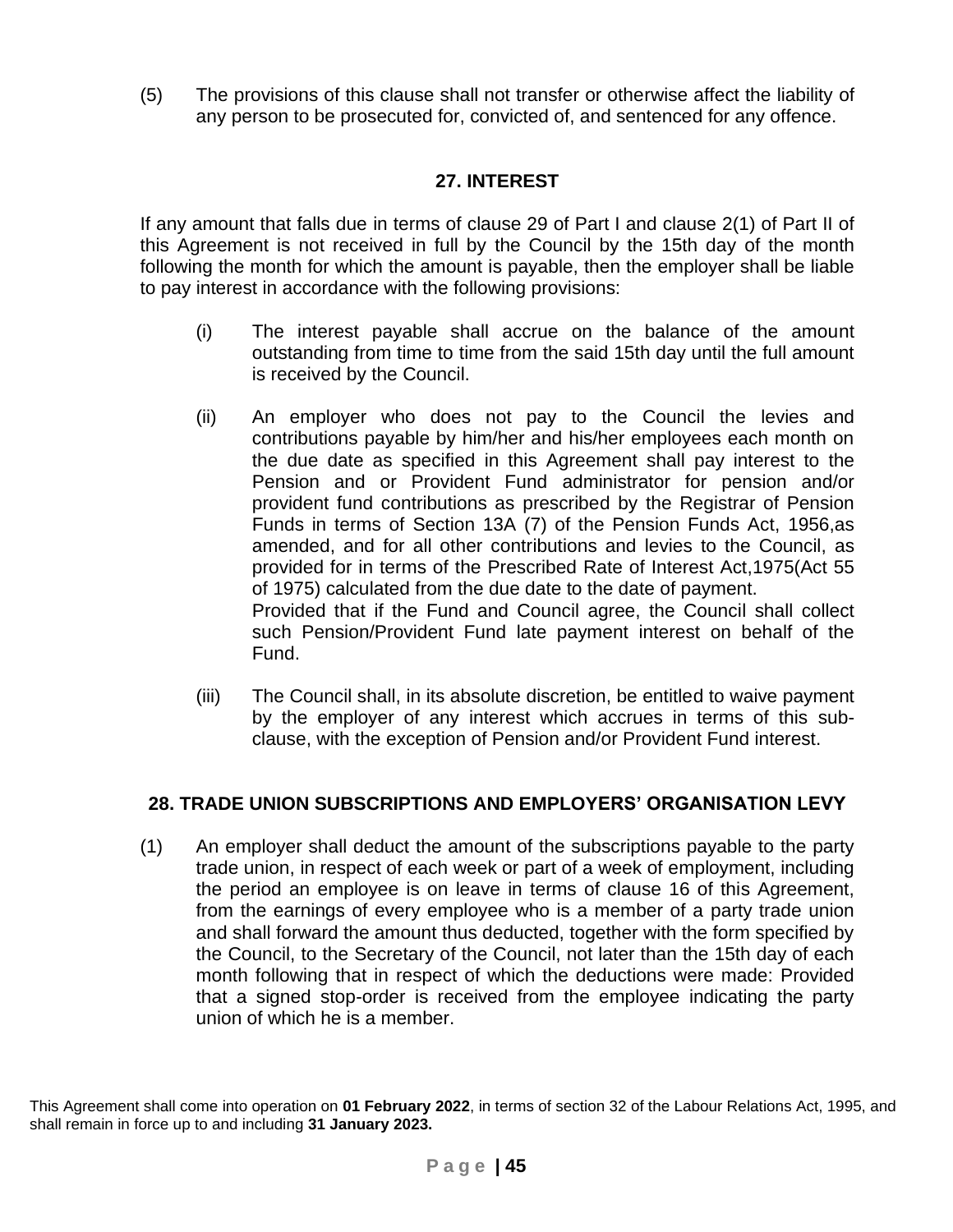(5) The provisions of this clause shall not transfer or otherwise affect the liability of any person to be prosecuted for, convicted of, and sentenced for any offence.

## 27. INTEREST

If any amount that falls due in terms of clause 29 of Part I and clause 2(1) of Part II of this Agreement is not received in full by the Council by the 15th day of the month following the month for which the amount is payable, then the employer shall be liable to pay interest in accordance with the following provisions:

(i) The interest payable shall accrue on the balance of the amount outstanding from time to time from the said 15th day until the full amount is received by the Council.

(ii) An employer who does not pay to the Council the levies and contributions payable by him/her and his/her employees each month on the due date as specified in this Agreement shall pay interest to the Pension and or Provident Fund administrator for pension and/or provident fund contributions as prescribed by the Registrar of Pension Funds in terms of Section 13A (7) of the Pension Funds Act, 1956,as amended, and for all other contributions and levies to the Council, as provided for in terms of the Prescribed Rate of Interest Act,1975(Act 55 of 1975) calculated from the due date to the date of payment.
Provided that if the Fund and Council agree, the Council shall collect such Pension/Provident Fund late payment interest on behalf of the Fund.

(iii) The Council shall, in its absolute discretion, be entitled to waive payment by the employer of any interest which accrues in terms of this sub-clause, with the exception of Pension and/or Provident Fund interest.

## 28. TRADE UNION SUBSCRIPTIONS AND EMPLOYERS' ORGANISATION LEVY

(1) An employer shall deduct the amount of the subscriptions payable to the party trade union, in respect of each week or part of a week of employment, including the period an employee is on leave in terms of clause 16 of this Agreement, from the earnings of every employee who is a member of a party trade union and shall forward the amount thus deducted, together with the form specified by the Council, to the Secretary of the Council, not later than the 15th day of each month following that in respect of which the deductions were made: Provided that a signed stop-order is received from the employee indicating the party union of which he is a member.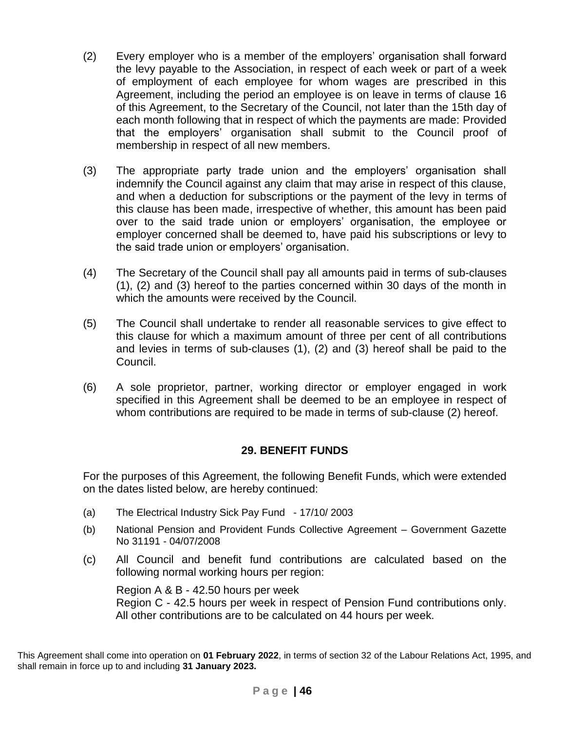(2) Every employer who is a member of the employers' organisation shall forward the levy payable to the Association, in respect of each week or part of a week of employment of each employee for whom wages are prescribed in this Agreement, including the period an employee is on leave in terms of clause 16 of this Agreement, to the Secretary of the Council, not later than the 15th day of each month following that in respect of which the payments are made: Provided that the employers' organisation shall submit to the Council proof of membership in respect of all new members.

(3) The appropriate party trade union and the employers' organisation shall indemnify the Council against any claim that may arise in respect of this clause, and when a deduction for subscriptions or the payment of the levy in terms of this clause has been made, irrespective of whether, this amount has been paid over to the said trade union or employers' organisation, the employee or employer concerned shall be deemed to, have paid his subscriptions or levy to the said trade union or employers' organisation.

(4) The Secretary of the Council shall pay all amounts paid in terms of sub-clauses (1), (2) and (3) hereof to the parties concerned within 30 days of the month in which the amounts were received by the Council.

(5) The Council shall undertake to render all reasonable services to give effect to this clause for which a maximum amount of three per cent of all contributions and levies in terms of sub-clauses (1), (2) and (3) hereof shall be paid to the Council.

(6) A sole proprietor, partner, working director or employer engaged in work specified in this Agreement shall be deemed to be an employee in respect of whom contributions are required to be made in terms of sub-clause (2) hereof.

## 29. BENEFIT FUNDS

For the purposes of this Agreement, the following Benefit Funds, which were extended on the dates listed below, are hereby continued:

(a) The Electrical Industry Sick Pay Fund - 17/10/ 2003

(b) National Pension and Provident Funds Collective Agreement – Government Gazette No 31191 - 04/07/2008

(c) All Council and benefit fund contributions are calculated based on the following normal working hours per region:

Region A & B - 42.50 hours per week
Region C - 42.5 hours per week in respect of Pension Fund contributions only. All other contributions are to be calculated on 44 hours per week.

This Agreement shall come into operation on **01 February 2022**, in terms of section 32 of the Labour Relations Act, 1995, and shall remain in force up to and including **31 January 2023.**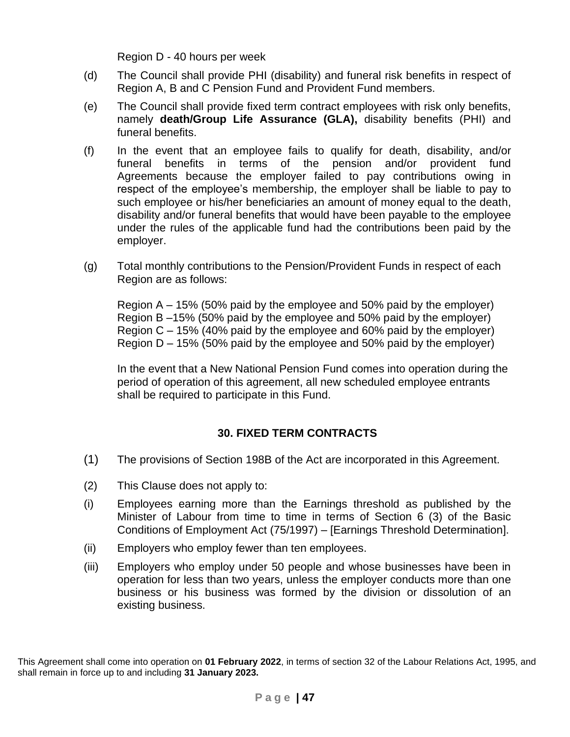Region D - 40 hours per week

(d) The Council shall provide PHI (disability) and funeral risk benefits in respect of Region A, B and C Pension Fund and Provident Fund members.

(e) The Council shall provide fixed term contract employees with risk only benefits, namely **death/Group Life Assurance (GLA),** disability benefits (PHI) and funeral benefits.

(f) In the event that an employee fails to qualify for death, disability, and/or funeral benefits in terms of the pension and/or provident fund Agreements because the employer failed to pay contributions owing in respect of the employee's membership, the employer shall be liable to pay to such employee or his/her beneficiaries an amount of money equal to the death, disability and/or funeral benefits that would have been payable to the employee under the rules of the applicable fund had the contributions been paid by the employer.

(g) Total monthly contributions to the Pension/Provident Funds in respect of each Region are as follows:

Region A – 15% (50% paid by the employee and 50% paid by the employer)
Region B –15% (50% paid by the employee and 50% paid by the employer)
Region C – 15% (40% paid by the employee and 60% paid by the employer)
Region D – 15% (50% paid by the employee and 50% paid by the employer)

In the event that a New National Pension Fund comes into operation during the period of operation of this agreement, all new scheduled employee entrants shall be required to participate in this Fund.

## 30. FIXED TERM CONTRACTS

(1) The provisions of Section 198B of the Act are incorporated in this Agreement.

(2) This Clause does not apply to:

(i) Employees earning more than the Earnings threshold as published by the Minister of Labour from time to time in terms of Section 6 (3) of the Basic Conditions of Employment Act (75/1997) – [Earnings Threshold Determination].

(ii) Employers who employ fewer than ten employees.

(iii) Employers who employ under 50 people and whose businesses have been in operation for less than two years, unless the employer conducts more than one business or his business was formed by the division or dissolution of an existing business.

This Agreement shall come into operation on **01 February 2022**, in terms of section 32 of the Labour Relations Act, 1995, and shall remain in force up to and including **31 January 2023.**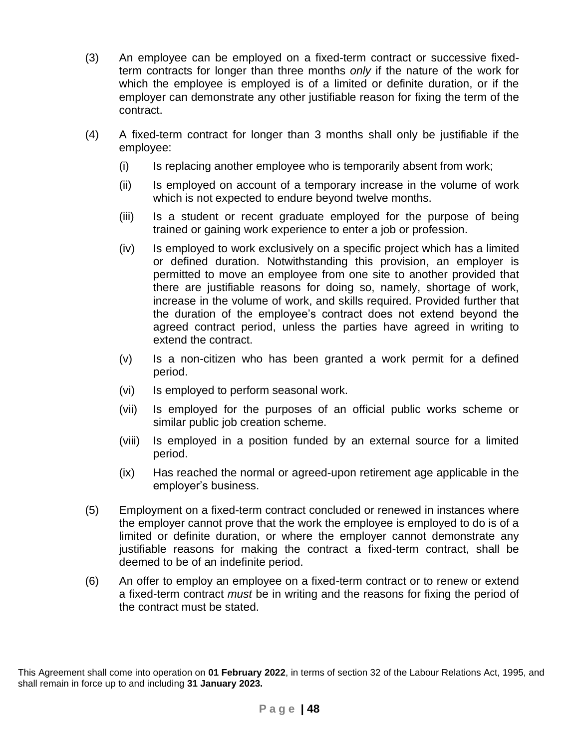(3) An employee can be employed on a fixed-term contract or successive fixed-term contracts for longer than three months *only* if the nature of the work for which the employee is employed is of a limited or definite duration, or if the employer can demonstrate any other justifiable reason for fixing the term of the contract.

(4) A fixed-term contract for longer than 3 months shall only be justifiable if the employee:

- (i) Is replacing another employee who is temporarily absent from work;
- (ii) Is employed on account of a temporary increase in the volume of work which is not expected to endure beyond twelve months.
- (iii) Is a student or recent graduate employed for the purpose of being trained or gaining work experience to enter a job or profession.
- (iv) Is employed to work exclusively on a specific project which has a limited or defined duration. Notwithstanding this provision, an employer is permitted to move an employee from one site to another provided that there are justifiable reasons for doing so, namely, shortage of work, increase in the volume of work, and skills required. Provided further that the duration of the employee's contract does not extend beyond the agreed contract period, unless the parties have agreed in writing to extend the contract.
- (v) Is a non-citizen who has been granted a work permit for a defined period.
- (vi) Is employed to perform seasonal work.
- (vii) Is employed for the purposes of an official public works scheme or similar public job creation scheme.
- (viii) Is employed in a position funded by an external source for a limited period.
- (ix) Has reached the normal or agreed-upon retirement age applicable in the employer's business.

(5) Employment on a fixed-term contract concluded or renewed in instances where the employer cannot prove that the work the employee is employed to do is of a limited or definite duration, or where the employer cannot demonstrate any justifiable reasons for making the contract a fixed-term contract, shall be deemed to be of an indefinite period.

(6) An offer to employ an employee on a fixed-term contract or to renew or extend a fixed-term contract *must* be in writing and the reasons for fixing the period of the contract must be stated.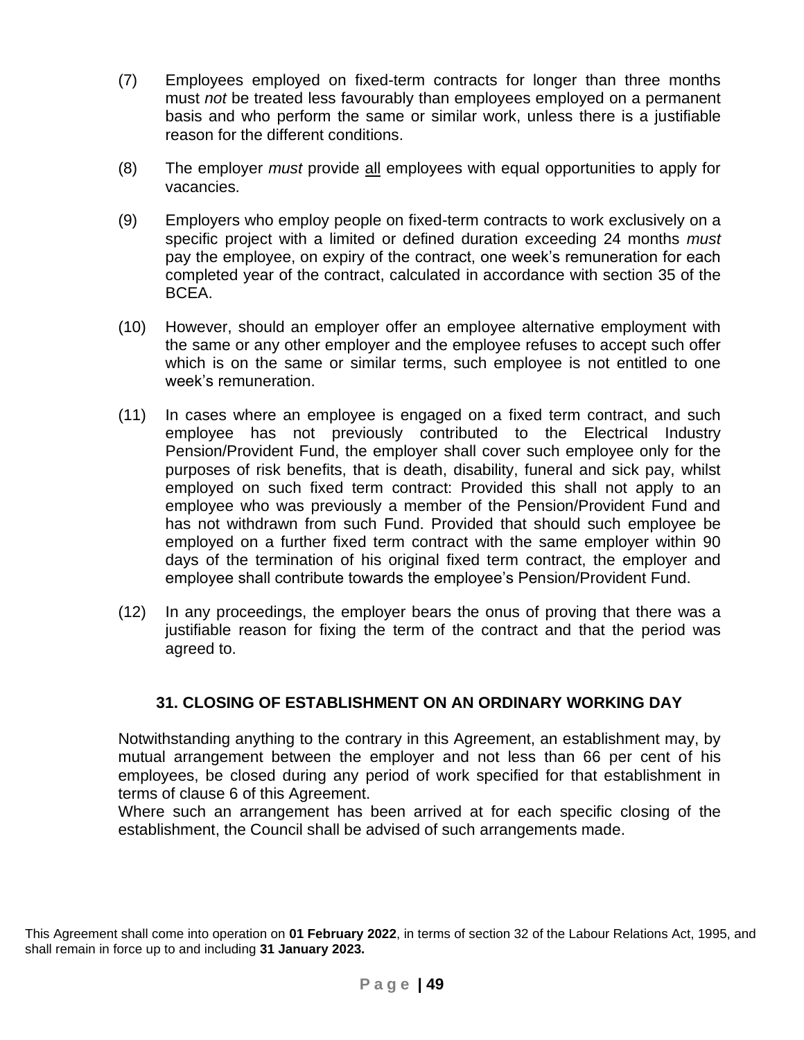(7) Employees employed on fixed-term contracts for longer than three months must *not* be treated less favourably than employees employed on a permanent basis and who perform the same or similar work, unless there is a justifiable reason for the different conditions.

(8) The employer *must* provide <u>all</u> employees with equal opportunities to apply for vacancies.

(9) Employers who employ people on fixed-term contracts to work exclusively on a specific project with a limited or defined duration exceeding 24 months *must* pay the employee, on expiry of the contract, one week's remuneration for each completed year of the contract, calculated in accordance with section 35 of the BCEA.

(10) However, should an employer offer an employee alternative employment with the same or any other employer and the employee refuses to accept such offer which is on the same or similar terms, such employee is not entitled to one week's remuneration.

(11) In cases where an employee is engaged on a fixed term contract, and such employee has not previously contributed to the Electrical Industry Pension/Provident Fund, the employer shall cover such employee only for the purposes of risk benefits, that is death, disability, funeral and sick pay, whilst employed on such fixed term contract: Provided this shall not apply to an employee who was previously a member of the Pension/Provident Fund and has not withdrawn from such Fund. Provided that should such employee be employed on a further fixed term contract with the same employer within 90 days of the termination of his original fixed term contract, the employer and employee shall contribute towards the employee's Pension/Provident Fund.

(12) In any proceedings, the employer bears the onus of proving that there was a justifiable reason for fixing the term of the contract and that the period was agreed to.

## 31. CLOSING OF ESTABLISHMENT ON AN ORDINARY WORKING DAY

Notwithstanding anything to the contrary in this Agreement, an establishment may, by mutual arrangement between the employer and not less than 66 per cent of his employees, be closed during any period of work specified for that establishment in terms of clause 6 of this Agreement.
Where such an arrangement has been arrived at for each specific closing of the establishment, the Council shall be advised of such arrangements made.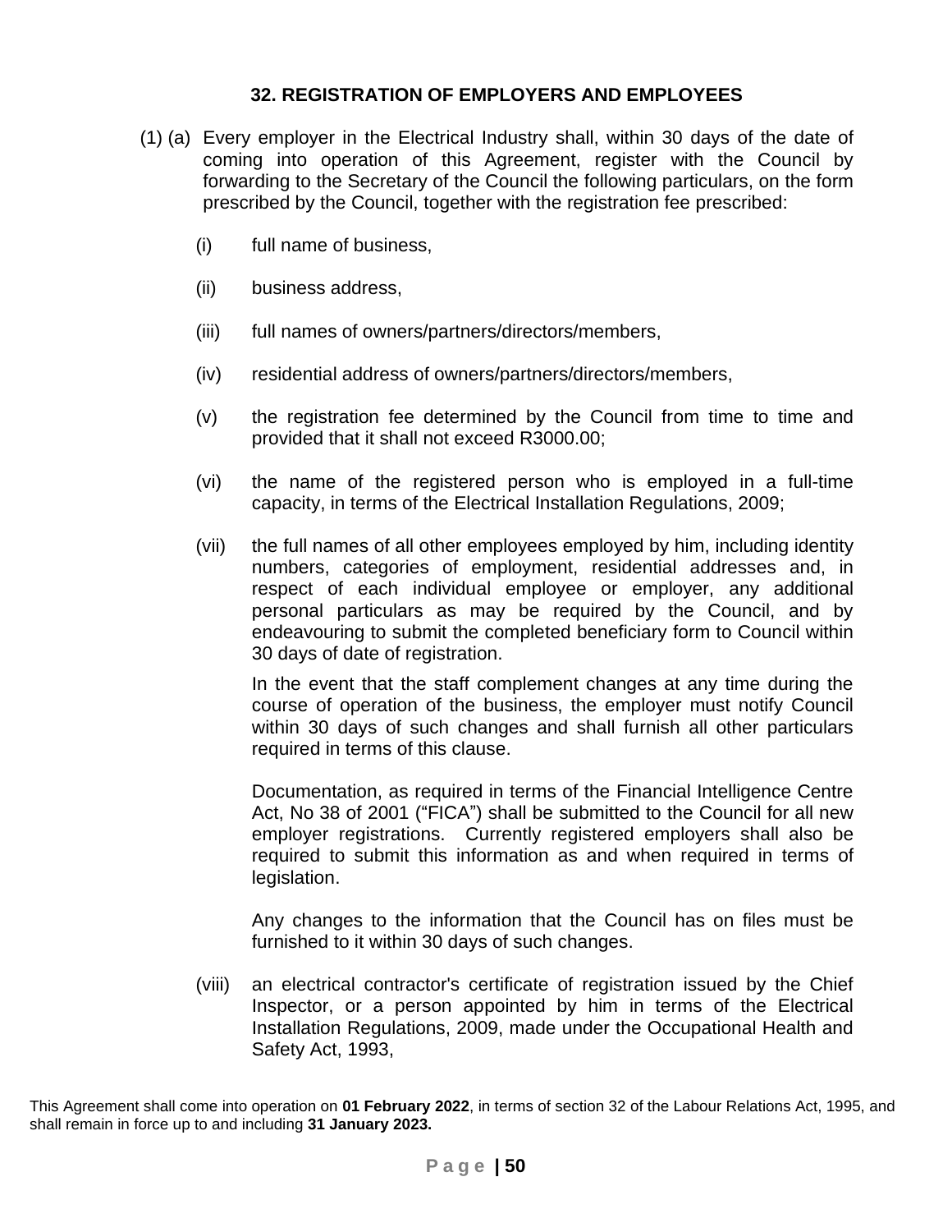### 32. REGISTRATION OF EMPLOYERS AND EMPLOYEES

(1) (a) Every employer in the Electrical Industry shall, within 30 days of the date of coming into operation of this Agreement, register with the Council by forwarding to the Secretary of the Council the following particulars, on the form prescribed by the Council, together with the registration fee prescribed:

(i) full name of business,

(ii) business address,

(iii) full names of owners/partners/directors/members,

(iv) residential address of owners/partners/directors/members,

(v) the registration fee determined by the Council from time to time and provided that it shall not exceed R3000.00;

(vi) the name of the registered person who is employed in a full-time capacity, in terms of the Electrical Installation Regulations, 2009;

(vii) the full names of all other employees employed by him, including identity numbers, categories of employment, residential addresses and, in respect of each individual employee or employer, any additional personal particulars as may be required by the Council, and by endeavouring to submit the completed beneficiary form to Council within 30 days of date of registration.

In the event that the staff complement changes at any time during the course of operation of the business, the employer must notify Council within 30 days of such changes and shall furnish all other particulars required in terms of this clause.

Documentation, as required in terms of the Financial Intelligence Centre Act, No 38 of 2001 ("FICA") shall be submitted to the Council for all new employer registrations. Currently registered employers shall also be required to submit this information as and when required in terms of legislation.

Any changes to the information that the Council has on files must be furnished to it within 30 days of such changes.

(viii) an electrical contractor's certificate of registration issued by the Chief Inspector, or a person appointed by him in terms of the Electrical Installation Regulations, 2009, made under the Occupational Health and Safety Act, 1993,

This Agreement shall come into operation on **01 February 2022**, in terms of section 32 of the Labour Relations Act, 1995, and shall remain in force up to and including **31 January 2023.**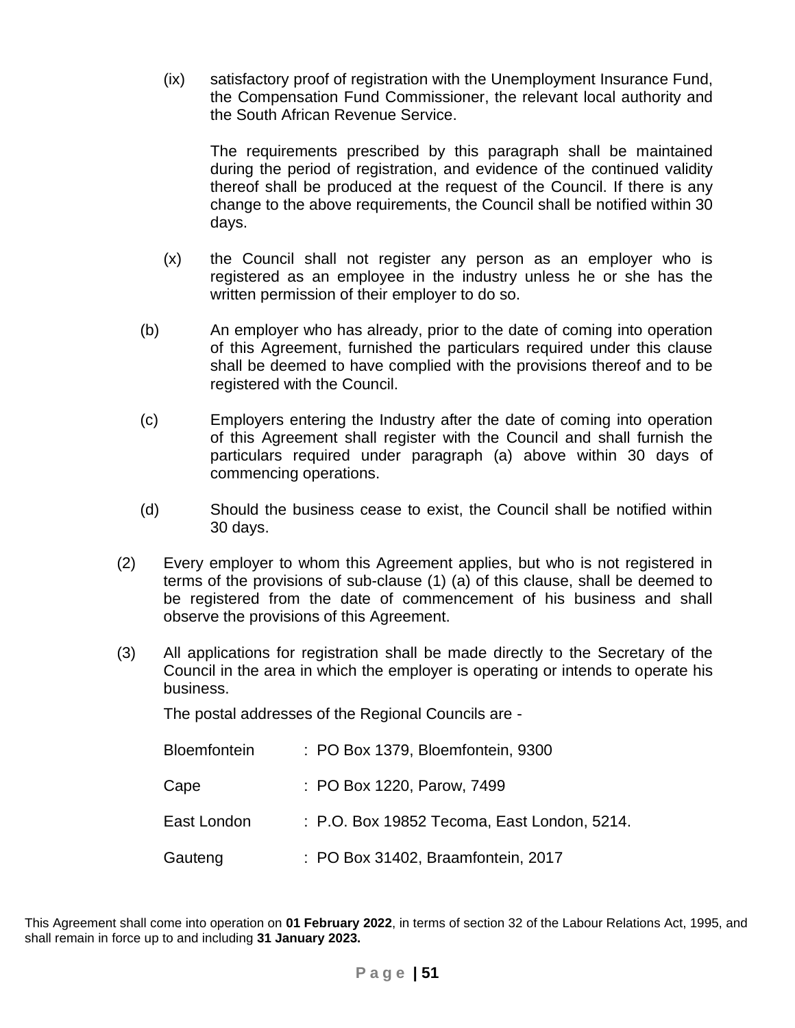(ix) satisfactory proof of registration with the Unemployment Insurance Fund, the Compensation Fund Commissioner, the relevant local authority and the South African Revenue Service.

The requirements prescribed by this paragraph shall be maintained during the period of registration, and evidence of the continued validity thereof shall be produced at the request of the Council. If there is any change to the above requirements, the Council shall be notified within 30 days.

(x) the Council shall not register any person as an employer who is registered as an employee in the industry unless he or she has the written permission of their employer to do so.

(b) An employer who has already, prior to the date of coming into operation of this Agreement, furnished the particulars required under this clause shall be deemed to have complied with the provisions thereof and to be registered with the Council.

(c) Employers entering the Industry after the date of coming into operation of this Agreement shall register with the Council and shall furnish the particulars required under paragraph (a) above within 30 days of commencing operations.

(d) Should the business cease to exist, the Council shall be notified within 30 days.

(2) Every employer to whom this Agreement applies, but who is not registered in terms of the provisions of sub-clause (1) (a) of this clause, shall be deemed to be registered from the date of commencement of his business and shall observe the provisions of this Agreement.

(3) All applications for registration shall be made directly to the Secretary of the Council in the area in which the employer is operating or intends to operate his business.

The postal addresses of the Regional Councils are -

| | |
|---|---|
| Bloemfontein | : PO Box 1379, Bloemfontein, 9300 |
| Cape | : PO Box 1220, Parow, 7499 |
| East London | : P.O. Box 19852 Tecoma, East London, 5214. |
| Gauteng | : PO Box 31402, Braamfontein, 2017 |

This Agreement shall come into operation on **01 February 2022**, in terms of section 32 of the Labour Relations Act, 1995, and shall remain in force up to and including **31 January 2023.**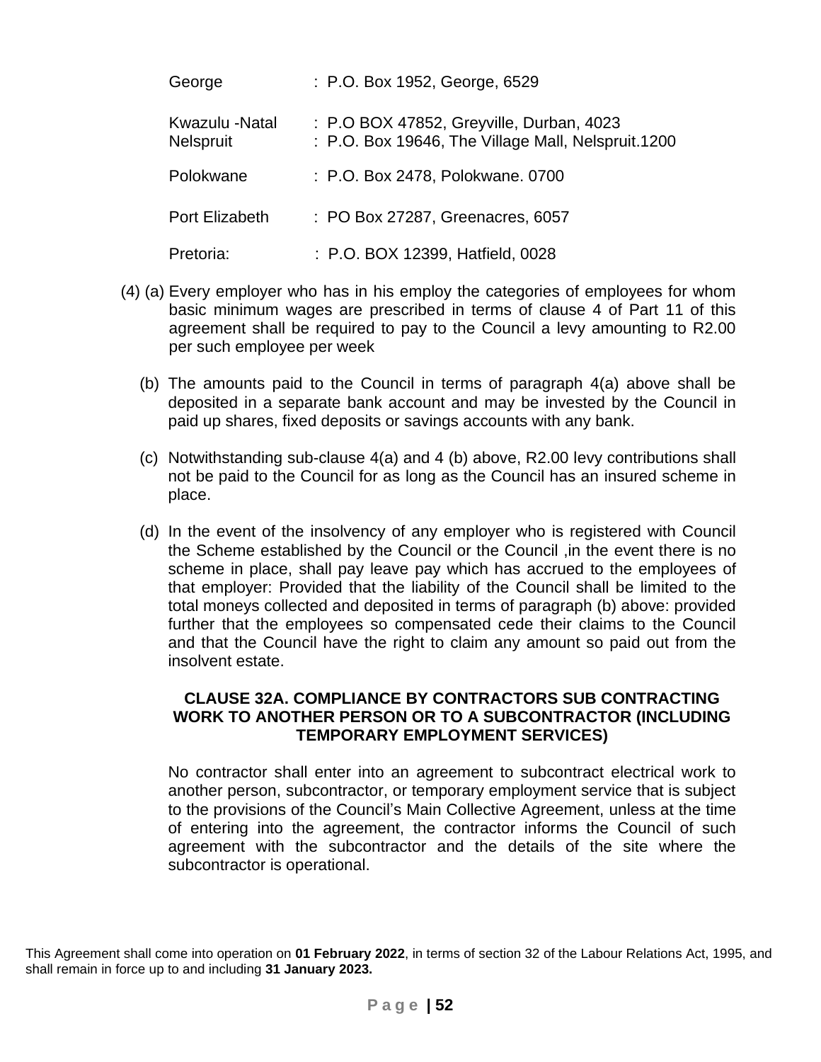George : P.O. Box 1952, George, 6529

Kwazulu -Natal : P.O BOX 47852, Greyville, Durban, 4023
Nelspruit : P.O. Box 19646, The Village Mall, Nelspruit.1200

Polokwane : P.O. Box 2478, Polokwane. 0700

Port Elizabeth : PO Box 27287, Greenacres, 6057

Pretoria: : P.O. BOX 12399, Hatfield, 0028

(4) (a) Every employer who has in his employ the categories of employees for whom basic minimum wages are prescribed in terms of clause 4 of Part 11 of this agreement shall be required to pay to the Council a levy amounting to R2.00 per such employee per week

(b) The amounts paid to the Council in terms of paragraph 4(a) above shall be deposited in a separate bank account and may be invested by the Council in paid up shares, fixed deposits or savings accounts with any bank.

(c) Notwithstanding sub-clause 4(a) and 4 (b) above, R2.00 levy contributions shall not be paid to the Council for as long as the Council has an insured scheme in place.

(d) In the event of the insolvency of any employer who is registered with Council the Scheme established by the Council or the Council ,in the event there is no scheme in place, shall pay leave pay which has accrued to the employees of that employer: Provided that the liability of the Council shall be limited to the total moneys collected and deposited in terms of paragraph (b) above: provided further that the employees so compensated cede their claims to the Council and that the Council have the right to claim any amount so paid out from the insolvent estate.

**CLAUSE 32A. COMPLIANCE BY CONTRACTORS SUB CONTRACTING WORK TO ANOTHER PERSON OR TO A SUBCONTRACTOR (INCLUDING TEMPORARY EMPLOYMENT SERVICES)**

No contractor shall enter into an agreement to subcontract electrical work to another person, subcontractor, or temporary employment service that is subject to the provisions of the Council's Main Collective Agreement, unless at the time of entering into the agreement, the contractor informs the Council of such agreement with the subcontractor and the details of the site where the subcontractor is operational.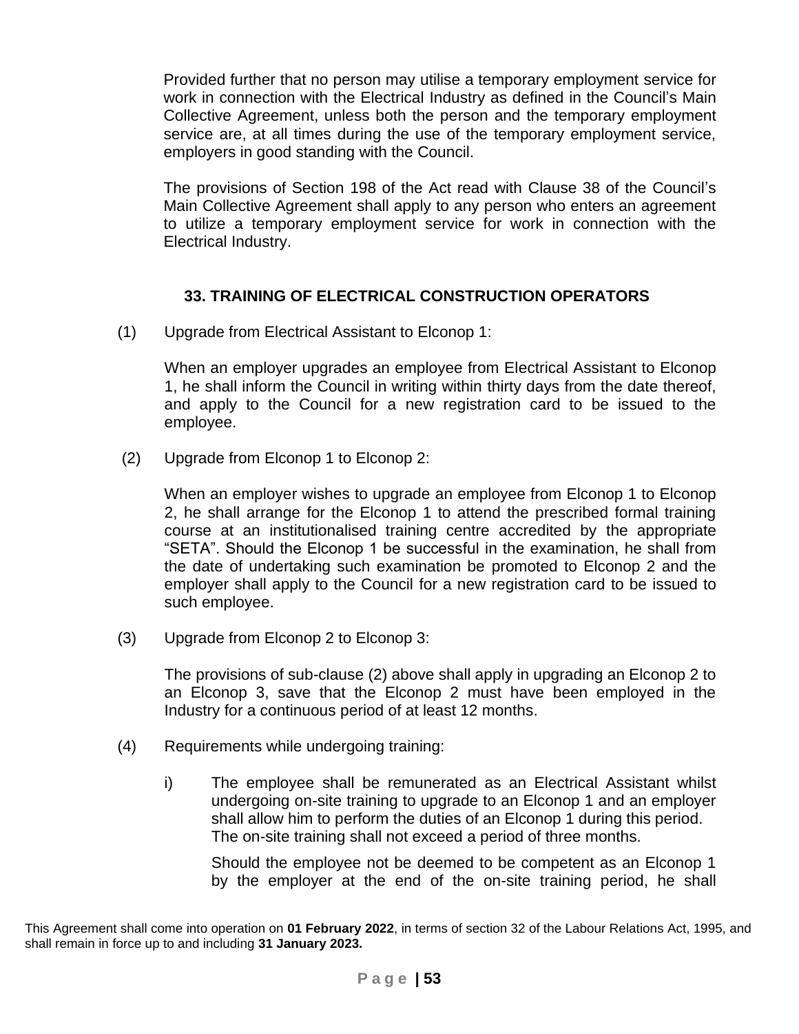Provided further that no person may utilise a temporary employment service for work in connection with the Electrical Industry as defined in the Council's Main Collective Agreement, unless both the person and the temporary employment service are, at all times during the use of the temporary employment service, employers in good standing with the Council.

The provisions of Section 198 of the Act read with Clause 38 of the Council's Main Collective Agreement shall apply to any person who enters an agreement to utilize a temporary employment service for work in connection with the Electrical Industry.

## 33. TRAINING OF ELECTRICAL CONSTRUCTION OPERATORS

(1) Upgrade from Electrical Assistant to Elconop 1:

When an employer upgrades an employee from Electrical Assistant to Elconop 1, he shall inform the Council in writing within thirty days from the date thereof, and apply to the Council for a new registration card to be issued to the employee.

(2) Upgrade from Elconop 1 to Elconop 2:

When an employer wishes to upgrade an employee from Elconop 1 to Elconop 2, he shall arrange for the Elconop 1 to attend the prescribed formal training course at an institutionalised training centre accredited by the appropriate "SETA". Should the Elconop 1 be successful in the examination, he shall from the date of undertaking such examination be promoted to Elconop 2 and the employer shall apply to the Council for a new registration card to be issued to such employee.

(3) Upgrade from Elconop 2 to Elconop 3:

The provisions of sub-clause (2) above shall apply in upgrading an Elconop 2 to an Elconop 3, save that the Elconop 2 must have been employed in the Industry for a continuous period of at least 12 months.

(4) Requirements while undergoing training:

i) The employee shall be remunerated as an Electrical Assistant whilst undergoing on-site training to upgrade to an Elconop 1 and an employer shall allow him to perform the duties of an Elconop 1 during this period. The on-site training shall not exceed a period of three months.

Should the employee not be deemed to be competent as an Elconop 1 by the employer at the end of the on-site training period, he shall

This Agreement shall come into operation on **01 February 2022**, in terms of section 32 of the Labour Relations Act, 1995, and shall remain in force up to and including **31 January 2023.**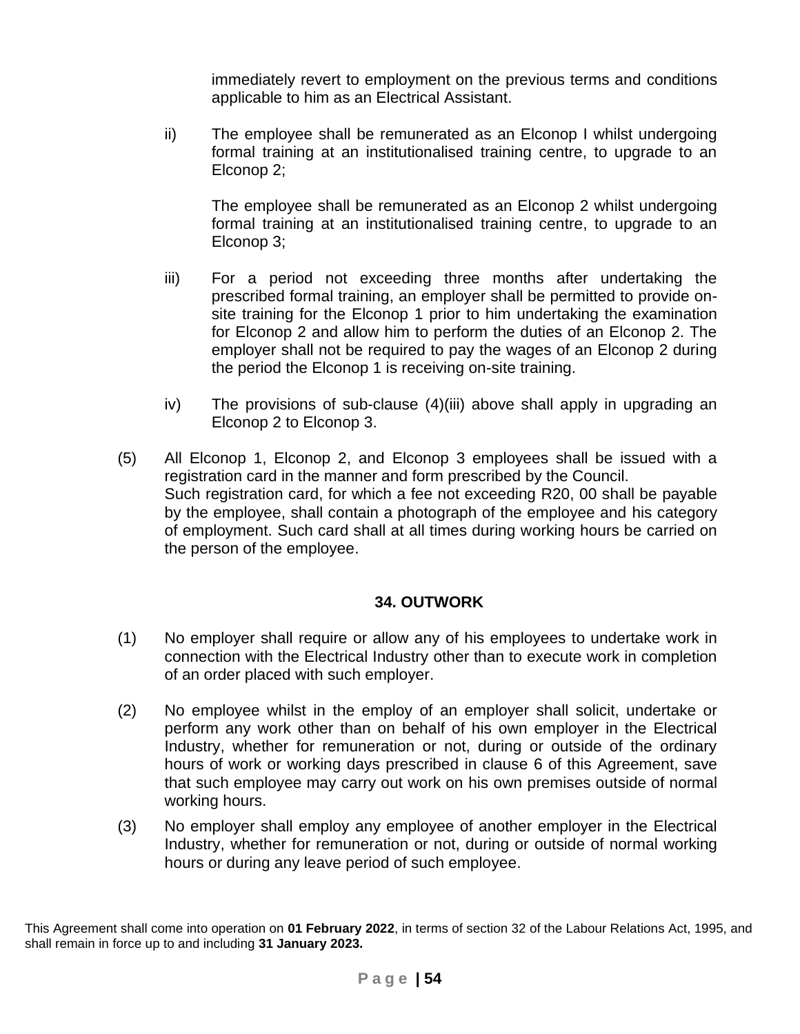immediately revert to employment on the previous terms and conditions applicable to him as an Electrical Assistant.

ii) The employee shall be remunerated as an Elconop I whilst undergoing formal training at an institutionalised training centre, to upgrade to an Elconop 2;

The employee shall be remunerated as an Elconop 2 whilst undergoing formal training at an institutionalised training centre, to upgrade to an Elconop 3;

iii) For a period not exceeding three months after undertaking the prescribed formal training, an employer shall be permitted to provide on-site training for the Elconop 1 prior to him undertaking the examination for Elconop 2 and allow him to perform the duties of an Elconop 2. The employer shall not be required to pay the wages of an Elconop 2 during the period the Elconop 1 is receiving on-site training.

iv) The provisions of sub-clause (4)(iii) above shall apply in upgrading an Elconop 2 to Elconop 3.

(5) All Elconop 1, Elconop 2, and Elconop 3 employees shall be issued with a registration card in the manner and form prescribed by the Council.
Such registration card, for which a fee not exceeding R20, 00 shall be payable by the employee, shall contain a photograph of the employee and his category of employment. Such card shall at all times during working hours be carried on the person of the employee.

## 34. OUTWORK

(1) No employer shall require or allow any of his employees to undertake work in connection with the Electrical Industry other than to execute work in completion of an order placed with such employer.

(2) No employee whilst in the employ of an employer shall solicit, undertake or perform any work other than on behalf of his own employer in the Electrical Industry, whether for remuneration or not, during or outside of the ordinary hours of work or working days prescribed in clause 6 of this Agreement, save that such employee may carry out work on his own premises outside of normal working hours.

(3) No employer shall employ any employee of another employer in the Electrical Industry, whether for remuneration or not, during or outside of normal working hours or during any leave period of such employee.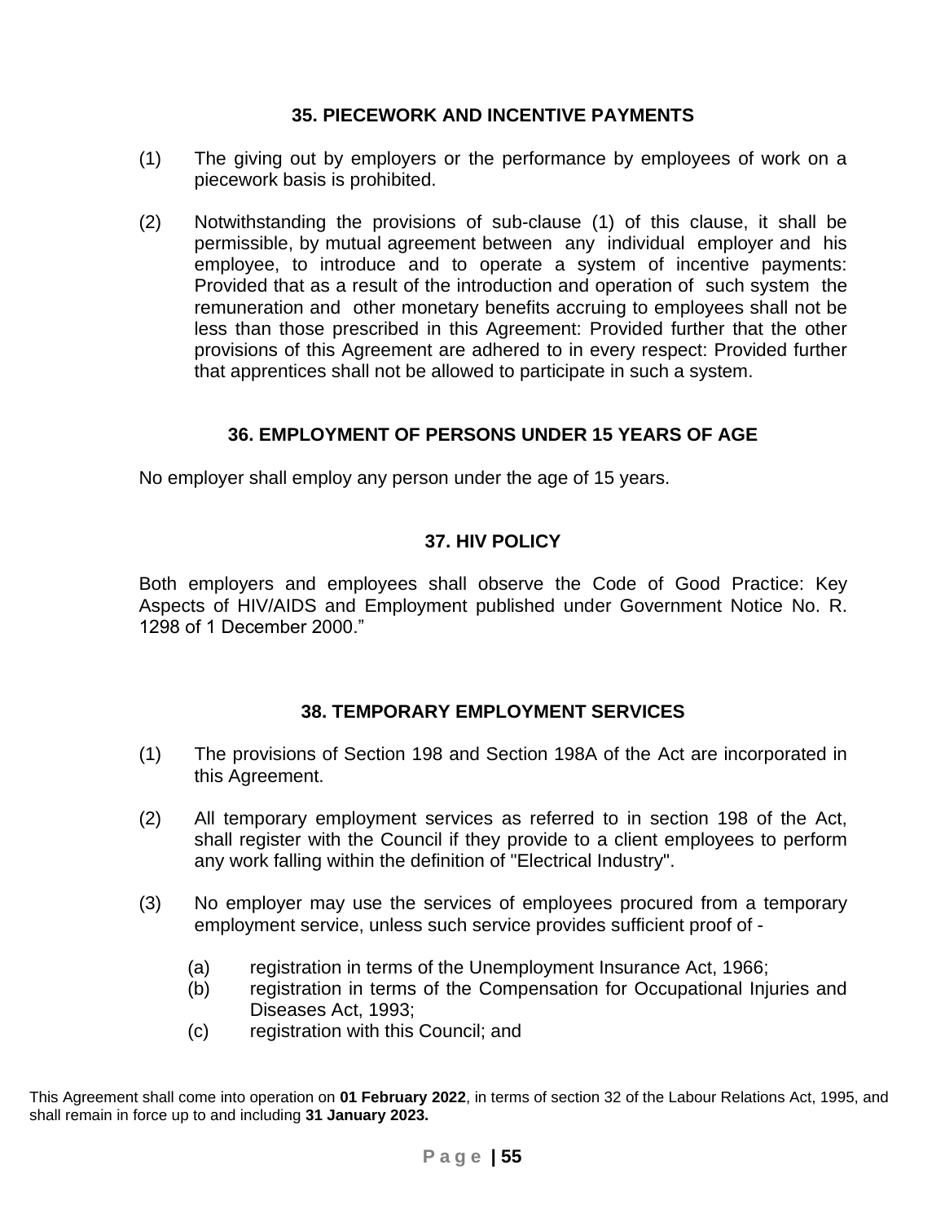## 35. PIECEWORK AND INCENTIVE PAYMENTS

(1) The giving out by employers or the performance by employees of work on a piecework basis is prohibited.

(2) Notwithstanding the provisions of sub-clause (1) of this clause, it shall be permissible, by mutual agreement between any individual employer and his employee, to introduce and to operate a system of incentive payments: Provided that as a result of the introduction and operation of such system the remuneration and other monetary benefits accruing to employees shall not be less than those prescribed in this Agreement: Provided further that the other provisions of this Agreement are adhered to in every respect: Provided further that apprentices shall not be allowed to participate in such a system.

## 36. EMPLOYMENT OF PERSONS UNDER 15 YEARS OF AGE

No employer shall employ any person under the age of 15 years.

## 37. HIV POLICY

Both employers and employees shall observe the Code of Good Practice: Key Aspects of HIV/AIDS and Employment published under Government Notice No. R. 1298 of 1 December 2000."

## 38. TEMPORARY EMPLOYMENT SERVICES

(1) The provisions of Section 198 and Section 198A of the Act are incorporated in this Agreement.

(2) All temporary employment services as referred to in section 198 of the Act, shall register with the Council if they provide to a client employees to perform any work falling within the definition of "Electrical Industry".

(3) No employer may use the services of employees procured from a temporary employment service, unless such service provides sufficient proof of -

(a) registration in terms of the Unemployment Insurance Act, 1966;
(b) registration in terms of the Compensation for Occupational Injuries and Diseases Act, 1993;
(c) registration with this Council; and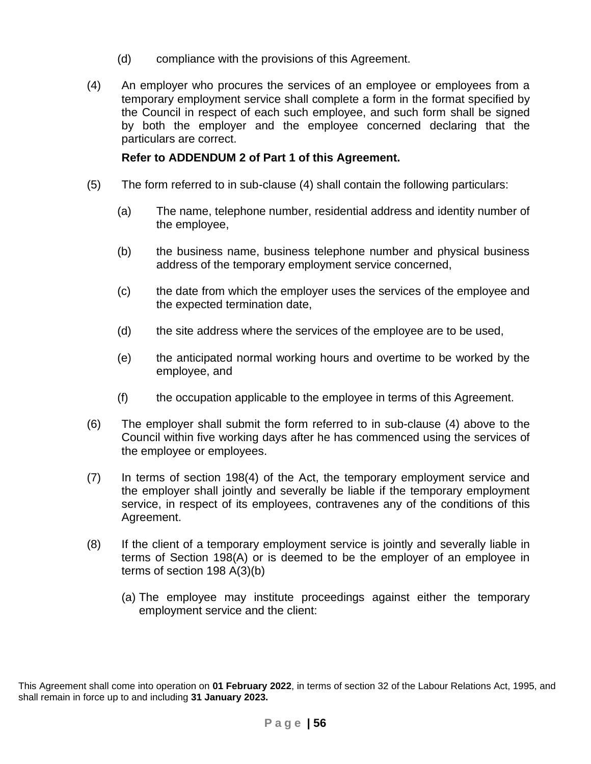(d) compliance with the provisions of this Agreement.

(4) An employer who procures the services of an employee or employees from a temporary employment service shall complete a form in the format specified by the Council in respect of each such employee, and such form shall be signed by both the employer and the employee concerned declaring that the particulars are correct.

**Refer to ADDENDUM 2 of Part 1 of this Agreement.**

(5) The form referred to in sub-clause (4) shall contain the following particulars:

(a) The name, telephone number, residential address and identity number of the employee,

(b) the business name, business telephone number and physical business address of the temporary employment service concerned,

(c) the date from which the employer uses the services of the employee and the expected termination date,

(d) the site address where the services of the employee are to be used,

(e) the anticipated normal working hours and overtime to be worked by the employee, and

(f) the occupation applicable to the employee in terms of this Agreement.

(6) The employer shall submit the form referred to in sub-clause (4) above to the Council within five working days after he has commenced using the services of the employee or employees.

(7) In terms of section 198(4) of the Act, the temporary employment service and the employer shall jointly and severally be liable if the temporary employment service, in respect of its employees, contravenes any of the conditions of this Agreement.

(8) If the client of a temporary employment service is jointly and severally liable in terms of Section 198(A) or is deemed to be the employer of an employee in terms of section 198 A(3)(b)

(a) The employee may institute proceedings against either the temporary employment service and the client:

This Agreement shall come into operation on **01 February 2022**, in terms of section 32 of the Labour Relations Act, 1995, and shall remain in force up to and including **31 January 2023.**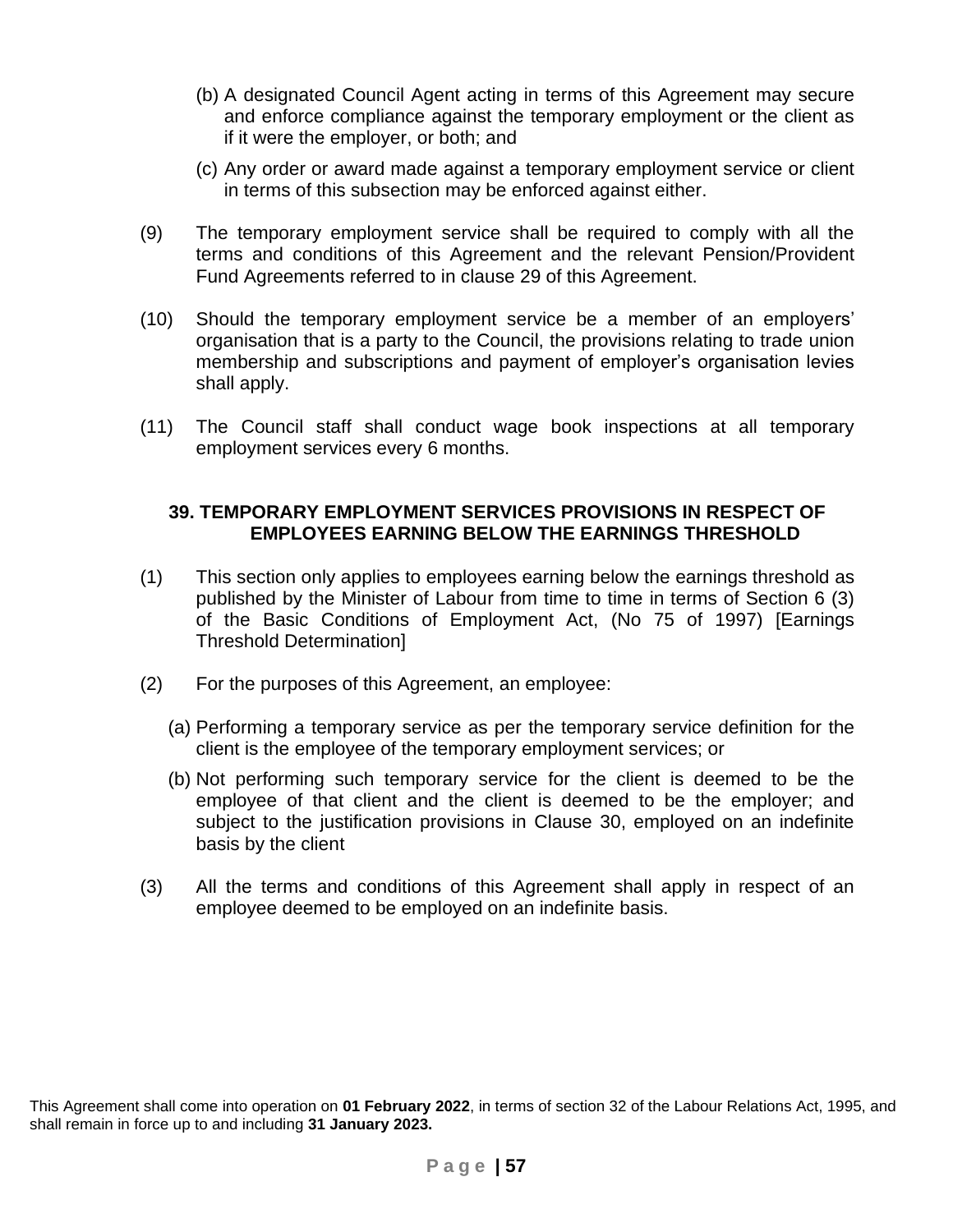(b) A designated Council Agent acting in terms of this Agreement may secure and enforce compliance against the temporary employment or the client as if it were the employer, or both; and

(c) Any order or award made against a temporary employment service or client in terms of this subsection may be enforced against either.

(9) The temporary employment service shall be required to comply with all the terms and conditions of this Agreement and the relevant Pension/Provident Fund Agreements referred to in clause 29 of this Agreement.

(10) Should the temporary employment service be a member of an employers' organisation that is a party to the Council, the provisions relating to trade union membership and subscriptions and payment of employer's organisation levies shall apply.

(11) The Council staff shall conduct wage book inspections at all temporary employment services every 6 months.

### 39. TEMPORARY EMPLOYMENT SERVICES PROVISIONS IN RESPECT OF EMPLOYEES EARNING BELOW THE EARNINGS THRESHOLD

(1) This section only applies to employees earning below the earnings threshold as published by the Minister of Labour from time to time in terms of Section 6 (3) of the Basic Conditions of Employment Act, (No 75 of 1997) [Earnings Threshold Determination]

(2) For the purposes of this Agreement, an employee:

(a) Performing a temporary service as per the temporary service definition for the client is the employee of the temporary employment services; or

(b) Not performing such temporary service for the client is deemed to be the employee of that client and the client is deemed to be the employer; and subject to the justification provisions in Clause 30, employed on an indefinite basis by the client

(3) All the terms and conditions of this Agreement shall apply in respect of an employee deemed to be employed on an indefinite basis.

This Agreement shall come into operation on **01 February 2022**, in terms of section 32 of the Labour Relations Act, 1995, and shall remain in force up to and including **31 January 2023.**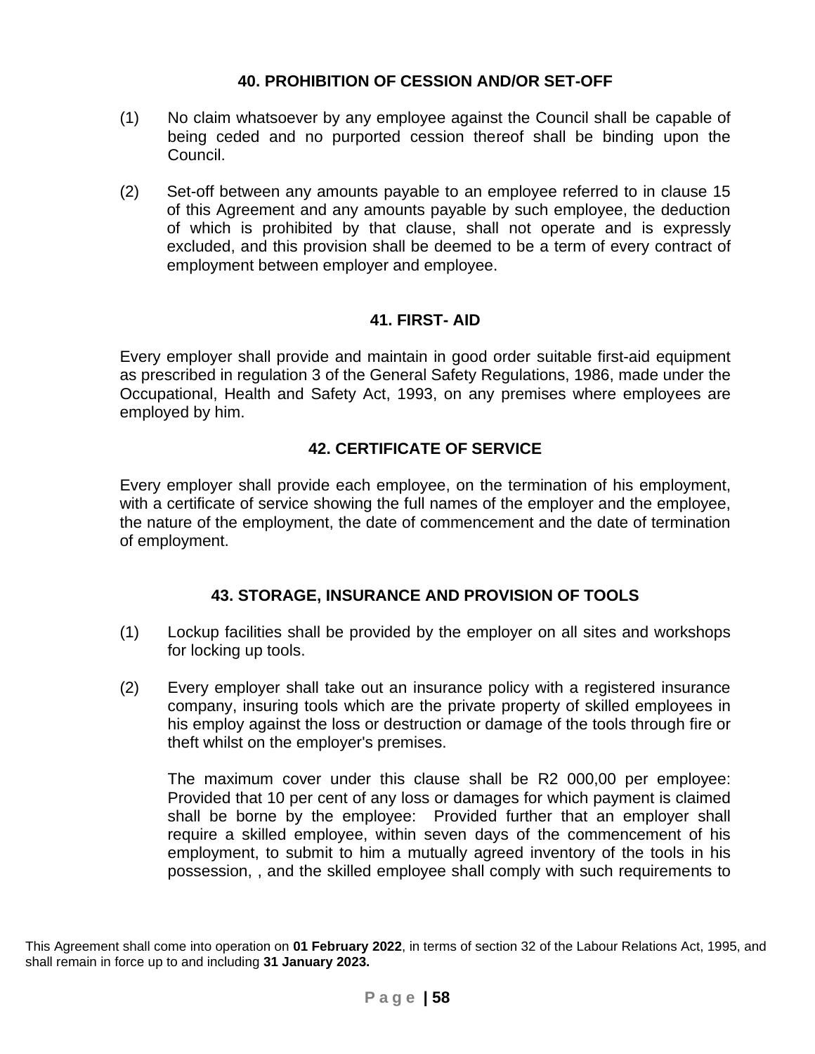## 40. PROHIBITION OF CESSION AND/OR SET-OFF

(1) No claim whatsoever by any employee against the Council shall be capable of being ceded and no purported cession thereof shall be binding upon the Council.

(2) Set-off between any amounts payable to an employee referred to in clause 15 of this Agreement and any amounts payable by such employee, the deduction of which is prohibited by that clause, shall not operate and is expressly excluded, and this provision shall be deemed to be a term of every contract of employment between employer and employee.

## 41. FIRST- AID

Every employer shall provide and maintain in good order suitable first-aid equipment as prescribed in regulation 3 of the General Safety Regulations, 1986, made under the Occupational, Health and Safety Act, 1993, on any premises where employees are employed by him.

## 42. CERTIFICATE OF SERVICE

Every employer shall provide each employee, on the termination of his employment, with a certificate of service showing the full names of the employer and the employee, the nature of the employment, the date of commencement and the date of termination of employment.

## 43. STORAGE, INSURANCE AND PROVISION OF TOOLS

(1) Lockup facilities shall be provided by the employer on all sites and workshops for locking up tools.

(2) Every employer shall take out an insurance policy with a registered insurance company, insuring tools which are the private property of skilled employees in his employ against the loss or destruction or damage of the tools through fire or theft whilst on the employer's premises.

The maximum cover under this clause shall be R2 000,00 per employee: Provided that 10 per cent of any loss or damages for which payment is claimed shall be borne by the employee: Provided further that an employer shall require a skilled employee, within seven days of the commencement of his employment, to submit to him a mutually agreed inventory of the tools in his possession, , and the skilled employee shall comply with such requirements to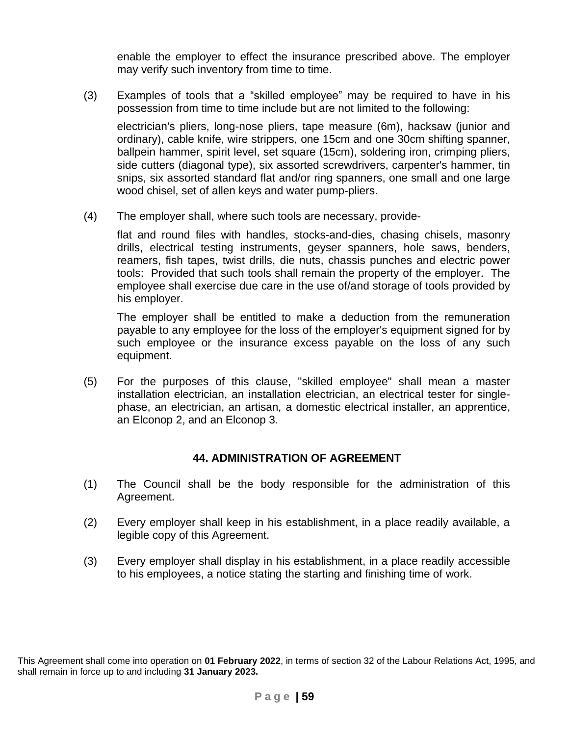enable the employer to effect the insurance prescribed above. The employer may verify such inventory from time to time.

(3) Examples of tools that a "skilled employee" may be required to have in his possession from time to time include but are not limited to the following:

electrician's pliers, long-nose pliers, tape measure (6m), hacksaw (junior and ordinary), cable knife, wire strippers, one 15cm and one 30cm shifting spanner, ballpein hammer, spirit level, set square (15cm), soldering iron, crimping pliers, side cutters (diagonal type), six assorted screwdrivers, carpenter's hammer, tin snips, six assorted standard flat and/or ring spanners, one small and one large wood chisel, set of allen keys and water pump-pliers.

(4) The employer shall, where such tools are necessary, provide-

flat and round files with handles, stocks-and-dies, chasing chisels, masonry drills, electrical testing instruments, geyser spanners, hole saws, benders, reamers, fish tapes, twist drills, die nuts, chassis punches and electric power tools: Provided that such tools shall remain the property of the employer. The employee shall exercise due care in the use of/and storage of tools provided by his employer.

The employer shall be entitled to make a deduction from the remuneration payable to any employee for the loss of the employer's equipment signed for by such employee or the insurance excess payable on the loss of any such equipment.

(5) For the purposes of this clause, "skilled employee" shall mean a master installation electrician, an installation electrician, an electrical tester for single-phase, an electrician, an artisan, a domestic electrical installer, an apprentice, an Elconop 2, and an Elconop 3.

## 44. ADMINISTRATION OF AGREEMENT

(1) The Council shall be the body responsible for the administration of this Agreement.

(2) Every employer shall keep in his establishment, in a place readily available, a legible copy of this Agreement.

(3) Every employer shall display in his establishment, in a place readily accessible to his employees, a notice stating the starting and finishing time of work.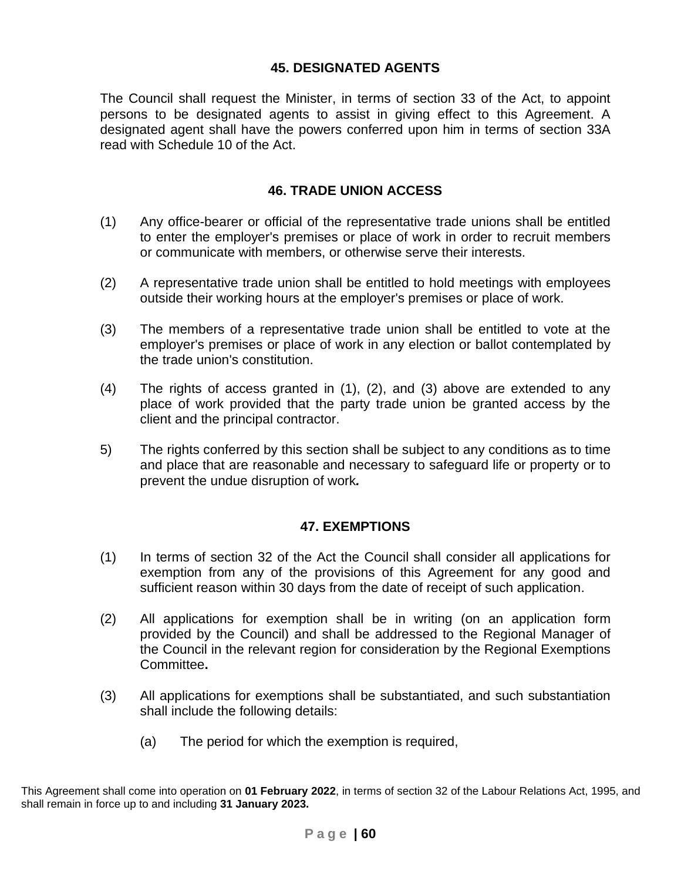## 45. DESIGNATED AGENTS

The Council shall request the Minister, in terms of section 33 of the Act, to appoint persons to be designated agents to assist in giving effect to this Agreement. A designated agent shall have the powers conferred upon him in terms of section 33A read with Schedule 10 of the Act.

## 46. TRADE UNION ACCESS

(1) Any office-bearer or official of the representative trade unions shall be entitled to enter the employer's premises or place of work in order to recruit members or communicate with members, or otherwise serve their interests.

(2) A representative trade union shall be entitled to hold meetings with employees outside their working hours at the employer's premises or place of work.

(3) The members of a representative trade union shall be entitled to vote at the employer's premises or place of work in any election or ballot contemplated by the trade union's constitution.

(4) The rights of access granted in (1), (2), and (3) above are extended to any place of work provided that the party trade union be granted access by the client and the principal contractor.

5) The rights conferred by this section shall be subject to any conditions as to time and place that are reasonable and necessary to safeguard life or property or to prevent the undue disruption of work.

## 47. EXEMPTIONS

(1) In terms of section 32 of the Act the Council shall consider all applications for exemption from any of the provisions of this Agreement for any good and sufficient reason within 30 days from the date of receipt of such application.

(2) All applications for exemption shall be in writing (on an application form provided by the Council) and shall be addressed to the Regional Manager of the Council in the relevant region for consideration by the Regional Exemptions Committee.

(3) All applications for exemptions shall be substantiated, and such substantiation shall include the following details:

(a) The period for which the exemption is required,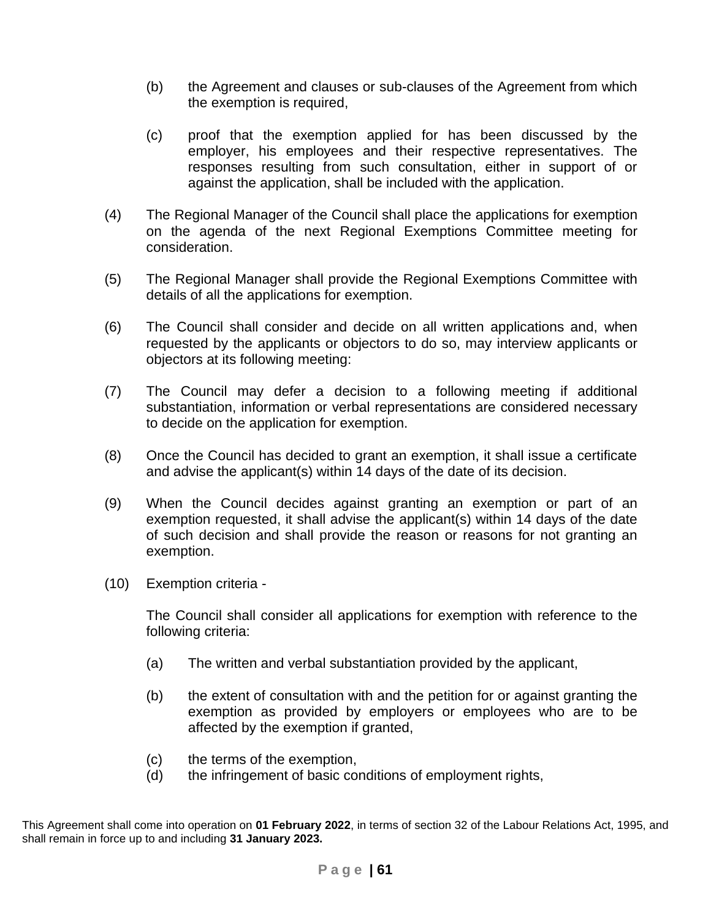(b) the Agreement and clauses or sub-clauses of the Agreement from which the exemption is required,

(c) proof that the exemption applied for has been discussed by the employer, his employees and their respective representatives. The responses resulting from such consultation, either in support of or against the application, shall be included with the application.

(4) The Regional Manager of the Council shall place the applications for exemption on the agenda of the next Regional Exemptions Committee meeting for consideration.

(5) The Regional Manager shall provide the Regional Exemptions Committee with details of all the applications for exemption.

(6) The Council shall consider and decide on all written applications and, when requested by the applicants or objectors to do so, may interview applicants or objectors at its following meeting:

(7) The Council may defer a decision to a following meeting if additional substantiation, information or verbal representations are considered necessary to decide on the application for exemption.

(8) Once the Council has decided to grant an exemption, it shall issue a certificate and advise the applicant(s) within 14 days of the date of its decision.

(9) When the Council decides against granting an exemption or part of an exemption requested, it shall advise the applicant(s) within 14 days of the date of such decision and shall provide the reason or reasons for not granting an exemption.

(10) Exemption criteria -

The Council shall consider all applications for exemption with reference to the following criteria:

(a) The written and verbal substantiation provided by the applicant,

(b) the extent of consultation with and the petition for or against granting the exemption as provided by employers or employees who are to be affected by the exemption if granted,

(c) the terms of the exemption,

(d) the infringement of basic conditions of employment rights,

This Agreement shall come into operation on **01 February 2022**, in terms of section 32 of the Labour Relations Act, 1995, and shall remain in force up to and including **31 January 2023.**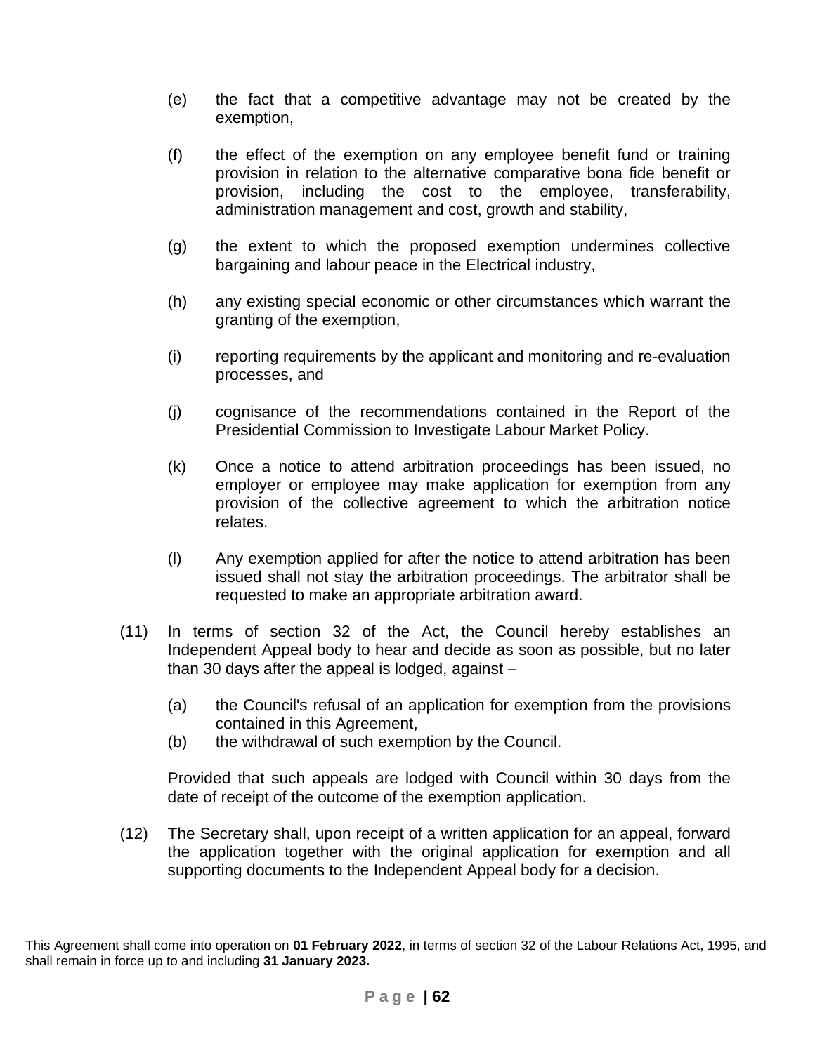(e) the fact that a competitive advantage may not be created by the exemption,

(f) the effect of the exemption on any employee benefit fund or training provision in relation to the alternative comparative bona fide benefit or provision, including the cost to the employee, transferability, administration management and cost, growth and stability,

(g) the extent to which the proposed exemption undermines collective bargaining and labour peace in the Electrical industry,

(h) any existing special economic or other circumstances which warrant the granting of the exemption,

(i) reporting requirements by the applicant and monitoring and re-evaluation processes, and

(j) cognisance of the recommendations contained in the Report of the Presidential Commission to Investigate Labour Market Policy.

(k) Once a notice to attend arbitration proceedings has been issued, no employer or employee may make application for exemption from any provision of the collective agreement to which the arbitration notice relates.

(l) Any exemption applied for after the notice to attend arbitration has been issued shall not stay the arbitration proceedings. The arbitrator shall be requested to make an appropriate arbitration award.

(11) In terms of section 32 of the Act, the Council hereby establishes an Independent Appeal body to hear and decide as soon as possible, but no later than 30 days after the appeal is lodged, against –

(a) the Council's refusal of an application for exemption from the provisions contained in this Agreement,
(b) the withdrawal of such exemption by the Council.

Provided that such appeals are lodged with Council within 30 days from the date of receipt of the outcome of the exemption application.

(12) The Secretary shall, upon receipt of a written application for an appeal, forward the application together with the original application for exemption and all supporting documents to the Independent Appeal body for a decision.

This Agreement shall come into operation on **01 February 2022**, in terms of section 32 of the Labour Relations Act, 1995, and shall remain in force up to and including **31 January 2023.**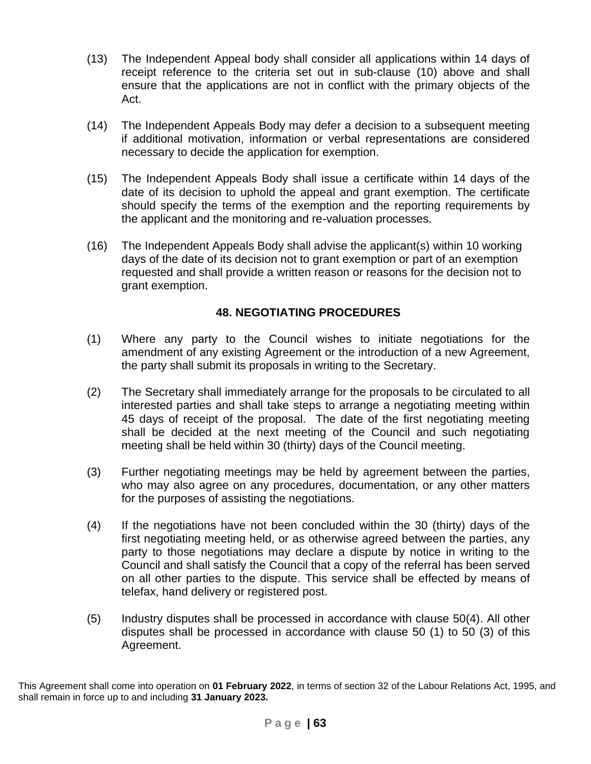(13) The Independent Appeal body shall consider all applications within 14 days of receipt reference to the criteria set out in sub-clause (10) above and shall ensure that the applications are not in conflict with the primary objects of the Act.

(14) The Independent Appeals Body may defer a decision to a subsequent meeting if additional motivation, information or verbal representations are considered necessary to decide the application for exemption.

(15) The Independent Appeals Body shall issue a certificate within 14 days of the date of its decision to uphold the appeal and grant exemption. The certificate should specify the terms of the exemption and the reporting requirements by the applicant and the monitoring and re-valuation processes.

(16) The Independent Appeals Body shall advise the applicant(s) within 10 working days of the date of its decision not to grant exemption or part of an exemption requested and shall provide a written reason or reasons for the decision not to grant exemption.

## 48. NEGOTIATING PROCEDURES

(1) Where any party to the Council wishes to initiate negotiations for the amendment of any existing Agreement or the introduction of a new Agreement, the party shall submit its proposals in writing to the Secretary.

(2) The Secretary shall immediately arrange for the proposals to be circulated to all interested parties and shall take steps to arrange a negotiating meeting within 45 days of receipt of the proposal. The date of the first negotiating meeting shall be decided at the next meeting of the Council and such negotiating meeting shall be held within 30 (thirty) days of the Council meeting.

(3) Further negotiating meetings may be held by agreement between the parties, who may also agree on any procedures, documentation, or any other matters for the purposes of assisting the negotiations.

(4) If the negotiations have not been concluded within the 30 (thirty) days of the first negotiating meeting held, or as otherwise agreed between the parties, any party to those negotiations may declare a dispute by notice in writing to the Council and shall satisfy the Council that a copy of the referral has been served on all other parties to the dispute. This service shall be effected by means of telefax, hand delivery or registered post.

(5) Industry disputes shall be processed in accordance with clause 50(4). All other disputes shall be processed in accordance with clause 50 (1) to 50 (3) of this Agreement.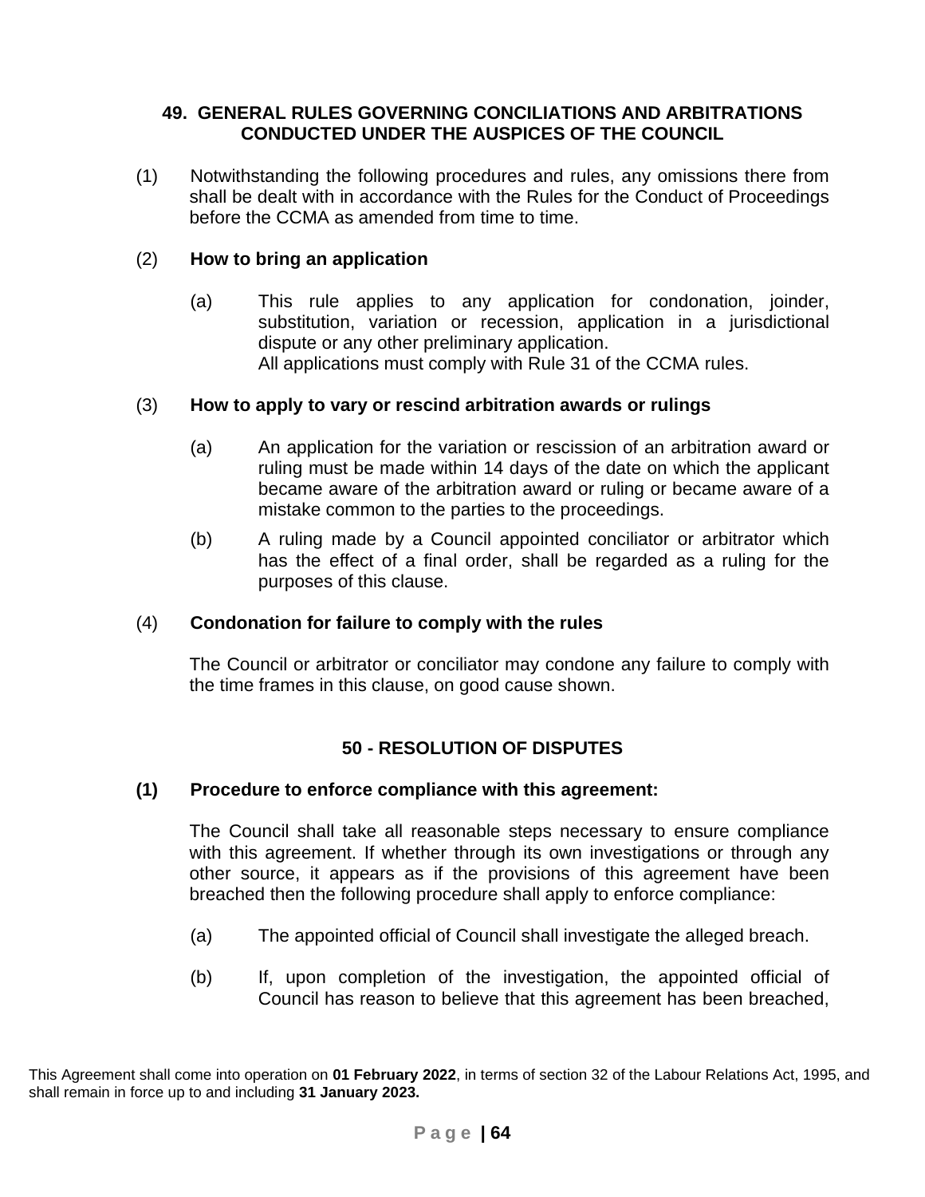## 49. GENERAL RULES GOVERNING CONCILIATIONS AND ARBITRATIONS CONDUCTED UNDER THE AUSPICES OF THE COUNCIL

(1) Notwithstanding the following procedures and rules, any omissions there from shall be dealt with in accordance with the Rules for the Conduct of Proceedings before the CCMA as amended from time to time.

(2) **How to bring an application**

(a) This rule applies to any application for condonation, joinder, substitution, variation or recession, application in a jurisdictional dispute or any other preliminary application.
All applications must comply with Rule 31 of the CCMA rules.

(3) **How to apply to vary or rescind arbitration awards or rulings**

(a) An application for the variation or rescission of an arbitration award or ruling must be made within 14 days of the date on which the applicant became aware of the arbitration award or ruling or became aware of a mistake common to the parties to the proceedings.

(b) A ruling made by a Council appointed conciliator or arbitrator which has the effect of a final order, shall be regarded as a ruling for the purposes of this clause.

(4) **Condonation for failure to comply with the rules**

The Council or arbitrator or conciliator may condone any failure to comply with the time frames in this clause, on good cause shown.

## 50 - RESOLUTION OF DISPUTES

**(1) Procedure to enforce compliance with this agreement:**

The Council shall take all reasonable steps necessary to ensure compliance with this agreement. If whether through its own investigations or through any other source, it appears as if the provisions of this agreement have been breached then the following procedure shall apply to enforce compliance:

(a) The appointed official of Council shall investigate the alleged breach.

(b) If, upon completion of the investigation, the appointed official of Council has reason to believe that this agreement has been breached,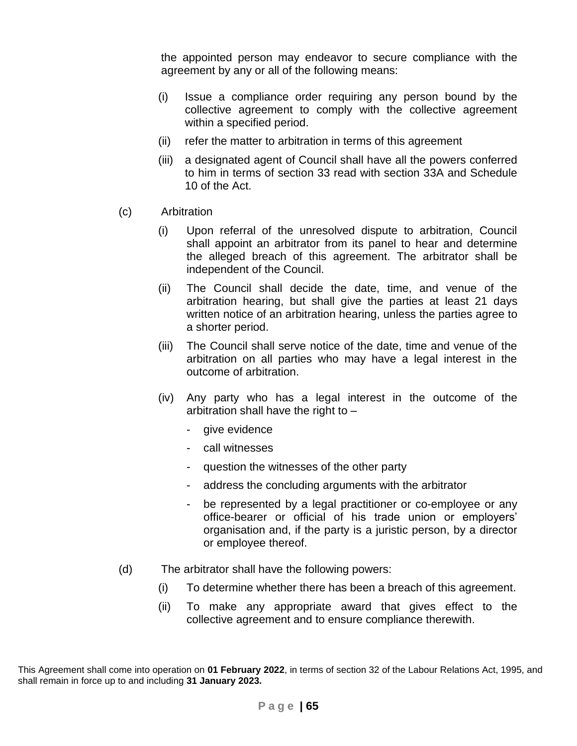the appointed person may endeavor to secure compliance with the agreement by any or all of the following means:

(i) Issue a compliance order requiring any person bound by the collective agreement to comply with the collective agreement within a specified period.

(ii) refer the matter to arbitration in terms of this agreement

(iii) a designated agent of Council shall have all the powers conferred to him in terms of section 33 read with section 33A and Schedule 10 of the Act.

(c) Arbitration

(i) Upon referral of the unresolved dispute to arbitration, Council shall appoint an arbitrator from its panel to hear and determine the alleged breach of this agreement. The arbitrator shall be independent of the Council.

(ii) The Council shall decide the date, time, and venue of the arbitration hearing, but shall give the parties at least 21 days written notice of an arbitration hearing, unless the parties agree to a shorter period.

(iii) The Council shall serve notice of the date, time and venue of the arbitration on all parties who may have a legal interest in the outcome of arbitration.

(iv) Any party who has a legal interest in the outcome of the arbitration shall have the right to –

- give evidence
- call witnesses
- question the witnesses of the other party
- address the concluding arguments with the arbitrator
- be represented by a legal practitioner or co-employee or any office-bearer or official of his trade union or employers' organisation and, if the party is a juristic person, by a director or employee thereof.

(d) The arbitrator shall have the following powers:

(i) To determine whether there has been a breach of this agreement.

(ii) To make any appropriate award that gives effect to the collective agreement and to ensure compliance therewith.

This Agreement shall come into operation on **01 February 2022**, in terms of section 32 of the Labour Relations Act, 1995, and shall remain in force up to and including **31 January 2023.**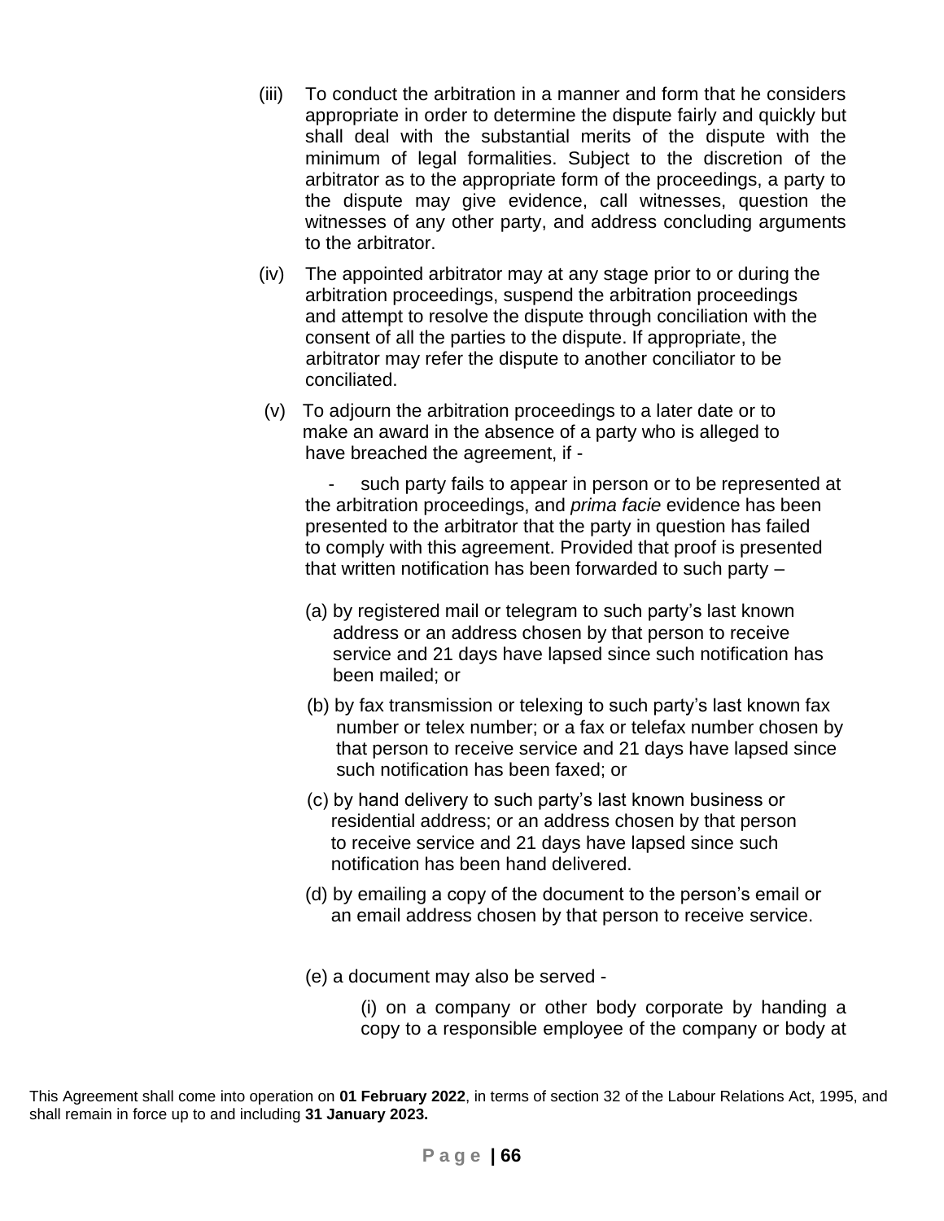(iii) To conduct the arbitration in a manner and form that he considers appropriate in order to determine the dispute fairly and quickly but shall deal with the substantial merits of the dispute with the minimum of legal formalities. Subject to the discretion of the arbitrator as to the appropriate form of the proceedings, a party to the dispute may give evidence, call witnesses, question the witnesses of any other party, and address concluding arguments to the arbitrator.

(iv) The appointed arbitrator may at any stage prior to or during the arbitration proceedings, suspend the arbitration proceedings and attempt to resolve the dispute through conciliation with the consent of all the parties to the dispute. If appropriate, the arbitrator may refer the dispute to another conciliator to be conciliated.

(v) To adjourn the arbitration proceedings to a later date or to make an award in the absence of a party who is alleged to have breached the agreement, if -

- such party fails to appear in person or to be represented at the arbitration proceedings, and *prima facie* evidence has been presented to the arbitrator that the party in question has failed to comply with this agreement. Provided that proof is presented that written notification has been forwarded to such party –

(a) by registered mail or telegram to such party's last known address or an address chosen by that person to receive service and 21 days have lapsed since such notification has been mailed; or

(b) by fax transmission or telexing to such party's last known fax number or telex number; or a fax or telefax number chosen by that person to receive service and 21 days have lapsed since such notification has been faxed; or

(c) by hand delivery to such party's last known business or residential address; or an address chosen by that person to receive service and 21 days have lapsed since such notification has been hand delivered.

(d) by emailing a copy of the document to the person's email or an email address chosen by that person to receive service.

(e) a document may also be served -

(i) on a company or other body corporate by handing a copy to a responsible employee of the company or body at

This Agreement shall come into operation on **01 February 2022**, in terms of section 32 of the Labour Relations Act, 1995, and shall remain in force up to and including **31 January 2023.**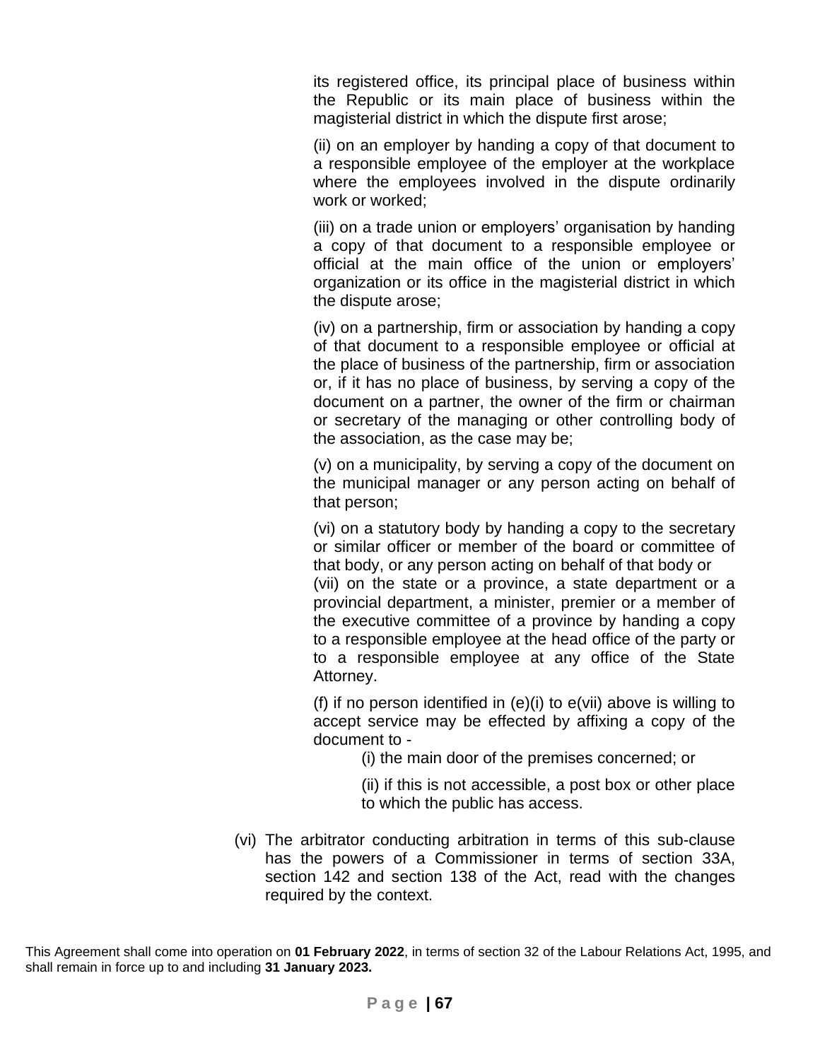its registered office, its principal place of business within the Republic or its main place of business within the magisterial district in which the dispute first arose;

(ii) on an employer by handing a copy of that document to a responsible employee of the employer at the workplace where the employees involved in the dispute ordinarily work or worked;

(iii) on a trade union or employers' organisation by handing a copy of that document to a responsible employee or official at the main office of the union or employers' organization or its office in the magisterial district in which the dispute arose;

(iv) on a partnership, firm or association by handing a copy of that document to a responsible employee or official at the place of business of the partnership, firm or association or, if it has no place of business, by serving a copy of the document on a partner, the owner of the firm or chairman or secretary of the managing or other controlling body of the association, as the case may be;

(v) on a municipality, by serving a copy of the document on the municipal manager or any person acting on behalf of that person;

(vi) on a statutory body by handing a copy to the secretary or similar officer or member of the board or committee of that body, or any person acting on behalf of that body or

(vii) on the state or a province, a state department or a provincial department, a minister, premier or a member of the executive committee of a province by handing a copy to a responsible employee at the head office of the party or to a responsible employee at any office of the State Attorney.

(f) if no person identified in (e)(i) to e(vii) above is willing to accept service may be effected by affixing a copy of the document to -

(i) the main door of the premises concerned; or

(ii) if this is not accessible, a post box or other place to which the public has access.

(vi) The arbitrator conducting arbitration in terms of this sub-clause has the powers of a Commissioner in terms of section 33A, section 142 and section 138 of the Act, read with the changes required by the context.

This Agreement shall come into operation on **01 February 2022**, in terms of section 32 of the Labour Relations Act, 1995, and shall remain in force up to and including **31 January 2023.**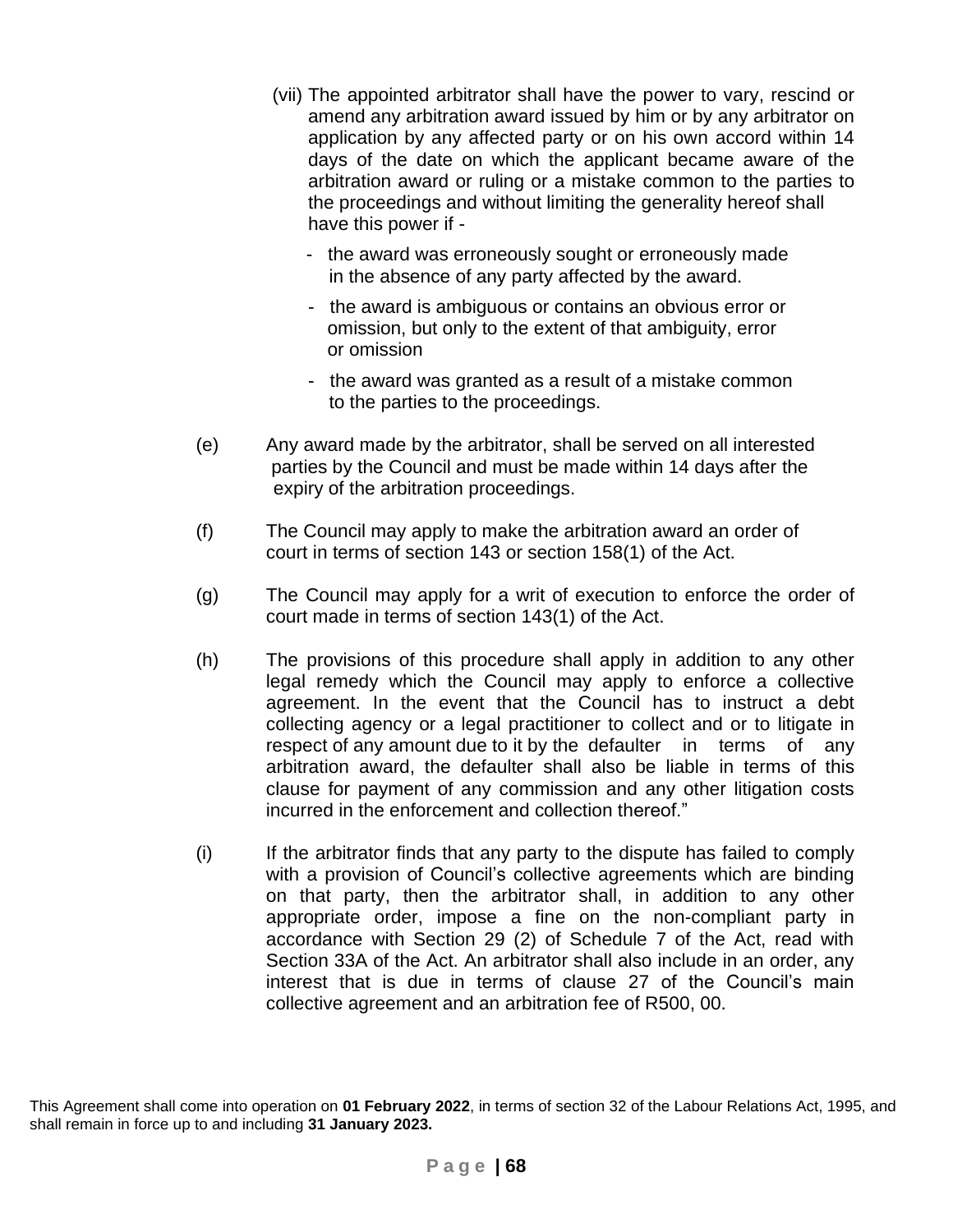(vii) The appointed arbitrator shall have the power to vary, rescind or amend any arbitration award issued by him or by any arbitrator on application by any affected party or on his own accord within 14 days of the date on which the applicant became aware of the arbitration award or ruling or a mistake common to the parties to the proceedings and without limiting the generality hereof shall have this power if -

- the award was erroneously sought or erroneously made in the absence of any party affected by the award.
- the award is ambiguous or contains an obvious error or omission, but only to the extent of that ambiguity, error or omission
- the award was granted as a result of a mistake common to the parties to the proceedings.

(e) Any award made by the arbitrator, shall be served on all interested parties by the Council and must be made within 14 days after the expiry of the arbitration proceedings.

(f) The Council may apply to make the arbitration award an order of court in terms of section 143 or section 158(1) of the Act.

(g) The Council may apply for a writ of execution to enforce the order of court made in terms of section 143(1) of the Act.

(h) The provisions of this procedure shall apply in addition to any other legal remedy which the Council may apply to enforce a collective agreement. In the event that the Council has to instruct a debt collecting agency or a legal practitioner to collect and or to litigate in respect of any amount due to it by the defaulter in terms of any arbitration award, the defaulter shall also be liable in terms of this clause for payment of any commission and any other litigation costs incurred in the enforcement and collection thereof."

(i) If the arbitrator finds that any party to the dispute has failed to comply with a provision of Council's collective agreements which are binding on that party, then the arbitrator shall, in addition to any other appropriate order, impose a fine on the non-compliant party in accordance with Section 29 (2) of Schedule 7 of the Act, read with Section 33A of the Act. An arbitrator shall also include in an order, any interest that is due in terms of clause 27 of the Council's main collective agreement and an arbitration fee of R500, 00.

This Agreement shall come into operation on **01 February 2022**, in terms of section 32 of the Labour Relations Act, 1995, and shall remain in force up to and including **31 January 2023.**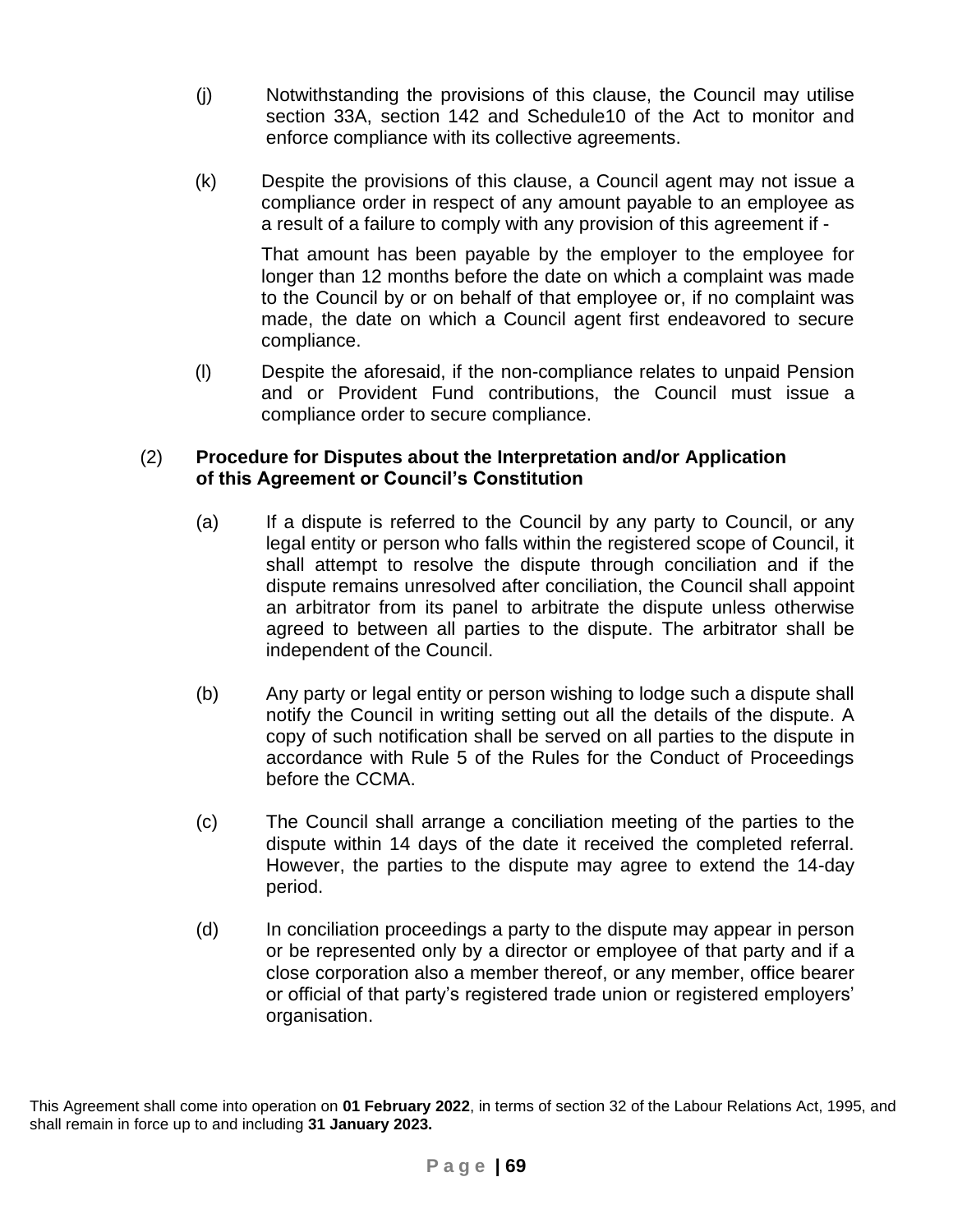(j) Notwithstanding the provisions of this clause, the Council may utilise section 33A, section 142 and Schedule10 of the Act to monitor and enforce compliance with its collective agreements.

(k) Despite the provisions of this clause, a Council agent may not issue a compliance order in respect of any amount payable to an employee as a result of a failure to comply with any provision of this agreement if -

That amount has been payable by the employer to the employee for longer than 12 months before the date on which a complaint was made to the Council by or on behalf of that employee or, if no complaint was made, the date on which a Council agent first endeavored to secure compliance.

(l) Despite the aforesaid, if the non-compliance relates to unpaid Pension and or Provident Fund contributions, the Council must issue a compliance order to secure compliance.

(2) **Procedure for Disputes about the Interpretation and/or Application of this Agreement or Council's Constitution**

(a) If a dispute is referred to the Council by any party to Council, or any legal entity or person who falls within the registered scope of Council, it shall attempt to resolve the dispute through conciliation and if the dispute remains unresolved after conciliation, the Council shall appoint an arbitrator from its panel to arbitrate the dispute unless otherwise agreed to between all parties to the dispute. The arbitrator shall be independent of the Council.

(b) Any party or legal entity or person wishing to lodge such a dispute shall notify the Council in writing setting out all the details of the dispute. A copy of such notification shall be served on all parties to the dispute in accordance with Rule 5 of the Rules for the Conduct of Proceedings before the CCMA.

(c) The Council shall arrange a conciliation meeting of the parties to the dispute within 14 days of the date it received the completed referral. However, the parties to the dispute may agree to extend the 14-day period.

(d) In conciliation proceedings a party to the dispute may appear in person or be represented only by a director or employee of that party and if a close corporation also a member thereof, or any member, office bearer or official of that party's registered trade union or registered employers' organisation.

This Agreement shall come into operation on **01 February 2022**, in terms of section 32 of the Labour Relations Act, 1995, and shall remain in force up to and including **31 January 2023.**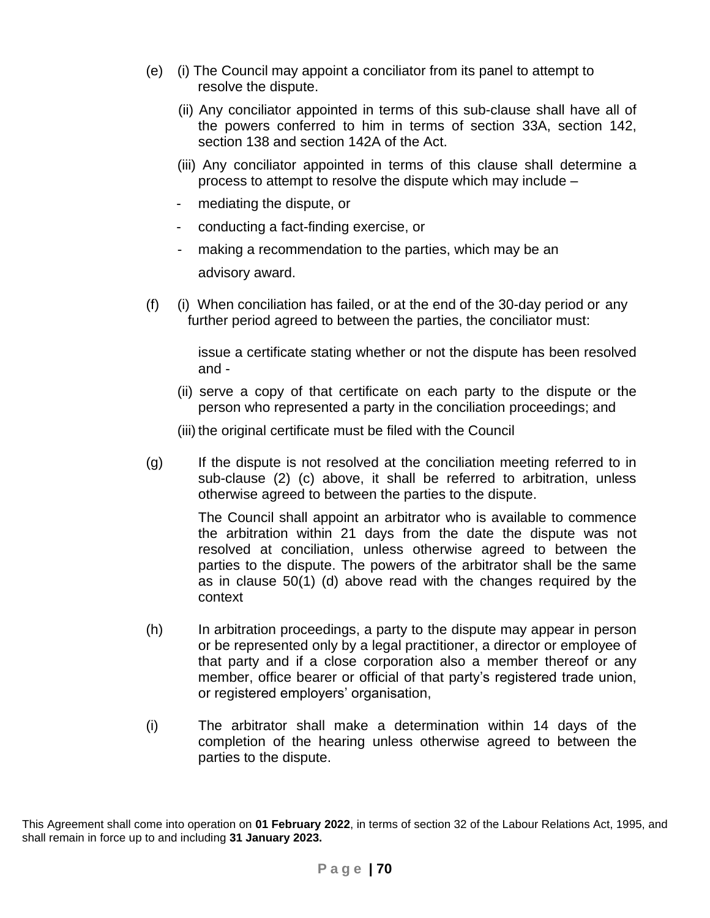(e) (i) The Council may appoint a conciliator from its panel to attempt to resolve the dispute.

(ii) Any conciliator appointed in terms of this sub-clause shall have all of the powers conferred to him in terms of section 33A, section 142, section 138 and section 142A of the Act.

(iii) Any conciliator appointed in terms of this clause shall determine a process to attempt to resolve the dispute which may include –

- mediating the dispute, or
- conducting a fact-finding exercise, or
- making a recommendation to the parties, which may be an advisory award.

(f) (i) When conciliation has failed, or at the end of the 30-day period or any further period agreed to between the parties, the conciliator must:

issue a certificate stating whether or not the dispute has been resolved and -

(ii) serve a copy of that certificate on each party to the dispute or the person who represented a party in the conciliation proceedings; and

(iii) the original certificate must be filed with the Council

(g) If the dispute is not resolved at the conciliation meeting referred to in sub-clause (2) (c) above, it shall be referred to arbitration, unless otherwise agreed to between the parties to the dispute.

The Council shall appoint an arbitrator who is available to commence the arbitration within 21 days from the date the dispute was not resolved at conciliation, unless otherwise agreed to between the parties to the dispute. The powers of the arbitrator shall be the same as in clause 50(1) (d) above read with the changes required by the context

(h) In arbitration proceedings, a party to the dispute may appear in person or be represented only by a legal practitioner, a director or employee of that party and if a close corporation also a member thereof or any member, office bearer or official of that party's registered trade union, or registered employers' organisation,

(i) The arbitrator shall make a determination within 14 days of the completion of the hearing unless otherwise agreed to between the parties to the dispute.

This Agreement shall come into operation on **01 February 2022**, in terms of section 32 of the Labour Relations Act, 1995, and shall remain in force up to and including **31 January 2023.**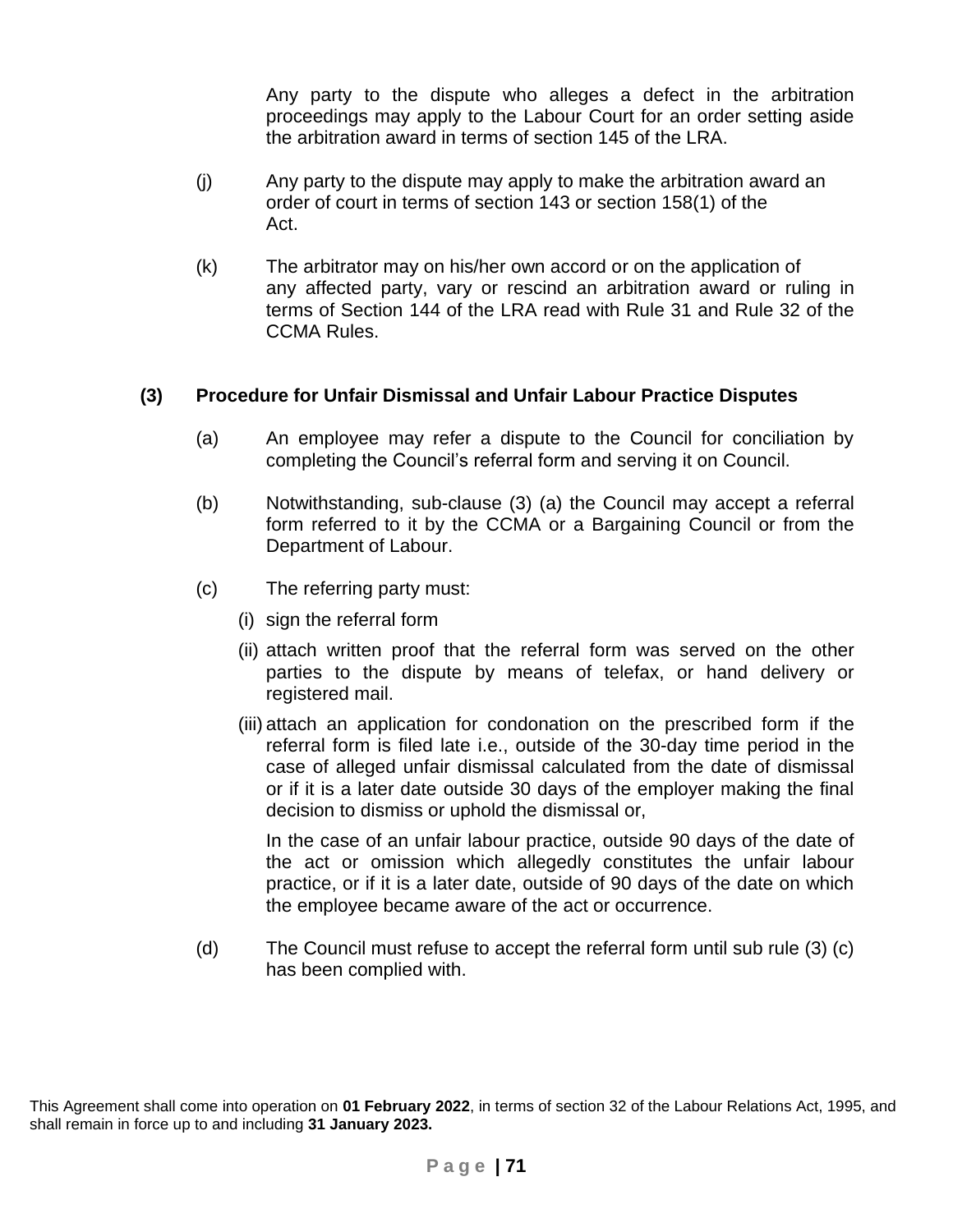Any party to the dispute who alleges a defect in the arbitration proceedings may apply to the Labour Court for an order setting aside the arbitration award in terms of section 145 of the LRA.

(j) Any party to the dispute may apply to make the arbitration award an order of court in terms of section 143 or section 158(1) of the Act.

(k) The arbitrator may on his/her own accord or on the application of any affected party, vary or rescind an arbitration award or ruling in terms of Section 144 of the LRA read with Rule 31 and Rule 32 of the CCMA Rules.

**(3) Procedure for Unfair Dismissal and Unfair Labour Practice Disputes**

(a) An employee may refer a dispute to the Council for conciliation by completing the Council's referral form and serving it on Council.

(b) Notwithstanding, sub-clause (3) (a) the Council may accept a referral form referred to it by the CCMA or a Bargaining Council or from the Department of Labour.

(c) The referring party must:

(i) sign the referral form

(ii) attach written proof that the referral form was served on the other parties to the dispute by means of telefax, or hand delivery or registered mail.

(iii) attach an application for condonation on the prescribed form if the referral form is filed late i.e., outside of the 30-day time period in the case of alleged unfair dismissal calculated from the date of dismissal or if it is a later date outside 30 days of the employer making the final decision to dismiss or uphold the dismissal or,

In the case of an unfair labour practice, outside 90 days of the date of the act or omission which allegedly constitutes the unfair labour practice, or if it is a later date, outside of 90 days of the date on which the employee became aware of the act or occurrence.

(d) The Council must refuse to accept the referral form until sub rule (3) (c) has been complied with.

This Agreement shall come into operation on **01 February 2022**, in terms of section 32 of the Labour Relations Act, 1995, and shall remain in force up to and including **31 January 2023.**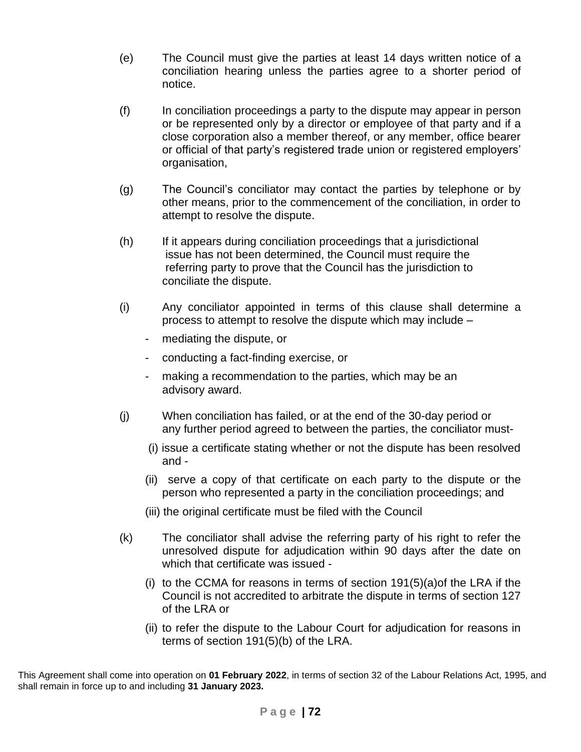(e) The Council must give the parties at least 14 days written notice of a conciliation hearing unless the parties agree to a shorter period of notice.

(f) In conciliation proceedings a party to the dispute may appear in person or be represented only by a director or employee of that party and if a close corporation also a member thereof, or any member, office bearer or official of that party's registered trade union or registered employers' organisation,

(g) The Council's conciliator may contact the parties by telephone or by other means, prior to the commencement of the conciliation, in order to attempt to resolve the dispute.

(h) If it appears during conciliation proceedings that a jurisdictional issue has not been determined, the Council must require the referring party to prove that the Council has the jurisdiction to conciliate the dispute.

(i) Any conciliator appointed in terms of this clause shall determine a process to attempt to resolve the dispute which may include –

- mediating the dispute, or
- conducting a fact-finding exercise, or
- making a recommendation to the parties, which may be an advisory award.

(j) When conciliation has failed, or at the end of the 30-day period or any further period agreed to between the parties, the conciliator must-

(i) issue a certificate stating whether or not the dispute has been resolved and -

(ii) serve a copy of that certificate on each party to the dispute or the person who represented a party in the conciliation proceedings; and

(iii) the original certificate must be filed with the Council

(k) The conciliator shall advise the referring party of his right to refer the unresolved dispute for adjudication within 90 days after the date on which that certificate was issued -

(i) to the CCMA for reasons in terms of section 191(5)(a)of the LRA if the Council is not accredited to arbitrate the dispute in terms of section 127 of the LRA or

(ii) to refer the dispute to the Labour Court for adjudication for reasons in terms of section 191(5)(b) of the LRA.

This Agreement shall come into operation on **01 February 2022**, in terms of section 32 of the Labour Relations Act, 1995, and shall remain in force up to and including **31 January 2023.**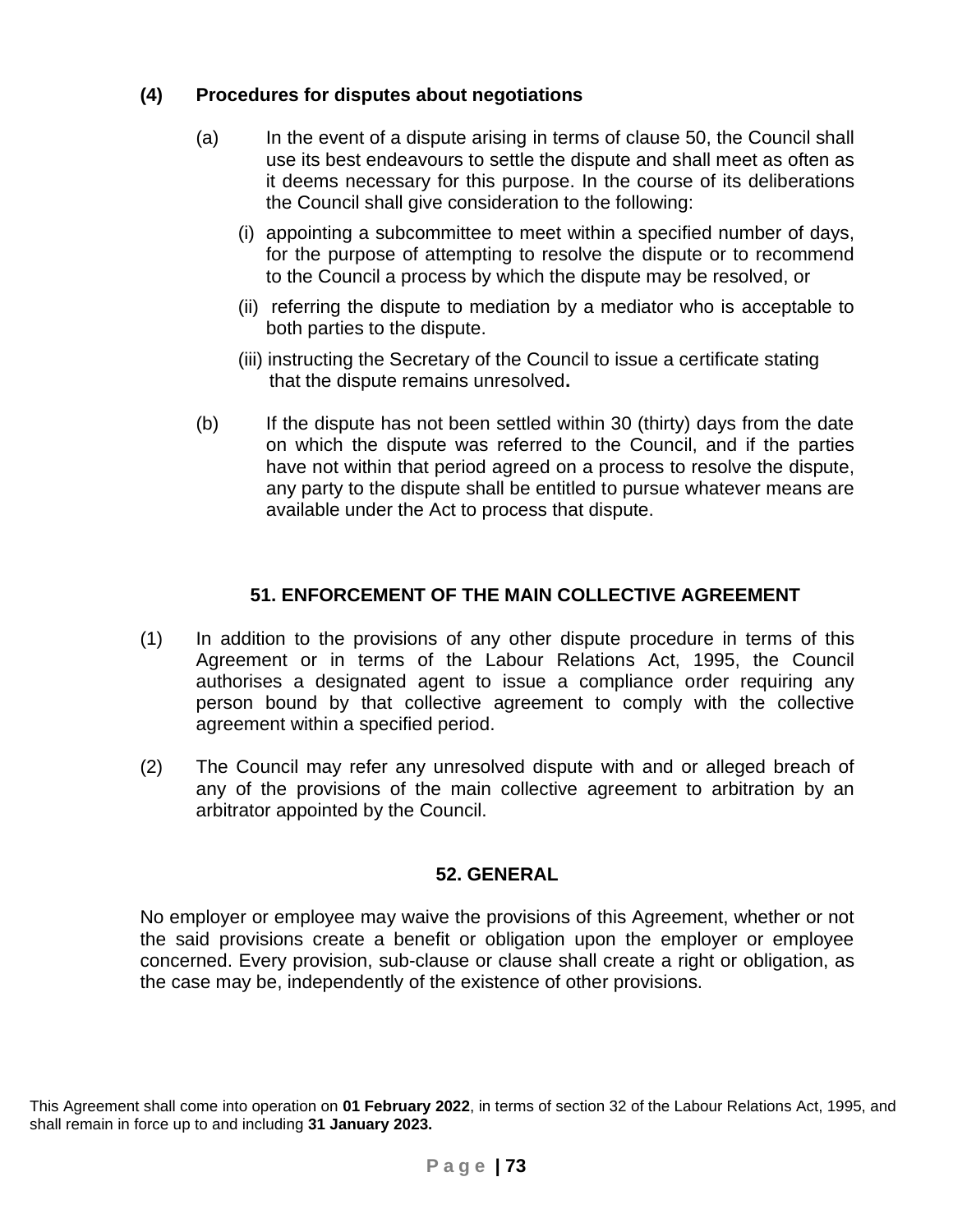**(4) Procedures for disputes about negotiations**

(a) In the event of a dispute arising in terms of clause 50, the Council shall use its best endeavours to settle the dispute and shall meet as often as it deems necessary for this purpose. In the course of its deliberations the Council shall give consideration to the following:

(i) appointing a subcommittee to meet within a specified number of days, for the purpose of attempting to resolve the dispute or to recommend to the Council a process by which the dispute may be resolved, or

(ii) referring the dispute to mediation by a mediator who is acceptable to both parties to the dispute.

(iii) instructing the Secretary of the Council to issue a certificate stating that the dispute remains unresolved**.**

(b) If the dispute has not been settled within 30 (thirty) days from the date on which the dispute was referred to the Council, and if the parties have not within that period agreed on a process to resolve the dispute, any party to the dispute shall be entitled to pursue whatever means are available under the Act to process that dispute.

## 51. ENFORCEMENT OF THE MAIN COLLECTIVE AGREEMENT

(1) In addition to the provisions of any other dispute procedure in terms of this Agreement or in terms of the Labour Relations Act, 1995, the Council authorises a designated agent to issue a compliance order requiring any person bound by that collective agreement to comply with the collective agreement within a specified period.

(2) The Council may refer any unresolved dispute with and or alleged breach of any of the provisions of the main collective agreement to arbitration by an arbitrator appointed by the Council.

## 52. GENERAL

No employer or employee may waive the provisions of this Agreement, whether or not the said provisions create a benefit or obligation upon the employer or employee concerned. Every provision, sub-clause or clause shall create a right or obligation, as the case may be, independently of the existence of other provisions.

This Agreement shall come into operation on **01 February 2022**, in terms of section 32 of the Labour Relations Act, 1995, and shall remain in force up to and including **31 January 2023.**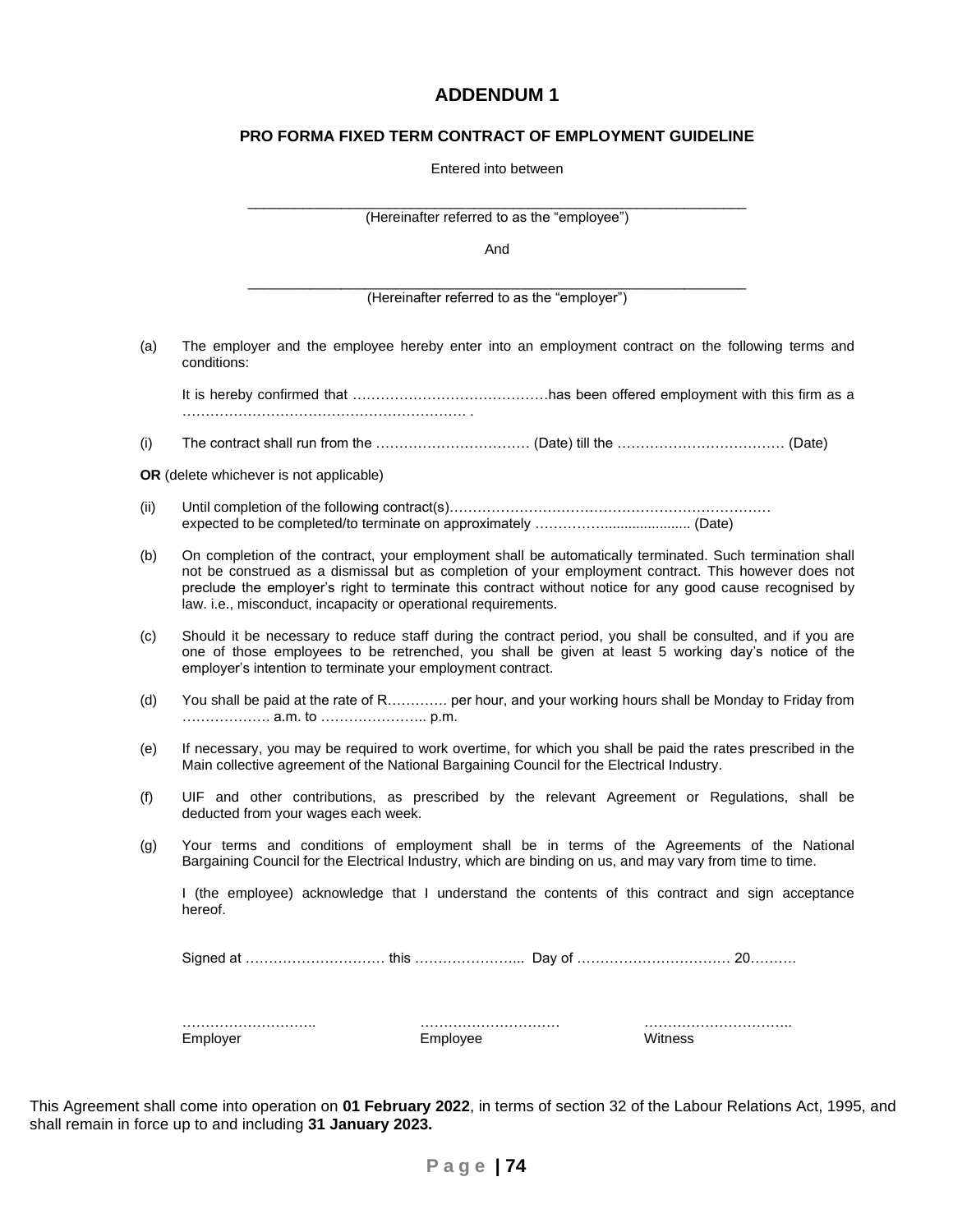# ADDENDUM 1

## PRO FORMA FIXED TERM CONTRACT OF EMPLOYMENT GUIDELINE

Entered into between

\_\_\_\_\_\_\_\_\_\_\_\_\_\_\_\_\_\_\_\_\_\_\_\_\_\_\_\_\_\_\_\_\_\_\_\_\_\_\_\_\_\_\_\_\_\_\_\_\_\_\_\_\_\_\_\_\_\_\_\_\_\_\_\_
(Hereinafter referred to as the "employee")

And

\_\_\_\_\_\_\_\_\_\_\_\_\_\_\_\_\_\_\_\_\_\_\_\_\_\_\_\_\_\_\_\_\_\_\_\_\_\_\_\_\_\_\_\_\_\_\_\_\_\_\_\_\_\_\_\_\_\_\_\_\_\_\_\_
(Hereinafter referred to as the "employer")

(a) The employer and the employee hereby enter into an employment contract on the following terms and conditions:

It is hereby confirmed that ……………………………………has been offered employment with this firm as a ……………………………………………………… .

(i) The contract shall run from the …………………………… (Date) till the ……………………………… (Date)

**OR** (delete whichever is not applicable)

(ii) Until completion of the following contract(s)……………………………………………………………
expected to be completed/to terminate on approximately ……………..................... (Date)

(b) On completion of the contract, your employment shall be automatically terminated. Such termination shall not be construed as a dismissal but as completion of your employment contract. This however does not preclude the employer's right to terminate this contract without notice for any good cause recognised by law. i.e., misconduct, incapacity or operational requirements.

(c) Should it be necessary to reduce staff during the contract period, you shall be consulted, and if you are one of those employees to be retrenched, you shall be given at least 5 working day's notice of the employer's intention to terminate your employment contract.

(d) You shall be paid at the rate of R…………. per hour, and your working hours shall be Monday to Friday from ………………. a.m. to ………………….. p.m.

(e) If necessary, you may be required to work overtime, for which you shall be paid the rates prescribed in the Main collective agreement of the National Bargaining Council for the Electrical Industry.

(f) UIF and other contributions, as prescribed by the relevant Agreement or Regulations, shall be deducted from your wages each week.

(g) Your terms and conditions of employment shall be in terms of the Agreements of the National Bargaining Council for the Electrical Industry, which are binding on us, and may vary from time to time.

I (the employee) acknowledge that I understand the contents of this contract and sign acceptance hereof.

Signed at ………………………… this …………………... Day of …………………………… 20……….

……………………….. ………………………… …………………………..
Employer Employee Witness

This Agreement shall come into operation on **01 February 2022**, in terms of section 32 of the Labour Relations Act, 1995, and shall remain in force up to and including **31 January 2023.**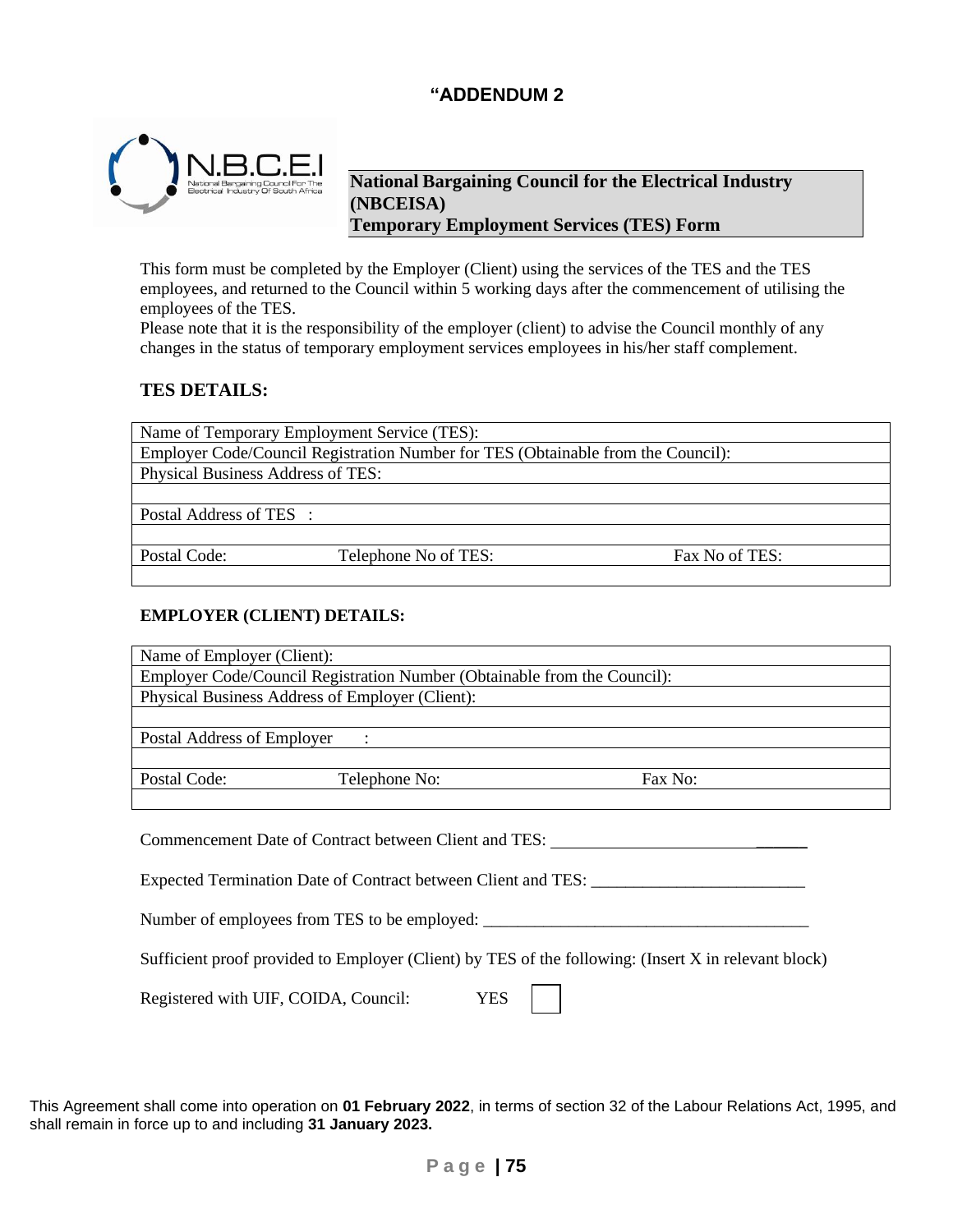## “ADDENDUM 2

**National Bargaining Council for the Electrical Industry (NBCEISA)**
**Temporary Employment Services (TES) Form**

This form must be completed by the Employer (Client) using the services of the TES and the TES employees, and returned to the Council within 5 working days after the commencement of utilising the employees of the TES.
Please note that it is the responsibility of the employer (client) to advise the Council monthly of any changes in the status of temporary employment services employees in his/her staff complement.

### TES DETAILS:

| Name of Temporary Employment Service (TES): | | |
|---|---|---|
| Employer Code/Council Registration Number for TES (Obtainable from the Council): | | |
| Physical Business Address of TES: | | |
| | | |
| Postal Address of TES : | | |
| | | |
| Postal Code: | Telephone No of TES: | Fax No of TES: |
| | | |

### EMPLOYER (CLIENT) DETAILS:

| Name of Employer (Client): | | |
|---|---|---|
| Employer Code/Council Registration Number (Obtainable from the Council): | | |
| Physical Business Address of Employer (Client): | | |
| | | |
| Postal Address of Employer : | | |
| | | |
| Postal Code: | Telephone No: | Fax No: |
| | | |

Commencement Date of Contract between Client and TES: ______________________________

Expected Termination Date of Contract between Client and TES: _________________________

Number of employees from TES to be employed: ______________________________________

Sufficient proof provided to Employer (Client) by TES of the following: (Insert X in relevant block)

Registered with UIF, COIDA, Council: YES ☐

This Agreement shall come into operation on **01 February 2022**, in terms of section 32 of the Labour Relations Act, 1995, and shall remain in force up to and including **31 January 2023.**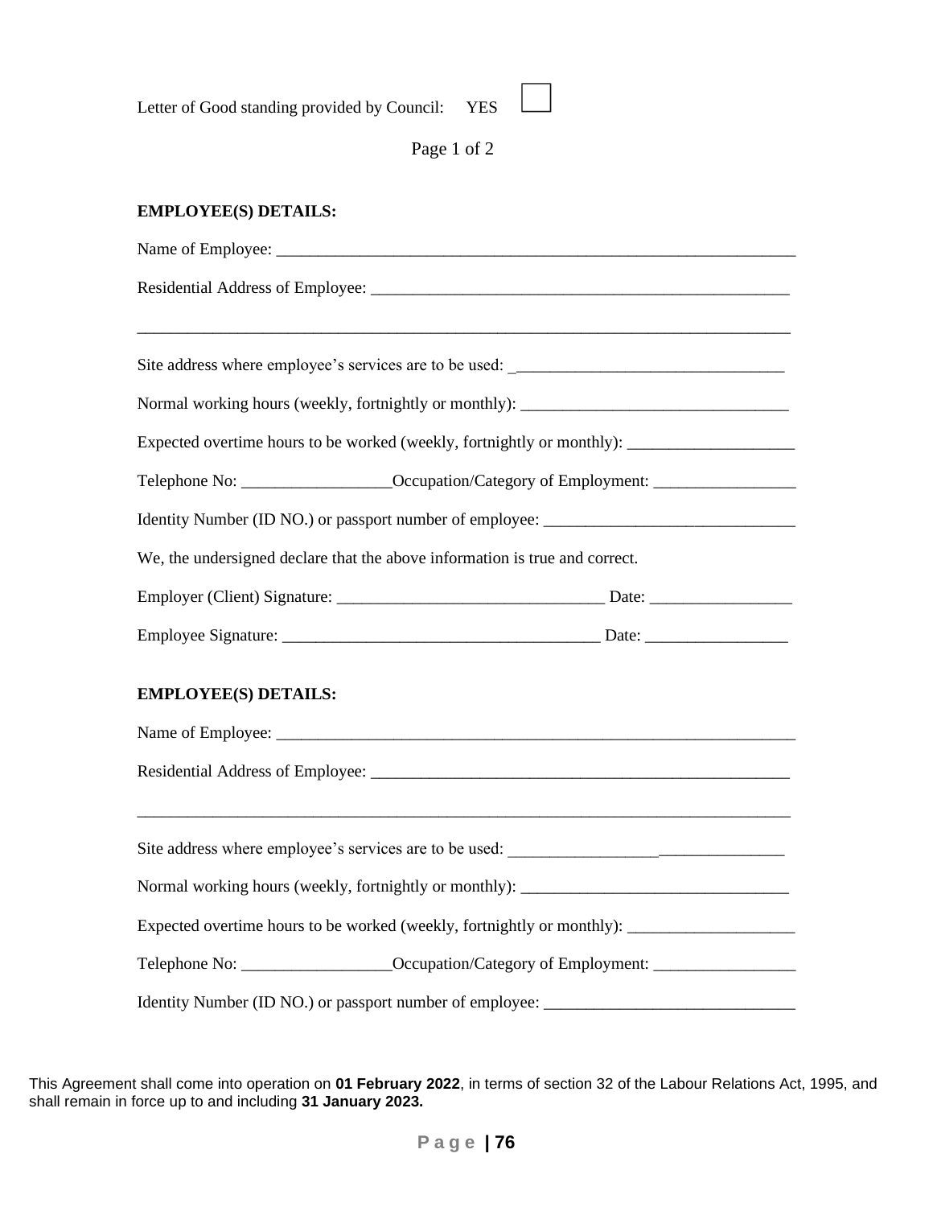Letter of Good standing provided by Council: YES ☐

Page 1 of 2

**EMPLOYEE(S) DETAILS:**

Name of Employee: ___________________________________________________________________

Residential Address of Employee: ____________________________________________________

_____________________________________________________________________________________

Site address where employee's services are to be used: _________________________________

Normal working hours (weekly, fortnightly or monthly): _________________________________

Expected overtime hours to be worked (weekly, fortnightly or monthly): ____________________

Telephone No: __________________Occupation/Category of Employment: _________________

Identity Number (ID NO.) or passport number of employee: ______________________________

We, the undersigned declare that the above information is true and correct.

Employer (Client) Signature: ________________________________ Date: _________________

Employee Signature: ______________________________________ Date: _________________

**EMPLOYEE(S) DETAILS:**

Name of Employee: ___________________________________________________________________

Residential Address of Employee: ____________________________________________________

_____________________________________________________________________________________

Site address where employee's services are to be used: _________________________________

Normal working hours (weekly, fortnightly or monthly): _________________________________

Expected overtime hours to be worked (weekly, fortnightly or monthly): ____________________

Telephone No: __________________Occupation/Category of Employment: _________________

Identity Number (ID NO.) or passport number of employee: ______________________________

This Agreement shall come into operation on **01 February 2022**, in terms of section 32 of the Labour Relations Act, 1995, and shall remain in force up to and including **31 January 2023.**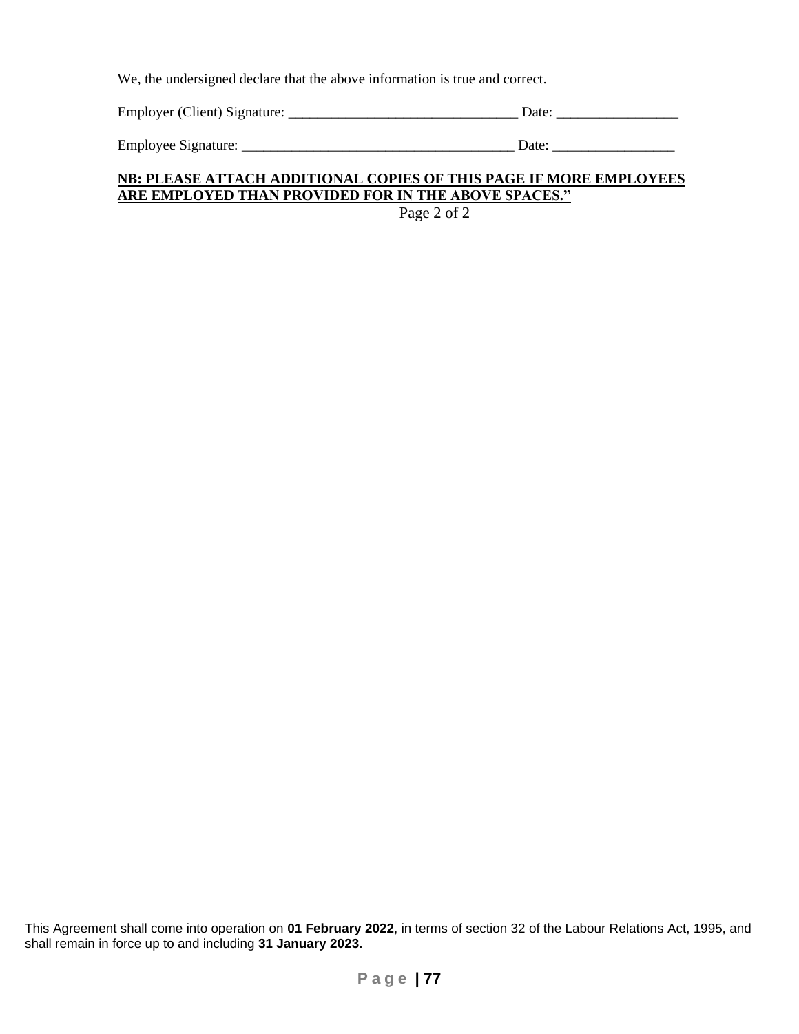We, the undersigned declare that the above information is true and correct.

Employer (Client) Signature: ________________________________ Date: _________________

Employee Signature: ______________________________________ Date: _________________

**NB: PLEASE ATTACH ADDITIONAL COPIES OF THIS PAGE IF MORE EMPLOYEES ARE EMPLOYED THAN PROVIDED FOR IN THE ABOVE SPACES."**

This Agreement shall come into operation on **01 February 2022**, in terms of section 32 of the Labour Relations Act, 1995, and shall remain in force up to and including **31 January 2023.**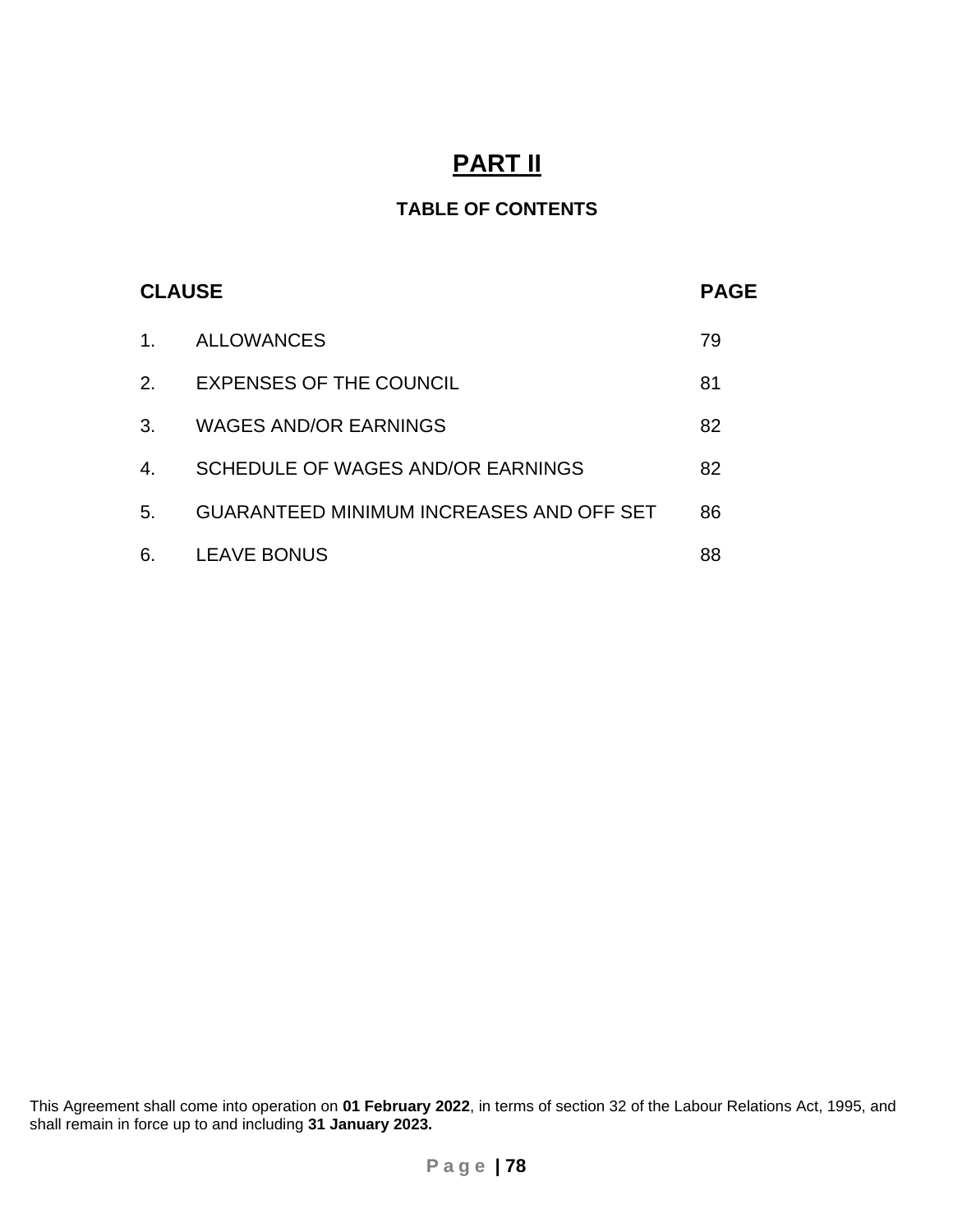# PART II

## TABLE OF CONTENTS

| CLAUSE | | PAGE |
|---|---|---|
| 1. | ALLOWANCES | 79 |
| 2. | EXPENSES OF THE COUNCIL | 81 |
| 3. | WAGES AND/OR EARNINGS | 82 |
| 4. | SCHEDULE OF WAGES AND/OR EARNINGS | 82 |
| 5. | GUARANTEED MINIMUM INCREASES AND OFF SET | 86 |
| 6. | LEAVE BONUS | 88 |

This Agreement shall come into operation on **01 February 2022**, in terms of section 32 of the Labour Relations Act, 1995, and shall remain in force up to and including **31 January 2023.**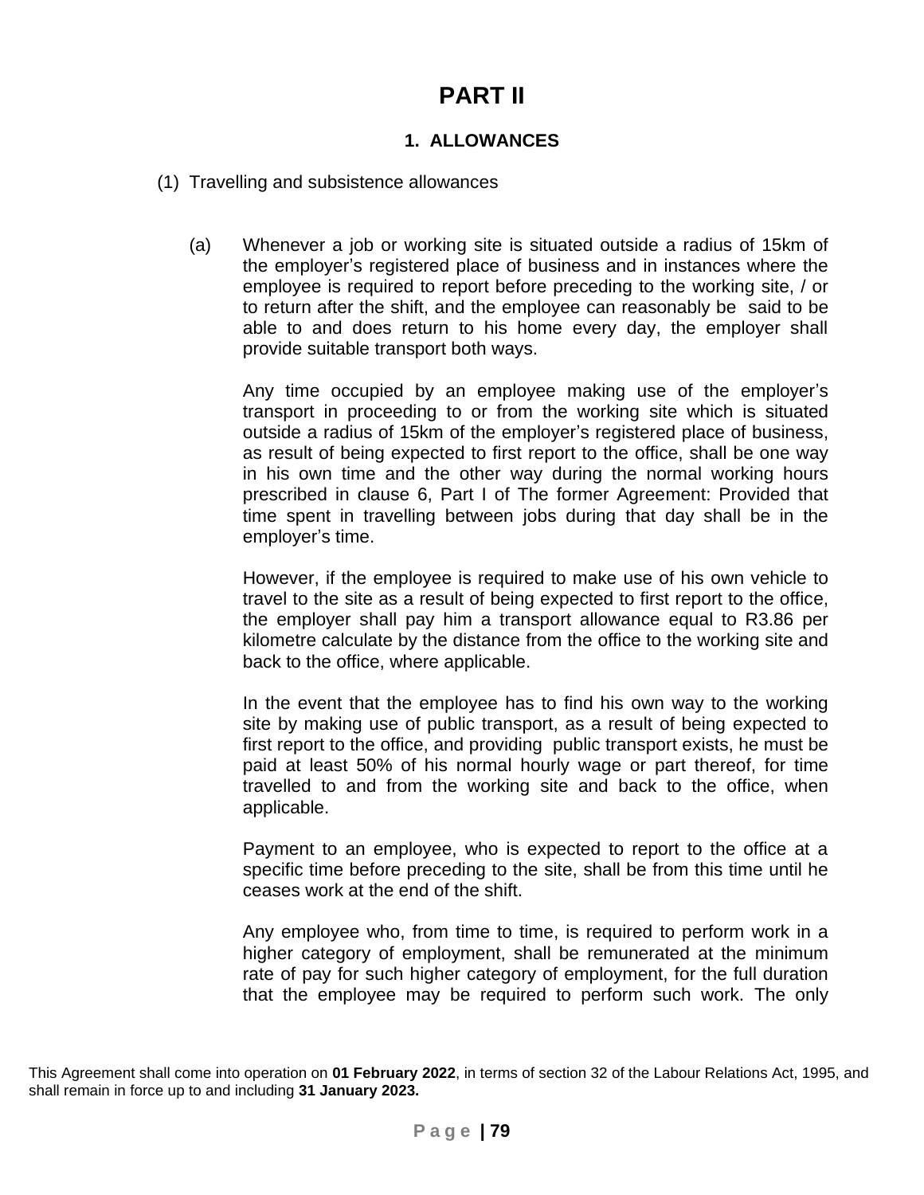# PART II

## 1. ALLOWANCES

(1) Travelling and subsistence allowances

(a) Whenever a job or working site is situated outside a radius of 15km of the employer's registered place of business and in instances where the employee is required to report before preceding to the working site, / or to return after the shift, and the employee can reasonably be said to be able to and does return to his home every day, the employer shall provide suitable transport both ways.

Any time occupied by an employee making use of the employer's transport in proceeding to or from the working site which is situated outside a radius of 15km of the employer's registered place of business, as result of being expected to first report to the office, shall be one way in his own time and the other way during the normal working hours prescribed in clause 6, Part I of The former Agreement: Provided that time spent in travelling between jobs during that day shall be in the employer's time.

However, if the employee is required to make use of his own vehicle to travel to the site as a result of being expected to first report to the office, the employer shall pay him a transport allowance equal to R3.86 per kilometre calculate by the distance from the office to the working site and back to the office, where applicable.

In the event that the employee has to find his own way to the working site by making use of public transport, as a result of being expected to first report to the office, and providing public transport exists, he must be paid at least 50% of his normal hourly wage or part thereof, for time travelled to and from the working site and back to the office, when applicable.

Payment to an employee, who is expected to report to the office at a specific time before preceding to the site, shall be from this time until he ceases work at the end of the shift.

Any employee who, from time to time, is required to perform work in a higher category of employment, shall be remunerated at the minimum rate of pay for such higher category of employment, for the full duration that the employee may be required to perform such work. The only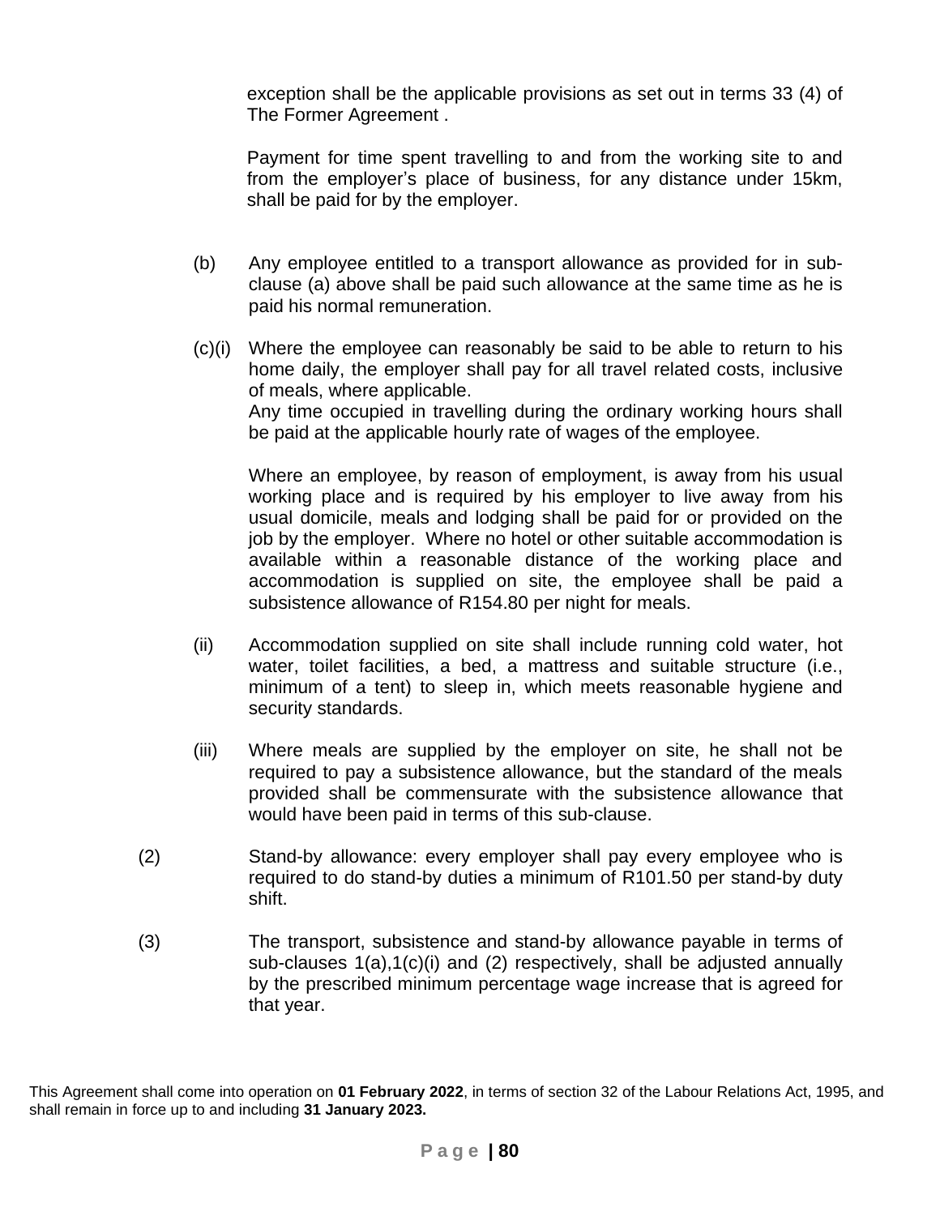exception shall be the applicable provisions as set out in terms 33 (4) of The Former Agreement .

Payment for time spent travelling to and from the working site to and from the employer's place of business, for any distance under 15km, shall be paid for by the employer.

(b) Any employee entitled to a transport allowance as provided for in sub-clause (a) above shall be paid such allowance at the same time as he is paid his normal remuneration.

(c)(i) Where the employee can reasonably be said to be able to return to his home daily, the employer shall pay for all travel related costs, inclusive of meals, where applicable.
Any time occupied in travelling during the ordinary working hours shall be paid at the applicable hourly rate of wages of the employee.

Where an employee, by reason of employment, is away from his usual working place and is required by his employer to live away from his usual domicile, meals and lodging shall be paid for or provided on the job by the employer. Where no hotel or other suitable accommodation is available within a reasonable distance of the working place and accommodation is supplied on site, the employee shall be paid a subsistence allowance of R154.80 per night for meals.

(ii) Accommodation supplied on site shall include running cold water, hot water, toilet facilities, a bed, a mattress and suitable structure (i.e., minimum of a tent) to sleep in, which meets reasonable hygiene and security standards.

(iii) Where meals are supplied by the employer on site, he shall not be required to pay a subsistence allowance, but the standard of the meals provided shall be commensurate with the subsistence allowance that would have been paid in terms of this sub-clause.

(2) Stand-by allowance: every employer shall pay every employee who is required to do stand-by duties a minimum of R101.50 per stand-by duty shift.

(3) The transport, subsistence and stand-by allowance payable in terms of sub-clauses 1(a),1(c)(i) and (2) respectively, shall be adjusted annually by the prescribed minimum percentage wage increase that is agreed for that year.

This Agreement shall come into operation on **01 February 2022**, in terms of section 32 of the Labour Relations Act, 1995, and shall remain in force up to and including **31 January 2023.**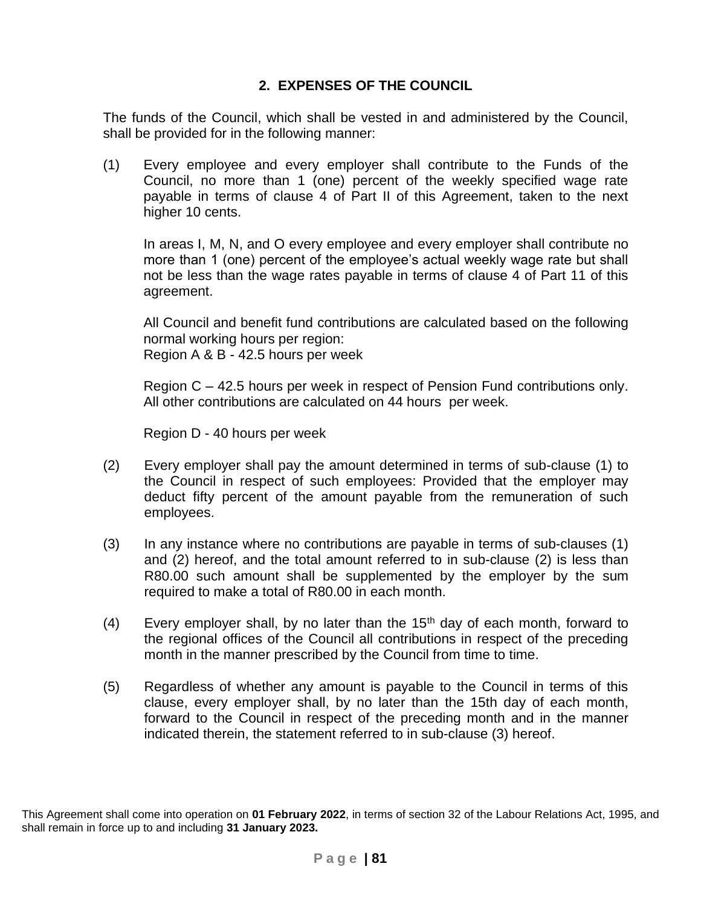## 2. EXPENSES OF THE COUNCIL

The funds of the Council, which shall be vested in and administered by the Council, shall be provided for in the following manner:

(1) Every employee and every employer shall contribute to the Funds of the Council, no more than 1 (one) percent of the weekly specified wage rate payable in terms of clause 4 of Part II of this Agreement, taken to the next higher 10 cents.

In areas I, M, N, and O every employee and every employer shall contribute no more than 1 (one) percent of the employee's actual weekly wage rate but shall not be less than the wage rates payable in terms of clause 4 of Part 11 of this agreement.

All Council and benefit fund contributions are calculated based on the following normal working hours per region:
Region A & B - 42.5 hours per week

Region C – 42.5 hours per week in respect of Pension Fund contributions only. All other contributions are calculated on 44 hours per week.

Region D - 40 hours per week

(2) Every employer shall pay the amount determined in terms of sub-clause (1) to the Council in respect of such employees: Provided that the employer may deduct fifty percent of the amount payable from the remuneration of such employees.

(3) In any instance where no contributions are payable in terms of sub-clauses (1) and (2) hereof, and the total amount referred to in sub-clause (2) is less than R80.00 such amount shall be supplemented by the employer by the sum required to make a total of R80.00 in each month.

(4) Every employer shall, by no later than the 15th day of each month, forward to the regional offices of the Council all contributions in respect of the preceding month in the manner prescribed by the Council from time to time.

(5) Regardless of whether any amount is payable to the Council in terms of this clause, every employer shall, by no later than the 15th day of each month, forward to the Council in respect of the preceding month and in the manner indicated therein, the statement referred to in sub-clause (3) hereof.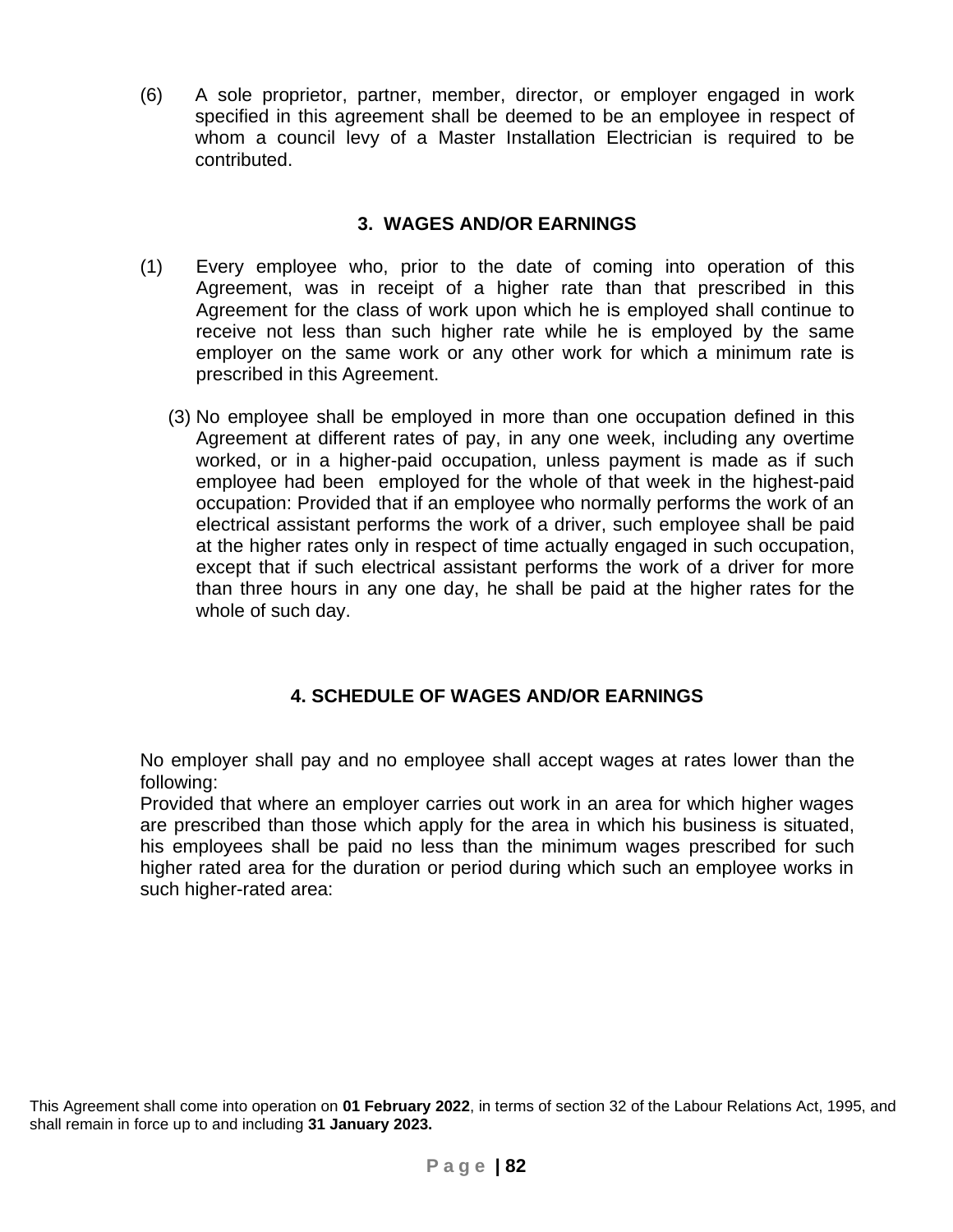(6) A sole proprietor, partner, member, director, or employer engaged in work specified in this agreement shall be deemed to be an employee in respect of whom a council levy of a Master Installation Electrician is required to be contributed.

## 3. WAGES AND/OR EARNINGS

(1) Every employee who, prior to the date of coming into operation of this Agreement, was in receipt of a higher rate than that prescribed in this Agreement for the class of work upon which he is employed shall continue to receive not less than such higher rate while he is employed by the same employer on the same work or any other work for which a minimum rate is prescribed in this Agreement.

(3) No employee shall be employed in more than one occupation defined in this Agreement at different rates of pay, in any one week, including any overtime worked, or in a higher-paid occupation, unless payment is made as if such employee had been employed for the whole of that week in the highest-paid occupation: Provided that if an employee who normally performs the work of an electrical assistant performs the work of a driver, such employee shall be paid at the higher rates only in respect of time actually engaged in such occupation, except that if such electrical assistant performs the work of a driver for more than three hours in any one day, he shall be paid at the higher rates for the whole of such day.

## 4. SCHEDULE OF WAGES AND/OR EARNINGS

No employer shall pay and no employee shall accept wages at rates lower than the following:
Provided that where an employer carries out work in an area for which higher wages are prescribed than those which apply for the area in which his business is situated, his employees shall be paid no less than the minimum wages prescribed for such higher rated area for the duration or period during which such an employee works in such higher-rated area:

This Agreement shall come into operation on **01 February 2022**, in terms of section 32 of the Labour Relations Act, 1995, and shall remain in force up to and including **31 January 2023.**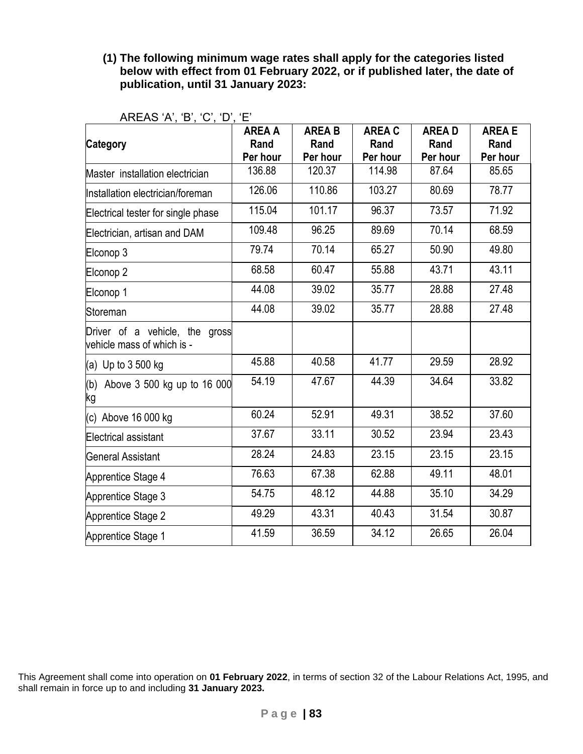**(1) The following minimum wage rates shall apply for the categories listed below with effect from 01 February 2022, or if published later, the date of publication, until 31 January 2023:**

AREAS 'A', 'B', 'C', 'D', 'E'

| Category | AREA A Rand Per hour | AREA B Rand Per hour | AREA C Rand Per hour | AREA D Rand Per hour | AREA E Rand Per hour |
|---|---|---|---|---|---|
| Master installation electrician | 136.88 | 120.37 | 114.98 | 87.64 | 85.65 |
| Installation electrician/foreman | 126.06 | 110.86 | 103.27 | 80.69 | 78.77 |
| Electrical tester for single phase | 115.04 | 101.17 | 96.37 | 73.57 | 71.92 |
| Electrician, artisan and DAM | 109.48 | 96.25 | 89.69 | 70.14 | 68.59 |
| Elconop 3 | 79.74 | 70.14 | 65.27 | 50.90 | 49.80 |
| Elconop 2 | 68.58 | 60.47 | 55.88 | 43.71 | 43.11 |
| Elconop 1 | 44.08 | 39.02 | 35.77 | 28.88 | 27.48 |
| Storeman | 44.08 | 39.02 | 35.77 | 28.88 | 27.48 |
| Driver of a vehicle, the gross vehicle mass of which is - | | | | | |
| (a) Up to 3 500 kg | 45.88 | 40.58 | 41.77 | 29.59 | 28.92 |
| (b) Above 3 500 kg up to 16 000 kg | 54.19 | 47.67 | 44.39 | 34.64 | 33.82 |
| (c) Above 16 000 kg | 60.24 | 52.91 | 49.31 | 38.52 | 37.60 |
| Electrical assistant | 37.67 | 33.11 | 30.52 | 23.94 | 23.43 |
| General Assistant | 28.24 | 24.83 | 23.15 | 23.15 | 23.15 |
| Apprentice Stage 4 | 76.63 | 67.38 | 62.88 | 49.11 | 48.01 |
| Apprentice Stage 3 | 54.75 | 48.12 | 44.88 | 35.10 | 34.29 |
| Apprentice Stage 2 | 49.29 | 43.31 | 40.43 | 31.54 | 30.87 |
| Apprentice Stage 1 | 41.59 | 36.59 | 34.12 | 26.65 | 26.04 |

This Agreement shall come into operation on **01 February 2022**, in terms of section 32 of the Labour Relations Act, 1995, and shall remain in force up to and including **31 January 2023.**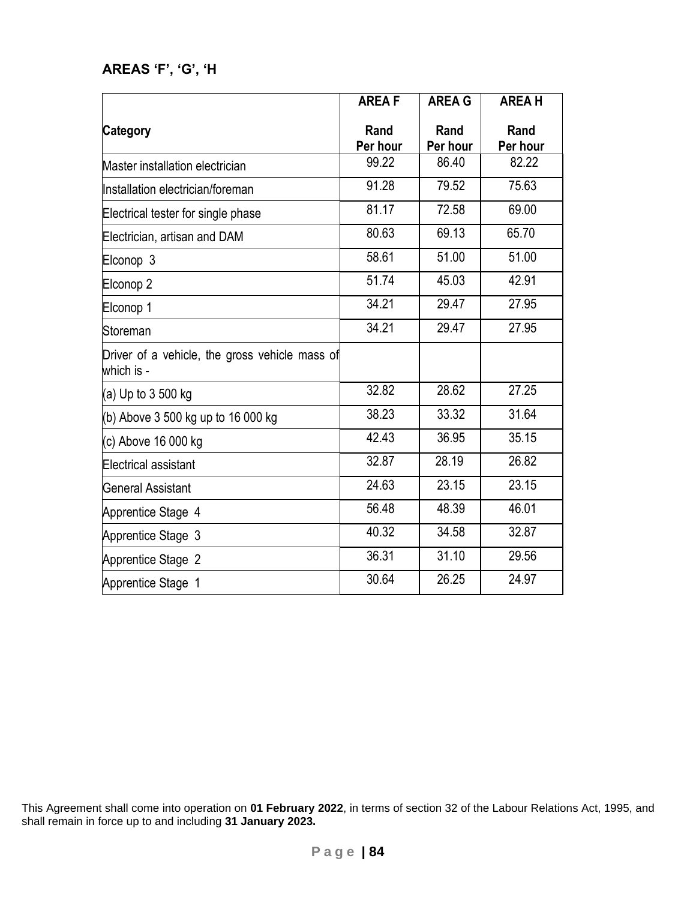## AREAS 'F', 'G', 'H

| Category | AREA F Rand Per hour | AREA G Rand Per hour | AREA H Rand Per hour |
|---|---|---|---|
| Master installation electrician | 99.22 | 86.40 | 82.22 |
| Installation electrician/foreman | 91.28 | 79.52 | 75.63 |
| Electrical tester for single phase | 81.17 | 72.58 | 69.00 |
| Electrician, artisan and DAM | 80.63 | 69.13 | 65.70 |
| Elconop 3 | 58.61 | 51.00 | 51.00 |
| Elconop 2 | 51.74 | 45.03 | 42.91 |
| Elconop 1 | 34.21 | 29.47 | 27.95 |
| Storeman | 34.21 | 29.47 | 27.95 |
| Driver of a vehicle, the gross vehicle mass of which is - | | | |
| (a) Up to 3 500 kg | 32.82 | 28.62 | 27.25 |
| (b) Above 3 500 kg up to 16 000 kg | 38.23 | 33.32 | 31.64 |
| (c) Above 16 000 kg | 42.43 | 36.95 | 35.15 |
| Electrical assistant | 32.87 | 28.19 | 26.82 |
| General Assistant | 24.63 | 23.15 | 23.15 |
| Apprentice Stage 4 | 56.48 | 48.39 | 46.01 |
| Apprentice Stage 3 | 40.32 | 34.58 | 32.87 |
| Apprentice Stage 2 | 36.31 | 31.10 | 29.56 |
| Apprentice Stage 1 | 30.64 | 26.25 | 24.97 |

This Agreement shall come into operation on **01 February 2022**, in terms of section 32 of the Labour Relations Act, 1995, and shall remain in force up to and including **31 January 2023.**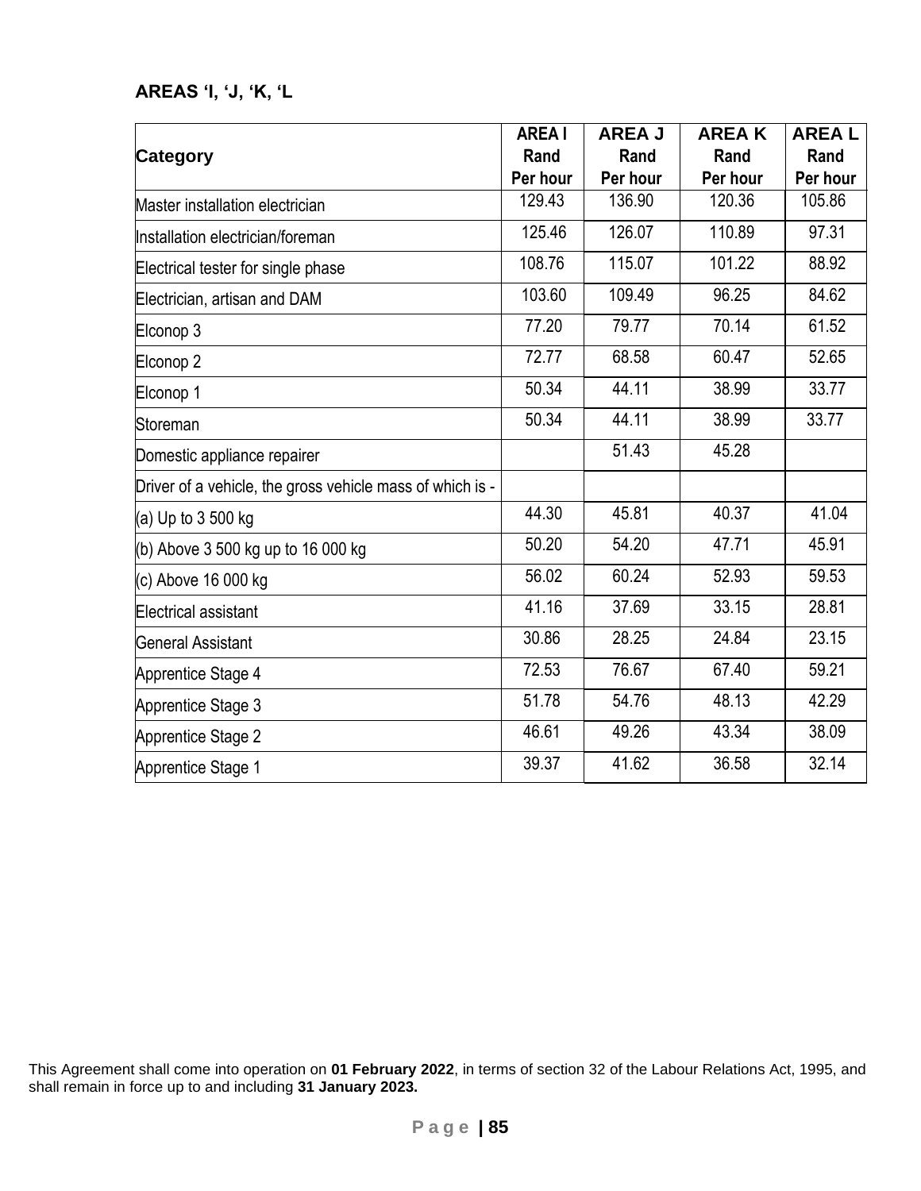**AREAS ‘I, ‘J, ‘K, ‘L**

| Category | AREA I Rand Per hour | AREA J Rand Per hour | AREA K Rand Per hour | AREA L Rand Per hour |
|---|---|---|---|---|
| Master installation electrician | 129.43 | 136.90 | 120.36 | 105.86 |
| Installation electrician/foreman | 125.46 | 126.07 | 110.89 | 97.31 |
| Electrical tester for single phase | 108.76 | 115.07 | 101.22 | 88.92 |
| Electrician, artisan and DAM | 103.60 | 109.49 | 96.25 | 84.62 |
| Elconop 3 | 77.20 | 79.77 | 70.14 | 61.52 |
| Elconop 2 | 72.77 | 68.58 | 60.47 | 52.65 |
| Elconop 1 | 50.34 | 44.11 | 38.99 | 33.77 |
| Storeman | 50.34 | 44.11 | 38.99 | 33.77 |
| Domestic appliance repairer | | 51.43 | 45.28 | |
| Driver of a vehicle, the gross vehicle mass of which is - | | | | |
| (a) Up to 3 500 kg | 44.30 | 45.81 | 40.37 | 41.04 |
| (b) Above 3 500 kg up to 16 000 kg | 50.20 | 54.20 | 47.71 | 45.91 |
| (c) Above 16 000 kg | 56.02 | 60.24 | 52.93 | 59.53 |
| Electrical assistant | 41.16 | 37.69 | 33.15 | 28.81 |
| General Assistant | 30.86 | 28.25 | 24.84 | 23.15 |
| Apprentice Stage 4 | 72.53 | 76.67 | 67.40 | 59.21 |
| Apprentice Stage 3 | 51.78 | 54.76 | 48.13 | 42.29 |
| Apprentice Stage 2 | 46.61 | 49.26 | 43.34 | 38.09 |
| Apprentice Stage 1 | 39.37 | 41.62 | 36.58 | 32.14 |

This Agreement shall come into operation on **01 February 2022**, in terms of section 32 of the Labour Relations Act, 1995, and shall remain in force up to and including **31 January 2023.**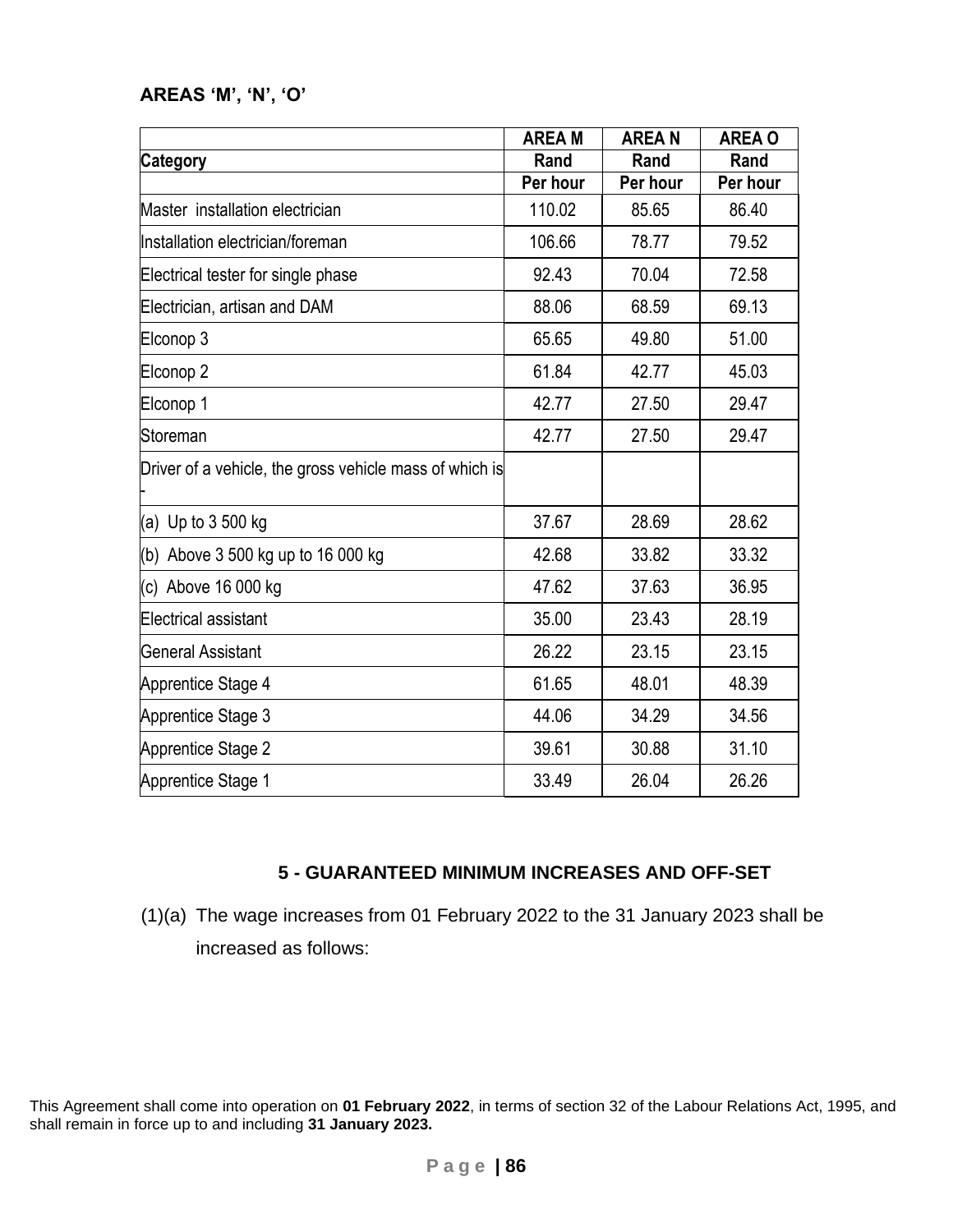### AREAS ‘M’, ‘N’, ‘O’

| Category | AREA M Rand Per hour | AREA N Rand Per hour | AREA O Rand Per hour |
|---|---|---|---|
| Master installation electrician | 110.02 | 85.65 | 86.40 |
| Installation electrician/foreman | 106.66 | 78.77 | 79.52 |
| Electrical tester for single phase | 92.43 | 70.04 | 72.58 |
| Electrician, artisan and DAM | 88.06 | 68.59 | 69.13 |
| Elconop 3 | 65.65 | 49.80 | 51.00 |
| Elconop 2 | 61.84 | 42.77 | 45.03 |
| Elconop 1 | 42.77 | 27.50 | 29.47 |
| Storeman | 42.77 | 27.50 | 29.47 |
| Driver of a vehicle, the gross vehicle mass of which is - | | | |
| (a) Up to 3 500 kg | 37.67 | 28.69 | 28.62 |
| (b) Above 3 500 kg up to 16 000 kg | 42.68 | 33.82 | 33.32 |
| (c) Above 16 000 kg | 47.62 | 37.63 | 36.95 |
| Electrical assistant | 35.00 | 23.43 | 28.19 |
| General Assistant | 26.22 | 23.15 | 23.15 |
| Apprentice Stage 4 | 61.65 | 48.01 | 48.39 |
| Apprentice Stage 3 | 44.06 | 34.29 | 34.56 |
| Apprentice Stage 2 | 39.61 | 30.88 | 31.10 |
| Apprentice Stage 1 | 33.49 | 26.04 | 26.26 |

### 5 - GUARANTEED MINIMUM INCREASES AND OFF-SET

(1)(a) The wage increases from 01 February 2022 to the 31 January 2023 shall be increased as follows:

This Agreement shall come into operation on **01 February 2022**, in terms of section 32 of the Labour Relations Act, 1995, and shall remain in force up to and including **31 January 2023.**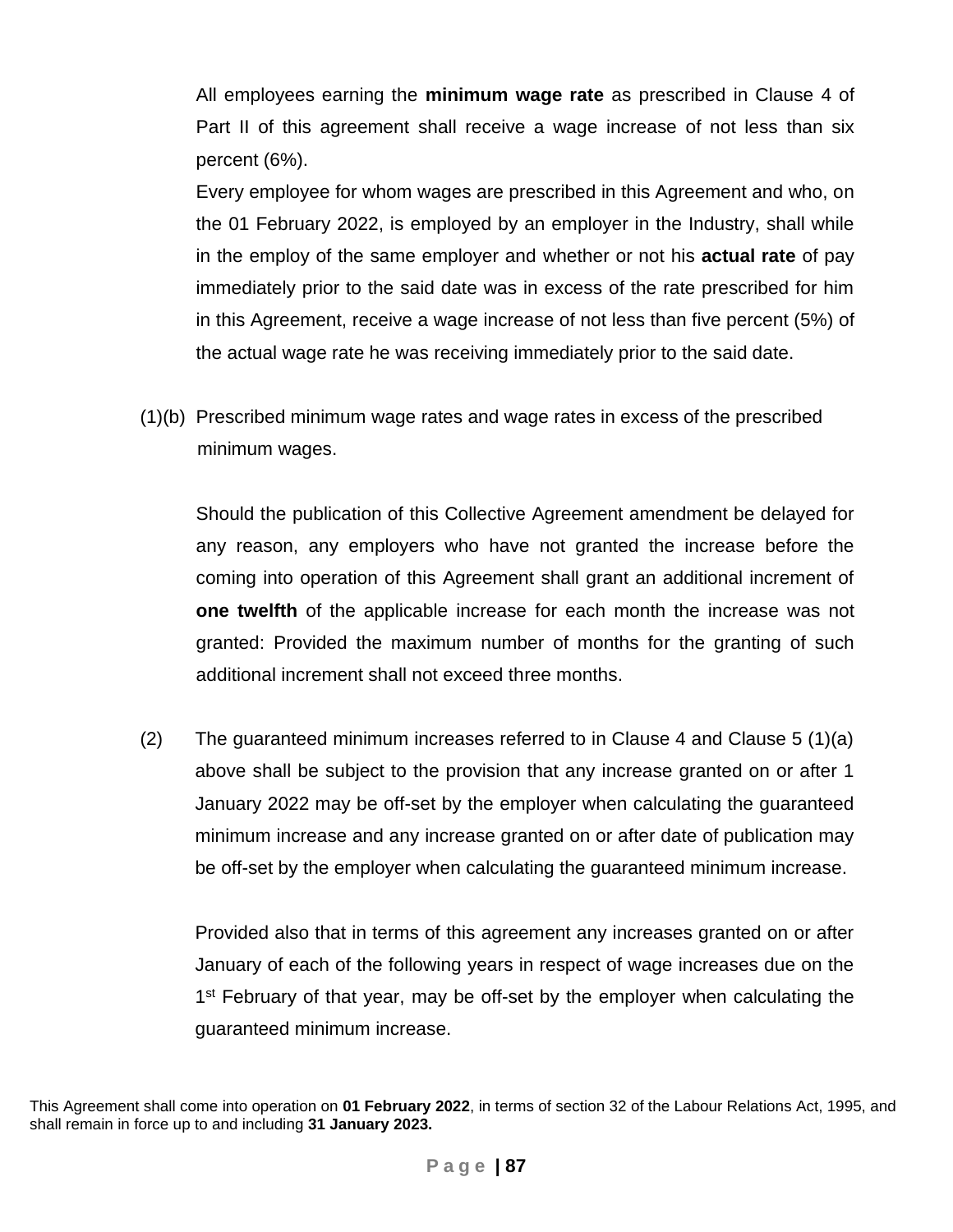All employees earning the **minimum wage rate** as prescribed in Clause 4 of Part II of this agreement shall receive a wage increase of not less than six percent (6%).

Every employee for whom wages are prescribed in this Agreement and who, on the 01 February 2022, is employed by an employer in the Industry, shall while in the employ of the same employer and whether or not his **actual rate** of pay immediately prior to the said date was in excess of the rate prescribed for him in this Agreement, receive a wage increase of not less than five percent (5%) of the actual wage rate he was receiving immediately prior to the said date.

(1)(b) Prescribed minimum wage rates and wage rates in excess of the prescribed minimum wages.

Should the publication of this Collective Agreement amendment be delayed for any reason, any employers who have not granted the increase before the coming into operation of this Agreement shall grant an additional increment of **one twelfth** of the applicable increase for each month the increase was not granted: Provided the maximum number of months for the granting of such additional increment shall not exceed three months.

(2) The guaranteed minimum increases referred to in Clause 4 and Clause 5 (1)(a) above shall be subject to the provision that any increase granted on or after 1 January 2022 may be off-set by the employer when calculating the guaranteed minimum increase and any increase granted on or after date of publication may be off-set by the employer when calculating the guaranteed minimum increase.

Provided also that in terms of this agreement any increases granted on or after January of each of the following years in respect of wage increases due on the 1st February of that year, may be off-set by the employer when calculating the guaranteed minimum increase.

This Agreement shall come into operation on **01 February 2022**, in terms of section 32 of the Labour Relations Act, 1995, and shall remain in force up to and including **31 January 2023.**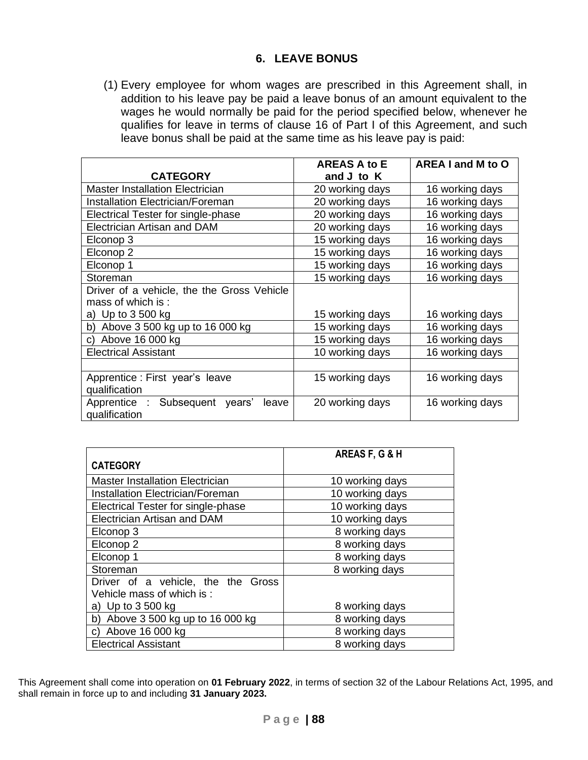## 6. LEAVE BONUS

(1) Every employee for whom wages are prescribed in this Agreement shall, in addition to his leave pay be paid a leave bonus of an amount equivalent to the wages he would normally be paid for the period specified below, whenever he qualifies for leave in terms of clause 16 of Part I of this Agreement, and such leave bonus shall be paid at the same time as his leave pay is paid:

| CATEGORY | AREAS A to E and J to K | AREA I and M to O |
|---|---|---|
| Master Installation Electrician | 20 working days | 16 working days |
| Installation Electrician/Foreman | 20 working days | 16 working days |
| Electrical Tester for single-phase | 20 working days | 16 working days |
| Electrician Artisan and DAM | 20 working days | 16 working days |
| Elconop 3 | 15 working days | 16 working days |
| Elconop 2 | 15 working days | 16 working days |
| Elconop 1 | 15 working days | 16 working days |
| Storeman | 15 working days | 16 working days |
| Driver of a vehicle, the the Gross Vehicle mass of which is : a) Up to 3 500 kg | 15 working days | 16 working days |
| b) Above 3 500 kg up to 16 000 kg | 15 working days | 16 working days |
| c) Above 16 000 kg | 15 working days | 16 working days |
| Electrical Assistant | 10 working days | 16 working days |
| | | |
| Apprentice : First year's leave qualification | 15 working days | 16 working days |
| Apprentice : Subsequent years' leave qualification | 20 working days | 16 working days |

| CATEGORY | AREAS F, G & H |
|---|---|
| Master Installation Electrician | 10 working days |
| Installation Electrician/Foreman | 10 working days |
| Electrical Tester for single-phase | 10 working days |
| Electrician Artisan and DAM | 10 working days |
| Elconop 3 | 8 working days |
| Elconop 2 | 8 working days |
| Elconop 1 | 8 working days |
| Storeman | 8 working days |
| Driver of a vehicle, the the Gross Vehicle mass of which is : a) Up to 3 500 kg | 8 working days |
| b) Above 3 500 kg up to 16 000 kg | 8 working days |
| c) Above 16 000 kg | 8 working days |
| Electrical Assistant | 8 working days |

This Agreement shall come into operation on **01 February 2022**, in terms of section 32 of the Labour Relations Act, 1995, and shall remain in force up to and including **31 January 2023.**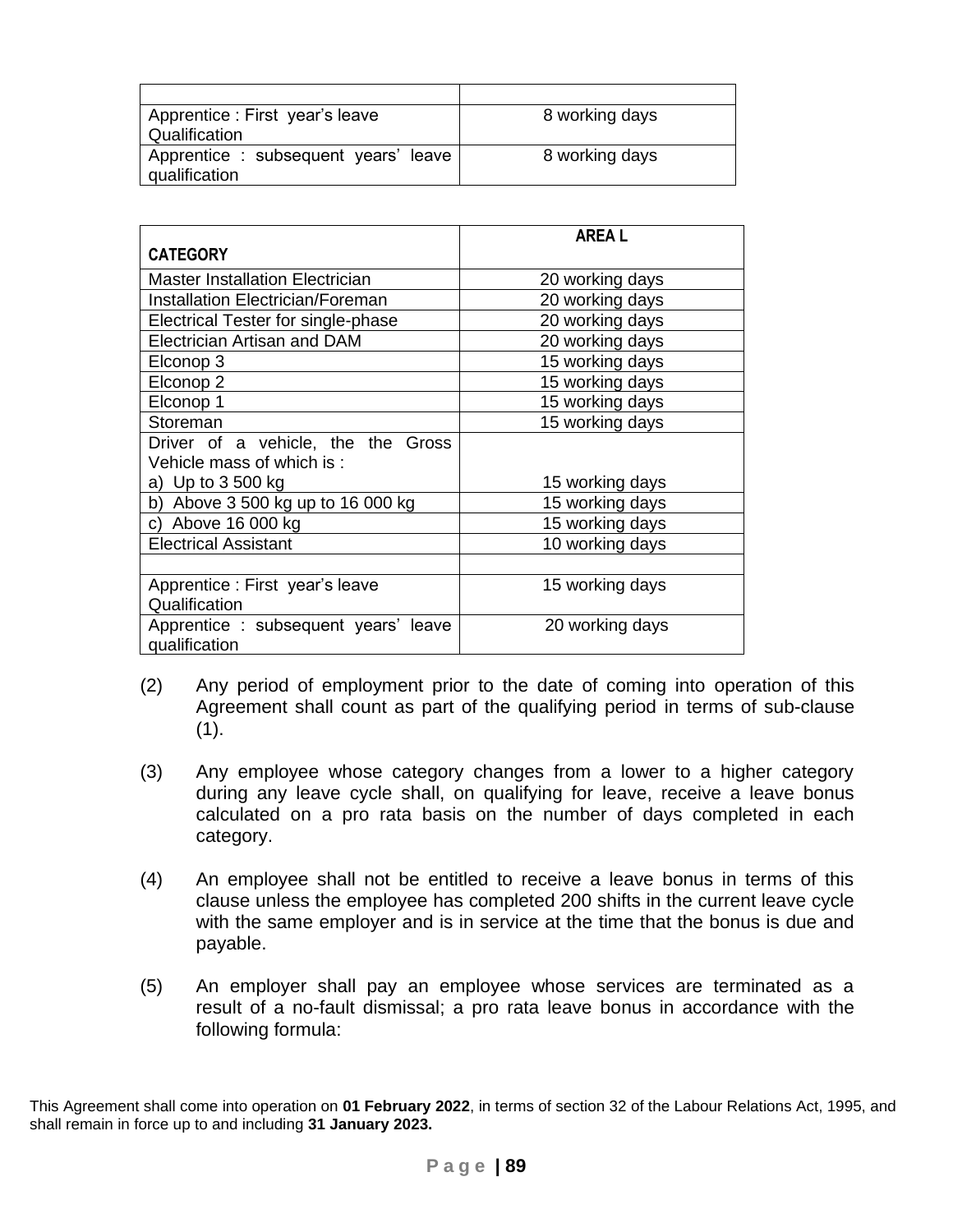| | |
|---|---|
| Apprentice : First year's leave Qualification | 8 working days |
| Apprentice : subsequent years' leave qualification | 8 working days |

| CATEGORY | AREA L |
|---|---|
| Master Installation Electrician | 20 working days |
| Installation Electrician/Foreman | 20 working days |
| Electrical Tester for single-phase | 20 working days |
| Electrician Artisan and DAM | 20 working days |
| Elconop 3 | 15 working days |
| Elconop 2 | 15 working days |
| Elconop 1 | 15 working days |
| Storeman | 15 working days |
| Driver of a vehicle, the the Gross Vehicle mass of which is : a) Up to 3 500 kg | 15 working days |
| b) Above 3 500 kg up to 16 000 kg | 15 working days |
| c) Above 16 000 kg | 15 working days |
| Electrical Assistant | 10 working days |
| | |
| Apprentice : First year's leave Qualification | 15 working days |
| Apprentice : subsequent years' leave qualification | 20 working days |

(2) Any period of employment prior to the date of coming into operation of this Agreement shall count as part of the qualifying period in terms of sub-clause (1).

(3) Any employee whose category changes from a lower to a higher category during any leave cycle shall, on qualifying for leave, receive a leave bonus calculated on a pro rata basis on the number of days completed in each category.

(4) An employee shall not be entitled to receive a leave bonus in terms of this clause unless the employee has completed 200 shifts in the current leave cycle with the same employer and is in service at the time that the bonus is due and payable.

(5) An employer shall pay an employee whose services are terminated as a result of a no-fault dismissal; a pro rata leave bonus in accordance with the following formula:

This Agreement shall come into operation on **01 February 2022**, in terms of section 32 of the Labour Relations Act, 1995, and shall remain in force up to and including **31 January 2023.**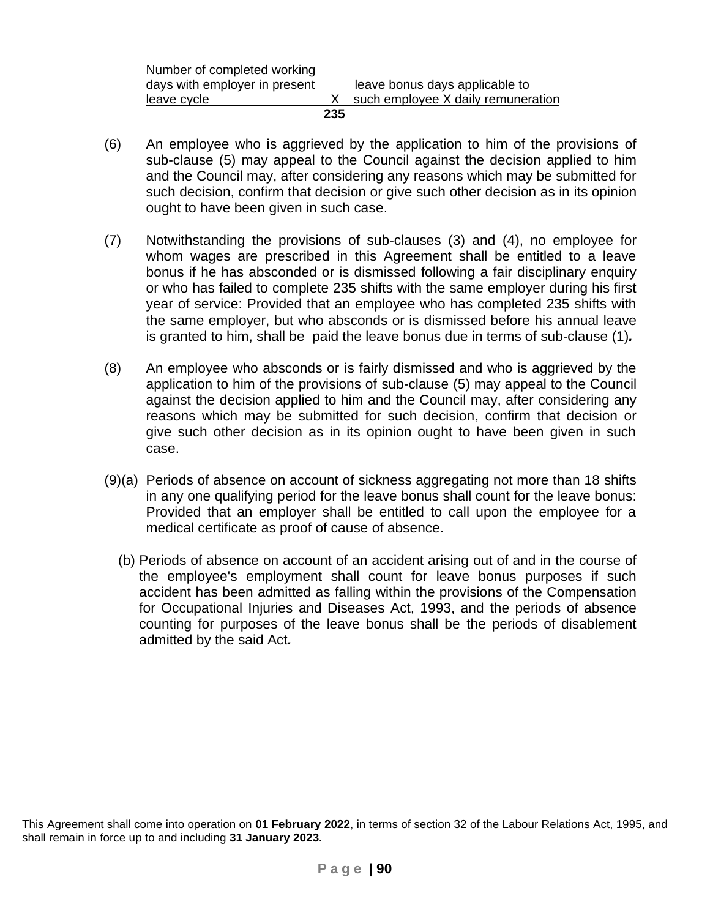$$\frac{\text{Number of completed working days with employer in present leave cycle}}{235} \times \text{leave bonus days applicable to such employee} \times \text{daily remuneration}$$

(6) An employee who is aggrieved by the application to him of the provisions of sub-clause (5) may appeal to the Council against the decision applied to him and the Council may, after considering any reasons which may be submitted for such decision, confirm that decision or give such other decision as in its opinion ought to have been given in such case.

(7) Notwithstanding the provisions of sub-clauses (3) and (4), no employee for whom wages are prescribed in this Agreement shall be entitled to a leave bonus if he has absconded or is dismissed following a fair disciplinary enquiry or who has failed to complete 235 shifts with the same employer during his first year of service: Provided that an employee who has completed 235 shifts with the same employer, but who absconds or is dismissed before his annual leave is granted to him, shall be paid the leave bonus due in terms of sub-clause (1)***.***

(8) An employee who absconds or is fairly dismissed and who is aggrieved by the application to him of the provisions of sub-clause (5) may appeal to the Council against the decision applied to him and the Council may, after considering any reasons which may be submitted for such decision, confirm that decision or give such other decision as in its opinion ought to have been given in such case.

(9)(a) Periods of absence on account of sickness aggregating not more than 18 shifts in any one qualifying period for the leave bonus shall count for the leave bonus: Provided that an employer shall be entitled to call upon the employee for a medical certificate as proof of cause of absence.

(b) Periods of absence on account of an accident arising out of and in the course of the employee's employment shall count for leave bonus purposes if such accident has been admitted as falling within the provisions of the Compensation for Occupational Injuries and Diseases Act, 1993, and the periods of absence counting for purposes of the leave bonus shall be the periods of disablement admitted by the said Act***.***

This Agreement shall come into operation on **01 February 2022**, in terms of section 32 of the Labour Relations Act, 1995, and shall remain in force up to and including **31 January 2023.**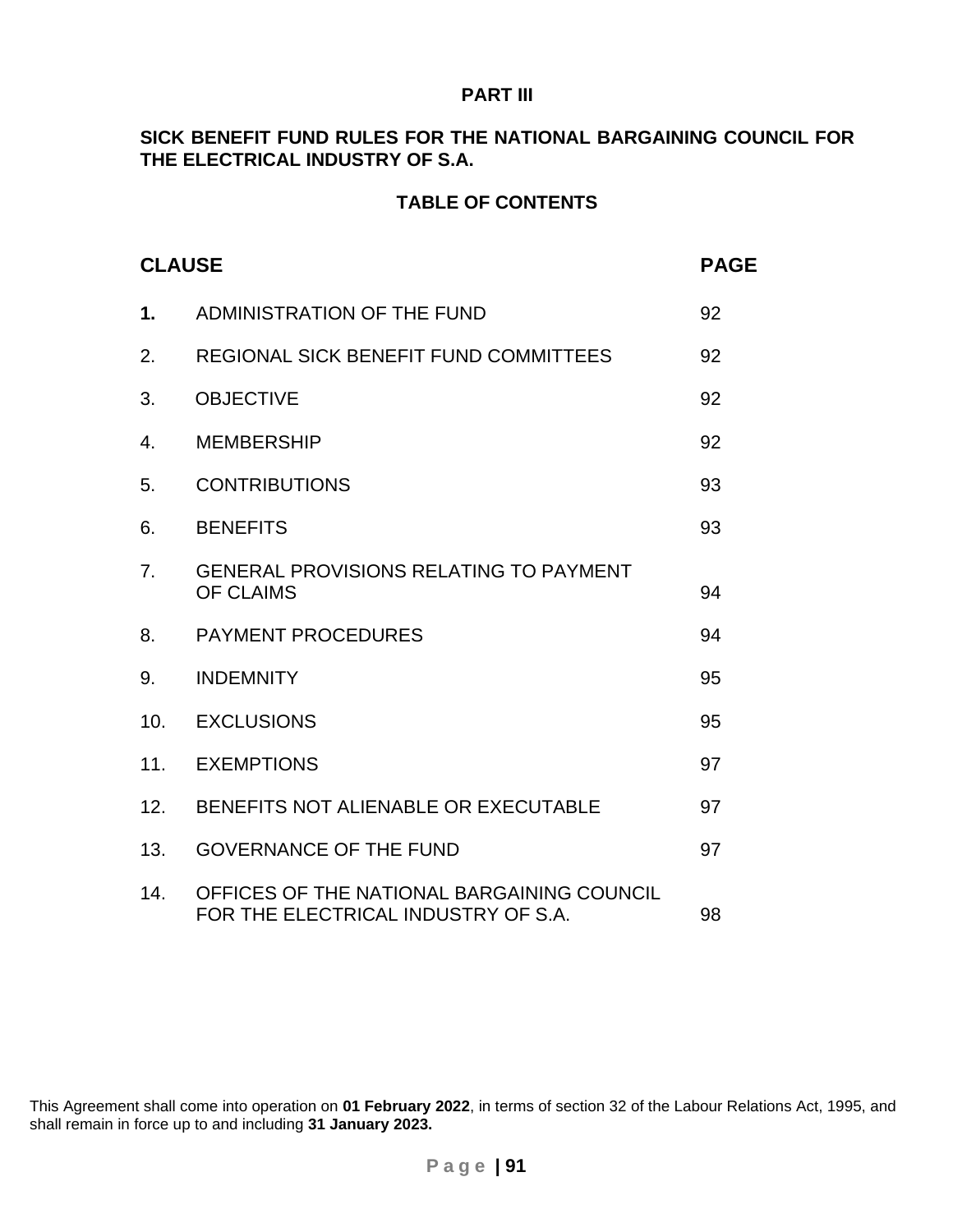**PART III**

**SICK BENEFIT FUND RULES FOR THE NATIONAL BARGAINING COUNCIL FOR THE ELECTRICAL INDUSTRY OF S.A.**

**TABLE OF CONTENTS**

| **CLAUSE** | | **PAGE** |
|---|---|---|
| **1.** | ADMINISTRATION OF THE FUND | 92 |
| 2. | REGIONAL SICK BENEFIT FUND COMMITTEES | 92 |
| 3. | OBJECTIVE | 92 |
| 4. | MEMBERSHIP | 92 |
| 5. | CONTRIBUTIONS | 93 |
| 6. | BENEFITS | 93 |
| 7. | GENERAL PROVISIONS RELATING TO PAYMENT OF CLAIMS | 94 |
| 8. | PAYMENT PROCEDURES | 94 |
| 9. | INDEMNITY | 95 |
| 10. | EXCLUSIONS | 95 |
| 11. | EXEMPTIONS | 97 |
| 12. | BENEFITS NOT ALIENABLE OR EXECUTABLE | 97 |
| 13. | GOVERNANCE OF THE FUND | 97 |
| 14. | OFFICES OF THE NATIONAL BARGAINING COUNCIL FOR THE ELECTRICAL INDUSTRY OF S.A. | 98 |

This Agreement shall come into operation on **01 February 2022**, in terms of section 32 of the Labour Relations Act, 1995, and shall remain in force up to and including **31 January 2023.**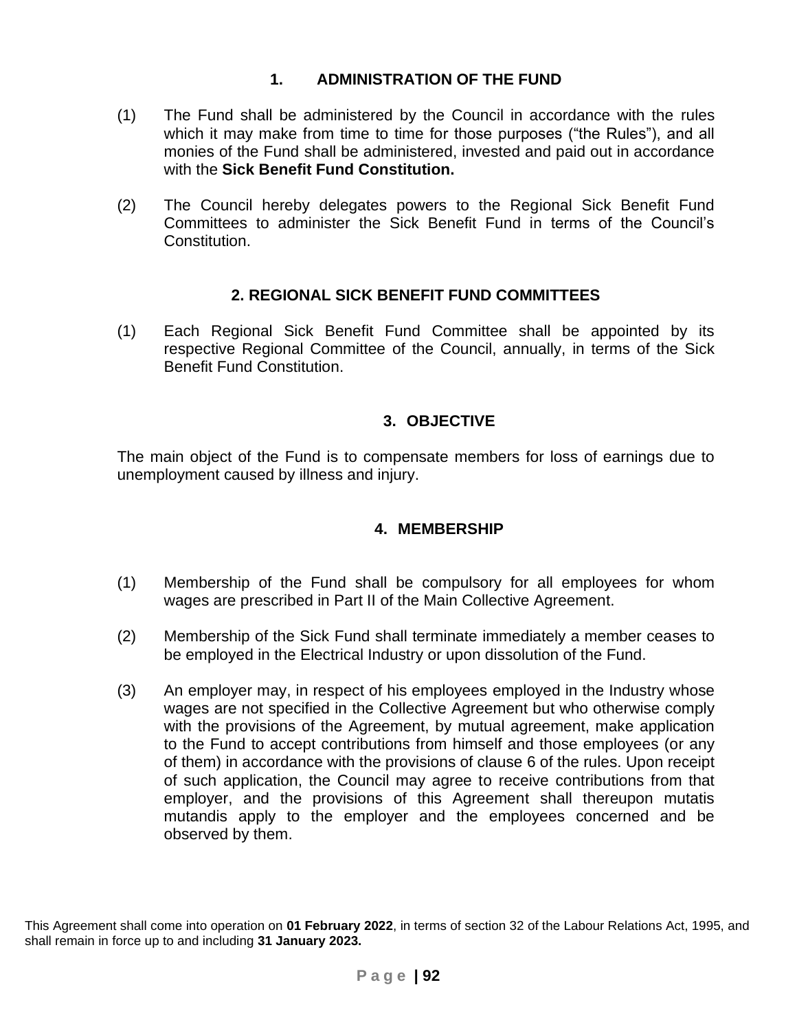## 1. ADMINISTRATION OF THE FUND

(1) The Fund shall be administered by the Council in accordance with the rules which it may make from time to time for those purposes ("the Rules"), and all monies of the Fund shall be administered, invested and paid out in accordance with the **Sick Benefit Fund Constitution.**

(2) The Council hereby delegates powers to the Regional Sick Benefit Fund Committees to administer the Sick Benefit Fund in terms of the Council's Constitution.

## 2. REGIONAL SICK BENEFIT FUND COMMITTEES

(1) Each Regional Sick Benefit Fund Committee shall be appointed by its respective Regional Committee of the Council, annually, in terms of the Sick Benefit Fund Constitution.

## 3. OBJECTIVE

The main object of the Fund is to compensate members for loss of earnings due to unemployment caused by illness and injury.

## 4. MEMBERSHIP

(1) Membership of the Fund shall be compulsory for all employees for whom wages are prescribed in Part II of the Main Collective Agreement.

(2) Membership of the Sick Fund shall terminate immediately a member ceases to be employed in the Electrical Industry or upon dissolution of the Fund.

(3) An employer may, in respect of his employees employed in the Industry whose wages are not specified in the Collective Agreement but who otherwise comply with the provisions of the Agreement, by mutual agreement, make application to the Fund to accept contributions from himself and those employees (or any of them) in accordance with the provisions of clause 6 of the rules. Upon receipt of such application, the Council may agree to receive contributions from that employer, and the provisions of this Agreement shall thereupon mutatis mutandis apply to the employer and the employees concerned and be observed by them.

This Agreement shall come into operation on **01 February 2022**, in terms of section 32 of the Labour Relations Act, 1995, and shall remain in force up to and including **31 January 2023.**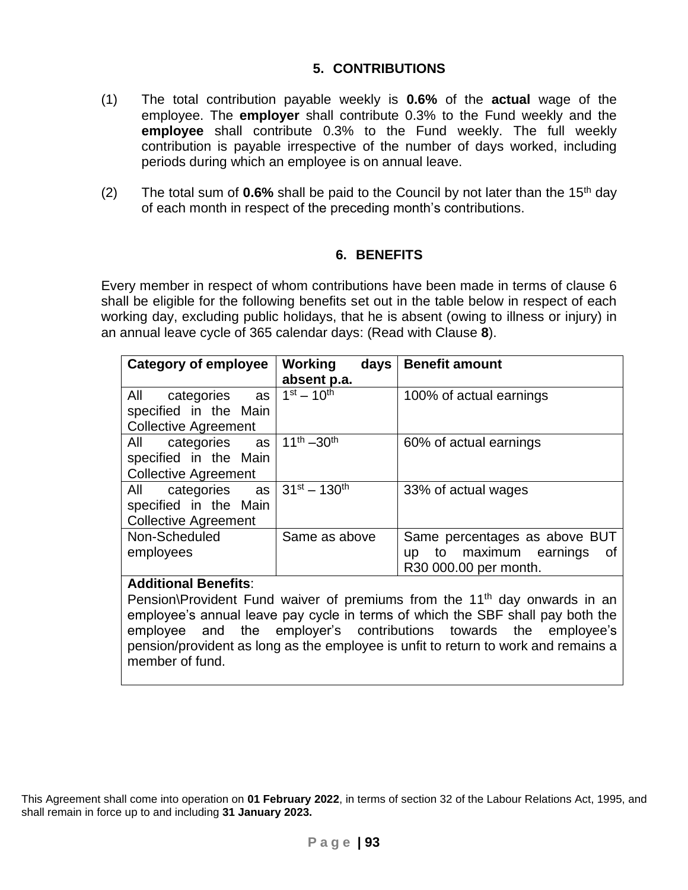## 5. CONTRIBUTIONS

(1) The total contribution payable weekly is **0.6%** of the **actual** wage of the employee. The **employer** shall contribute 0.3% to the Fund weekly and the **employee** shall contribute 0.3% to the Fund weekly. The full weekly contribution is payable irrespective of the number of days worked, including periods during which an employee is on annual leave.

(2) The total sum of **0.6%** shall be paid to the Council by not later than the 15th day of each month in respect of the preceding month's contributions.

## 6. BENEFITS

Every member in respect of whom contributions have been made in terms of clause 6 shall be eligible for the following benefits set out in the table below in respect of each working day, excluding public holidays, that he is absent (owing to illness or injury) in an annual leave cycle of 365 calendar days: (Read with Clause **8**).

| Category of employee | Working days absent p.a. | Benefit amount |
|---|---|---|
| All categories as specified in the Main Collective Agreement | 1st – 10th | 100% of actual earnings |
| All categories as specified in the Main Collective Agreement | 11th –30th | 60% of actual earnings |
| All categories as specified in the Main Collective Agreement | 31st – 130th | 33% of actual wages |
| Non-Scheduled employees | Same as above | Same percentages as above BUT up to maximum earnings of R30 000.00 per month. |
| **Additional Benefits**: Pension\Provident Fund waiver of premiums from the 11th day onwards in an employee's annual leave pay cycle in terms of which the SBF shall pay both the employee and the employer's contributions towards the employee's pension/provident as long as the employee is unfit to return to work and remains a member of fund. | | |

This Agreement shall come into operation on **01 February 2022**, in terms of section 32 of the Labour Relations Act, 1995, and shall remain in force up to and including **31 January 2023.**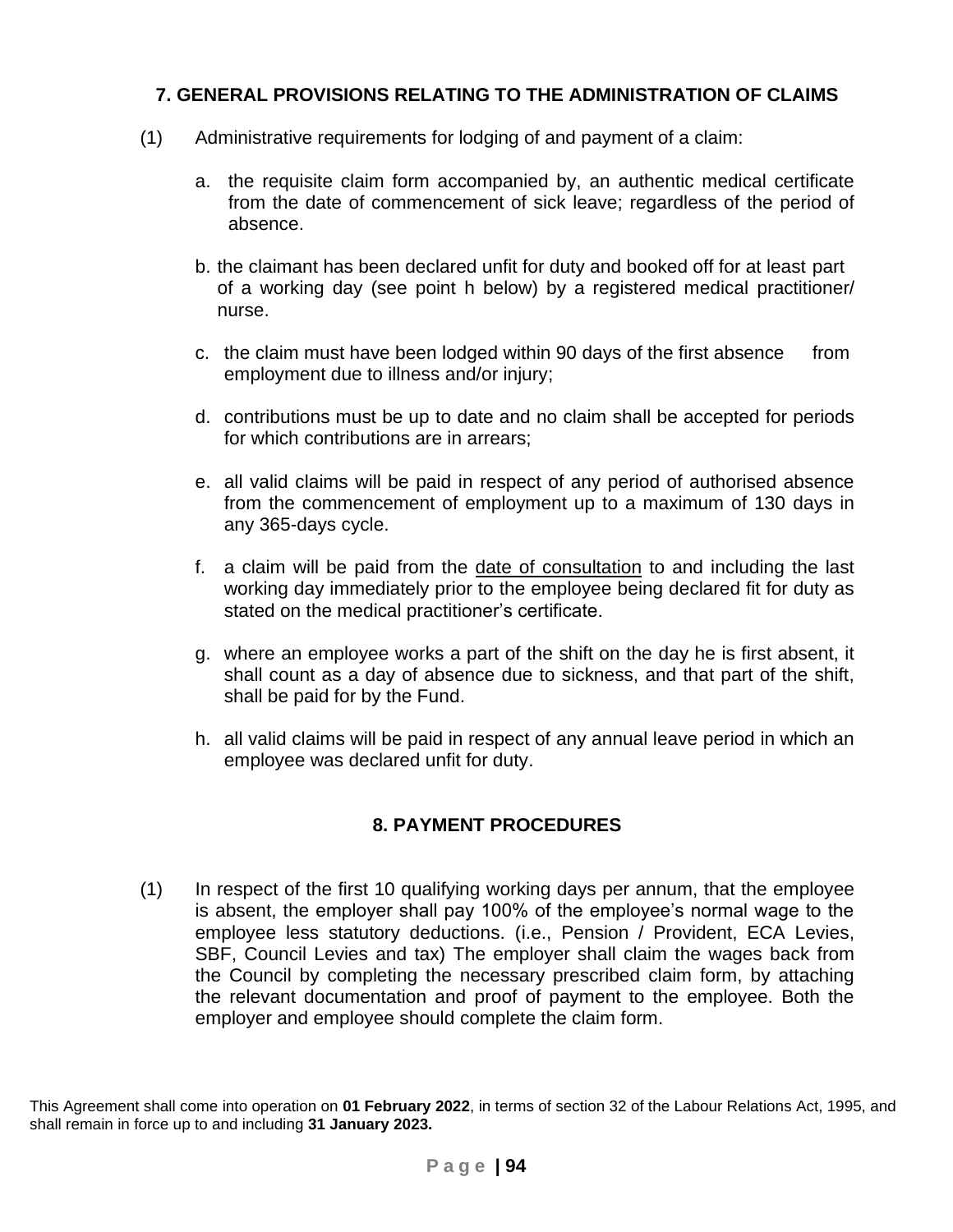## 7. GENERAL PROVISIONS RELATING TO THE ADMINISTRATION OF CLAIMS

(1) Administrative requirements for lodging of and payment of a claim:

a. the requisite claim form accompanied by, an authentic medical certificate from the date of commencement of sick leave; regardless of the period of absence.

b. the claimant has been declared unfit for duty and booked off for at least part of a working day (see point h below) by a registered medical practitioner/ nurse.

c. the claim must have been lodged within 90 days of the first absence from employment due to illness and/or injury;

d. contributions must be up to date and no claim shall be accepted for periods for which contributions are in arrears;

e. all valid claims will be paid in respect of any period of authorised absence from the commencement of employment up to a maximum of 130 days in any 365-days cycle.

f. a claim will be paid from the <u>date of consultation</u> to and including the last working day immediately prior to the employee being declared fit for duty as stated on the medical practitioner's certificate.

g. where an employee works a part of the shift on the day he is first absent, it shall count as a day of absence due to sickness, and that part of the shift, shall be paid for by the Fund.

h. all valid claims will be paid in respect of any annual leave period in which an employee was declared unfit for duty.

## 8. PAYMENT PROCEDURES

(1) In respect of the first 10 qualifying working days per annum, that the employee is absent, the employer shall pay 100% of the employee's normal wage to the employee less statutory deductions. (i.e., Pension / Provident, ECA Levies, SBF, Council Levies and tax) The employer shall claim the wages back from the Council by completing the necessary prescribed claim form, by attaching the relevant documentation and proof of payment to the employee. Both the employer and employee should complete the claim form.

This Agreement shall come into operation on **01 February 2022**, in terms of section 32 of the Labour Relations Act, 1995, and shall remain in force up to and including **31 January 2023.**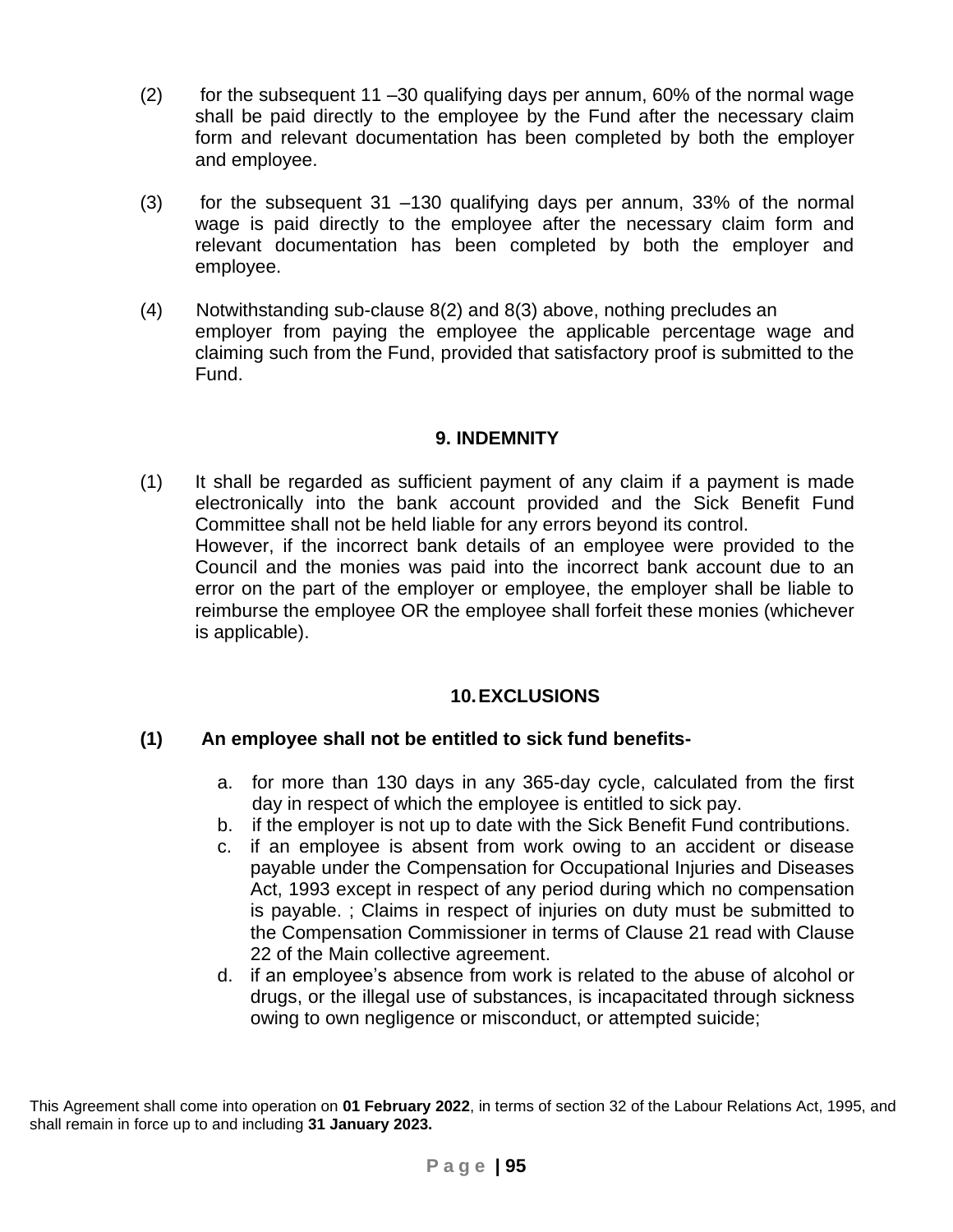(2) for the subsequent 11 –30 qualifying days per annum, 60% of the normal wage shall be paid directly to the employee by the Fund after the necessary claim form and relevant documentation has been completed by both the employer and employee.

(3) for the subsequent 31 –130 qualifying days per annum, 33% of the normal wage is paid directly to the employee after the necessary claim form and relevant documentation has been completed by both the employer and employee.

(4) Notwithstanding sub-clause 8(2) and 8(3) above, nothing precludes an employer from paying the employee the applicable percentage wage and claiming such from the Fund, provided that satisfactory proof is submitted to the Fund.

## 9. INDEMNITY

(1) It shall be regarded as sufficient payment of any claim if a payment is made electronically into the bank account provided and the Sick Benefit Fund Committee shall not be held liable for any errors beyond its control.
However, if the incorrect bank details of an employee were provided to the Council and the monies was paid into the incorrect bank account due to an error on the part of the employer or employee, the employer shall be liable to reimburse the employee OR the employee shall forfeit these monies (whichever is applicable).

## 10. EXCLUSIONS

**(1) An employee shall not be entitled to sick fund benefits-**

a. for more than 130 days in any 365-day cycle, calculated from the first day in respect of which the employee is entitled to sick pay.
b. if the employer is not up to date with the Sick Benefit Fund contributions.
c. if an employee is absent from work owing to an accident or disease payable under the Compensation for Occupational Injuries and Diseases Act, 1993 except in respect of any period during which no compensation is payable. ; Claims in respect of injuries on duty must be submitted to the Compensation Commissioner in terms of Clause 21 read with Clause 22 of the Main collective agreement.
d. if an employee's absence from work is related to the abuse of alcohol or drugs, or the illegal use of substances, is incapacitated through sickness owing to own negligence or misconduct, or attempted suicide;

This Agreement shall come into operation on **01 February 2022**, in terms of section 32 of the Labour Relations Act, 1995, and shall remain in force up to and including **31 January 2023.**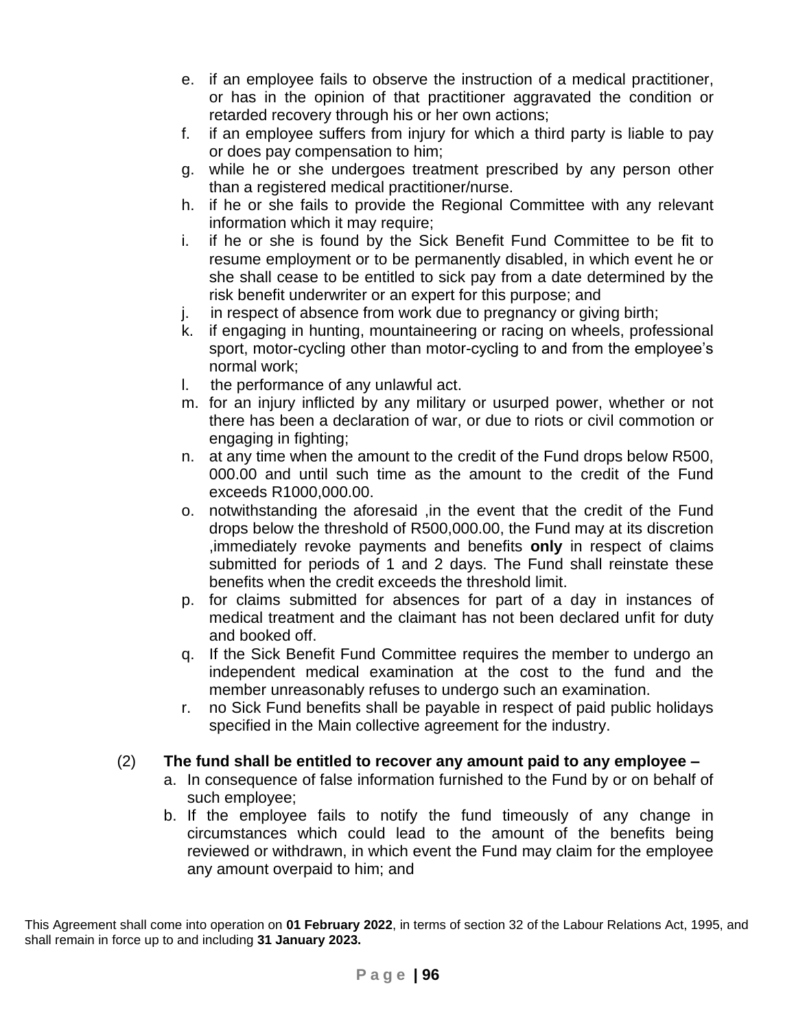e. if an employee fails to observe the instruction of a medical practitioner, or has in the opinion of that practitioner aggravated the condition or retarded recovery through his or her own actions;
f. if an employee suffers from injury for which a third party is liable to pay or does pay compensation to him;
g. while he or she undergoes treatment prescribed by any person other than a registered medical practitioner/nurse.
h. if he or she fails to provide the Regional Committee with any relevant information which it may require;
i. if he or she is found by the Sick Benefit Fund Committee to be fit to resume employment or to be permanently disabled, in which event he or she shall cease to be entitled to sick pay from a date determined by the risk benefit underwriter or an expert for this purpose; and
j. in respect of absence from work due to pregnancy or giving birth;
k. if engaging in hunting, mountaineering or racing on wheels, professional sport, motor-cycling other than motor-cycling to and from the employee's normal work;
l. the performance of any unlawful act.
m. for an injury inflicted by any military or usurped power, whether or not there has been a declaration of war, or due to riots or civil commotion or engaging in fighting;
n. at any time when the amount to the credit of the Fund drops below R500, 000.00 and until such time as the amount to the credit of the Fund exceeds R1000,000.00.
o. notwithstanding the aforesaid ,in the event that the credit of the Fund drops below the threshold of R500,000.00, the Fund may at its discretion ,immediately revoke payments and benefits **only** in respect of claims submitted for periods of 1 and 2 days. The Fund shall reinstate these benefits when the credit exceeds the threshold limit.
p. for claims submitted for absences for part of a day in instances of medical treatment and the claimant has not been declared unfit for duty and booked off.
q. If the Sick Benefit Fund Committee requires the member to undergo an independent medical examination at the cost to the fund and the member unreasonably refuses to undergo such an examination.
r. no Sick Fund benefits shall be payable in respect of paid public holidays specified in the Main collective agreement for the industry.

(2) **The fund shall be entitled to recover any amount paid to any employee –**

a. In consequence of false information furnished to the Fund by or on behalf of such employee;
b. If the employee fails to notify the fund timeously of any change in circumstances which could lead to the amount of the benefits being reviewed or withdrawn, in which event the Fund may claim for the employee any amount overpaid to him; and

This Agreement shall come into operation on **01 February 2022**, in terms of section 32 of the Labour Relations Act, 1995, and shall remain in force up to and including **31 January 2023.**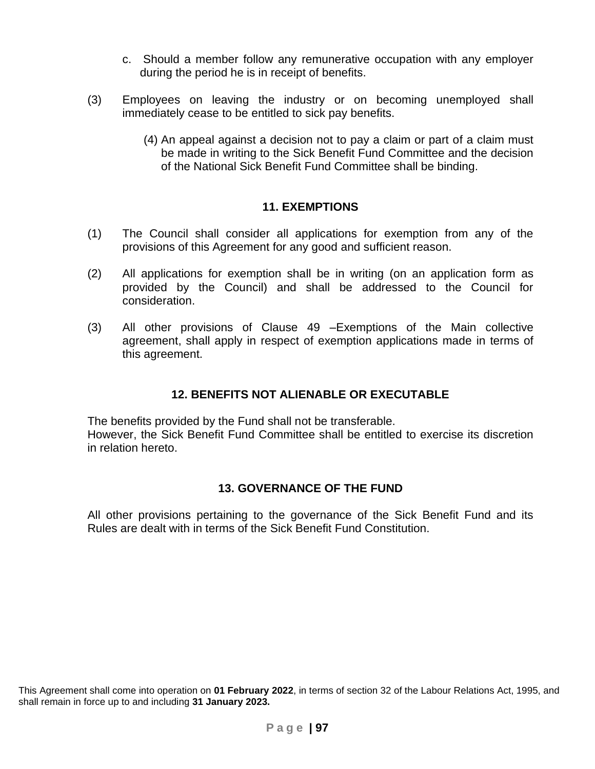c. Should a member follow any remunerative occupation with any employer during the period he is in receipt of benefits.

(3) Employees on leaving the industry or on becoming unemployed shall immediately cease to be entitled to sick pay benefits.

(4) An appeal against a decision not to pay a claim or part of a claim must be made in writing to the Sick Benefit Fund Committee and the decision of the National Sick Benefit Fund Committee shall be binding.

## 11. EXEMPTIONS

(1) The Council shall consider all applications for exemption from any of the provisions of this Agreement for any good and sufficient reason.

(2) All applications for exemption shall be in writing (on an application form as provided by the Council) and shall be addressed to the Council for consideration.

(3) All other provisions of Clause 49 –Exemptions of the Main collective agreement, shall apply in respect of exemption applications made in terms of this agreement.

## 12. BENEFITS NOT ALIENABLE OR EXECUTABLE

The benefits provided by the Fund shall not be transferable.
However, the Sick Benefit Fund Committee shall be entitled to exercise its discretion in relation hereto.

## 13. GOVERNANCE OF THE FUND

All other provisions pertaining to the governance of the Sick Benefit Fund and its Rules are dealt with in terms of the Sick Benefit Fund Constitution.

This Agreement shall come into operation on **01 February 2022**, in terms of section 32 of the Labour Relations Act, 1995, and shall remain in force up to and including **31 January 2023.**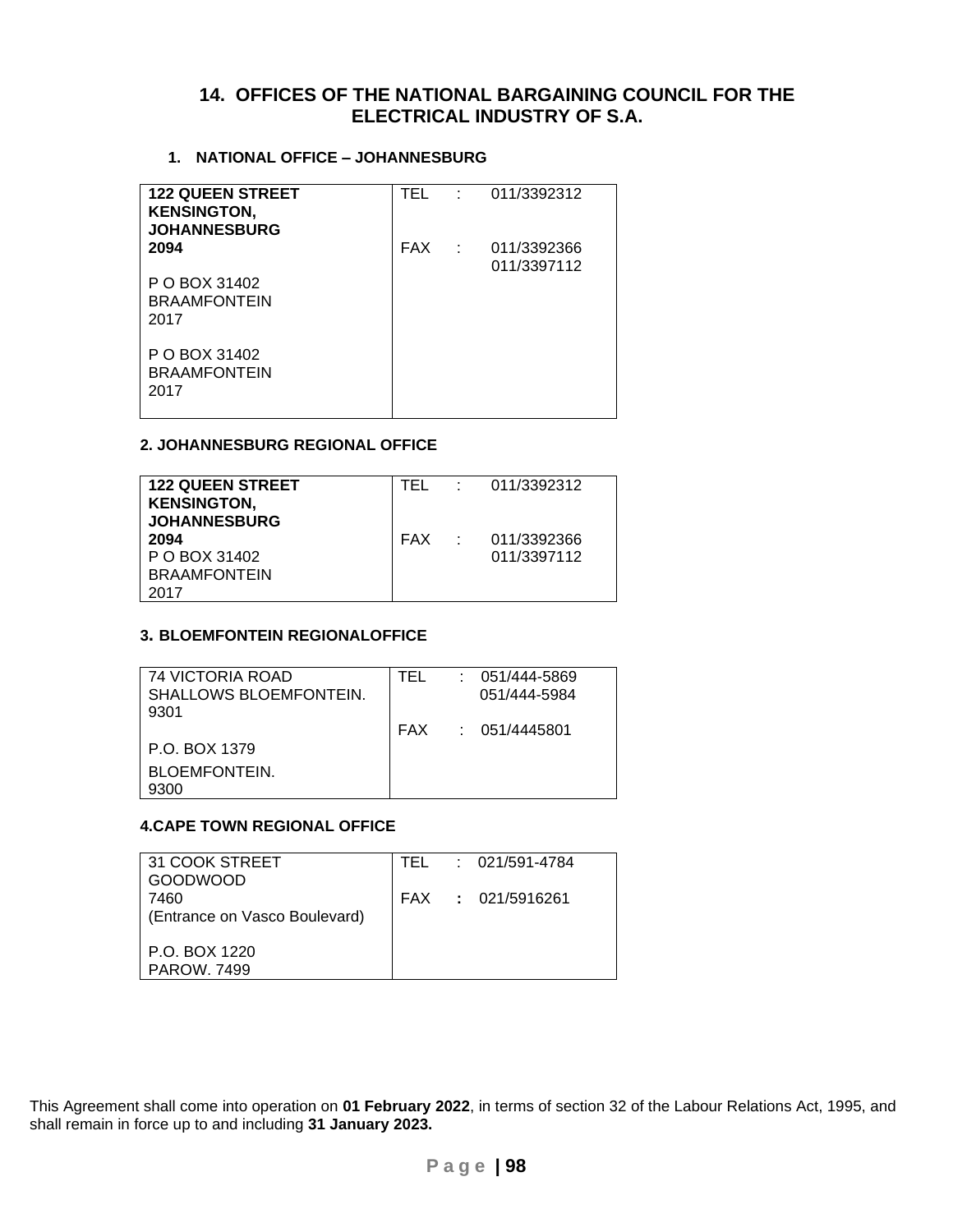## 14. OFFICES OF THE NATIONAL BARGAINING COUNCIL FOR THE ELECTRICAL INDUSTRY OF S.A.

### 1. NATIONAL OFFICE – JOHANNESBURG

| | | | |
|---|---|---|---|
| **122 QUEEN STREET**<br>**KENSINGTON,**<br>**JOHANNESBURG** | TEL | : | 011/3392312 |
| **2094**<br><br>P O BOX 31402<br>BRAAMFONTEIN<br>2017<br><br>P O BOX 31402<br>BRAAMFONTEIN<br>2017 | FAX | : | 011/3392366<br>011/3397112 |

### 2. JOHANNESBURG REGIONAL OFFICE

| | | | |
|---|---|---|---|
| **122 QUEEN STREET**<br>**KENSINGTON,**<br>**JOHANNESBURG** | TEL | : | 011/3392312 |
| **2094**<br>P O BOX 31402<br>BRAAMFONTEIN<br>2017 | FAX | : | 011/3392366<br>011/3397112 |

### 3. BLOEMFONTEIN REGIONALOFFICE

| | | | |
|---|---|---|---|
| 74 VICTORIA ROAD<br>SHALLOWS BLOEMFONTEIN.<br>9301 | TEL | : | 051/444-5869<br>051/444-5984 |
| P.O. BOX 1379<br>BLOEMFONTEIN.<br>9300 | FAX | : | 051/4445801 |

### 4.CAPE TOWN REGIONAL OFFICE

| | | | |
|---|---|---|---|
| 31 COOK STREET<br>GOODWOOD | TEL | : | 021/591-4784 |
| 7460<br>(Entrance on Vasco Boulevard)<br><br>P.O. BOX 1220<br>PAROW. 7499 | FAX | : | 021/5916261 |

This Agreement shall come into operation on **01 February 2022**, in terms of section 32 of the Labour Relations Act, 1995, and shall remain in force up to and including **31 January 2023.**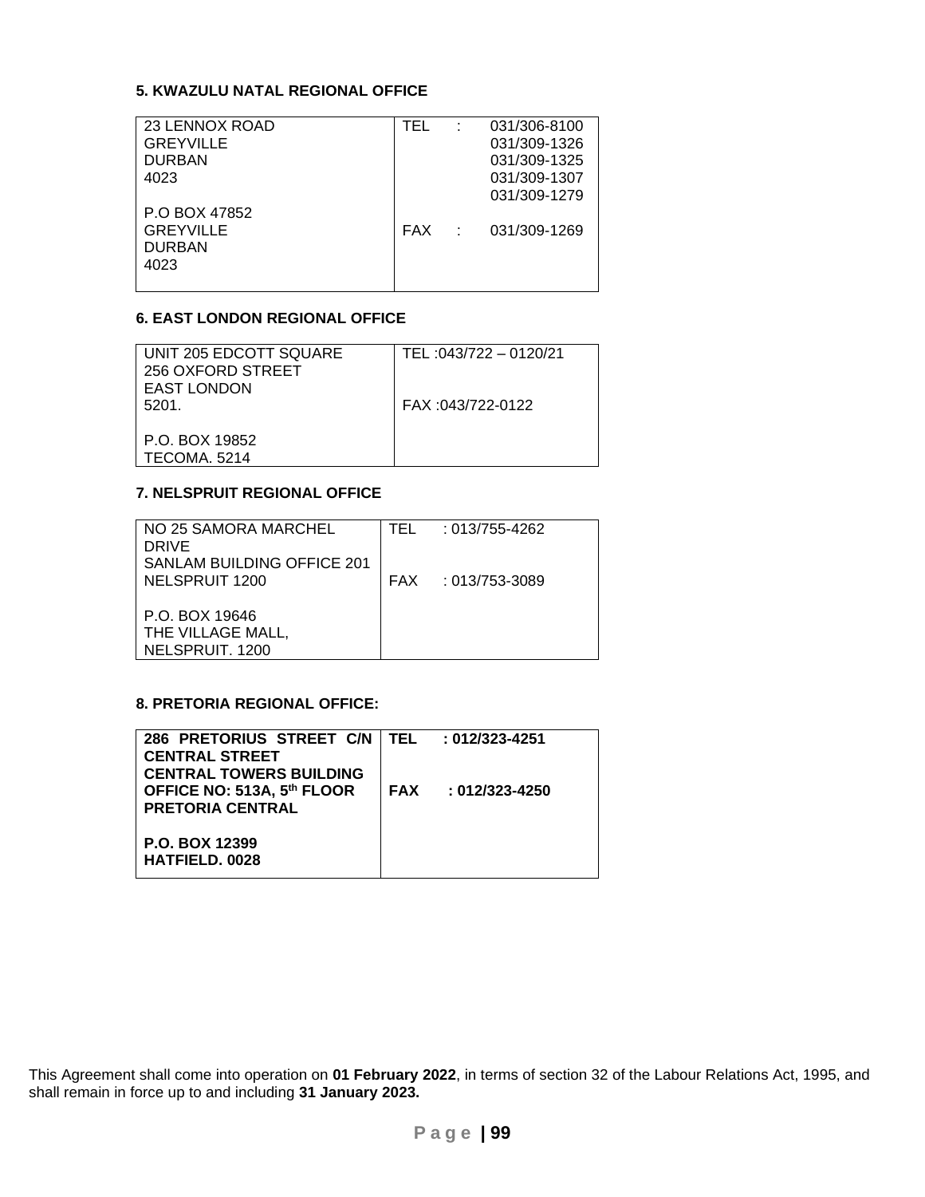**5. KWAZULU NATAL REGIONAL OFFICE**

| | |
|---|---|
| 23 LENNOX ROAD<br>GREYVILLE<br>DURBAN<br>4023<br><br>P.O BOX 47852<br>GREYVILLE<br>DURBAN<br>4023 | TEL : 031/306-8100<br>031/309-1326<br>031/309-1325<br>031/309-1307<br>031/309-1279<br><br>FAX : 031/309-1269 |

**6. EAST LONDON REGIONAL OFFICE**

| | |
|---|---|
| UNIT 205 EDCOTT SQUARE<br>256 OXFORD STREET<br>EAST LONDON<br>5201.<br><br>P.O. BOX 19852<br>TECOMA. 5214 | TEL :043/722 – 0120/21<br><br>FAX :043/722-0122 |

**7. NELSPRUIT REGIONAL OFFICE**

| | |
|---|---|
| NO 25 SAMORA MARCHEL DRIVE<br>SANLAM BUILDING OFFICE 201<br>NELSPRUIT 1200<br><br>P.O. BOX 19646<br>THE VILLAGE MALL,<br>NELSPRUIT. 1200 | TEL : 013/755-4262<br><br>FAX : 013/753-3089 |

**8. PRETORIA REGIONAL OFFICE:**

| | |
|---|---|
| **286 PRETORIUS STREET C/N CENTRAL STREET<br>CENTRAL TOWERS BUILDING<br>OFFICE NO: 513A, 5th FLOOR<br>PRETORIA CENTRAL<br><br>P.O. BOX 12399<br>HATFIELD. 0028** | **TEL : 012/323-4251<br><br>FAX : 012/323-4250** |

This Agreement shall come into operation on **01 February 2022**, in terms of section 32 of the Labour Relations Act, 1995, and shall remain in force up to and including **31 January 2023.**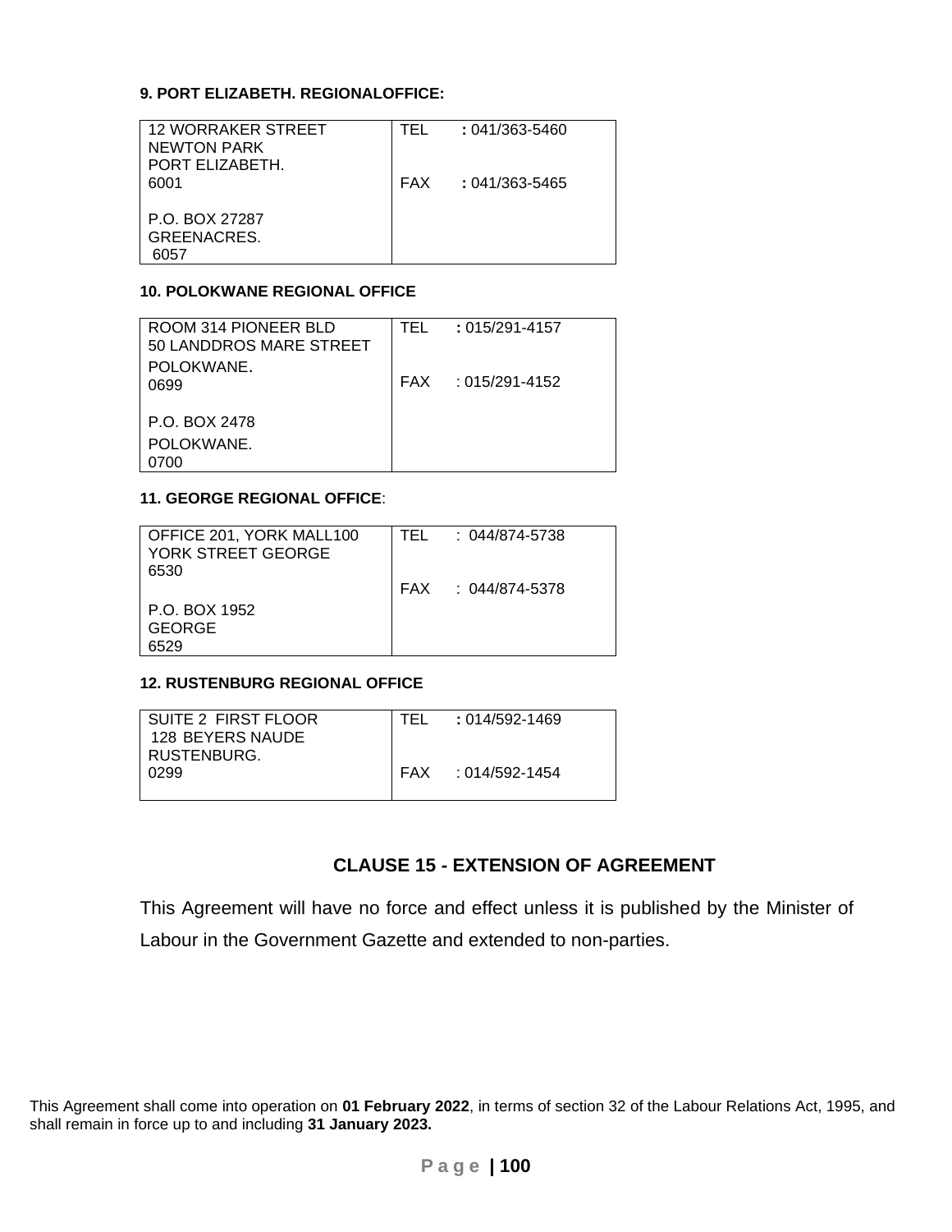**9. PORT ELIZABETH. REGIONALOFFICE:**

| | |
|---|---|
| 12 WORRAKER STREET<br>NEWTON PARK<br>PORT ELIZABETH.<br>6001<br><br>P.O. BOX 27287<br>GREENACRES.<br>6057 | TEL **:** 041/363-5460<br><br>FAX **:** 041/363-5465 |

**10. POLOKWANE REGIONAL OFFICE**

| | |
|---|---|
| ROOM 314 PIONEER BLD<br>50 LANDDROS MARE STREET<br>POLOKWANE.<br>0699<br><br>P.O. BOX 2478<br>POLOKWANE.<br>0700 | TEL **:** 015/291-4157<br><br>FAX : 015/291-4152 |

**11. GEORGE REGIONAL OFFICE**:

| | |
|---|---|
| OFFICE 201, YORK MALL100<br>YORK STREET GEORGE<br>6530<br><br>P.O. BOX 1952<br>GEORGE<br>6529 | TEL : 044/874-5738<br><br>FAX : 044/874-5378 |

**12. RUSTENBURG REGIONAL OFFICE**

| | |
|---|---|
| SUITE 2 FIRST FLOOR<br>128 BEYERS NAUDE<br>RUSTENBURG.<br>0299 | TEL **:** 014/592-1469<br><br>FAX : 014/592-1454 |

## CLAUSE 15 - EXTENSION OF AGREEMENT

This Agreement will have no force and effect unless it is published by the Minister of Labour in the Government Gazette and extended to non-parties.

This Agreement shall come into operation on **01 February 2022**, in terms of section 32 of the Labour Relations Act, 1995, and shall remain in force up to and including **31 January 2023.**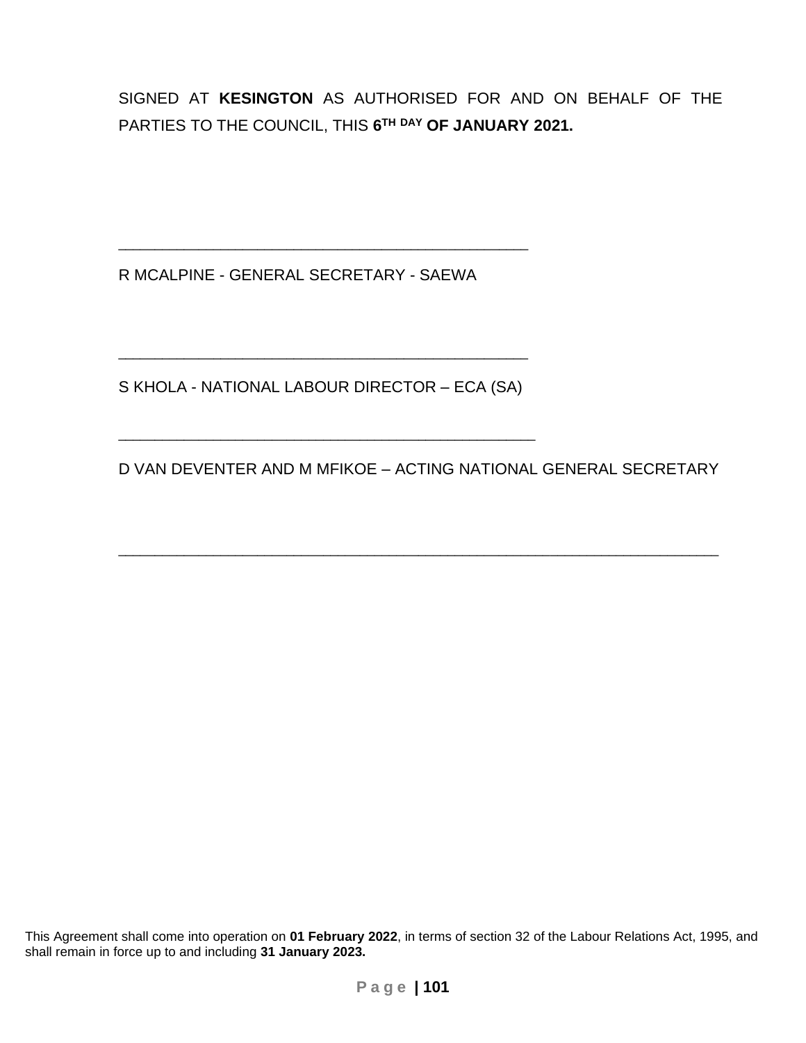SIGNED AT **KESINGTON** AS AUTHORISED FOR AND ON BEHALF OF THE PARTIES TO THE COUNCIL, THIS **6TH DAY OF JANUARY 2021.**

_________________________________________________

R MCALPINE - GENERAL SECRETARY - SAEWA

_________________________________________________

S KHOLA - NATIONAL LABOUR DIRECTOR – ECA (SA)

_________________________________________________

D VAN DEVENTER AND M MFIKOE – ACTING NATIONAL GENERAL SECRETARY

_______________________________________________________________________

This Agreement shall come into operation on **01 February 2022**, in terms of section 32 of the Labour Relations Act, 1995, and shall remain in force up to and including **31 January 2023.**